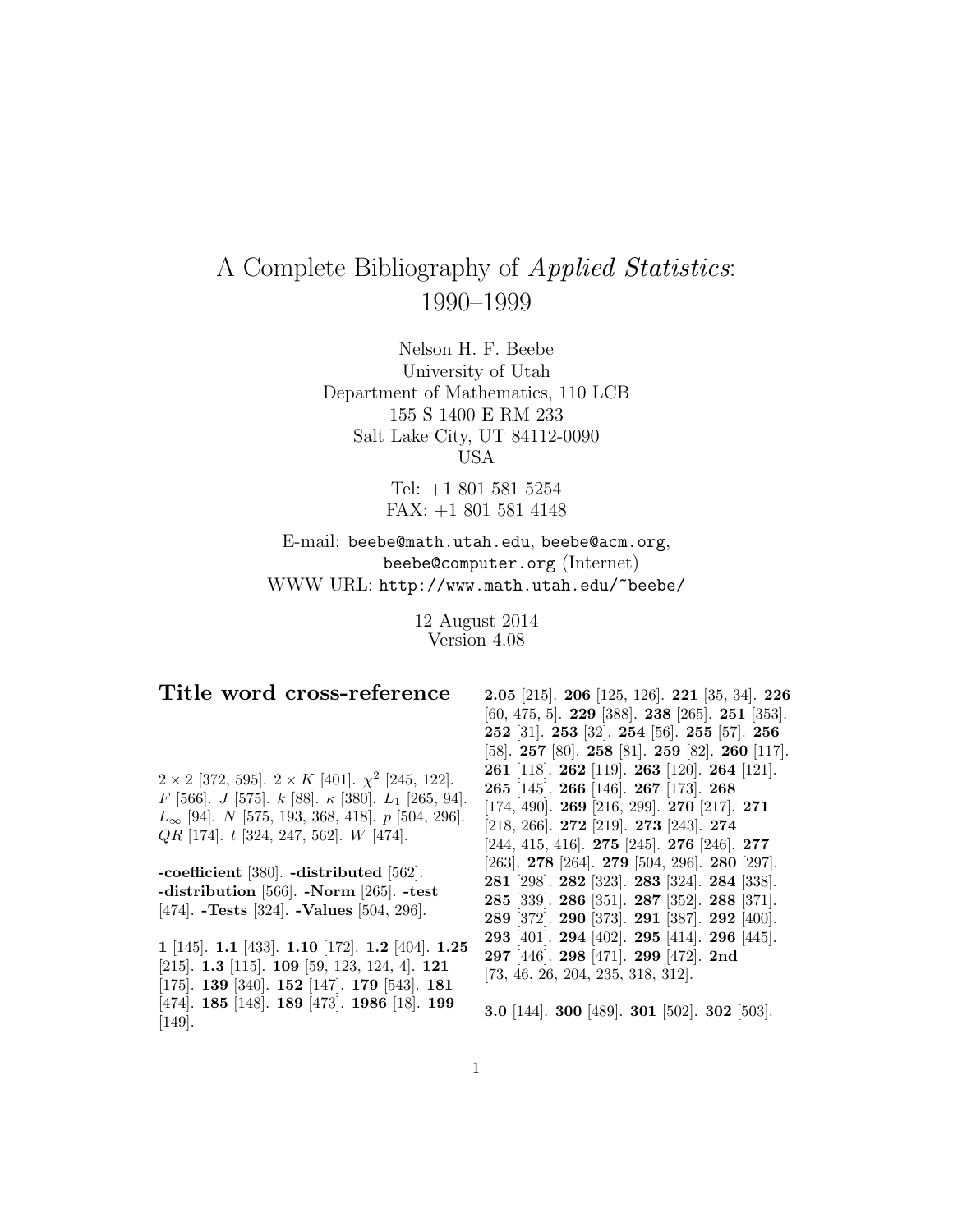# A Complete Bibliography of *Applied Statistics*: 1990–1999

Nelson H. F. Beebe
University of Utah
Department of Mathematics, 110 LCB
155 S 1400 E RM 233
Salt Lake City, UT 84112-0090
USA

Tel: +1 801 581 5254
FAX: +1 801 581 4148

E-mail: beebe@math.utah.edu, beebe@acm.org, beebe@computer.org (Internet)
WWW URL: http://www.math.utah.edu/~beebe/

12 August 2014
Version 4.08

## Title word cross-reference

$2 \times 2$ [372, 595]. $2 \times K$ [401]. $\chi^2$ [245, 122]. $F$ [566]. $J$ [575]. $k$ [88]. $\kappa$ [380]. $L_1$ [265, 94]. $L_\infty$ [94]. $N$ [575, 193, 368, 418]. $p$ [504, 296]. $QR$ [174]. $t$ [324, 247, 562]. $W$ [474].

**-coefficient** [380]. **-distributed** [562]. **-distribution** [566]. **-Norm** [265]. **-test** [474]. **-Tests** [324]. **-Values** [504, 296].

**1** [145]. **1.1** [433]. **1.10** [172]. **1.2** [404]. **1.25** [215]. **1.3** [115]. **109** [59, 123, 124, 4]. **121** [175]. **139** [340]. **152** [147]. **179** [543]. **181** [474]. **185** [148]. **189** [473]. **1986** [18]. **199** [149].

**2.05** [215]. **206** [125, 126]. **221** [35, 34]. **226** [60, 475, 5]. **229** [388]. **238** [265]. **251** [353]. **252** [31]. **253** [32]. **254** [56]. **255** [57]. **256** [58]. **257** [80]. **258** [81]. **259** [82]. **260** [117]. **261** [118]. **262** [119]. **263** [120]. **264** [121]. **265** [145]. **266** [146]. **267** [173]. **268** [174, 490]. **269** [216, 299]. **270** [217]. **271** [218, 266]. **272** [219]. **273** [243]. **274** [244, 415, 416]. **275** [245]. **276** [246]. **277** [263]. **278** [264]. **279** [504, 296]. **280** [297]. **281** [298]. **282** [323]. **283** [324]. **284** [338]. **285** [339]. **286** [351]. **287** [352]. **288** [371]. **289** [372]. **290** [373]. **291** [387]. **292** [400]. **293** [401]. **294** [402]. **295** [414]. **296** [445]. **297** [446]. **298** [471]. **299** [472]. **2nd** [73, 46, 26, 204, 235, 318, 312].

**3.0** [144]. **300** [489]. **301** [502]. **302** [503].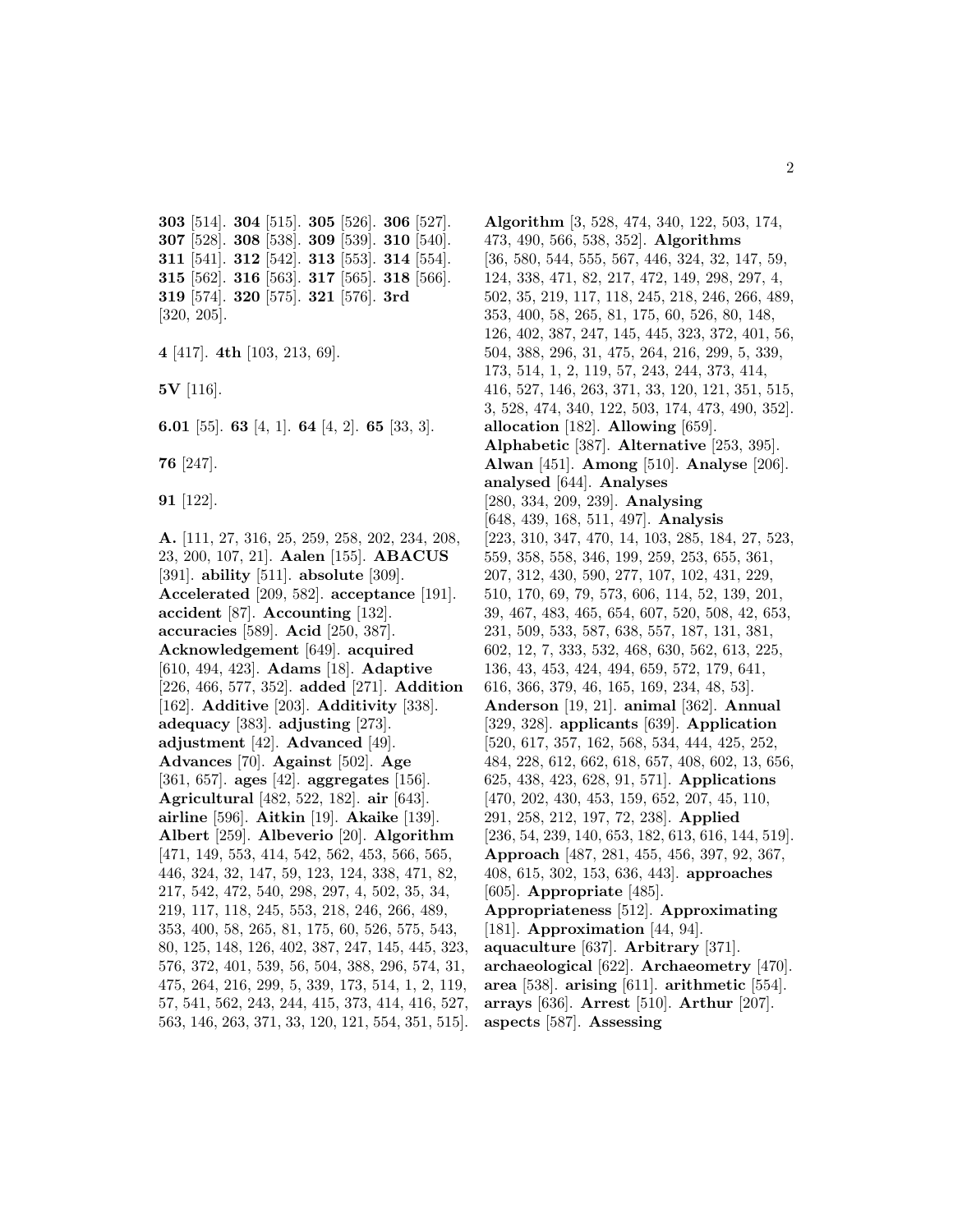**303** [514]. **304** [515]. **305** [526]. **306** [527]. **307** [528]. **308** [538]. **309** [539]. **310** [540]. **311** [541]. **312** [542]. **313** [553]. **314** [554]. **315** [562]. **316** [563]. **317** [565]. **318** [566]. **319** [574]. **320** [575]. **321** [576]. **3rd** [320, 205].

**4** [417]. **4th** [103, 213, 69].

**5V** [116].

**6.01** [55]. **63** [4, 1]. **64** [4, 2]. **65** [33, 3].

**76** [247].

**91** [122].

**A.** [111, 27, 316, 25, 259, 258, 202, 234, 208, 23, 200, 107, 21]. **Aalen** [155]. **ABACUS** [391]. **ability** [511]. **absolute** [309]. **Accelerated** [209, 582]. **acceptance** [191]. **accident** [87]. **Accounting** [132]. **accuracies** [589]. **Acid** [250, 387]. **Acknowledgement** [649]. **acquired** [610, 494, 423]. **Adams** [18]. **Adaptive** [226, 466, 577, 352]. **added** [271]. **Addition** [162]. **Additive** [203]. **Additivity** [338]. **adequacy** [383]. **adjusting** [273]. **adjustment** [42]. **Advanced** [49]. **Advances** [70]. **Against** [502]. **Age** [361, 657]. **ages** [42]. **aggregates** [156]. **Agricultural** [482, 522, 182]. **air** [643]. **airline** [596]. **Aitkin** [19]. **Akaike** [139]. **Albert** [259]. **Albeverio** [20]. **Algorithm** [471, 149, 553, 414, 542, 562, 453, 566, 565, 446, 324, 32, 147, 59, 123, 124, 338, 471, 82, 217, 542, 472, 540, 298, 297, 4, 502, 35, 34, 219, 117, 118, 245, 553, 218, 246, 266, 489, 353, 400, 58, 265, 81, 175, 60, 526, 575, 543, 80, 125, 148, 126, 402, 387, 247, 145, 445, 323, 576, 372, 401, 539, 56, 504, 388, 296, 574, 31, 475, 264, 216, 299, 5, 339, 173, 514, 1, 2, 119, 57, 541, 562, 243, 244, 415, 373, 414, 416, 527, 563, 146, 263, 371, 33, 120, 121, 554, 351, 515]. **Algorithm** [3, 528, 474, 340, 122, 503, 174, 473, 490, 566, 538, 352]. **Algorithms** [36, 580, 544, 555, 567, 446, 324, 32, 147, 59, 124, 338, 471, 82, 217, 472, 149, 298, 297, 4, 502, 35, 219, 117, 118, 245, 218, 246, 266, 489, 353, 400, 58, 265, 81, 175, 60, 526, 80, 148, 126, 402, 387, 247, 145, 445, 323, 372, 401, 56, 504, 388, 296, 31, 475, 264, 216, 299, 5, 339, 173, 514, 1, 2, 119, 57, 243, 244, 373, 414, 416, 527, 146, 263, 371, 33, 120, 121, 351, 515, 3, 528, 474, 340, 122, 503, 174, 473, 490, 352]. **allocation** [182]. **Allowing** [659]. **Alphabetic** [387]. **Alternative** [253, 395]. **Alwan** [451]. **Among** [510]. **Analyse** [206]. **analysed** [644]. **Analyses** [280, 334, 209, 239]. **Analysing** [648, 439, 168, 511, 497]. **Analysis** [223, 310, 347, 470, 14, 103, 285, 184, 27, 523, 559, 358, 558, 346, 199, 259, 253, 655, 361, 207, 312, 430, 590, 277, 107, 102, 431, 229, 510, 170, 69, 79, 573, 606, 114, 52, 139, 201, 39, 467, 483, 465, 654, 607, 520, 508, 42, 653, 231, 509, 533, 587, 638, 557, 187, 131, 381, 602, 12, 7, 333, 532, 468, 630, 562, 613, 225, 136, 43, 453, 424, 494, 659, 572, 179, 641, 616, 366, 379, 46, 165, 169, 234, 48, 53]. **Anderson** [19, 21]. **animal** [362]. **Annual** [329, 328]. **applicants** [639]. **Application** [520, 617, 357, 162, 568, 534, 444, 425, 252, 484, 228, 612, 662, 618, 657, 408, 602, 13, 656, 625, 438, 423, 628, 91, 571]. **Applications** [470, 202, 430, 453, 159, 652, 207, 45, 110, 291, 258, 212, 197, 72, 238]. **Applied** [236, 54, 239, 140, 653, 182, 613, 616, 144, 519]. **Approach** [487, 281, 455, 456, 397, 92, 367, 408, 615, 302, 153, 636, 443]. **approaches** [605]. **Appropriate** [485]. **Appropriateness** [512]. **Approximating** [181]. **Approximation** [44, 94]. **aquaculture** [637]. **Arbitrary** [371]. **archaeological** [622]. **Archaeometry** [470]. **area** [538]. **arising** [611]. **arithmetic** [554]. **arrays** [636]. **Arrest** [510]. **Arthur** [207]. **aspects** [587]. **Assessing**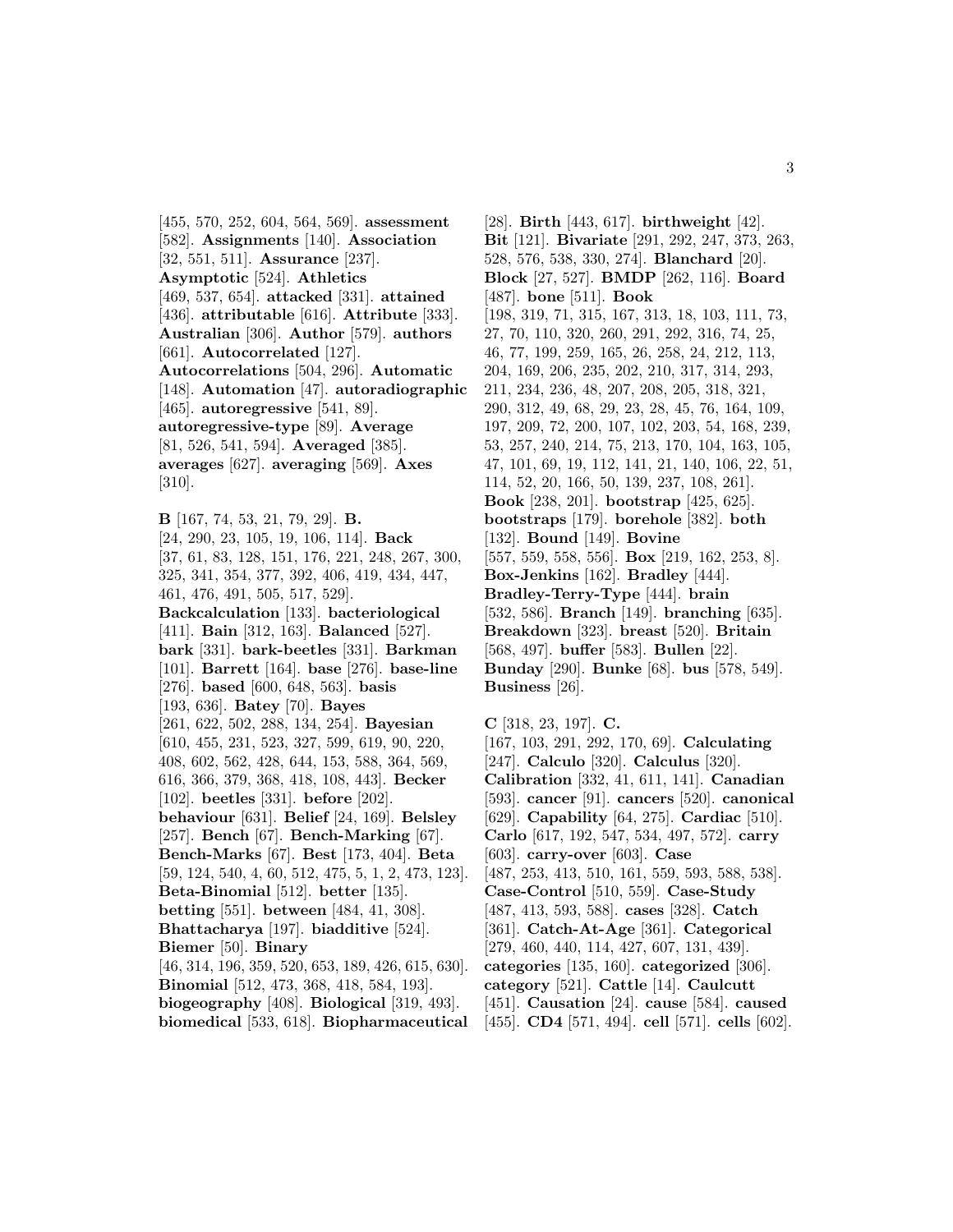[455, 570, 252, 604, 564, 569]. **assessment** [582]. **Assignments** [140]. **Association** [32, 551, 511]. **Assurance** [237]. **Asymptotic** [524]. **Athletics** [469, 537, 654]. **attacked** [331]. **attained** [436]. **attributable** [616]. **Attribute** [333]. **Australian** [306]. **Author** [579]. **authors** [661]. **Autocorrelated** [127]. **Autocorrelations** [504, 296]. **Automatic** [148]. **Automation** [47]. **autoradiographic** [465]. **autoregressive** [541, 89]. **autoregressive-type** [89]. **Average** [81, 526, 541, 594]. **Averaged** [385]. **averages** [627]. **averaging** [569]. **Axes** [310].

**B** [167, 74, 53, 21, 79, 29]. **B.** [24, 290, 23, 105, 19, 106, 114]. **Back** [37, 61, 83, 128, 151, 176, 221, 248, 267, 300, 325, 341, 354, 377, 392, 406, 419, 434, 447, 461, 476, 491, 505, 517, 529]. **Backcalculation** [133]. **bacteriological** [411]. **Bain** [312, 163]. **Balanced** [527]. **bark** [331]. **bark-beetles** [331]. **Barkman** [101]. **Barrett** [164]. **base** [276]. **base-line** [276]. **based** [600, 648, 563]. **basis** [193, 636]. **Batey** [70]. **Bayes** [261, 622, 502, 288, 134, 254]. **Bayesian** [610, 455, 231, 523, 327, 599, 619, 90, 220, 408, 602, 562, 428, 644, 153, 588, 364, 569, 616, 366, 379, 368, 418, 108, 443]. **Becker** [102]. **beetles** [331]. **before** [202]. **behaviour** [631]. **Belief** [24, 169]. **Belsley** [257]. **Bench** [67]. **Bench-Marking** [67]. **Bench-Marks** [67]. **Best** [173, 404]. **Beta** [59, 124, 540, 4, 60, 512, 475, 5, 1, 2, 473, 123]. **Beta-Binomial** [512]. **better** [135]. **betting** [551]. **between** [484, 41, 308]. **Bhattacharya** [197]. **biadditive** [524]. **Biemer** [50]. **Binary** [46, 314, 196, 359, 520, 653, 189, 426, 615, 630]. **Binomial** [512, 473, 368, 418, 584, 193]. **biogeography** [408]. **Biological** [319, 493]. **biomedical** [533, 618]. **Biopharmaceutical** [28]. **Birth** [443, 617]. **birthweight** [42]. **Bit** [121]. **Bivariate** [291, 292, 247, 373, 263, 528, 576, 538, 330, 274]. **Blanchard** [20]. **Block** [27, 527]. **BMDP** [262, 116]. **Board** [487]. **bone** [511]. **Book** [198, 319, 71, 315, 167, 313, 18, 103, 111, 73, 27, 70, 110, 320, 260, 291, 292, 316, 74, 25, 46, 77, 199, 259, 165, 26, 258, 24, 212, 113, 204, 169, 206, 235, 202, 210, 317, 314, 293, 211, 234, 236, 48, 207, 208, 205, 318, 321, 290, 312, 49, 68, 29, 23, 28, 45, 76, 164, 109, 197, 209, 72, 200, 107, 102, 203, 54, 168, 239, 53, 257, 240, 214, 75, 213, 170, 104, 163, 105, 47, 101, 69, 19, 112, 141, 21, 140, 106, 22, 51, 114, 52, 20, 166, 50, 139, 237, 108, 261]. **Book** [238, 201]. **bootstrap** [425, 625]. **bootstraps** [179]. **borehole** [382]. **both** [132]. **Bound** [149]. **Bovine** [557, 559, 558, 556]. **Box** [219, 162, 253, 8]. **Box-Jenkins** [162]. **Bradley** [444]. **Bradley-Terry-Type** [444]. **brain** [532, 586]. **Branch** [149]. **branching** [635]. **Breakdown** [323]. **breast** [520]. **Britain** [568, 497]. **buffer** [583]. **Bullen** [22]. **Bunday** [290]. **Bunke** [68]. **bus** [578, 549]. **Business** [26].

**C** [318, 23, 197]. **C.** [167, 103, 291, 292, 170, 69]. **Calculating** [247]. **Calculo** [320]. **Calculus** [320]. **Calibration** [332, 41, 611, 141]. **Canadian** [593]. **cancer** [91]. **cancers** [520]. **canonical** [629]. **Capability** [64, 275]. **Cardiac** [510]. **Carlo** [617, 192, 547, 534, 497, 572]. **carry** [603]. **carry-over** [603]. **Case** [487, 253, 413, 510, 161, 559, 593, 588, 538]. **Case-Control** [510, 559]. **Case-Study** [487, 413, 593, 588]. **cases** [328]. **Catch** [361]. **Catch-At-Age** [361]. **Categorical** [279, 460, 440, 114, 427, 607, 131, 439]. **categories** [135, 160]. **categorized** [306]. **category** [521]. **Cattle** [14]. **Caulcutt** [451]. **Causation** [24]. **cause** [584]. **caused** [455]. **CD4** [571, 494]. **cell** [571]. **cells** [602].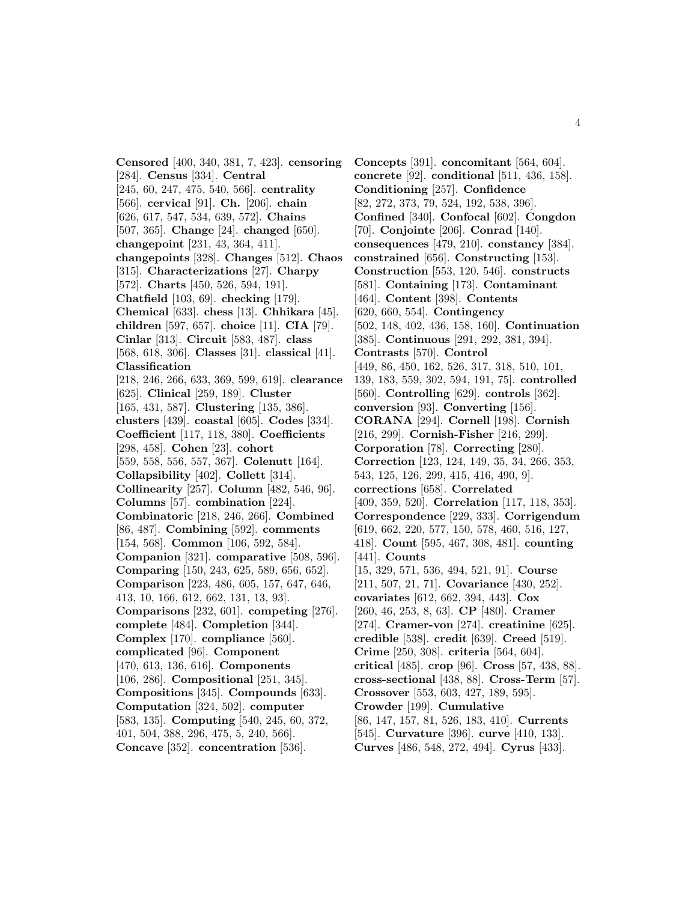**Censored** [400, 340, 381, 7, 423]. **censoring** [284]. **Census** [334]. **Central** [245, 60, 247, 475, 540, 566]. **centrality** [566]. **cervical** [91]. **Ch.** [206]. **chain** [626, 617, 547, 534, 639, 572]. **Chains** [507, 365]. **Change** [24]. **changed** [650]. **changepoint** [231, 43, 364, 411]. **changepoints** [328]. **Changes** [512]. **Chaos** [315]. **Characterizations** [27]. **Charpy** [572]. **Charts** [450, 526, 594, 191]. **Chatfield** [103, 69]. **checking** [179]. **Chemical** [633]. **chess** [13]. **Chhikara** [45]. **children** [597, 657]. **choice** [11]. **CIA** [79]. **Cinlar** [313]. **Circuit** [583, 487]. **class** [568, 618, 306]. **Classes** [31]. **classical** [41]. **Classification** [218, 246, 266, 633, 369, 599, 619]. **clearance** [625]. **Clinical** [259, 189]. **Cluster** [165, 431, 587]. **Clustering** [135, 386]. **clusters** [439]. **coastal** [605]. **Codes** [334]. **Coefficient** [117, 118, 380]. **Coefficients** [298, 458]. **Cohen** [23]. **cohort** [559, 558, 556, 557, 367]. **Colenutt** [164]. **Collapsibility** [402]. **Collett** [314]. **Collinearity** [257]. **Column** [482, 546, 96]. **Columns** [57]. **combination** [224]. **Combinatoric** [218, 246, 266]. **Combined** [86, 487]. **Combining** [592]. **comments** [154, 568]. **Common** [106, 592, 584]. **Companion** [321]. **comparative** [508, 596]. **Comparing** [150, 243, 625, 589, 656, 652]. **Comparison** [223, 486, 605, 157, 647, 646, 413, 10, 166, 612, 662, 131, 13, 93]. **Comparisons** [232, 601]. **competing** [276]. **complete** [484]. **Completion** [344]. **Complex** [170]. **compliance** [560]. **complicated** [96]. **Component** [470, 613, 136, 616]. **Components** [106, 286]. **Compositional** [251, 345]. **Compositions** [345]. **Compounds** [633]. **Computation** [324, 502]. **computer** [583, 135]. **Computing** [540, 245, 60, 372, 401, 504, 388, 296, 475, 5, 240, 566]. **Concave** [352]. **concentration** [536].

**Concepts** [391]. **concomitant** [564, 604]. **concrete** [92]. **conditional** [511, 436, 158]. **Conditioning** [257]. **Confidence** [82, 272, 373, 79, 524, 192, 538, 396]. **Confined** [340]. **Confocal** [602]. **Congdon** [70]. **Conjointe** [206]. **Conrad** [140]. **consequences** [479, 210]. **constancy** [384]. **constrained** [656]. **Constructing** [153]. **Construction** [553, 120, 546]. **constructs** [581]. **Containing** [173]. **Contaminant** [464]. **Content** [398]. **Contents** [620, 660, 554]. **Contingency** [502, 148, 402, 436, 158, 160]. **Continuation** [385]. **Continuous** [291, 292, 381, 394]. **Contrasts** [570]. **Control** [449, 86, 450, 162, 526, 317, 318, 510, 101, 139, 183, 559, 302, 594, 191, 75]. **controlled** [560]. **Controlling** [629]. **controls** [362]. **conversion** [93]. **Converting** [156]. **CORANA** [294]. **Cornell** [198]. **Cornish** [216, 299]. **Cornish-Fisher** [216, 299]. **Corporation** [78]. **Correcting** [280]. **Correction** [123, 124, 149, 35, 34, 266, 353, 543, 125, 126, 299, 415, 416, 490, 9]. **corrections** [658]. **Correlated** [409, 359, 520]. **Correlation** [117, 118, 353]. **Correspondence** [229, 333]. **Corrigendum** [619, 662, 220, 577, 150, 578, 460, 516, 127, 418]. **Count** [595, 467, 308, 481]. **counting** [441]. **Counts** [15, 329, 571, 536, 494, 521, 91]. **Course** [211, 507, 21, 71]. **Covariance** [430, 252]. **covariates** [612, 662, 394, 443]. **Cox** [260, 46, 253, 8, 63]. **CP** [480]. **Cramer** [274]. **Cramer-von** [274]. **creatinine** [625]. **credible** [538]. **credit** [639]. **Creed** [519]. **Crime** [250, 308]. **criteria** [564, 604]. **critical** [485]. **crop** [96]. **Cross** [57, 438, 88]. **cross-sectional** [438, 88]. **Cross-Term** [57]. **Crossover** [553, 603, 427, 189, 595]. **Crowder** [199]. **Cumulative** [86, 147, 157, 81, 526, 183, 410]. **Currents** [545]. **Curvature** [396]. **curve** [410, 133]. **Curves** [486, 548, 272, 494]. **Cyrus** [433].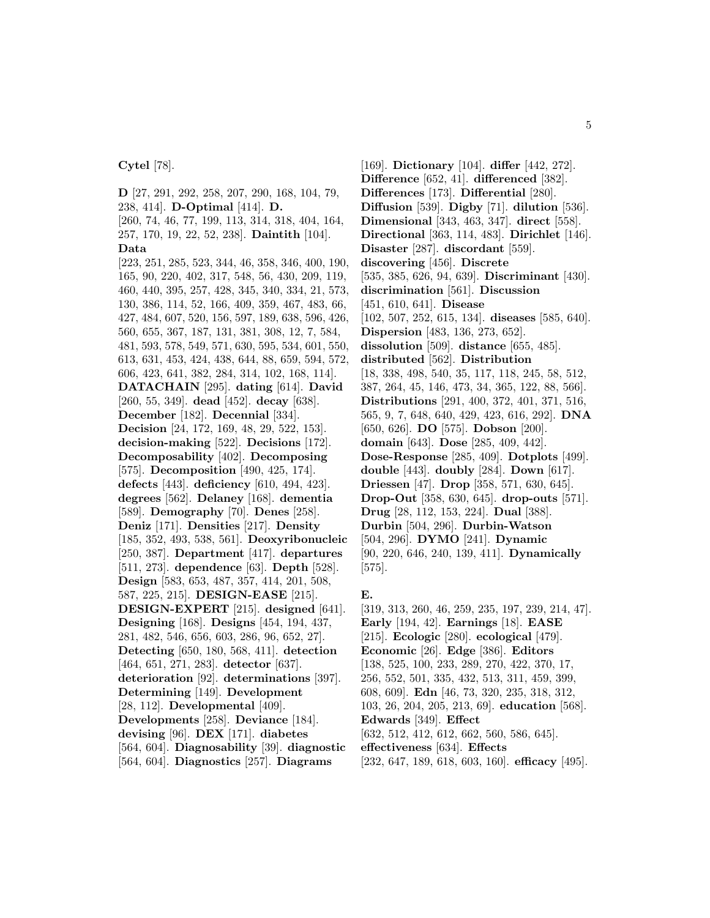**Cytel** [78].

**D** [27, 291, 292, 258, 207, 290, 168, 104, 79, 238, 414]. **D-Optimal** [414]. **D.** [260, 74, 46, 77, 199, 113, 314, 318, 404, 164, 257, 170, 19, 22, 52, 238]. **Daintith** [104]. **Data** [223, 251, 285, 523, 344, 46, 358, 346, 400, 190, 165, 90, 220, 402, 317, 548, 56, 430, 209, 119, 460, 440, 395, 257, 428, 345, 340, 334, 21, 573, 130, 386, 114, 52, 166, 409, 359, 467, 483, 66, 427, 484, 607, 520, 156, 597, 189, 638, 596, 426, 560, 655, 367, 187, 131, 381, 308, 12, 7, 584, 481, 593, 578, 549, 571, 630, 595, 534, 601, 550, 613, 631, 453, 424, 438, 644, 88, 659, 594, 572, 606, 423, 641, 382, 284, 314, 102, 168, 114]. **DATACHAIN** [295]. **dating** [614]. **David** [260, 55, 349]. **dead** [452]. **decay** [638]. **December** [182]. **Decennial** [334]. **Decision** [24, 172, 169, 48, 29, 522, 153]. **decision-making** [522]. **Decisions** [172]. **Decomposability** [402]. **Decomposing** [575]. **Decomposition** [490, 425, 174]. **defects** [443]. **deficiency** [610, 494, 423]. **degrees** [562]. **Delaney** [168]. **dementia** [589]. **Demography** [70]. **Denes** [258]. **Deniz** [171]. **Densities** [217]. **Density** [185, 352, 493, 538, 561]. **Deoxyribonucleic** [250, 387]. **Department** [417]. **departures** [511, 273]. **dependence** [63]. **Depth** [528]. **Design** [583, 653, 487, 357, 414, 201, 508, 587, 225, 215]. **DESIGN-EASE** [215]. **DESIGN-EXPERT** [215]. **designed** [641]. **Designing** [168]. **Designs** [454, 194, 437, 281, 482, 546, 656, 603, 286, 96, 652, 27]. **Detecting** [650, 180, 568, 411]. **detection** [464, 651, 271, 283]. **detector** [637]. **deterioration** [92]. **determinations** [397]. **Determining** [149]. **Development** [28, 112]. **Developmental** [409]. **Developments** [258]. **Deviance** [184]. **devising** [96]. **DEX** [171]. **diabetes** [564, 604]. **Diagnosability** [39]. **diagnostic** [564, 604]. **Diagnostics** [257]. **Diagrams** [169]. **Dictionary** [104]. **differ** [442, 272]. **Difference** [652, 41]. **differenced** [382]. **Differences** [173]. **Differential** [280]. **Diffusion** [539]. **Digby** [71]. **dilution** [536]. **Dimensional** [343, 463, 347]. **direct** [558]. **Directional** [363, 114, 483]. **Dirichlet** [146]. **Disaster** [287]. **discordant** [559]. **discovering** [456]. **Discrete** [535, 385, 626, 94, 639]. **Discriminant** [430]. **discrimination** [561]. **Discussion** [451, 610, 641]. **Disease** [102, 507, 252, 615, 134]. **diseases** [585, 640]. **Dispersion** [483, 136, 273, 652]. **dissolution** [509]. **distance** [655, 485]. **distributed** [562]. **Distribution** [18, 338, 498, 540, 35, 117, 118, 245, 58, 512, 387, 264, 45, 146, 473, 34, 365, 122, 88, 566]. **Distributions** [291, 400, 372, 401, 371, 516, 565, 9, 7, 648, 640, 429, 423, 616, 292]. **DNA** [650, 626]. **DO** [575]. **Dobson** [200]. **domain** [643]. **Dose** [285, 409, 442]. **Dose-Response** [285, 409]. **Dotplots** [499]. **double** [443]. **doubly** [284]. **Down** [617]. **Driessen** [47]. **Drop** [358, 571, 630, 645]. **Drop-Out** [358, 630, 645]. **drop-outs** [571]. **Drug** [28, 112, 153, 224]. **Dual** [388]. **Durbin** [504, 296]. **Durbin-Watson** [504, 296]. **DYMO** [241]. **Dynamic** [90, 220, 646, 240, 139, 411]. **Dynamically** [575].

**E.** [319, 313, 260, 46, 259, 235, 197, 239, 214, 47]. **Early** [194, 42]. **Earnings** [18]. **EASE** [215]. **Ecologic** [280]. **ecological** [479]. **Economic** [26]. **Edge** [386]. **Editors** [138, 525, 100, 233, 289, 270, 422, 370, 17, 256, 552, 501, 335, 432, 513, 311, 459, 399, 608, 609]. **Edn** [46, 73, 320, 235, 318, 312, 103, 26, 204, 205, 213, 69]. **education** [568]. **Edwards** [349]. **Effect** [632, 512, 412, 612, 662, 560, 586, 645]. **effectiveness** [634]. **Effects** [232, 647, 189, 618, 603, 160]. **efficacy** [495].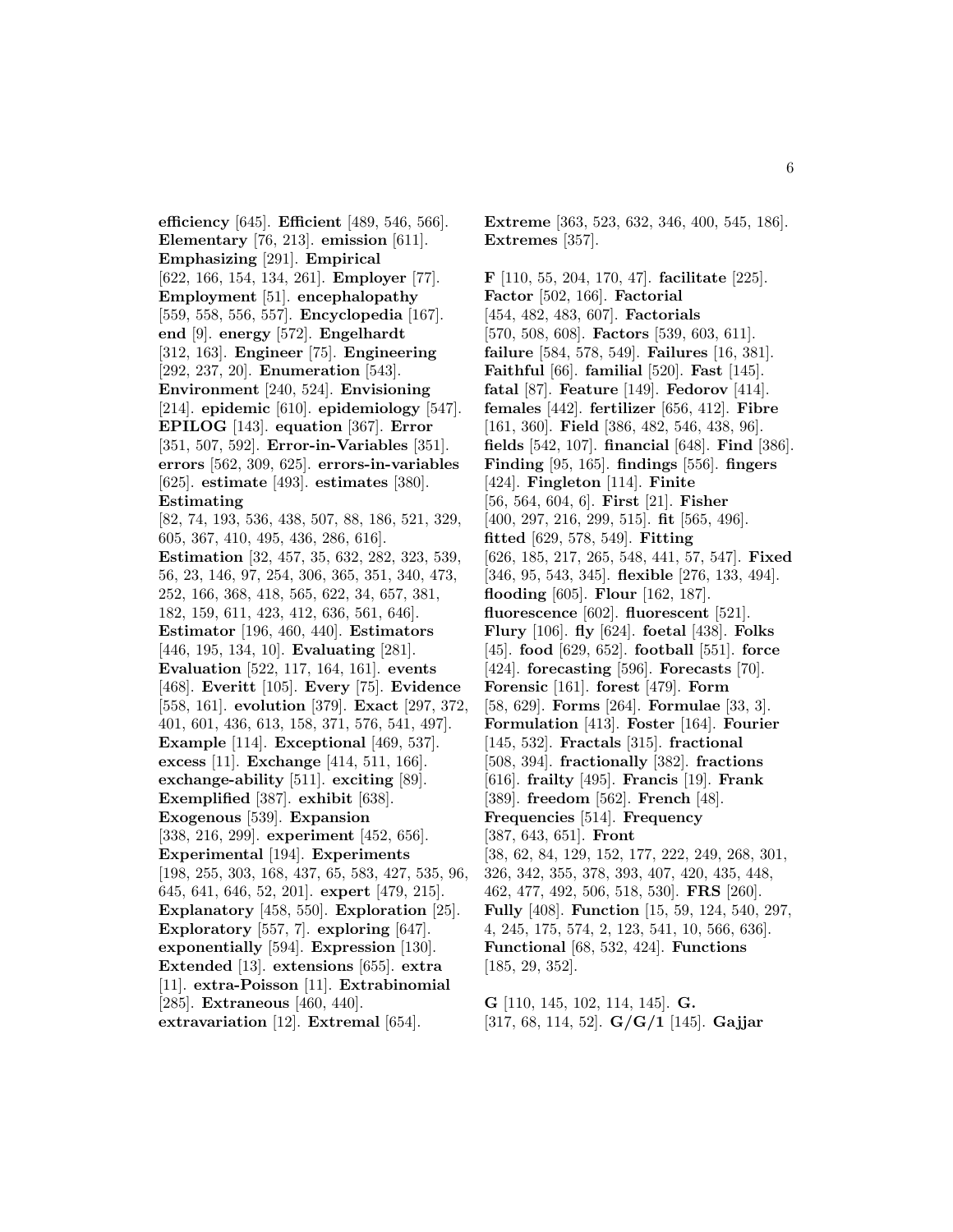**efficiency** [645]. **Efficient** [489, 546, 566]. **Elementary** [76, 213]. **emission** [611]. **Emphasizing** [291]. **Empirical** [622, 166, 154, 134, 261]. **Employer** [77]. **Employment** [51]. **encephalopathy** [559, 558, 556, 557]. **Encyclopedia** [167]. **end** [9]. **energy** [572]. **Engelhardt** [312, 163]. **Engineer** [75]. **Engineering** [292, 237, 20]. **Enumeration** [543]. **Environment** [240, 524]. **Envisioning** [214]. **epidemic** [610]. **epidemiology** [547]. **EPILOG** [143]. **equation** [367]. **Error** [351, 507, 592]. **Error-in-Variables** [351]. **errors** [562, 309, 625]. **errors-in-variables** [625]. **estimate** [493]. **estimates** [380]. **Estimating** [82, 74, 193, 536, 438, 507, 88, 186, 521, 329, 605, 367, 410, 495, 436, 286, 616]. **Estimation** [32, 457, 35, 632, 282, 323, 539, 56, 23, 146, 97, 254, 306, 365, 351, 340, 473, 252, 166, 368, 418, 565, 622, 34, 657, 381, 182, 159, 611, 423, 412, 636, 561, 646]. **Estimator** [196, 460, 440]. **Estimators** [446, 195, 134, 10]. **Evaluating** [281]. **Evaluation** [522, 117, 164, 161]. **events** [468]. **Everitt** [105]. **Every** [75]. **Evidence** [558, 161]. **evolution** [379]. **Exact** [297, 372, 401, 601, 436, 613, 158, 371, 576, 541, 497]. **Example** [114]. **Exceptional** [469, 537]. **excess** [11]. **Exchange** [414, 511, 166]. **exchange-ability** [511]. **exciting** [89]. **Exemplified** [387]. **exhibit** [638]. **Exogenous** [539]. **Expansion** [338, 216, 299]. **experiment** [452, 656]. **Experimental** [194]. **Experiments** [198, 255, 303, 168, 437, 65, 583, 427, 535, 96, 645, 641, 646, 52, 201]. **expert** [479, 215]. **Explanatory** [458, 550]. **Exploration** [25]. **Exploratory** [557, 7]. **exploring** [647]. **exponentially** [594]. **Expression** [130]. **Extended** [13]. **extensions** [655]. **extra** [11]. **extra-Poisson** [11]. **Extrabinomial** [285]. **Extraneous** [460, 440]. **extravariation** [12]. **Extremal** [654].

**Extreme** [363, 523, 632, 346, 400, 545, 186]. **Extremes** [357].

**F** [110, 55, 204, 170, 47]. **facilitate** [225]. **Factor** [502, 166]. **Factorial** [454, 482, 483, 607]. **Factorials** [570, 508, 608]. **Factors** [539, 603, 611]. **failure** [584, 578, 549]. **Failures** [16, 381]. **Faithful** [66]. **familial** [520]. **Fast** [145]. **fatal** [87]. **Feature** [149]. **Fedorov** [414]. **females** [442]. **fertilizer** [656, 412]. **Fibre** [161, 360]. **Field** [386, 482, 546, 438, 96]. **fields** [542, 107]. **financial** [648]. **Find** [386]. **Finding** [95, 165]. **findings** [556]. **fingers** [424]. **Fingleton** [114]. **Finite** [56, 564, 604, 6]. **First** [21]. **Fisher** [400, 297, 216, 299, 515]. **fit** [565, 496]. **fitted** [629, 578, 549]. **Fitting** [626, 185, 217, 265, 548, 441, 57, 547]. **Fixed** [346, 95, 543, 345]. **flexible** [276, 133, 494]. **flooding** [605]. **Flour** [162, 187]. **fluorescence** [602]. **fluorescent** [521]. **Flury** [106]. **fly** [624]. **foetal** [438]. **Folks** [45]. **food** [629, 652]. **football** [551]. **force** [424]. **forecasting** [596]. **Forecasts** [70]. **Forensic** [161]. **forest** [479]. **Form** [58, 629]. **Forms** [264]. **Formulae** [33, 3]. **Formulation** [413]. **Foster** [164]. **Fourier** [145, 532]. **Fractals** [315]. **fractional** [508, 394]. **fractionally** [382]. **fractions** [616]. **frailty** [495]. **Francis** [19]. **Frank** [389]. **freedom** [562]. **French** [48]. **Frequencies** [514]. **Frequency** [387, 643, 651]. **Front** [38, 62, 84, 129, 152, 177, 222, 249, 268, 301, 326, 342, 355, 378, 393, 407, 420, 435, 448, 462, 477, 492, 506, 518, 530]. **FRS** [260]. **Fully** [408]. **Function** [15, 59, 124, 540, 297, 4, 245, 175, 574, 2, 123, 541, 10, 566, 636]. **Functional** [68, 532, 424]. **Functions** [185, 29, 352].

**G** [110, 145, 102, 114, 145]. **G.** [317, 68, 114, 52]. **G/G/1** [145]. **Gajjar**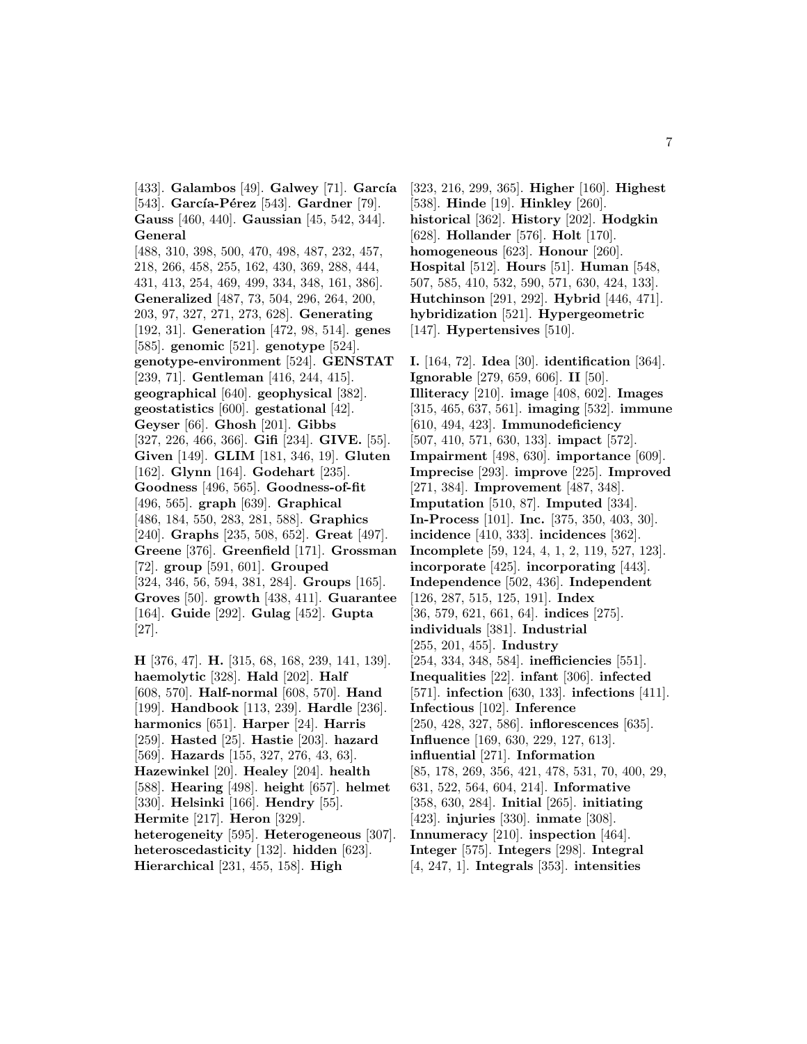[433]. **Galambos** [49]. **Galwey** [71]. **García** [543]. **García-Pérez** [543]. **Gardner** [79]. **Gauss** [460, 440]. **Gaussian** [45, 542, 344]. **General** [488, 310, 398, 500, 470, 498, 487, 232, 457, 218, 266, 458, 255, 162, 430, 369, 288, 444, 431, 413, 254, 469, 499, 334, 348, 161, 386]. **Generalized** [487, 73, 504, 296, 264, 200, 203, 97, 327, 271, 273, 628]. **Generating** [192, 31]. **Generation** [472, 98, 514]. **genes** [585]. **genomic** [521]. **genotype** [524]. **genotype-environment** [524]. **GENSTAT** [239, 71]. **Gentleman** [416, 244, 415]. **geographical** [640]. **geophysical** [382]. **geostatistics** [600]. **gestational** [42]. **Geyser** [66]. **Ghosh** [201]. **Gibbs** [327, 226, 466, 366]. **Gifi** [234]. **GIVE.** [55]. **Given** [149]. **GLIM** [181, 346, 19]. **Gluten** [162]. **Glynn** [164]. **Godehart** [235]. **Goodness** [496, 565]. **Goodness-of-fit** [496, 565]. **graph** [639]. **Graphical** [486, 184, 550, 283, 281, 588]. **Graphics** [240]. **Graphs** [235, 508, 652]. **Great** [497]. **Greene** [376]. **Greenfield** [171]. **Grossman** [72]. **group** [591, 601]. **Grouped** [324, 346, 56, 594, 381, 284]. **Groups** [165]. **Groves** [50]. **growth** [438, 411]. **Guarantee** [164]. **Guide** [292]. **Gulag** [452]. **Gupta** [27].

**H** [376, 47]. **H.** [315, 68, 168, 239, 141, 139]. **haemolytic** [328]. **Hald** [202]. **Half** [608, 570]. **Half-normal** [608, 570]. **Hand** [199]. **Handbook** [113, 239]. **Hardle** [236]. **harmonics** [651]. **Harper** [24]. **Harris** [259]. **Hasted** [25]. **Hastie** [203]. **hazard** [569]. **Hazards** [155, 327, 276, 43, 63]. **Hazewinkel** [20]. **Healey** [204]. **health** [588]. **Hearing** [498]. **height** [657]. **helmet** [330]. **Helsinki** [166]. **Hendry** [55]. **Hermite** [217]. **Heron** [329]. **heterogeneity** [595]. **Heterogeneous** [307]. **heteroscedasticity** [132]. **hidden** [623]. **Hierarchical** [231, 455, 158]. **High** [323, 216, 299, 365]. **Higher** [160]. **Highest** [538]. **Hinde** [19]. **Hinkley** [260]. **historical** [362]. **History** [202]. **Hodgkin** [628]. **Hollander** [576]. **Holt** [170]. **homogeneous** [623]. **Honour** [260]. **Hospital** [512]. **Hours** [51]. **Human** [548, 507, 585, 410, 532, 590, 571, 630, 424, 133]. **Hutchinson** [291, 292]. **Hybrid** [446, 471]. **hybridization** [521]. **Hypergeometric** [147]. **Hypertensives** [510].

**I.** [164, 72]. **Idea** [30]. **identification** [364]. **Ignorable** [279, 659, 606]. **II** [50]. **Illiteracy** [210]. **image** [408, 602]. **Images** [315, 465, 637, 561]. **imaging** [532]. **immune** [610, 494, 423]. **Immunodeficiency** [507, 410, 571, 630, 133]. **impact** [572]. **Impairment** [498, 630]. **importance** [609]. **Imprecise** [293]. **improve** [225]. **Improved** [271, 384]. **Improvement** [487, 348]. **Imputation** [510, 87]. **Imputed** [334]. **In-Process** [101]. **Inc.** [375, 350, 403, 30]. **incidence** [410, 333]. **incidences** [362]. **Incomplete** [59, 124, 4, 1, 2, 119, 527, 123]. **incorporate** [425]. **incorporating** [443]. **Independence** [502, 436]. **Independent** [126, 287, 515, 125, 191]. **Index** [36, 579, 621, 661, 64]. **indices** [275]. **individuals** [381]. **Industrial** [255, 201, 455]. **Industry** [254, 334, 348, 584]. **inefficiencies** [551]. **Inequalities** [22]. **infant** [306]. **infected** [571]. **infection** [630, 133]. **infections** [411]. **Infectious** [102]. **Inference** [250, 428, 327, 586]. **inflorescences** [635]. **Influence** [169, 630, 229, 127, 613]. **influential** [271]. **Information** [85, 178, 269, 356, 421, 478, 531, 70, 400, 29, 631, 522, 564, 604, 214]. **Informative** [358, 630, 284]. **Initial** [265]. **initiating** [423]. **injuries** [330]. **inmate** [308]. **Innumeracy** [210]. **inspection** [464]. **Integer** [575]. **Integers** [298]. **Integral** [4, 247, 1]. **Integrals** [353]. **intensities**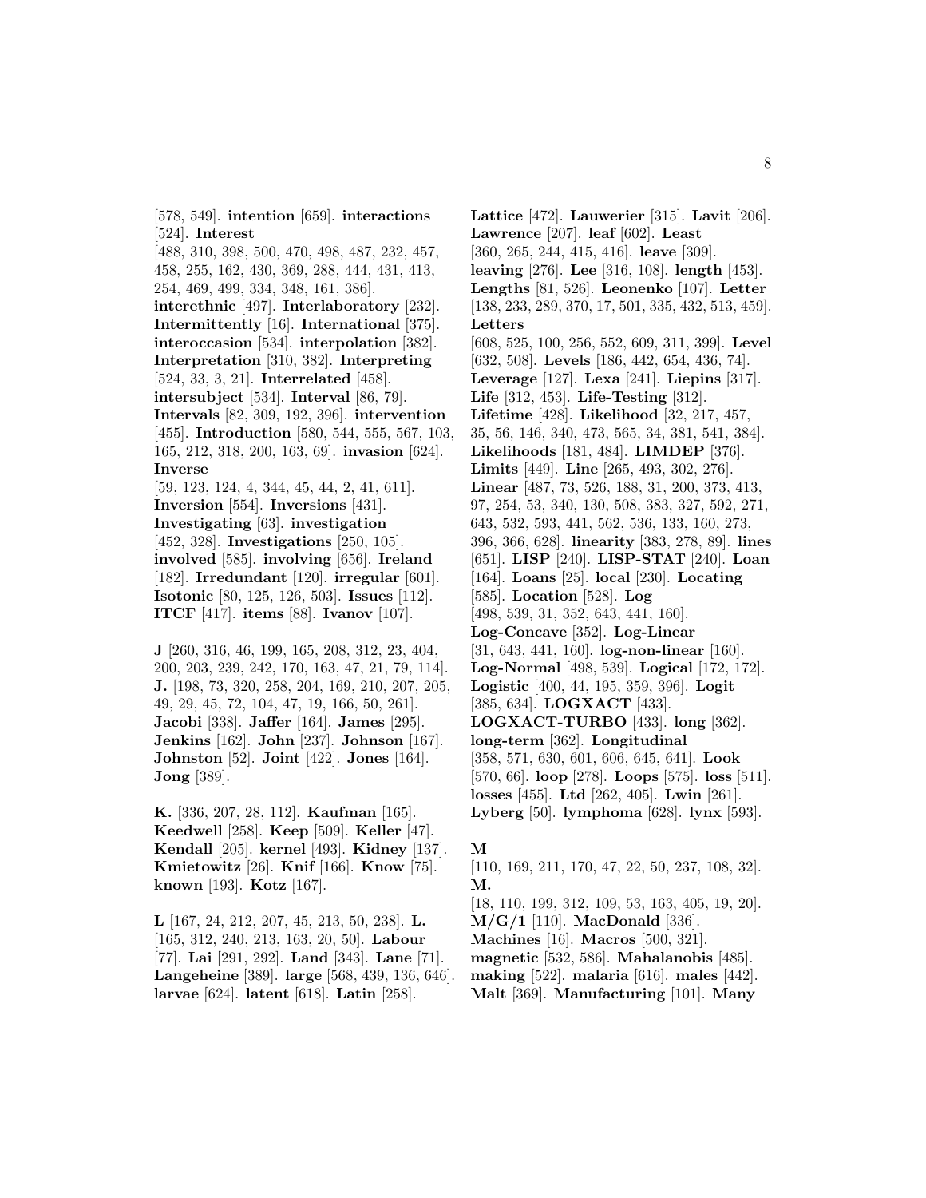[578, 549]. **intention** [659]. **interactions** [524]. **Interest** [488, 310, 398, 500, 470, 498, 487, 232, 457, 458, 255, 162, 430, 369, 288, 444, 431, 413, 254, 469, 499, 334, 348, 161, 386]. **interethnic** [497]. **Interlaboratory** [232]. **Intermittently** [16]. **International** [375]. **interoccasion** [534]. **interpolation** [382]. **Interpretation** [310, 382]. **Interpreting** [524, 33, 3, 21]. **Interrelated** [458]. **intersubject** [534]. **Interval** [86, 79]. **Intervals** [82, 309, 192, 396]. **intervention** [455]. **Introduction** [580, 544, 555, 567, 103, 165, 212, 318, 200, 163, 69]. **invasion** [624]. **Inverse** [59, 123, 124, 4, 344, 45, 44, 2, 41, 611]. **Inversion** [554]. **Inversions** [431]. **Investigating** [63]. **investigation** [452, 328]. **Investigations** [250, 105]. **involved** [585]. **involving** [656]. **Ireland** [182]. **Irredundant** [120]. **irregular** [601]. **Isotonic** [80, 125, 126, 503]. **Issues** [112]. **ITCF** [417]. **items** [88]. **Ivanov** [107].

**J** [260, 316, 46, 199, 165, 208, 312, 23, 404, 200, 203, 239, 242, 170, 163, 47, 21, 79, 114]. **J.** [198, 73, 320, 258, 204, 169, 210, 207, 205, 49, 29, 45, 72, 104, 47, 19, 166, 50, 261]. **Jacobi** [338]. **Jaffer** [164]. **James** [295]. **Jenkins** [162]. **John** [237]. **Johnson** [167]. **Johnston** [52]. **Joint** [422]. **Jones** [164]. **Jong** [389].

**K.** [336, 207, 28, 112]. **Kaufman** [165]. **Keedwell** [258]. **Keep** [509]. **Keller** [47]. **Kendall** [205]. **kernel** [493]. **Kidney** [137]. **Kmietowitz** [26]. **Knif** [166]. **Know** [75]. **known** [193]. **Kotz** [167].

**L** [167, 24, 212, 207, 45, 213, 50, 238]. **L.** [165, 312, 240, 213, 163, 20, 50]. **Labour** [77]. **Lai** [291, 292]. **Land** [343]. **Lane** [71]. **Langeheine** [389]. **large** [568, 439, 136, 646]. **larvae** [624]. **latent** [618]. **Latin** [258].

**Lattice** [472]. **Lauwerier** [315]. **Lavit** [206]. **Lawrence** [207]. **leaf** [602]. **Least** [360, 265, 244, 415, 416]. **leave** [309]. **leaving** [276]. **Lee** [316, 108]. **length** [453]. **Lengths** [81, 526]. **Leonenko** [107]. **Letter** [138, 233, 289, 370, 17, 501, 335, 432, 513, 459]. **Letters** [608, 525, 100, 256, 552, 609, 311, 399]. **Level** [632, 508]. **Levels** [186, 442, 654, 436, 74]. **Leverage** [127]. **Lexa** [241]. **Liepins** [317]. **Life** [312, 453]. **Life-Testing** [312]. **Lifetime** [428]. **Likelihood** [32, 217, 457, 35, 56, 146, 340, 473, 565, 34, 381, 541, 384]. **Likelihoods** [181, 484]. **LIMDEP** [376]. **Limits** [449]. **Line** [265, 493, 302, 276]. **Linear** [487, 73, 526, 188, 31, 200, 373, 413, 97, 254, 53, 340, 130, 508, 383, 327, 592, 271, 643, 532, 593, 441, 562, 536, 133, 160, 273, 396, 366, 628]. **linearity** [383, 278, 89]. **lines** [651]. **LISP** [240]. **LISP-STAT** [240]. **Loan** [164]. **Loans** [25]. **local** [230]. **Locating** [585]. **Location** [528]. **Log** [498, 539, 31, 352, 643, 441, 160]. **Log-Concave** [352]. **Log-Linear** [31, 643, 441, 160]. **log-non-linear** [160]. **Log-Normal** [498, 539]. **Logical** [172, 172]. **Logistic** [400, 44, 195, 359, 396]. **Logit** [385, 634]. **LOGXACT** [433]. **LOGXACT-TURBO** [433]. **long** [362]. **long-term** [362]. **Longitudinal** [358, 571, 630, 601, 606, 645, 641]. **Look** [570, 66]. **loop** [278]. **Loops** [575]. **loss** [511]. **losses** [455]. **Ltd** [262, 405]. **Lwin** [261]. **Lyberg** [50]. **lymphoma** [628]. **lynx** [593].

**M** [110, 169, 211, 170, 47, 22, 50, 237, 108, 32]. **M.** [18, 110, 199, 312, 109, 53, 163, 405, 19, 20]. **M/G/1** [110]. **MacDonald** [336]. **Machines** [16]. **Macros** [500, 321]. **magnetic** [532, 586]. **Mahalanobis** [485]. **making** [522]. **malaria** [616]. **males** [442]. **Malt** [369]. **Manufacturing** [101]. **Many**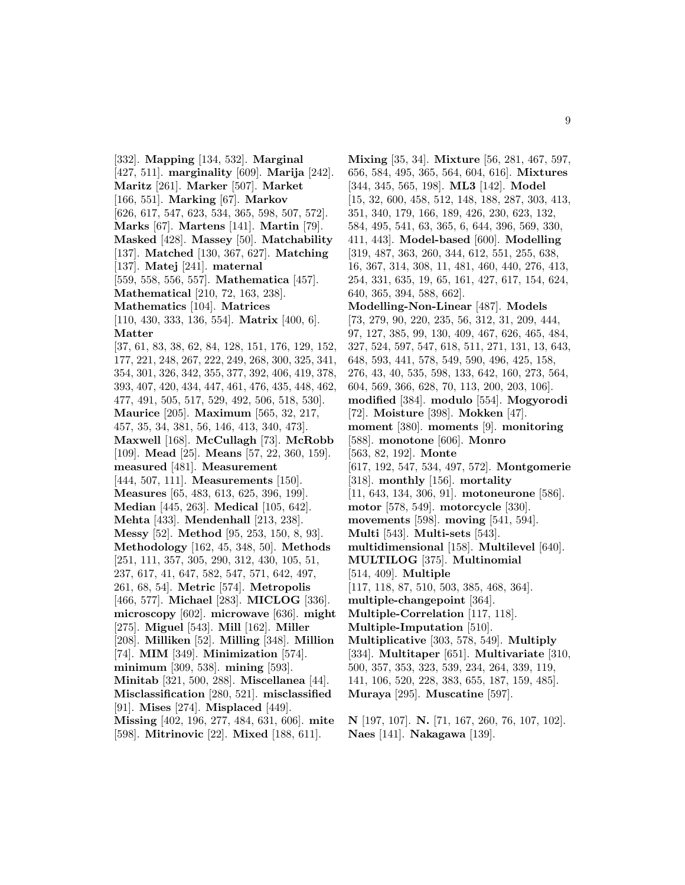[332]. **Mapping** [134, 532]. **Marginal** [427, 511]. **marginality** [609]. **Marija** [242]. **Maritz** [261]. **Marker** [507]. **Market** [166, 551]. **Marking** [67]. **Markov** [626, 617, 547, 623, 534, 365, 598, 507, 572]. **Marks** [67]. **Martens** [141]. **Martin** [79]. **Masked** [428]. **Massey** [50]. **Matchability** [137]. **Matched** [130, 367, 627]. **Matching** [137]. **Matej** [241]. **maternal** [559, 558, 556, 557]. **Mathematica** [457]. **Mathematical** [210, 72, 163, 238]. **Mathematics** [104]. **Matrices** [110, 430, 333, 136, 554]. **Matrix** [400, 6]. **Matter** [37, 61, 83, 38, 62, 84, 128, 151, 176, 129, 152, 177, 221, 248, 267, 222, 249, 268, 300, 325, 341, 354, 301, 326, 342, 355, 377, 392, 406, 419, 378, 393, 407, 420, 434, 447, 461, 476, 435, 448, 462, 477, 491, 505, 517, 529, 492, 506, 518, 530]. **Maurice** [205]. **Maximum** [565, 32, 217, 457, 35, 34, 381, 56, 146, 413, 340, 473]. **Maxwell** [168]. **McCullagh** [73]. **McRobb** [109]. **Mead** [25]. **Means** [57, 22, 360, 159]. **measured** [481]. **Measurement** [444, 507, 111]. **Measurements** [150]. **Measures** [65, 483, 613, 625, 396, 199]. **Median** [445, 263]. **Medical** [105, 642]. **Mehta** [433]. **Mendenhall** [213, 238]. **Messy** [52]. **Method** [95, 253, 150, 8, 93]. **Methodology** [162, 45, 348, 50]. **Methods** [251, 111, 357, 305, 290, 312, 430, 105, 51, 237, 617, 41, 647, 582, 547, 571, 642, 497, 261, 68, 54]. **Metric** [574]. **Metropolis** [466, 577]. **Michael** [283]. **MICLOG** [336]. **microscopy** [602]. **microwave** [636]. **might** [275]. **Miguel** [543]. **Mill** [162]. **Miller** [208]. **Milliken** [52]. **Milling** [348]. **Million** [74]. **MIM** [349]. **Minimization** [574]. **minimum** [309, 538]. **mining** [593]. **Minitab** [321, 500, 288]. **Miscellanea** [44]. **Misclassification** [280, 521]. **misclassified** [91]. **Mises** [274]. **Misplaced** [449]. **Missing** [402, 196, 277, 484, 631, 606]. **mite** [598]. **Mitrinovic** [22]. **Mixed** [188, 611].

**Mixing** [35, 34]. **Mixture** [56, 281, 467, 597, 656, 584, 495, 365, 564, 604, 616]. **Mixtures** [344, 345, 565, 198]. **ML3** [142]. **Model** [15, 32, 600, 458, 512, 148, 188, 287, 303, 413, 351, 340, 179, 166, 189, 426, 230, 623, 132, 584, 495, 541, 63, 365, 6, 644, 396, 569, 330, 411, 443]. **Model-based** [600]. **Modelling** [319, 487, 363, 260, 344, 612, 551, 255, 638, 16, 367, 314, 308, 11, 481, 460, 440, 276, 413, 254, 331, 635, 19, 65, 161, 427, 617, 154, 624, 640, 365, 394, 588, 662]. **Modelling-Non-Linear** [487]. **Models** [73, 279, 90, 220, 235, 56, 312, 31, 209, 444, 97, 127, 385, 99, 130, 409, 467, 626, 465, 484, 327, 524, 597, 547, 618, 511, 271, 131, 13, 643, 648, 593, 441, 578, 549, 590, 496, 425, 158, 276, 43, 40, 535, 598, 133, 642, 160, 273, 564, 604, 569, 366, 628, 70, 113, 200, 203, 106]. **modified** [384]. **modulo** [554]. **Mogyorodi** [72]. **Moisture** [398]. **Mokken** [47]. **moment** [380]. **moments** [9]. **monitoring** [588]. **monotone** [606]. **Monro** [563, 82, 192]. **Monte** [617, 192, 547, 534, 497, 572]. **Montgomerie** [318]. **monthly** [156]. **mortality** [11, 643, 134, 306, 91]. **motoneurone** [586]. **motor** [578, 549]. **motorcycle** [330]. **movements** [598]. **moving** [541, 594]. **Multi** [543]. **Multi-sets** [543]. **multidimensional** [158]. **Multilevel** [640]. **MULTILOG** [375]. **Multinomial** [514, 409]. **Multiple** [117, 118, 87, 510, 503, 385, 468, 364]. **multiple-changepoint** [364]. **Multiple-Correlation** [117, 118]. **Multiple-Imputation** [510]. **Multiplicative** [303, 578, 549]. **Multiply** [334]. **Multitaper** [651]. **Multivariate** [310, 500, 357, 353, 323, 539, 234, 264, 339, 119, 141, 106, 520, 228, 383, 655, 187, 159, 485]. **Muraya** [295]. **Muscatine** [597].

**N** [197, 107]. **N.** [71, 167, 260, 76, 107, 102]. **Naes** [141]. **Nakagawa** [139].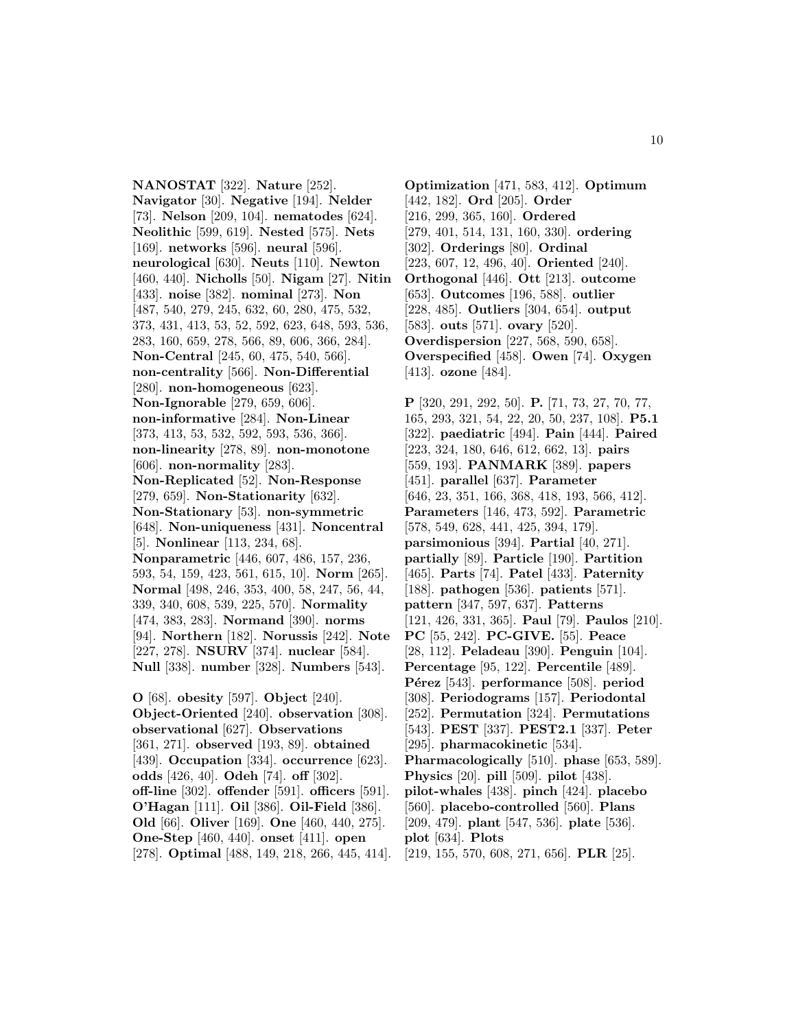**NANOSTAT** [322]. **Nature** [252]. **Navigator** [30]. **Negative** [194]. **Nelder** [73]. **Nelson** [209, 104]. **nematodes** [624]. **Neolithic** [599, 619]. **Nested** [575]. **Nets** [169]. **networks** [596]. **neural** [596]. **neurological** [630]. **Neuts** [110]. **Newton** [460, 440]. **Nicholls** [50]. **Nigam** [27]. **Nitin** [433]. **noise** [382]. **nominal** [273]. **Non** [487, 540, 279, 245, 632, 60, 280, 475, 532, 373, 431, 413, 53, 52, 592, 623, 648, 593, 536, 283, 160, 659, 278, 566, 89, 606, 366, 284]. **Non-Central** [245, 60, 475, 540, 566]. **non-centrality** [566]. **Non-Differential** [280]. **non-homogeneous** [623]. **Non-Ignorable** [279, 659, 606]. **non-informative** [284]. **Non-Linear** [373, 413, 53, 532, 592, 593, 536, 366]. **non-linearity** [278, 89]. **non-monotone** [606]. **non-normality** [283]. **Non-Replicated** [52]. **Non-Response** [279, 659]. **Non-Stationarity** [632]. **Non-Stationary** [53]. **non-symmetric** [648]. **Non-uniqueness** [431]. **Noncentral** [5]. **Nonlinear** [113, 234, 68]. **Nonparametric** [446, 607, 486, 157, 236, 593, 54, 159, 423, 561, 615, 10]. **Norm** [265]. **Normal** [498, 246, 353, 400, 58, 247, 56, 44, 339, 340, 608, 539, 225, 570]. **Normality** [474, 383, 283]. **Normand** [390]. **norms** [94]. **Northern** [182]. **Norussis** [242]. **Note** [227, 278]. **NSURV** [374]. **nuclear** [584]. **Null** [338]. **number** [328]. **Numbers** [543].

**O** [68]. **obesity** [597]. **Object** [240]. **Object-Oriented** [240]. **observation** [308]. **observational** [627]. **Observations** [361, 271]. **observed** [193, 89]. **obtained** [439]. **Occupation** [334]. **occurrence** [623]. **odds** [426, 40]. **Odeh** [74]. **off** [302]. **off-line** [302]. **offender** [591]. **officers** [591]. **O'Hagan** [111]. **Oil** [386]. **Oil-Field** [386]. **Old** [66]. **Oliver** [169]. **One** [460, 440, 275]. **One-Step** [460, 440]. **onset** [411]. **open** [278]. **Optimal** [488, 149, 218, 266, 445, 414]. **Optimization** [471, 583, 412]. **Optimum** [442, 182]. **Ord** [205]. **Order** [216, 299, 365, 160]. **Ordered** [279, 401, 514, 131, 160, 330]. **ordering** [302]. **Orderings** [80]. **Ordinal** [223, 607, 12, 496, 40]. **Oriented** [240]. **Orthogonal** [446]. **Ott** [213]. **outcome** [653]. **Outcomes** [196, 588]. **outlier** [228, 485]. **Outliers** [304, 654]. **output** [583]. **outs** [571]. **ovary** [520]. **Overdispersion** [227, 568, 590, 658]. **Overspecified** [458]. **Owen** [74]. **Oxygen** [413]. **ozone** [484].

**P** [320, 291, 292, 50]. **P.** [71, 73, 27, 70, 77, 165, 293, 321, 54, 22, 20, 50, 237, 108]. **P5.1** [322]. **paediatric** [494]. **Pain** [444]. **Paired** [223, 324, 180, 646, 612, 662, 13]. **pairs** [559, 193]. **PANMARK** [389]. **papers** [451]. **parallel** [637]. **Parameter** [646, 23, 351, 166, 368, 418, 193, 566, 412]. **Parameters** [146, 473, 592]. **Parametric** [578, 549, 628, 441, 425, 394, 179]. **parsimonious** [394]. **Partial** [40, 271]. **partially** [89]. **Particle** [190]. **Partition** [465]. **Parts** [74]. **Patel** [433]. **Paternity** [188]. **pathogen** [536]. **patients** [571]. **pattern** [347, 597, 637]. **Patterns** [121, 426, 331, 365]. **Paul** [79]. **Paulos** [210]. **PC** [55, 242]. **PC-GIVE.** [55]. **Peace** [28, 112]. **Peladeau** [390]. **Penguin** [104]. **Percentage** [95, 122]. **Percentile** [489]. **Pérez** [543]. **performance** [508]. **period** [308]. **Periodograms** [157]. **Periodontal** [252]. **Permutation** [324]. **Permutations** [543]. **PEST** [337]. **PEST2.1** [337]. **Peter** [295]. **pharmacokinetic** [534]. **Pharmacologically** [510]. **phase** [653, 589]. **Physics** [20]. **pill** [509]. **pilot** [438]. **pilot-whales** [438]. **pinch** [424]. **placebo** [560]. **placebo-controlled** [560]. **Plans** [209, 479]. **plant** [547, 536]. **plate** [536]. **plot** [634]. **Plots** [219, 155, 570, 608, 271, 656]. **PLR** [25].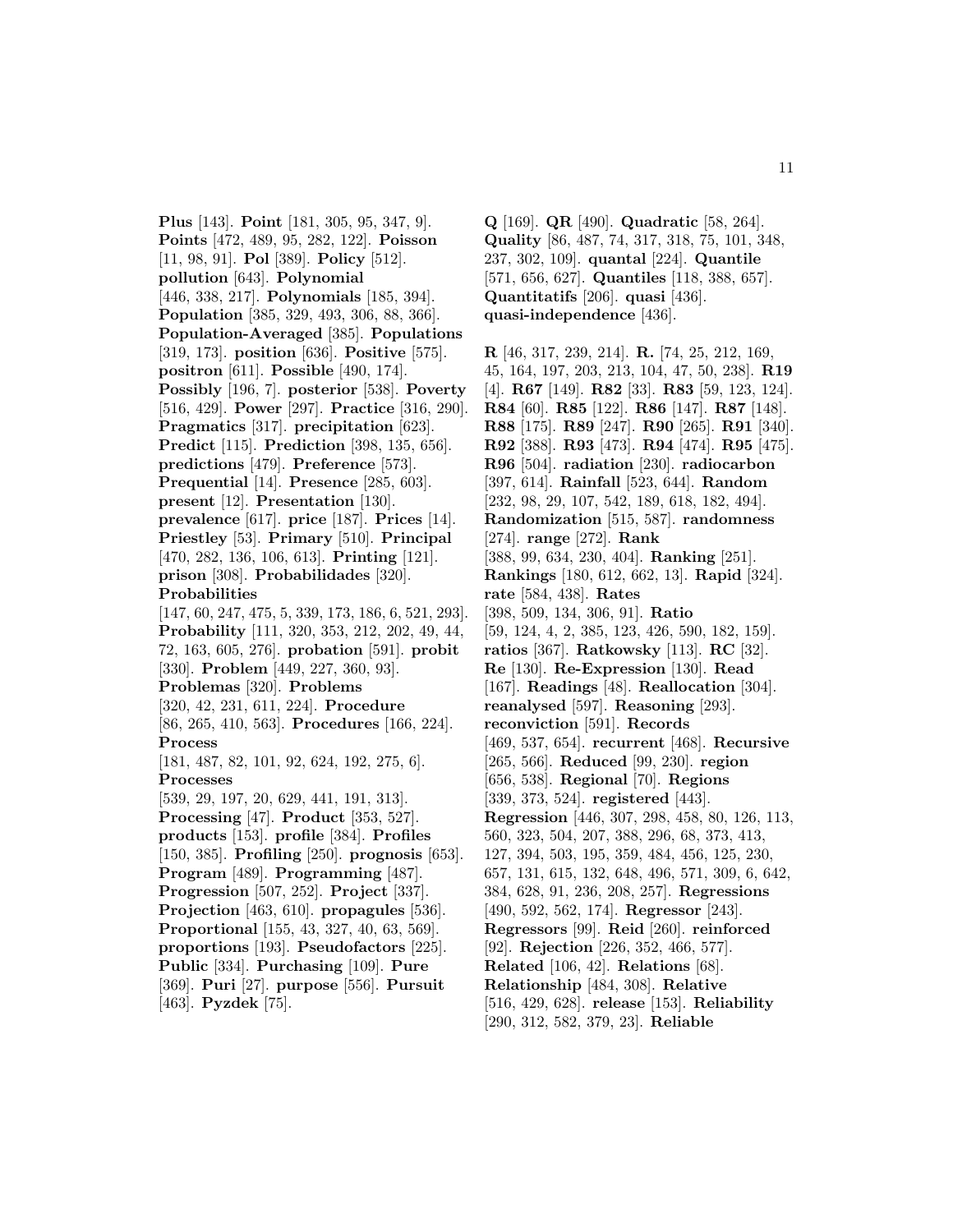**Plus** [143]. **Point** [181, 305, 95, 347, 9]. **Points** [472, 489, 95, 282, 122]. **Poisson** [11, 98, 91]. **Pol** [389]. **Policy** [512]. **pollution** [643]. **Polynomial** [446, 338, 217]. **Polynomials** [185, 394]. **Population** [385, 329, 493, 306, 88, 366]. **Population-Averaged** [385]. **Populations** [319, 173]. **position** [636]. **Positive** [575]. **positron** [611]. **Possible** [490, 174]. **Possibly** [196, 7]. **posterior** [538]. **Poverty** [516, 429]. **Power** [297]. **Practice** [316, 290]. **Pragmatics** [317]. **precipitation** [623]. **Predict** [115]. **Prediction** [398, 135, 656]. **predictions** [479]. **Preference** [573]. **Prequential** [14]. **Presence** [285, 603]. **present** [12]. **Presentation** [130]. **prevalence** [617]. **price** [187]. **Prices** [14]. **Priestley** [53]. **Primary** [510]. **Principal** [470, 282, 136, 106, 613]. **Printing** [121]. **prison** [308]. **Probabilidades** [320]. **Probabilities** [147, 60, 247, 475, 5, 339, 173, 186, 6, 521, 293]. **Probability** [111, 320, 353, 212, 202, 49, 44, 72, 163, 605, 276]. **probation** [591]. **probit** [330]. **Problem** [449, 227, 360, 93]. **Problemas** [320]. **Problems** [320, 42, 231, 611, 224]. **Procedure** [86, 265, 410, 563]. **Procedures** [166, 224]. **Process** [181, 487, 82, 101, 92, 624, 192, 275, 6]. **Processes** [539, 29, 197, 20, 629, 441, 191, 313]. **Processing** [47]. **Product** [353, 527]. **products** [153]. **profile** [384]. **Profiles** [150, 385]. **Profiling** [250]. **prognosis** [653]. **Program** [489]. **Programming** [487]. **Progression** [507, 252]. **Project** [337]. **Projection** [463, 610]. **propagules** [536]. **Proportional** [155, 43, 327, 40, 63, 569]. **proportions** [193]. **Pseudofactors** [225]. **Public** [334]. **Purchasing** [109]. **Pure** [369]. **Puri** [27]. **purpose** [556]. **Pursuit** [463]. **Pyzdek** [75].

**Q** [169]. **QR** [490]. **Quadratic** [58, 264]. **Quality** [86, 487, 74, 317, 318, 75, 101, 348, 237, 302, 109]. **quantal** [224]. **Quantile** [571, 656, 627]. **Quantiles** [118, 388, 657]. **Quantitatifs** [206]. **quasi** [436]. **quasi-independence** [436].

**R** [46, 317, 239, 214]. **R.** [74, 25, 212, 169, 45, 164, 197, 203, 213, 104, 47, 50, 238]. **R19** [4]. **R67** [149]. **R82** [33]. **R83** [59, 123, 124]. **R84** [60]. **R85** [122]. **R86** [147]. **R87** [148]. **R88** [175]. **R89** [247]. **R90** [265]. **R91** [340]. **R92** [388]. **R93** [473]. **R94** [474]. **R95** [475]. **R96** [504]. **radiation** [230]. **radiocarbon** [397, 614]. **Rainfall** [523, 644]. **Random** [232, 98, 29, 107, 542, 189, 618, 182, 494]. **Randomization** [515, 587]. **randomness** [274]. **range** [272]. **Rank** [388, 99, 634, 230, 404]. **Ranking** [251]. **Rankings** [180, 612, 662, 13]. **Rapid** [324]. **rate** [584, 438]. **Rates** [398, 509, 134, 306, 91]. **Ratio** [59, 124, 4, 2, 385, 123, 426, 590, 182, 159]. **ratios** [367]. **Ratkowsky** [113]. **RC** [32]. **Re** [130]. **Re-Expression** [130]. **Read** [167]. **Readings** [48]. **Reallocation** [304]. **reanalysed** [597]. **Reasoning** [293]. **reconviction** [591]. **Records** [469, 537, 654]. **recurrent** [468]. **Recursive** [265, 566]. **Reduced** [99, 230]. **region** [656, 538]. **Regional** [70]. **Regions** [339, 373, 524]. **registered** [443]. **Regression** [446, 307, 298, 458, 80, 126, 113, 560, 323, 504, 207, 388, 296, 68, 373, 413, 127, 394, 503, 195, 359, 484, 456, 125, 230, 657, 131, 615, 132, 648, 496, 571, 309, 6, 642, 384, 628, 91, 236, 208, 257]. **Regressions** [490, 592, 562, 174]. **Regressor** [243]. **Regressors** [99]. **Reid** [260]. **reinforced** [92]. **Rejection** [226, 352, 466, 577]. **Related** [106, 42]. **Relations** [68]. **Relationship** [484, 308]. **Relative** [516, 429, 628]. **release** [153]. **Reliability** [290, 312, 582, 379, 23]. **Reliable**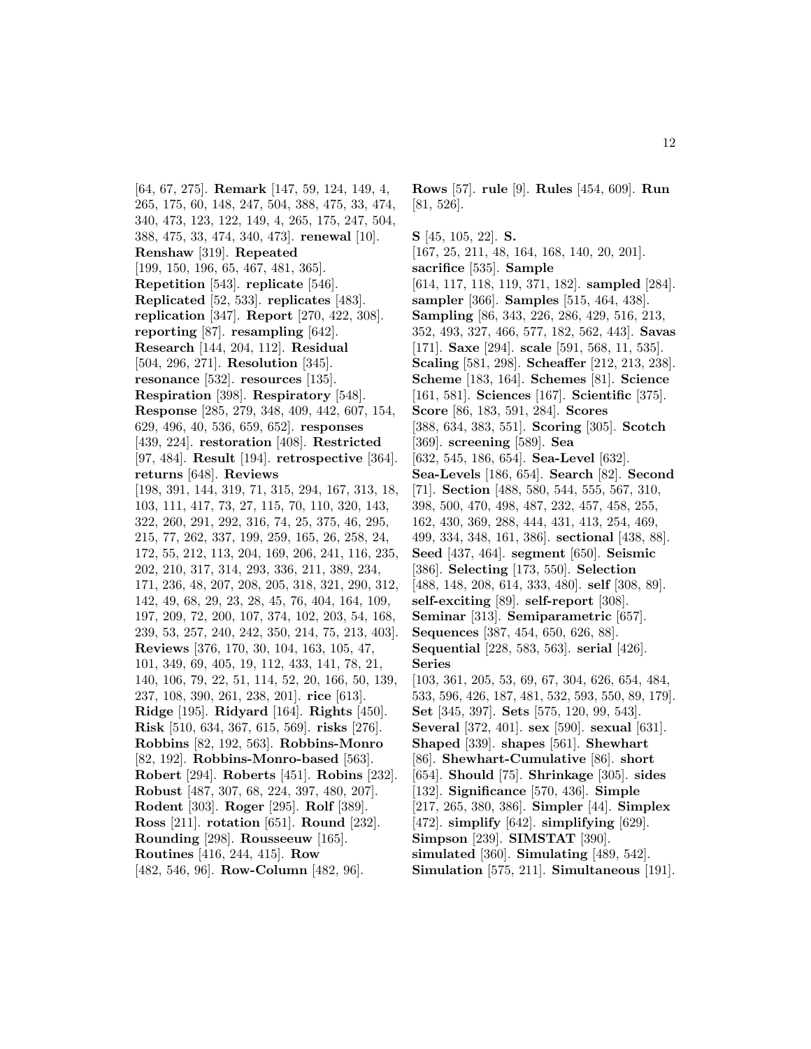[64, 67, 275]. **Remark** [147, 59, 124, 149, 4, 265, 175, 60, 148, 247, 504, 388, 475, 33, 474, 340, 473, 123, 122, 149, 4, 265, 175, 247, 504, 388, 475, 33, 474, 340, 473]. **renewal** [10]. **Renshaw** [319]. **Repeated** [199, 150, 196, 65, 467, 481, 365]. **Repetition** [543]. **replicate** [546]. **Replicated** [52, 533]. **replicates** [483]. **replication** [347]. **Report** [270, 422, 308]. **reporting** [87]. **resampling** [642]. **Research** [144, 204, 112]. **Residual** [504, 296, 271]. **Resolution** [345]. **resonance** [532]. **resources** [135]. **Respiration** [398]. **Respiratory** [548]. **Response** [285, 279, 348, 409, 442, 607, 154, 629, 496, 40, 536, 659, 652]. **responses** [439, 224]. **restoration** [408]. **Restricted** [97, 484]. **Result** [194]. **retrospective** [364]. **returns** [648]. **Reviews** [198, 391, 144, 319, 71, 315, 294, 167, 313, 18, 103, 111, 417, 73, 27, 115, 70, 110, 320, 143, 322, 260, 291, 292, 316, 74, 25, 375, 46, 295, 215, 77, 262, 337, 199, 259, 165, 26, 258, 24, 172, 55, 212, 113, 204, 169, 206, 241, 116, 235, 202, 210, 317, 314, 293, 336, 211, 389, 234, 171, 236, 48, 207, 208, 205, 318, 321, 290, 312, 142, 49, 68, 29, 23, 28, 45, 76, 404, 164, 109, 197, 209, 72, 200, 107, 374, 102, 203, 54, 168, 239, 53, 257, 240, 242, 350, 214, 75, 213, 403]. **Reviews** [376, 170, 30, 104, 163, 105, 47, 101, 349, 69, 405, 19, 112, 433, 141, 78, 21, 140, 106, 79, 22, 51, 114, 52, 20, 166, 50, 139, 237, 108, 390, 261, 238, 201]. **rice** [613]. **Ridge** [195]. **Ridyard** [164]. **Rights** [450]. **Risk** [510, 634, 367, 615, 569]. **risks** [276]. **Robbins** [82, 192, 563]. **Robbins-Monro** [82, 192]. **Robbins-Monro-based** [563]. **Robert** [294]. **Roberts** [451]. **Robins** [232]. **Robust** [487, 307, 68, 224, 397, 480, 207]. **Rodent** [303]. **Roger** [295]. **Rolf** [389]. **Ross** [211]. **rotation** [651]. **Round** [232]. **Rounding** [298]. **Rousseeuw** [165]. **Routines** [416, 244, 415]. **Row** [482, 546, 96]. **Row-Column** [482, 96].

**Rows** [57]. **rule** [9]. **Rules** [454, 609]. **Run** [81, 526].

**S** [45, 105, 22]. **S.** [167, 25, 211, 48, 164, 168, 140, 20, 201]. **sacrifice** [535]. **Sample** [614, 117, 118, 119, 371, 182]. **sampled** [284]. **sampler** [366]. **Samples** [515, 464, 438]. **Sampling** [86, 343, 226, 286, 429, 516, 213, 352, 493, 327, 466, 577, 182, 562, 443]. **Savas** [171]. **Saxe** [294]. **scale** [591, 568, 11, 535]. **Scaling** [581, 298]. **Scheaffer** [212, 213, 238]. **Scheme** [183, 164]. **Schemes** [81]. **Science** [161, 581]. **Sciences** [167]. **Scientific** [375]. **Score** [86, 183, 591, 284]. **Scores** [388, 634, 383, 551]. **Scoring** [305]. **Scotch** [369]. **screening** [589]. **Sea** [632, 545, 186, 654]. **Sea-Level** [632]. **Sea-Levels** [186, 654]. **Search** [82]. **Second** [71]. **Section** [488, 580, 544, 555, 567, 310, 398, 500, 470, 498, 487, 232, 457, 458, 255, 162, 430, 369, 288, 444, 431, 413, 254, 469, 499, 334, 348, 161, 386]. **sectional** [438, 88]. **Seed** [437, 464]. **segment** [650]. **Seismic** [386]. **Selecting** [173, 550]. **Selection** [488, 148, 208, 614, 333, 480]. **self** [308, 89]. **self-exciting** [89]. **self-report** [308]. **Seminar** [313]. **Semiparametric** [657]. **Sequences** [387, 454, 650, 626, 88]. **Sequential** [228, 583, 563]. **serial** [426]. **Series** [103, 361, 205, 53, 69, 67, 304, 626, 654, 484, 533, 596, 426, 187, 481, 532, 593, 550, 89, 179]. **Set** [345, 397]. **Sets** [575, 120, 99, 543]. **Several** [372, 401]. **sex** [590]. **sexual** [631]. **Shaped** [339]. **shapes** [561]. **Shewhart** [86]. **Shewhart-Cumulative** [86]. **short** [654]. **Should** [75]. **Shrinkage** [305]. **sides** [132]. **Significance** [570, 436]. **Simple** [217, 265, 380, 386]. **Simpler** [44]. **Simplex** [472]. **simplify** [642]. **simplifying** [629]. **Simpson** [239]. **SIMSTAT** [390]. **simulated** [360]. **Simulating** [489, 542]. **Simulation** [575, 211]. **Simultaneous** [191].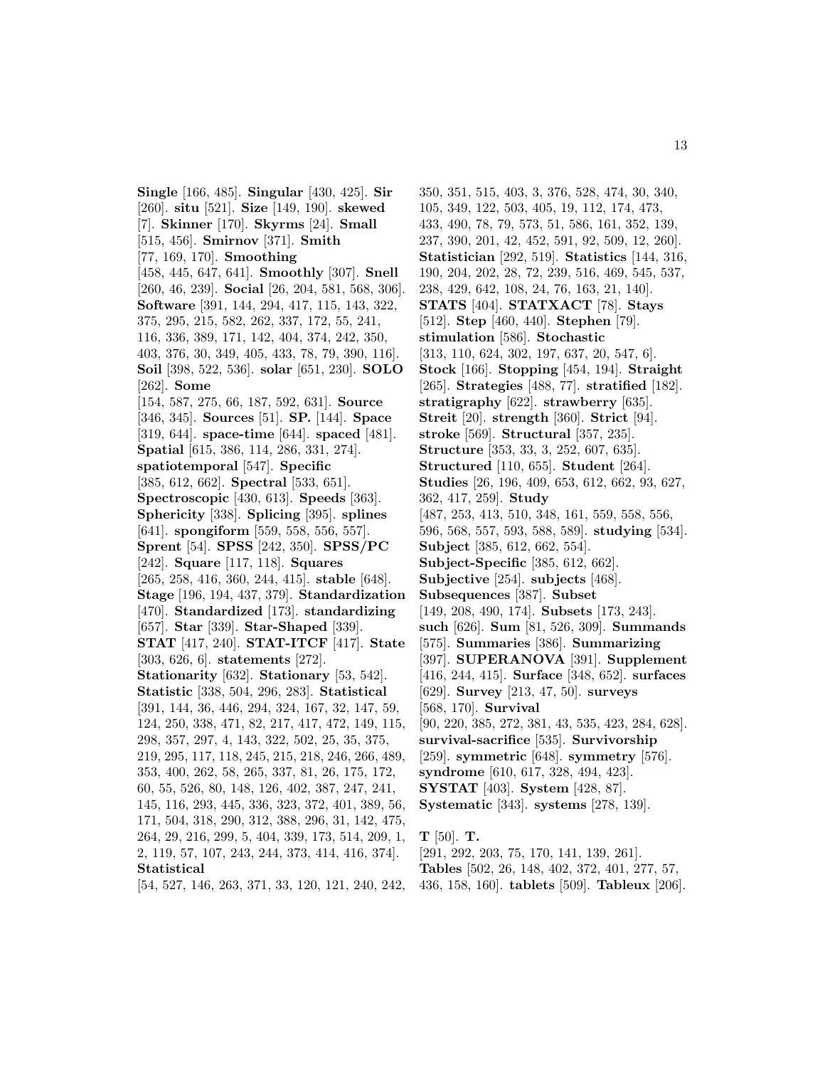**Single** [166, 485]. **Singular** [430, 425]. **Sir** [260]. **situ** [521]. **Size** [149, 190]. **skewed** [7]. **Skinner** [170]. **Skyrms** [24]. **Small** [515, 456]. **Smirnov** [371]. **Smith** [77, 169, 170]. **Smoothing** [458, 445, 647, 641]. **Smoothly** [307]. **Snell** [260, 46, 239]. **Social** [26, 204, 581, 568, 306]. **Software** [391, 144, 294, 417, 115, 143, 322, 375, 295, 215, 582, 262, 337, 172, 55, 241, 116, 336, 389, 171, 142, 404, 374, 242, 350, 403, 376, 30, 349, 405, 433, 78, 79, 390, 116]. **Soil** [398, 522, 536]. **solar** [651, 230]. **SOLO** [262]. **Some** [154, 587, 275, 66, 187, 592, 631]. **Source** [346, 345]. **Sources** [51]. **SP.** [144]. **Space** [319, 644]. **space-time** [644]. **spaced** [481]. **Spatial** [615, 386, 114, 286, 331, 274]. **spatiotemporal** [547]. **Specific** [385, 612, 662]. **Spectral** [533, 651]. **Spectroscopic** [430, 613]. **Speeds** [363]. **Sphericity** [338]. **Splicing** [395]. **splines** [641]. **spongiform** [559, 558, 556, 557]. **Sprent** [54]. **SPSS** [242, 350]. **SPSS/PC** [242]. **Square** [117, 118]. **Squares** [265, 258, 416, 360, 244, 415]. **stable** [648]. **Stage** [196, 194, 437, 379]. **Standardization** [470]. **Standardized** [173]. **standardizing** [657]. **Star** [339]. **Star-Shaped** [339]. **STAT** [417, 240]. **STAT-ITCF** [417]. **State** [303, 626, 6]. **statements** [272]. **Stationarity** [632]. **Stationary** [53, 542]. **Statistic** [338, 504, 296, 283]. **Statistical** [391, 144, 36, 446, 294, 324, 167, 32, 147, 59, 124, 250, 338, 471, 82, 217, 417, 472, 149, 115, 298, 357, 297, 4, 143, 322, 502, 25, 35, 375, 219, 295, 117, 118, 245, 215, 218, 246, 266, 489, 353, 400, 262, 58, 265, 337, 81, 26, 175, 172, 60, 55, 526, 80, 148, 126, 402, 387, 247, 241, 145, 116, 293, 445, 336, 323, 372, 401, 389, 56, 171, 504, 318, 290, 312, 388, 296, 31, 142, 475, 264, 29, 216, 299, 5, 404, 339, 173, 514, 209, 1, 2, 119, 57, 107, 243, 244, 373, 414, 416, 374]. **Statistical** [54, 527, 146, 263, 371, 33, 120, 121, 240, 242, 350, 351, 515, 403, 3, 376, 528, 474, 30, 340, 105, 349, 122, 503, 405, 19, 112, 174, 473, 433, 490, 78, 79, 573, 51, 586, 161, 352, 139, 237, 390, 201, 42, 452, 591, 92, 509, 12, 260]. **Statistician** [292, 519]. **Statistics** [144, 316, 190, 204, 202, 28, 72, 239, 516, 469, 545, 537, 238, 429, 642, 108, 24, 76, 163, 21, 140]. **STATS** [404]. **STATXACT** [78]. **Stays** [512]. **Step** [460, 440]. **Stephen** [79]. **stimulation** [586]. **Stochastic** [313, 110, 624, 302, 197, 637, 20, 547, 6]. **Stock** [166]. **Stopping** [454, 194]. **Straight** [265]. **Strategies** [488, 77]. **stratified** [182]. **stratigraphy** [622]. **strawberry** [635]. **Streit** [20]. **strength** [360]. **Strict** [94]. **stroke** [569]. **Structural** [357, 235]. **Structure** [353, 33, 3, 252, 607, 635]. **Structured** [110, 655]. **Student** [264]. **Studies** [26, 196, 409, 653, 612, 662, 93, 627, 362, 417, 259]. **Study** [487, 253, 413, 510, 348, 161, 559, 558, 556, 596, 568, 557, 593, 588, 589]. **studying** [534]. **Subject** [385, 612, 662, 554]. **Subject-Specific** [385, 612, 662]. **Subjective** [254]. **subjects** [468]. **Subsequences** [387]. **Subset** [149, 208, 490, 174]. **Subsets** [173, 243]. **such** [626]. **Sum** [81, 526, 309]. **Summands** [575]. **Summaries** [386]. **Summarizing** [397]. **SUPERANOVA** [391]. **Supplement** [416, 244, 415]. **Surface** [348, 652]. **surfaces** [629]. **Survey** [213, 47, 50]. **surveys** [568, 170]. **Survival** [90, 220, 385, 272, 381, 43, 535, 423, 284, 628]. **survival-sacrifice** [535]. **Survivorship** [259]. **symmetric** [648]. **symmetry** [576]. **syndrome** [610, 617, 328, 494, 423]. **SYSTAT** [403]. **System** [428, 87]. **Systematic** [343]. **systems** [278, 139].

**T** [50]. **T.** [291, 292, 203, 75, 170, 141, 139, 261]. **Tables** [502, 26, 148, 402, 372, 401, 277, 57, 436, 158, 160]. **tablets** [509]. **Tableux** [206].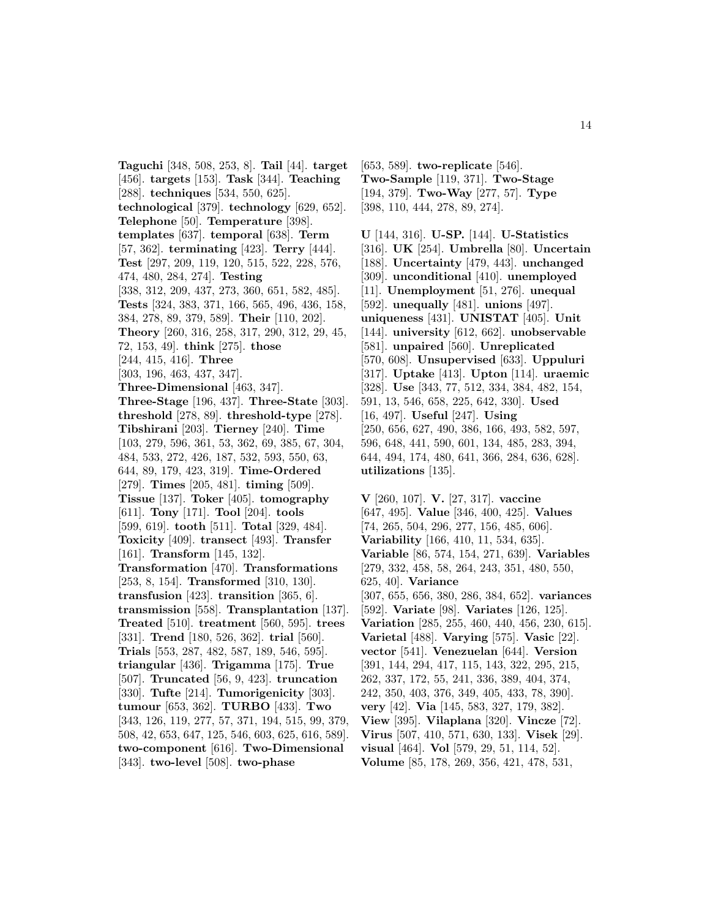**Taguchi** [348, 508, 253, 8]. **Tail** [44]. **target** [456]. **targets** [153]. **Task** [344]. **Teaching** [288]. **techniques** [534, 550, 625]. **technological** [379]. **technology** [629, 652]. **Telephone** [50]. **Temperature** [398]. **templates** [637]. **temporal** [638]. **Term** [57, 362]. **terminating** [423]. **Terry** [444]. **Test** [297, 209, 119, 120, 515, 522, 228, 576, 474, 480, 284, 274]. **Testing** [338, 312, 209, 437, 273, 360, 651, 582, 485]. **Tests** [324, 383, 371, 166, 565, 496, 436, 158, 384, 278, 89, 379, 589]. **Their** [110, 202]. **Theory** [260, 316, 258, 317, 290, 312, 29, 45, 72, 153, 49]. **think** [275]. **those** [244, 415, 416]. **Three** [303, 196, 463, 437, 347]. **Three-Dimensional** [463, 347]. **Three-Stage** [196, 437]. **Three-State** [303]. **threshold** [278, 89]. **threshold-type** [278]. **Tibshirani** [203]. **Tierney** [240]. **Time** [103, 279, 596, 361, 53, 362, 69, 385, 67, 304, 484, 533, 272, 426, 187, 532, 593, 550, 63, 644, 89, 179, 423, 319]. **Time-Ordered** [279]. **Times** [205, 481]. **timing** [509]. **Tissue** [137]. **Toker** [405]. **tomography** [611]. **Tony** [171]. **Tool** [204]. **tools** [599, 619]. **tooth** [511]. **Total** [329, 484]. **Toxicity** [409]. **transect** [493]. **Transfer** [161]. **Transform** [145, 132]. **Transformation** [470]. **Transformations** [253, 8, 154]. **Transformed** [310, 130]. **transfusion** [423]. **transition** [365, 6]. **transmission** [558]. **Transplantation** [137]. **Treated** [510]. **treatment** [560, 595]. **trees** [331]. **Trend** [180, 526, 362]. **trial** [560]. **Trials** [553, 287, 482, 587, 189, 546, 595]. **triangular** [436]. **Trigamma** [175]. **True** [507]. **Truncated** [56, 9, 423]. **truncation** [330]. **Tufte** [214]. **Tumorigenicity** [303]. **tumour** [653, 362]. **TURBO** [433]. **Two** [343, 126, 119, 277, 57, 371, 194, 515, 99, 379, 508, 42, 653, 647, 125, 546, 603, 625, 616, 589]. **two-component** [616]. **Two-Dimensional** [343]. **two-level** [508]. **two-phase** [653, 589]. **two-replicate** [546]. **Two-Sample** [119, 371]. **Two-Stage** [194, 379]. **Two-Way** [277, 57]. **Type** [398, 110, 444, 278, 89, 274].

**U** [144, 316]. **U-SP.** [144]. **U-Statistics** [316]. **UK** [254]. **Umbrella** [80]. **Uncertain** [188]. **Uncertainty** [479, 443]. **unchanged** [309]. **unconditional** [410]. **unemployed** [11]. **Unemployment** [51, 276]. **unequal** [592]. **unequally** [481]. **unions** [497]. **uniqueness** [431]. **UNISTAT** [405]. **Unit** [144]. **university** [612, 662]. **unobservable** [581]. **unpaired** [560]. **Unreplicated** [570, 608]. **Unsupervised** [633]. **Uppuluri** [317]. **Uptake** [413]. **Upton** [114]. **uraemic** [328]. **Use** [343, 77, 512, 334, 384, 482, 154, 591, 13, 546, 658, 225, 642, 330]. **Used** [16, 497]. **Useful** [247]. **Using** [250, 656, 627, 490, 386, 166, 493, 582, 597, 596, 648, 441, 590, 601, 134, 485, 283, 394, 644, 494, 174, 480, 641, 366, 284, 636, 628]. **utilizations** [135].

**V** [260, 107]. **V.** [27, 317]. **vaccine** [647, 495]. **Value** [346, 400, 425]. **Values** [74, 265, 504, 296, 277, 156, 485, 606]. **Variability** [166, 410, 11, 534, 635]. **Variable** [86, 574, 154, 271, 639]. **Variables** [279, 332, 458, 58, 264, 243, 351, 480, 550, 625, 40]. **Variance** [307, 655, 656, 380, 286, 384, 652]. **variances** [592]. **Variate** [98]. **Variates** [126, 125]. **Variation** [285, 255, 460, 440, 456, 230, 615]. **Varietal** [488]. **Varying** [575]. **Vasic** [22]. **vector** [541]. **Venezuelan** [644]. **Version** [391, 144, 294, 417, 115, 143, 322, 295, 215, 262, 337, 172, 55, 241, 336, 389, 404, 374, 242, 350, 403, 376, 349, 405, 433, 78, 390]. **very** [42]. **Via** [145, 583, 327, 179, 382]. **View** [395]. **Vilaplana** [320]. **Vincze** [72]. **Virus** [507, 410, 571, 630, 133]. **Visek** [29]. **visual** [464]. **Vol** [579, 29, 51, 114, 52]. **Volume** [85, 178, 269, 356, 421, 478, 531,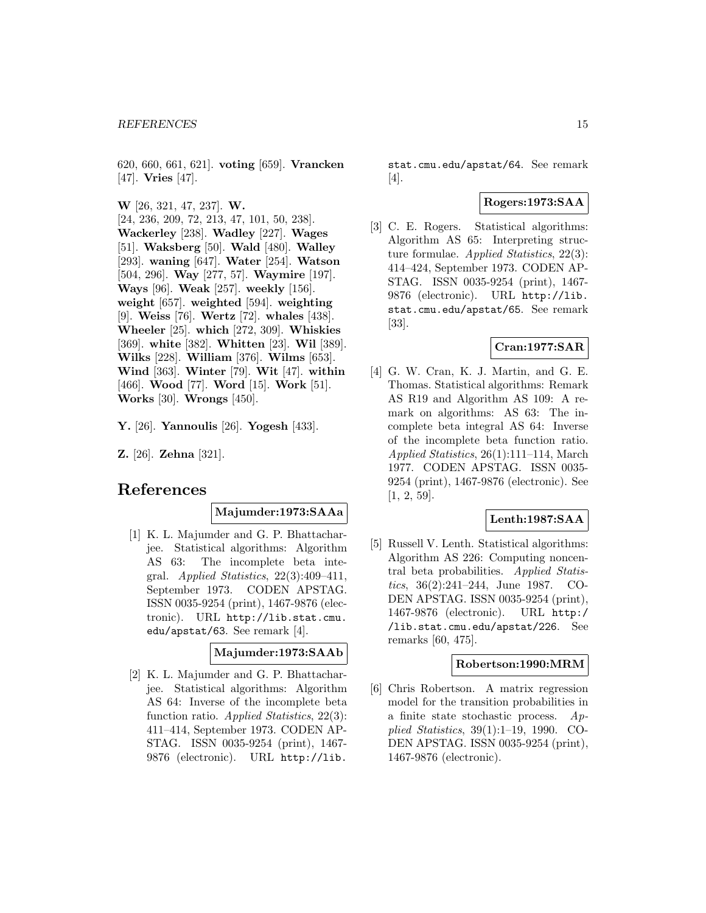620, 660, 661, 621]. **voting** [659]. **Vrancken** [47]. **Vries** [47].

**W** [26, 321, 47, 237]. **W.** [24, 236, 209, 72, 213, 47, 101, 50, 238]. **Wackerley** [238]. **Wadley** [227]. **Wages** [51]. **Waksberg** [50]. **Wald** [480]. **Walley** [293]. **waning** [647]. **Water** [254]. **Watson** [504, 296]. **Way** [277, 57]. **Waymire** [197]. **Ways** [96]. **Weak** [257]. **weekly** [156]. **weight** [657]. **weighted** [594]. **weighting** [9]. **Weiss** [76]. **Wertz** [72]. **whales** [438]. **Wheeler** [25]. **which** [272, 309]. **Whiskies** [369]. **white** [382]. **Whitten** [23]. **Wil** [389]. **Wilks** [228]. **William** [376]. **Wilms** [653]. **Wind** [363]. **Winter** [79]. **Wit** [47]. **within** [466]. **Wood** [77]. **Word** [15]. **Work** [51]. **Works** [30]. **Wrongs** [450].

**Y.** [26]. **Yannoulis** [26]. **Yogesh** [433].

**Z.** [26]. **Zehna** [321].

# References

**Majumder:1973:SAAa**

[1] K. L. Majumder and G. P. Bhattacharjee. Statistical algorithms: Algorithm AS 63: The incomplete beta integral. *Applied Statistics*, 22(3):409–411, September 1973. CODEN APSTAG. ISSN 0035-9254 (print), 1467-9876 (electronic). URL http://lib.stat.cmu.edu/apstat/63. See remark [4].

**Majumder:1973:SAAb**

[2] K. L. Majumder and G. P. Bhattacharjee. Statistical algorithms: Algorithm AS 64: Inverse of the incomplete beta function ratio. *Applied Statistics*, 22(3):411–414, September 1973. CODEN APSTAG. ISSN 0035-9254 (print), 1467-9876 (electronic). URL http://lib.stat.cmu.edu/apstat/64. See remark [4].

**Rogers:1973:SAA**

[3] C. E. Rogers. Statistical algorithms: Algorithm AS 65: Interpreting structure formulae. *Applied Statistics*, 22(3):414–424, September 1973. CODEN APSTAG. ISSN 0035-9254 (print), 1467-9876 (electronic). URL http://lib.stat.cmu.edu/apstat/65. See remark [33].

**Cran:1977:SAR**

[4] G. W. Cran, K. J. Martin, and G. E. Thomas. Statistical algorithms: Remark AS R19 and Algorithm AS 109: A remark on algorithms: AS 63: The incomplete beta integral AS 64: Inverse of the incomplete beta function ratio. *Applied Statistics*, 26(1):111–114, March 1977. CODEN APSTAG. ISSN 0035-9254 (print), 1467-9876 (electronic). See [1, 2, 59].

**Lenth:1987:SAA**

[5] Russell V. Lenth. Statistical algorithms: Algorithm AS 226: Computing noncentral beta probabilities. *Applied Statistics*, 36(2):241–244, June 1987. CODEN APSTAG. ISSN 0035-9254 (print), 1467-9876 (electronic). URL http://lib.stat.cmu.edu/apstat/226. See remarks [60, 475].

**Robertson:1990:MRM**

[6] Chris Robertson. A matrix regression model for the transition probabilities in a finite state stochastic process. *Applied Statistics*, 39(1):1–19, 1990. CODEN APSTAG. ISSN 0035-9254 (print), 1467-9876 (electronic).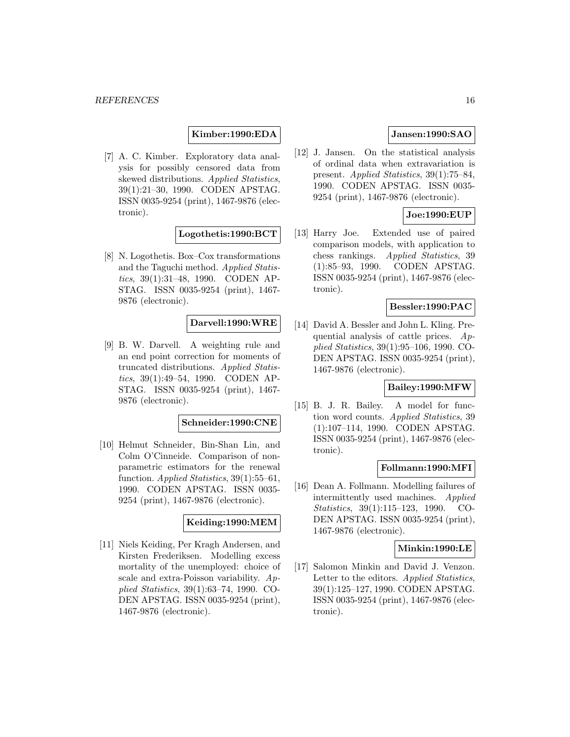**Kimber:1990:EDA**

[7] A. C. Kimber. Exploratory data analysis for possibly censored data from skewed distributions. *Applied Statistics*, 39(1):21–30, 1990. CODEN APSTAG. ISSN 0035-9254 (print), 1467-9876 (electronic).

**Logothetis:1990:BCT**

[8] N. Logothetis. Box–Cox transformations and the Taguchi method. *Applied Statistics*, 39(1):31–48, 1990. CODEN APSTAG. ISSN 0035-9254 (print), 1467-9876 (electronic).

**Darvell:1990:WRE**

[9] B. W. Darvell. A weighting rule and an end point correction for moments of truncated distributions. *Applied Statistics*, 39(1):49–54, 1990. CODEN APSTAG. ISSN 0035-9254 (print), 1467-9876 (electronic).

**Schneider:1990:CNE**

[10] Helmut Schneider, Bin-Shan Lin, and Colm O'Cinneide. Comparison of nonparametric estimators for the renewal function. *Applied Statistics*, 39(1):55–61, 1990. CODEN APSTAG. ISSN 0035-9254 (print), 1467-9876 (electronic).

**Keiding:1990:MEM**

[11] Niels Keiding, Per Kragh Andersen, and Kirsten Frederiksen. Modelling excess mortality of the unemployed: choice of scale and extra-Poisson variability. *Applied Statistics*, 39(1):63–74, 1990. CODEN APSTAG. ISSN 0035-9254 (print), 1467-9876 (electronic).

**Jansen:1990:SAO**

[12] J. Jansen. On the statistical analysis of ordinal data when extravariation is present. *Applied Statistics*, 39(1):75–84, 1990. CODEN APSTAG. ISSN 0035-9254 (print), 1467-9876 (electronic).

**Joe:1990:EUP**

[13] Harry Joe. Extended use of paired comparison models, with application to chess rankings. *Applied Statistics*, 39 (1):85–93, 1990. CODEN APSTAG. ISSN 0035-9254 (print), 1467-9876 (electronic).

**Bessler:1990:PAC**

[14] David A. Bessler and John L. Kling. Prequential analysis of cattle prices. *Applied Statistics*, 39(1):95–106, 1990. CODEN APSTAG. ISSN 0035-9254 (print), 1467-9876 (electronic).

**Bailey:1990:MFW**

[15] B. J. R. Bailey. A model for function word counts. *Applied Statistics*, 39 (1):107–114, 1990. CODEN APSTAG. ISSN 0035-9254 (print), 1467-9876 (electronic).

**Follmann:1990:MFI**

[16] Dean A. Follmann. Modelling failures of intermittently used machines. *Applied Statistics*, 39(1):115–123, 1990. CODEN APSTAG. ISSN 0035-9254 (print), 1467-9876 (electronic).

**Minkin:1990:LE**

[17] Salomon Minkin and David J. Venzon. Letter to the editors. *Applied Statistics*, 39(1):125–127, 1990. CODEN APSTAG. ISSN 0035-9254 (print), 1467-9876 (electronic).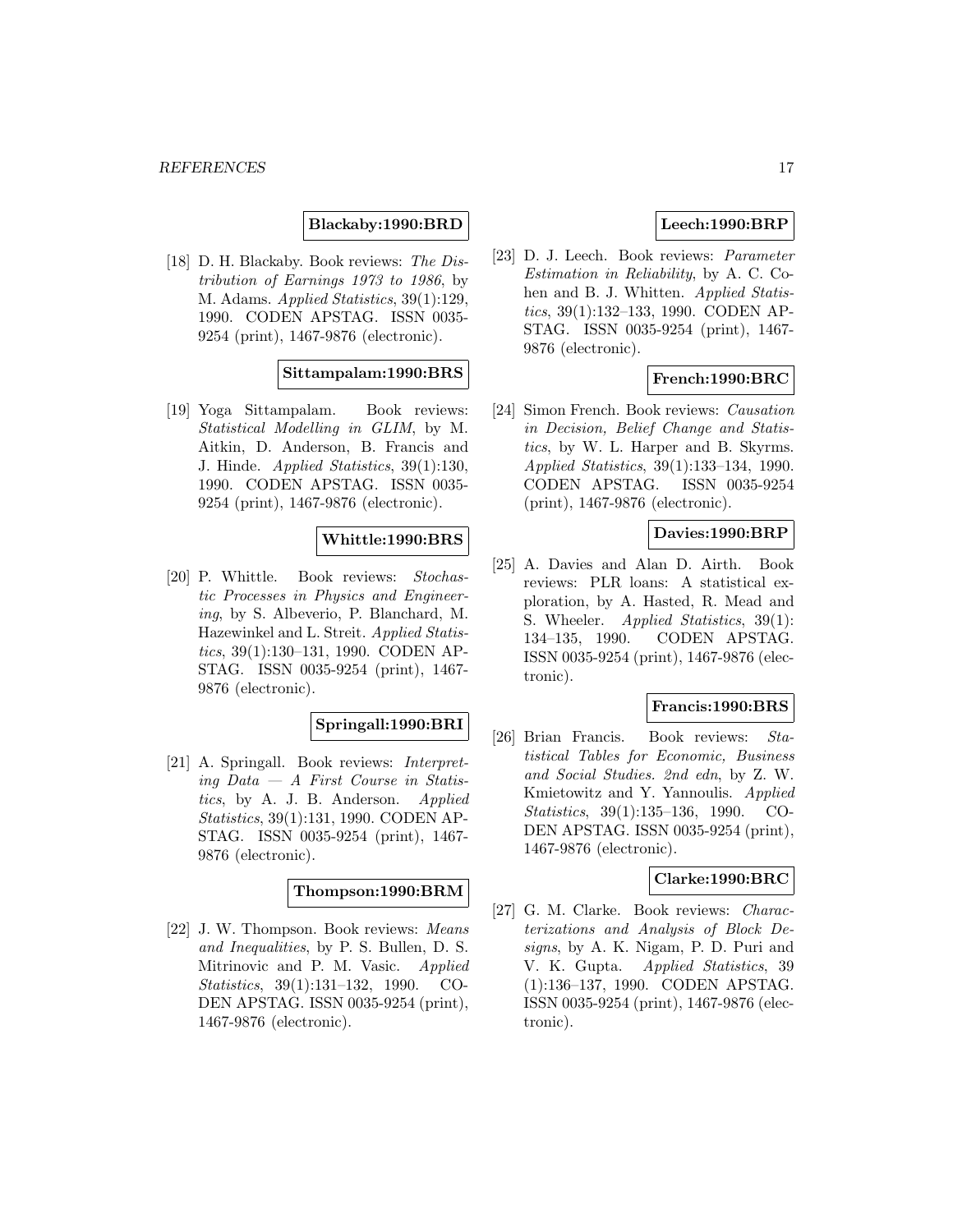**Blackaby:1990:BRD**

[18] D. H. Blackaby. Book reviews: *The Distribution of Earnings 1973 to 1986*, by M. Adams. *Applied Statistics*, 39(1):129, 1990. CODEN APSTAG. ISSN 0035-9254 (print), 1467-9876 (electronic).

**Sittampalam:1990:BRS**

[19] Yoga Sittampalam. Book reviews: *Statistical Modelling in GLIM*, by M. Aitkin, D. Anderson, B. Francis and J. Hinde. *Applied Statistics*, 39(1):130, 1990. CODEN APSTAG. ISSN 0035-9254 (print), 1467-9876 (electronic).

**Whittle:1990:BRS**

[20] P. Whittle. Book reviews: *Stochastic Processes in Physics and Engineering*, by S. Albeverio, P. Blanchard, M. Hazewinkel and L. Streit. *Applied Statistics*, 39(1):130–131, 1990. CODEN APSTAG. ISSN 0035-9254 (print), 1467-9876 (electronic).

**Springall:1990:BRI**

[21] A. Springall. Book reviews: *Interpreting Data — A First Course in Statistics*, by A. J. B. Anderson. *Applied Statistics*, 39(1):131, 1990. CODEN APSTAG. ISSN 0035-9254 (print), 1467-9876 (electronic).

**Thompson:1990:BRM**

[22] J. W. Thompson. Book reviews: *Means and Inequalities*, by P. S. Bullen, D. S. Mitrinovic and P. M. Vasic. *Applied Statistics*, 39(1):131–132, 1990. CODEN APSTAG. ISSN 0035-9254 (print), 1467-9876 (electronic).

**Leech:1990:BRP**

[23] D. J. Leech. Book reviews: *Parameter Estimation in Reliability*, by A. C. Cohen and B. J. Whitten. *Applied Statistics*, 39(1):132–133, 1990. CODEN APSTAG. ISSN 0035-9254 (print), 1467-9876 (electronic).

**French:1990:BRC**

[24] Simon French. Book reviews: *Causation in Decision, Belief Change and Statistics*, by W. L. Harper and B. Skyrms. *Applied Statistics*, 39(1):133–134, 1990. CODEN APSTAG. ISSN 0035-9254 (print), 1467-9876 (electronic).

**Davies:1990:BRP**

[25] A. Davies and Alan D. Airth. Book reviews: PLR loans: A statistical exploration, by A. Hasted, R. Mead and S. Wheeler. *Applied Statistics*, 39(1): 134–135, 1990. CODEN APSTAG. ISSN 0035-9254 (print), 1467-9876 (electronic).

**Francis:1990:BRS**

[26] Brian Francis. Book reviews: *Statistical Tables for Economic, Business and Social Studies. 2nd edn*, by Z. W. Kmietowitz and Y. Yannoulis. *Applied Statistics*, 39(1):135–136, 1990. CODEN APSTAG. ISSN 0035-9254 (print), 1467-9876 (electronic).

**Clarke:1990:BRC**

[27] G. M. Clarke. Book reviews: *Characterizations and Analysis of Block Designs*, by A. K. Nigam, P. D. Puri and V. K. Gupta. *Applied Statistics*, 39 (1):136–137, 1990. CODEN APSTAG. ISSN 0035-9254 (print), 1467-9876 (electronic).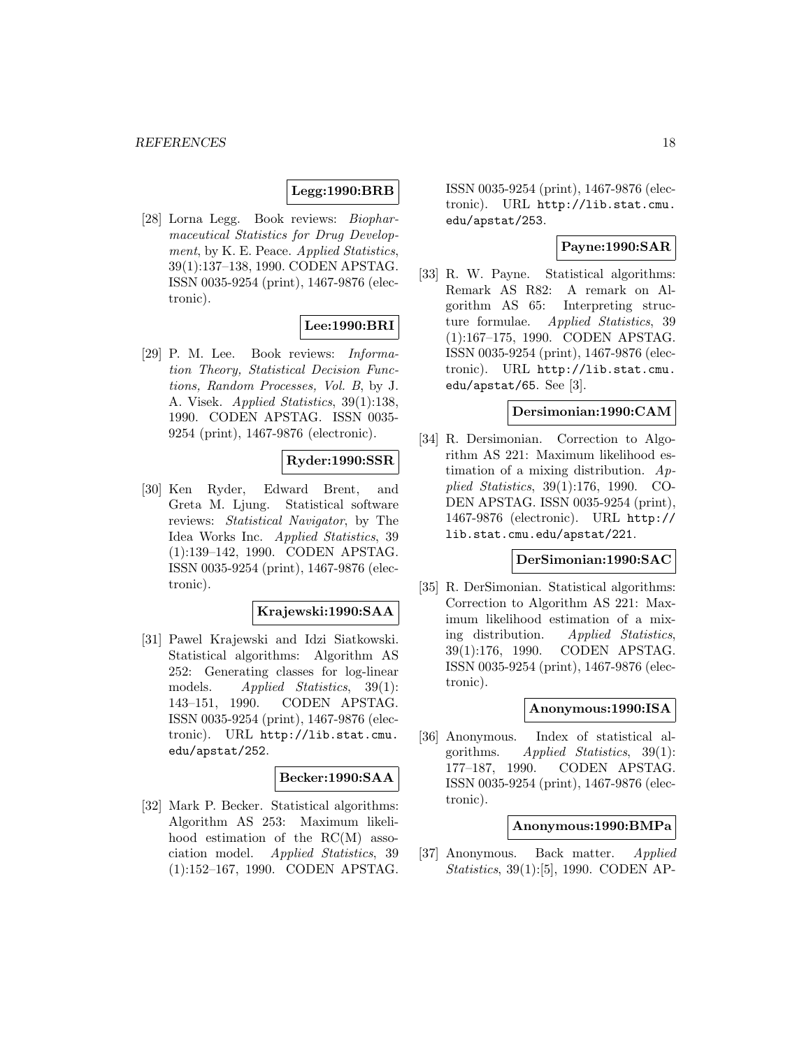**Legg:1990:BRB**

[28] Lorna Legg. Book reviews: *Biopharmaceutical Statistics for Drug Development*, by K. E. Peace. *Applied Statistics*, 39(1):137–138, 1990. CODEN APSTAG. ISSN 0035-9254 (print), 1467-9876 (electronic).

**Lee:1990:BRI**

[29] P. M. Lee. Book reviews: *Information Theory, Statistical Decision Functions, Random Processes, Vol. B*, by J. A. Visek. *Applied Statistics*, 39(1):138, 1990. CODEN APSTAG. ISSN 0035-9254 (print), 1467-9876 (electronic).

**Ryder:1990:SSR**

[30] Ken Ryder, Edward Brent, and Greta M. Ljung. Statistical software reviews: *Statistical Navigator*, by The Idea Works Inc. *Applied Statistics*, 39 (1):139–142, 1990. CODEN APSTAG. ISSN 0035-9254 (print), 1467-9876 (electronic).

**Krajewski:1990:SAA**

[31] Pawel Krajewski and Idzi Siatkowski. Statistical algorithms: Algorithm AS 252: Generating classes for log-linear models. *Applied Statistics*, 39(1): 143–151, 1990. CODEN APSTAG. ISSN 0035-9254 (print), 1467-9876 (electronic). URL http://lib.stat.cmu.edu/apstat/252.

**Becker:1990:SAA**

[32] Mark P. Becker. Statistical algorithms: Algorithm AS 253: Maximum likelihood estimation of the RC(M) association model. *Applied Statistics*, 39 (1):152–167, 1990. CODEN APSTAG. ISSN 0035-9254 (print), 1467-9876 (electronic). URL http://lib.stat.cmu.edu/apstat/253.

**Payne:1990:SAR**

[33] R. W. Payne. Statistical algorithms: Remark AS R82: A remark on Algorithm AS 65: Interpreting structure formulae. *Applied Statistics*, 39 (1):167–175, 1990. CODEN APSTAG. ISSN 0035-9254 (print), 1467-9876 (electronic). URL http://lib.stat.cmu.edu/apstat/65. See [3].

**Dersimonian:1990:CAM**

[34] R. Dersimonian. Correction to Algorithm AS 221: Maximum likelihood estimation of a mixing distribution. *Applied Statistics*, 39(1):176, 1990. CODEN APSTAG. ISSN 0035-9254 (print), 1467-9876 (electronic). URL http://lib.stat.cmu.edu/apstat/221.

**DerSimonian:1990:SAC**

[35] R. DerSimonian. Statistical algorithms: Correction to Algorithm AS 221: Maximum likelihood estimation of a mixing distribution. *Applied Statistics*, 39(1):176, 1990. CODEN APSTAG. ISSN 0035-9254 (print), 1467-9876 (electronic).

**Anonymous:1990:ISA**

[36] Anonymous. Index of statistical algorithms. *Applied Statistics*, 39(1): 177–187, 1990. CODEN APSTAG. ISSN 0035-9254 (print), 1467-9876 (electronic).

**Anonymous:1990:BMPa**

[37] Anonymous. Back matter. *Applied Statistics*, 39(1):[5], 1990. CODEN AP-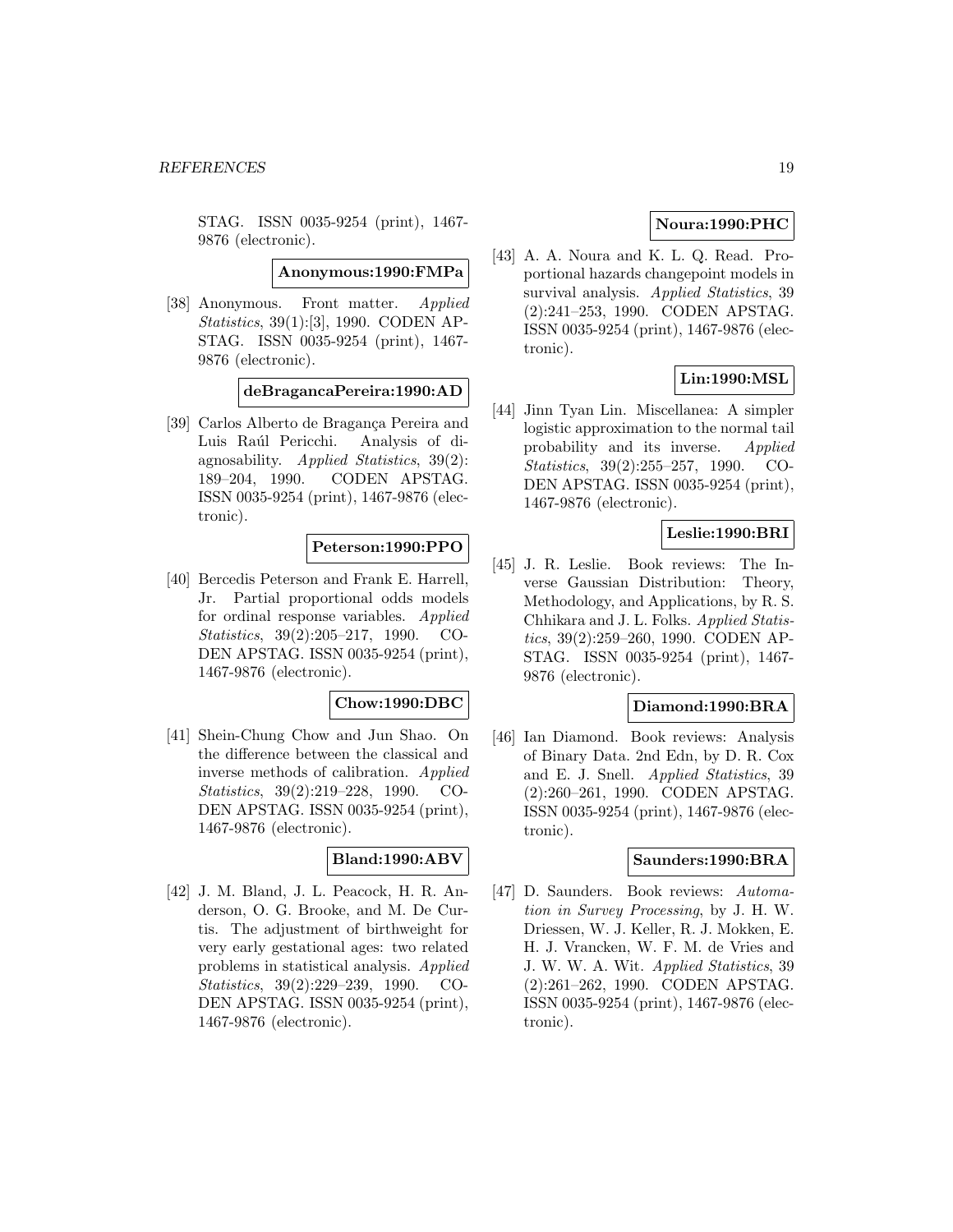STAG. ISSN 0035-9254 (print), 1467-9876 (electronic).

**Anonymous:1990:FMPa**

[38] Anonymous. Front matter. *Applied Statistics*, 39(1):[3], 1990. CODEN APSTAG. ISSN 0035-9254 (print), 1467-9876 (electronic).

**deBragancaPereira:1990:AD**

[39] Carlos Alberto de Bragança Pereira and Luis Raúl Pericchi. Analysis of diagnosability. *Applied Statistics*, 39(2): 189–204, 1990. CODEN APSTAG. ISSN 0035-9254 (print), 1467-9876 (electronic).

**Peterson:1990:PPO**

[40] Bercedis Peterson and Frank E. Harrell, Jr. Partial proportional odds models for ordinal response variables. *Applied Statistics*, 39(2):205–217, 1990. CODEN APSTAG. ISSN 0035-9254 (print), 1467-9876 (electronic).

**Chow:1990:DBC**

[41] Shein-Chung Chow and Jun Shao. On the difference between the classical and inverse methods of calibration. *Applied Statistics*, 39(2):219–228, 1990. CODEN APSTAG. ISSN 0035-9254 (print), 1467-9876 (electronic).

**Bland:1990:ABV**

[42] J. M. Bland, J. L. Peacock, H. R. Anderson, O. G. Brooke, and M. De Curtis. The adjustment of birthweight for very early gestational ages: two related problems in statistical analysis. *Applied Statistics*, 39(2):229–239, 1990. CODEN APSTAG. ISSN 0035-9254 (print), 1467-9876 (electronic).

**Noura:1990:PHC**

[43] A. A. Noura and K. L. Q. Read. Proportional hazards changepoint models in survival analysis. *Applied Statistics*, 39 (2):241–253, 1990. CODEN APSTAG. ISSN 0035-9254 (print), 1467-9876 (electronic).

**Lin:1990:MSL**

[44] Jinn Tyan Lin. Miscellanea: A simpler logistic approximation to the normal tail probability and its inverse. *Applied Statistics*, 39(2):255–257, 1990. CODEN APSTAG. ISSN 0035-9254 (print), 1467-9876 (electronic).

**Leslie:1990:BRI**

[45] J. R. Leslie. Book reviews: The Inverse Gaussian Distribution: Theory, Methodology, and Applications, by R. S. Chhikara and J. L. Folks. *Applied Statistics*, 39(2):259–260, 1990. CODEN APSTAG. ISSN 0035-9254 (print), 1467-9876 (electronic).

**Diamond:1990:BRA**

[46] Ian Diamond. Book reviews: Analysis of Binary Data. 2nd Edn, by D. R. Cox and E. J. Snell. *Applied Statistics*, 39 (2):260–261, 1990. CODEN APSTAG. ISSN 0035-9254 (print), 1467-9876 (electronic).

**Saunders:1990:BRA**

[47] D. Saunders. Book reviews: *Automation in Survey Processing*, by J. H. W. Driessen, W. J. Keller, R. J. Mokken, E. H. J. Vrancken, W. F. M. de Vries and J. W. W. A. Wit. *Applied Statistics*, 39 (2):261–262, 1990. CODEN APSTAG. ISSN 0035-9254 (print), 1467-9876 (electronic).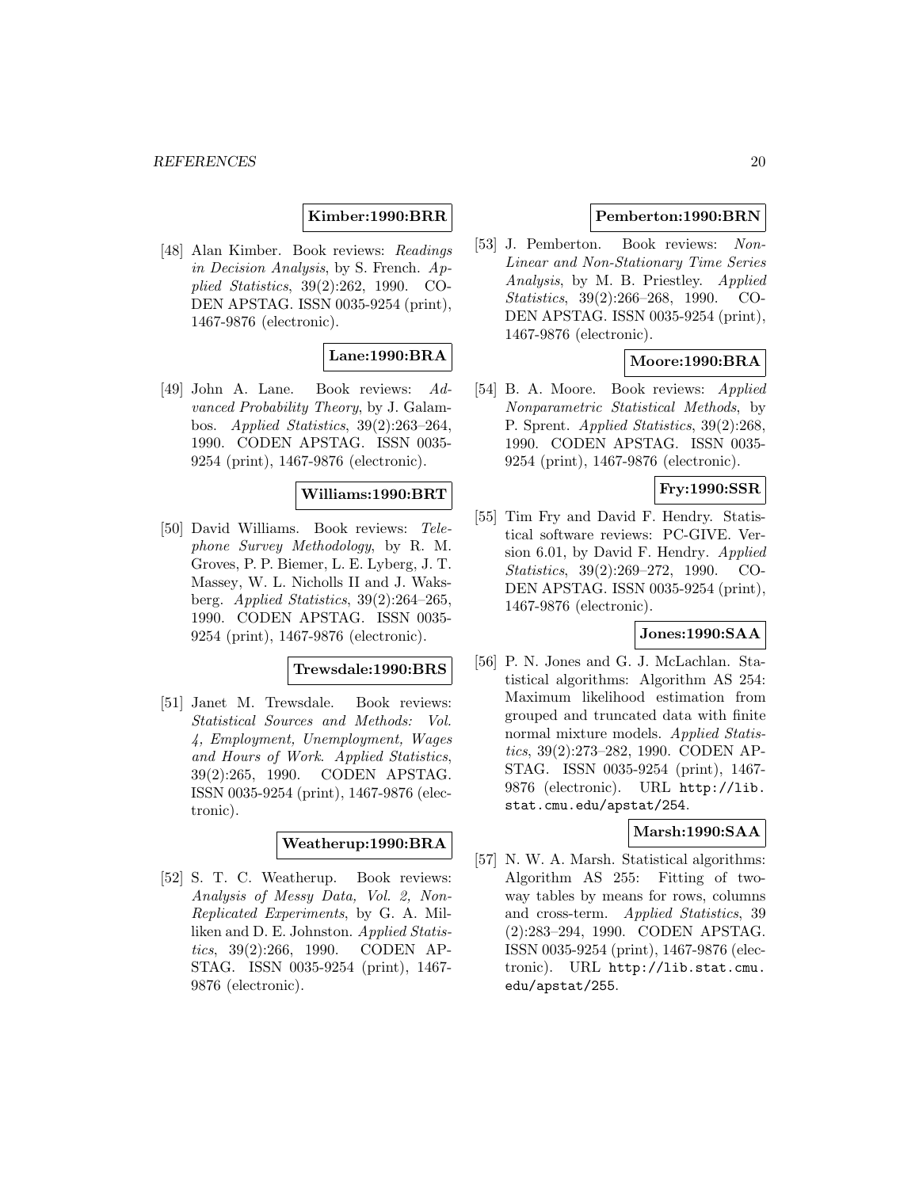**Kimber:1990:BRR**

[48] Alan Kimber. Book reviews: *Readings in Decision Analysis*, by S. French. *Applied Statistics*, 39(2):262, 1990. CODEN APSTAG. ISSN 0035-9254 (print), 1467-9876 (electronic).

**Lane:1990:BRA**

[49] John A. Lane. Book reviews: *Advanced Probability Theory*, by J. Galambos. *Applied Statistics*, 39(2):263–264, 1990. CODEN APSTAG. ISSN 0035-9254 (print), 1467-9876 (electronic).

**Williams:1990:BRT**

[50] David Williams. Book reviews: *Telephone Survey Methodology*, by R. M. Groves, P. P. Biemer, L. E. Lyberg, J. T. Massey, W. L. Nicholls II and J. Waksberg. *Applied Statistics*, 39(2):264–265, 1990. CODEN APSTAG. ISSN 0035-9254 (print), 1467-9876 (electronic).

**Trewsdale:1990:BRS**

[51] Janet M. Trewsdale. Book reviews: *Statistical Sources and Methods: Vol. 4, Employment, Unemployment, Wages and Hours of Work*. *Applied Statistics*, 39(2):265, 1990. CODEN APSTAG. ISSN 0035-9254 (print), 1467-9876 (electronic).

**Weatherup:1990:BRA**

[52] S. T. C. Weatherup. Book reviews: *Analysis of Messy Data, Vol. 2, Non-Replicated Experiments*, by G. A. Milliken and D. E. Johnston. *Applied Statistics*, 39(2):266, 1990. CODEN APSTAG. ISSN 0035-9254 (print), 1467-9876 (electronic).

**Pemberton:1990:BRN**

[53] J. Pemberton. Book reviews: *Non-Linear and Non-Stationary Time Series Analysis*, by M. B. Priestley. *Applied Statistics*, 39(2):266–268, 1990. CODEN APSTAG. ISSN 0035-9254 (print), 1467-9876 (electronic).

**Moore:1990:BRA**

[54] B. A. Moore. Book reviews: *Applied Nonparametric Statistical Methods*, by P. Sprent. *Applied Statistics*, 39(2):268, 1990. CODEN APSTAG. ISSN 0035-9254 (print), 1467-9876 (electronic).

**Fry:1990:SSR**

[55] Tim Fry and David F. Hendry. Statistical software reviews: PC-GIVE. Version 6.01, by David F. Hendry. *Applied Statistics*, 39(2):269–272, 1990. CODEN APSTAG. ISSN 0035-9254 (print), 1467-9876 (electronic).

**Jones:1990:SAA**

[56] P. N. Jones and G. J. McLachlan. Statistical algorithms: Algorithm AS 254: Maximum likelihood estimation from grouped and truncated data with finite normal mixture models. *Applied Statistics*, 39(2):273–282, 1990. CODEN APSTAG. ISSN 0035-9254 (print), 1467-9876 (electronic). URL http://lib.stat.cmu.edu/apstat/254.

**Marsh:1990:SAA**

[57] N. W. A. Marsh. Statistical algorithms: Algorithm AS 255: Fitting of two-way tables by means for rows, columns and cross-term. *Applied Statistics*, 39 (2):283–294, 1990. CODEN APSTAG. ISSN 0035-9254 (print), 1467-9876 (electronic). URL http://lib.stat.cmu.edu/apstat/255.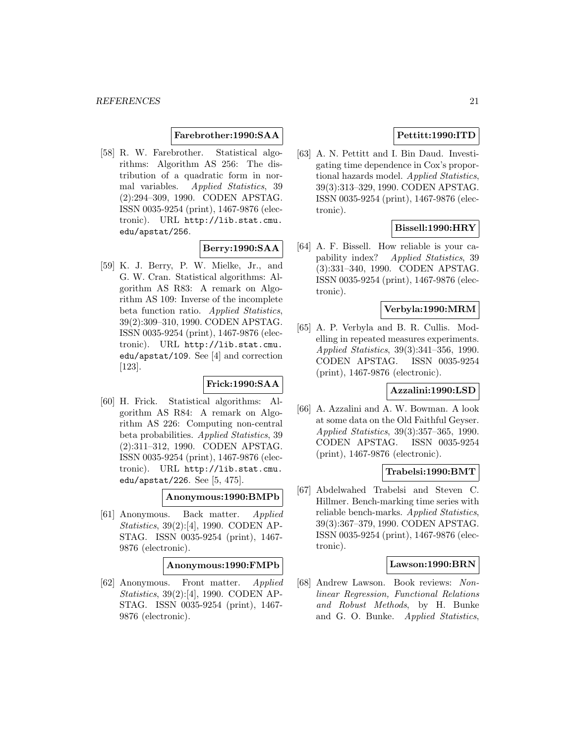**Farebrother:1990:SAA**

[58] R. W. Farebrother. Statistical algorithms: Algorithm AS 256: The distribution of a quadratic form in normal variables. *Applied Statistics*, 39 (2):294–309, 1990. CODEN APSTAG. ISSN 0035-9254 (print), 1467-9876 (electronic). URL `http://lib.stat.cmu.edu/apstat/256`.

**Berry:1990:SAA**

[59] K. J. Berry, P. W. Mielke, Jr., and G. W. Cran. Statistical algorithms: Algorithm AS R83: A remark on Algorithm AS 109: Inverse of the incomplete beta function ratio. *Applied Statistics*, 39(2):309–310, 1990. CODEN APSTAG. ISSN 0035-9254 (print), 1467-9876 (electronic). URL `http://lib.stat.cmu.edu/apstat/109`. See [4] and correction [123].

**Frick:1990:SAA**

[60] H. Frick. Statistical algorithms: Algorithm AS R84: A remark on Algorithm AS 226: Computing non-central beta probabilities. *Applied Statistics*, 39 (2):311–312, 1990. CODEN APSTAG. ISSN 0035-9254 (print), 1467-9876 (electronic). URL `http://lib.stat.cmu.edu/apstat/226`. See [5, 475].

**Anonymous:1990:BMPb**

[61] Anonymous. Back matter. *Applied Statistics*, 39(2):[4], 1990. CODEN APSTAG. ISSN 0035-9254 (print), 1467-9876 (electronic).

**Anonymous:1990:FMPb**

[62] Anonymous. Front matter. *Applied Statistics*, 39(2):[4], 1990. CODEN APSTAG. ISSN 0035-9254 (print), 1467-9876 (electronic).

**Pettitt:1990:ITD**

[63] A. N. Pettitt and I. Bin Daud. Investigating time dependence in Cox's proportional hazards model. *Applied Statistics*, 39(3):313–329, 1990. CODEN APSTAG. ISSN 0035-9254 (print), 1467-9876 (electronic).

**Bissell:1990:HRY**

[64] A. F. Bissell. How reliable is your capability index? *Applied Statistics*, 39 (3):331–340, 1990. CODEN APSTAG. ISSN 0035-9254 (print), 1467-9876 (electronic).

**Verbyla:1990:MRM**

[65] A. P. Verbyla and B. R. Cullis. Modelling in repeated measures experiments. *Applied Statistics*, 39(3):341–356, 1990. CODEN APSTAG. ISSN 0035-9254 (print), 1467-9876 (electronic).

**Azzalini:1990:LSD**

[66] A. Azzalini and A. W. Bowman. A look at some data on the Old Faithful Geyser. *Applied Statistics*, 39(3):357–365, 1990. CODEN APSTAG. ISSN 0035-9254 (print), 1467-9876 (electronic).

**Trabelsi:1990:BMT**

[67] Abdelwahed Trabelsi and Steven C. Hillmer. Bench-marking time series with reliable bench-marks. *Applied Statistics*, 39(3):367–379, 1990. CODEN APSTAG. ISSN 0035-9254 (print), 1467-9876 (electronic).

**Lawson:1990:BRN**

[68] Andrew Lawson. Book reviews: *Nonlinear Regression, Functional Relations and Robust Methods*, by H. Bunke and G. O. Bunke. *Applied Statistics*,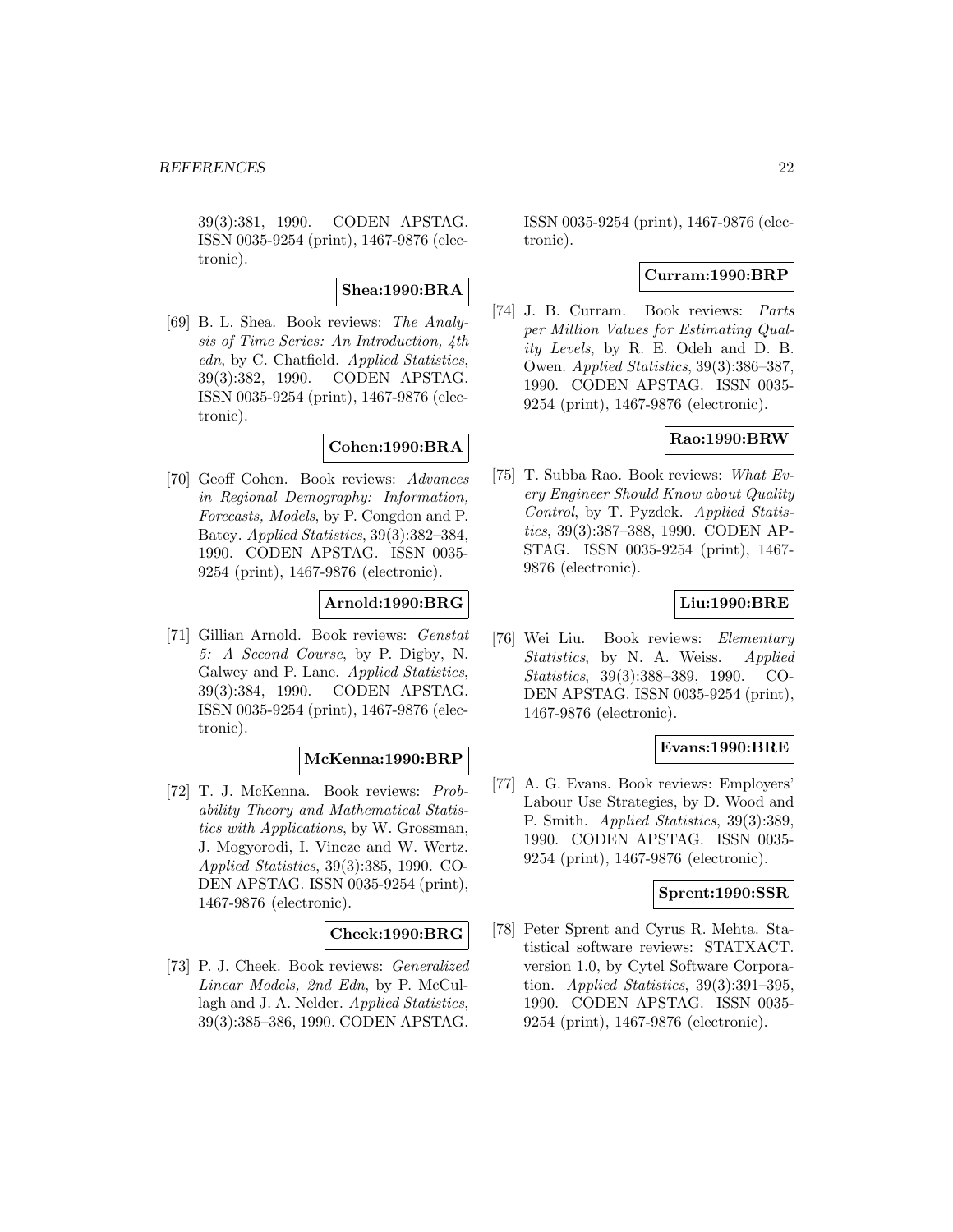39(3):381, 1990. CODEN APSTAG. ISSN 0035-9254 (print), 1467-9876 (electronic).

**Shea:1990:BRA**

[69] B. L. Shea. Book reviews: *The Analysis of Time Series: An Introduction, 4th edn*, by C. Chatfield. *Applied Statistics*, 39(3):382, 1990. CODEN APSTAG. ISSN 0035-9254 (print), 1467-9876 (electronic).

**Cohen:1990:BRA**

[70] Geoff Cohen. Book reviews: *Advances in Regional Demography: Information, Forecasts, Models*, by P. Congdon and P. Batey. *Applied Statistics*, 39(3):382–384, 1990. CODEN APSTAG. ISSN 0035-9254 (print), 1467-9876 (electronic).

**Arnold:1990:BRG**

[71] Gillian Arnold. Book reviews: *Genstat 5: A Second Course*, by P. Digby, N. Galwey and P. Lane. *Applied Statistics*, 39(3):384, 1990. CODEN APSTAG. ISSN 0035-9254 (print), 1467-9876 (electronic).

**McKenna:1990:BRP**

[72] T. J. McKenna. Book reviews: *Probability Theory and Mathematical Statistics with Applications*, by W. Grossman, J. Mogyorodi, I. Vincze and W. Wertz. *Applied Statistics*, 39(3):385, 1990. CODEN APSTAG. ISSN 0035-9254 (print), 1467-9876 (electronic).

**Cheek:1990:BRG**

[73] P. J. Cheek. Book reviews: *Generalized Linear Models, 2nd Edn*, by P. McCullagh and J. A. Nelder. *Applied Statistics*, 39(3):385–386, 1990. CODEN APSTAG. ISSN 0035-9254 (print), 1467-9876 (electronic).

**Curram:1990:BRP**

[74] J. B. Curram. Book reviews: *Parts per Million Values for Estimating Quality Levels*, by R. E. Odeh and D. B. Owen. *Applied Statistics*, 39(3):386–387, 1990. CODEN APSTAG. ISSN 0035-9254 (print), 1467-9876 (electronic).

**Rao:1990:BRW**

[75] T. Subba Rao. Book reviews: *What Every Engineer Should Know about Quality Control*, by T. Pyzdek. *Applied Statistics*, 39(3):387–388, 1990. CODEN APSTAG. ISSN 0035-9254 (print), 1467-9876 (electronic).

**Liu:1990:BRE**

[76] Wei Liu. Book reviews: *Elementary Statistics*, by N. A. Weiss. *Applied Statistics*, 39(3):388–389, 1990. CODEN APSTAG. ISSN 0035-9254 (print), 1467-9876 (electronic).

**Evans:1990:BRE**

[77] A. G. Evans. Book reviews: Employers' Labour Use Strategies, by D. Wood and P. Smith. *Applied Statistics*, 39(3):389, 1990. CODEN APSTAG. ISSN 0035-9254 (print), 1467-9876 (electronic).

**Sprent:1990:SSR**

[78] Peter Sprent and Cyrus R. Mehta. Statistical software reviews: STATXACT. version 1.0, by Cytel Software Corporation. *Applied Statistics*, 39(3):391–395, 1990. CODEN APSTAG. ISSN 0035-9254 (print), 1467-9876 (electronic).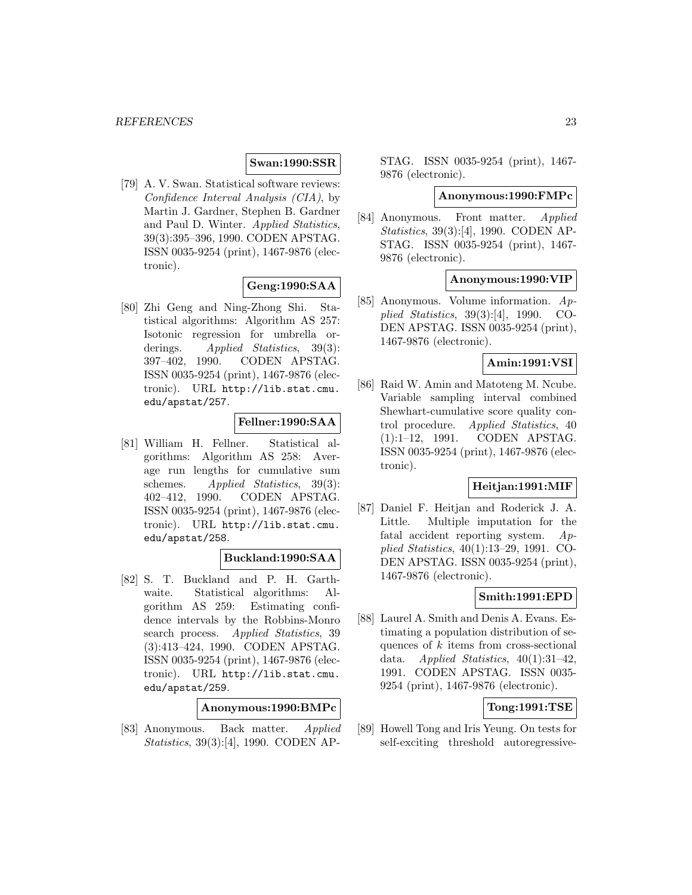**Swan:1990:SSR**

[79] A. V. Swan. Statistical software reviews: *Confidence Interval Analysis (CIA)*, by Martin J. Gardner, Stephen B. Gardner and Paul D. Winter. *Applied Statistics*, 39(3):395–396, 1990. CODEN APSTAG. ISSN 0035-9254 (print), 1467-9876 (electronic).

**Geng:1990:SAA**

[80] Zhi Geng and Ning-Zhong Shi. Statistical algorithms: Algorithm AS 257: Isotonic regression for umbrella orderings. *Applied Statistics*, 39(3): 397–402, 1990. CODEN APSTAG. ISSN 0035-9254 (print), 1467-9876 (electronic). URL http://lib.stat.cmu.edu/apstat/257.

**Fellner:1990:SAA**

[81] William H. Fellner. Statistical algorithms: Algorithm AS 258: Average run lengths for cumulative sum schemes. *Applied Statistics*, 39(3): 402–412, 1990. CODEN APSTAG. ISSN 0035-9254 (print), 1467-9876 (electronic). URL http://lib.stat.cmu.edu/apstat/258.

**Buckland:1990:SAA**

[82] S. T. Buckland and P. H. Garthwaite. Statistical algorithms: Algorithm AS 259: Estimating confidence intervals by the Robbins-Monro search process. *Applied Statistics*, 39 (3):413–424, 1990. CODEN APSTAG. ISSN 0035-9254 (print), 1467-9876 (electronic). URL http://lib.stat.cmu.edu/apstat/259.

**Anonymous:1990:BMPc**

[83] Anonymous. Back matter. *Applied Statistics*, 39(3):[4], 1990. CODEN APSTAG. ISSN 0035-9254 (print), 1467-9876 (electronic).

**Anonymous:1990:FMPc**

[84] Anonymous. Front matter. *Applied Statistics*, 39(3):[4], 1990. CODEN APSTAG. ISSN 0035-9254 (print), 1467-9876 (electronic).

**Anonymous:1990:VIP**

[85] Anonymous. Volume information. *Applied Statistics*, 39(3):[4], 1990. CODEN APSTAG. ISSN 0035-9254 (print), 1467-9876 (electronic).

**Amin:1991:VSI**

[86] Raid W. Amin and Matoteng M. Ncube. Variable sampling interval combined Shewhart-cumulative score quality control procedure. *Applied Statistics*, 40 (1):1–12, 1991. CODEN APSTAG. ISSN 0035-9254 (print), 1467-9876 (electronic).

**Heitjan:1991:MIF**

[87] Daniel F. Heitjan and Roderick J. A. Little. Multiple imputation for the fatal accident reporting system. *Applied Statistics*, 40(1):13–29, 1991. CODEN APSTAG. ISSN 0035-9254 (print), 1467-9876 (electronic).

**Smith:1991:EPD**

[88] Laurel A. Smith and Denis A. Evans. Estimating a population distribution of sequences of $k$ items from cross-sectional data. *Applied Statistics*, 40(1):31–42, 1991. CODEN APSTAG. ISSN 0035-9254 (print), 1467-9876 (electronic).

**Tong:1991:TSE**

[89] Howell Tong and Iris Yeung. On tests for self-exciting threshold autoregressive-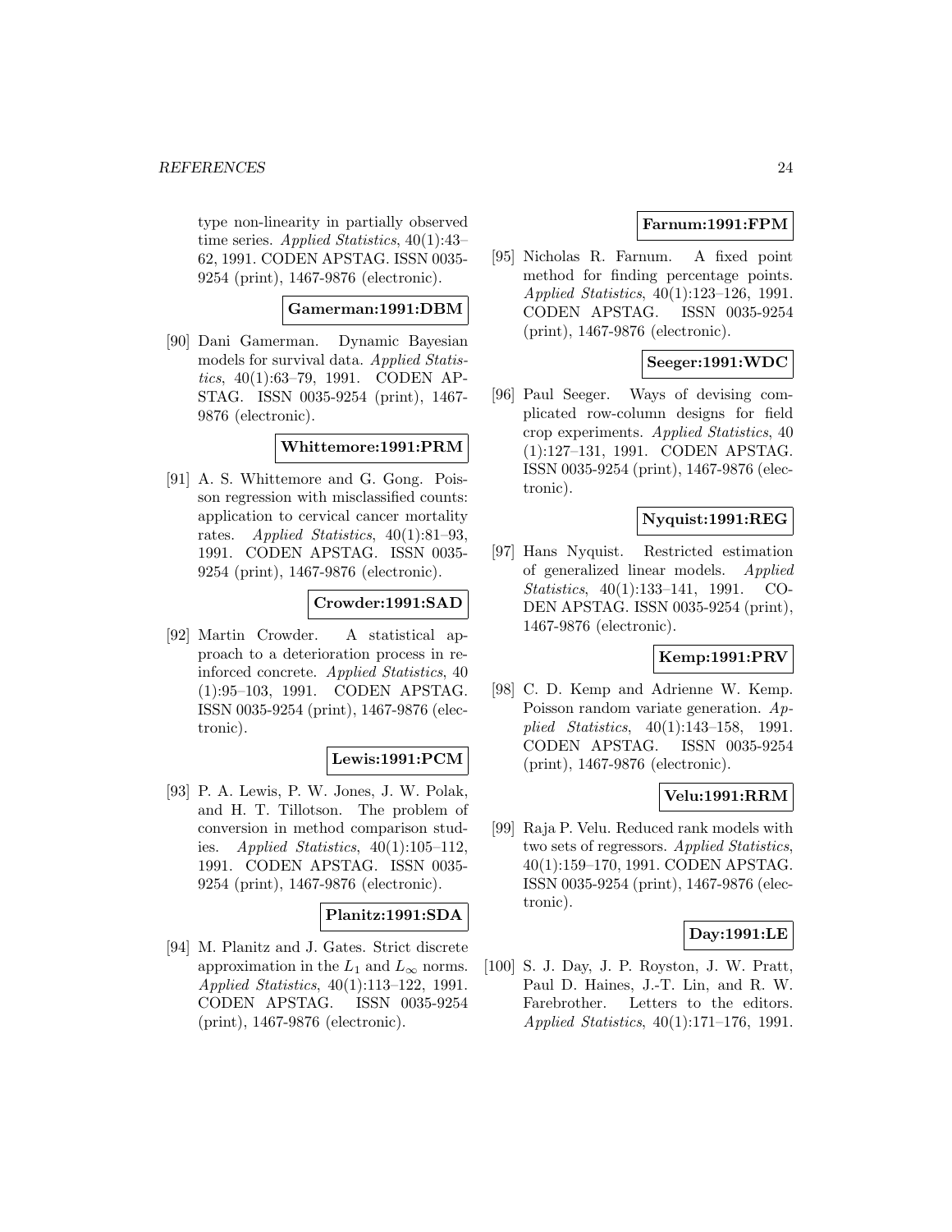type non-linearity in partially observed time series. *Applied Statistics*, 40(1):43–62, 1991. CODEN APSTAG. ISSN 0035-9254 (print), 1467-9876 (electronic).

**Gamerman:1991:DBM**

[90] Dani Gamerman. Dynamic Bayesian models for survival data. *Applied Statistics*, 40(1):63–79, 1991. CODEN APSTAG. ISSN 0035-9254 (print), 1467-9876 (electronic).

**Whittemore:1991:PRM**

[91] A. S. Whittemore and G. Gong. Poisson regression with misclassified counts: application to cervical cancer mortality rates. *Applied Statistics*, 40(1):81–93, 1991. CODEN APSTAG. ISSN 0035-9254 (print), 1467-9876 (electronic).

**Crowder:1991:SAD**

[92] Martin Crowder. A statistical approach to a deterioration process in reinforced concrete. *Applied Statistics*, 40 (1):95–103, 1991. CODEN APSTAG. ISSN 0035-9254 (print), 1467-9876 (electronic).

**Lewis:1991:PCM**

[93] P. A. Lewis, P. W. Jones, J. W. Polak, and H. T. Tillotson. The problem of conversion in method comparison studies. *Applied Statistics*, 40(1):105–112, 1991. CODEN APSTAG. ISSN 0035-9254 (print), 1467-9876 (electronic).

**Planitz:1991:SDA**

[94] M. Planitz and J. Gates. Strict discrete approximation in the $L_1$ and $L_\infty$ norms. *Applied Statistics*, 40(1):113–122, 1991. CODEN APSTAG. ISSN 0035-9254 (print), 1467-9876 (electronic).

**Farnum:1991:FPM**

[95] Nicholas R. Farnum. A fixed point method for finding percentage points. *Applied Statistics*, 40(1):123–126, 1991. CODEN APSTAG. ISSN 0035-9254 (print), 1467-9876 (electronic).

**Seeger:1991:WDC**

[96] Paul Seeger. Ways of devising complicated row-column designs for field crop experiments. *Applied Statistics*, 40 (1):127–131, 1991. CODEN APSTAG. ISSN 0035-9254 (print), 1467-9876 (electronic).

**Nyquist:1991:REG**

[97] Hans Nyquist. Restricted estimation of generalized linear models. *Applied Statistics*, 40(1):133–141, 1991. CODEN APSTAG. ISSN 0035-9254 (print), 1467-9876 (electronic).

**Kemp:1991:PRV**

[98] C. D. Kemp and Adrienne W. Kemp. Poisson random variate generation. *Applied Statistics*, 40(1):143–158, 1991. CODEN APSTAG. ISSN 0035-9254 (print), 1467-9876 (electronic).

**Velu:1991:RRM**

[99] Raja P. Velu. Reduced rank models with two sets of regressors. *Applied Statistics*, 40(1):159–170, 1991. CODEN APSTAG. ISSN 0035-9254 (print), 1467-9876 (electronic).

**Day:1991:LE**

[100] S. J. Day, J. P. Royston, J. W. Pratt, Paul D. Haines, J.-T. Lin, and R. W. Farebrother. Letters to the editors. *Applied Statistics*, 40(1):171–176, 1991.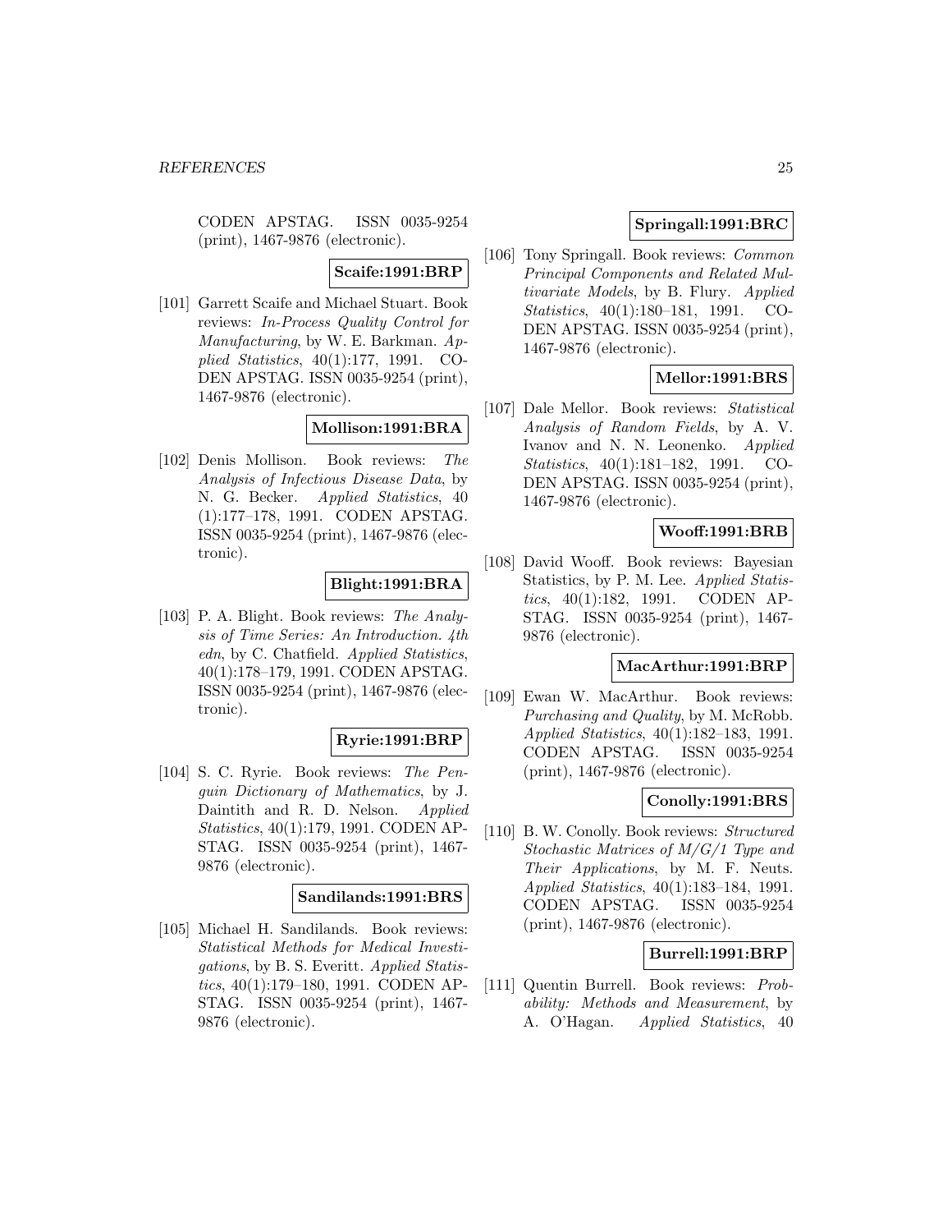CODEN APSTAG. ISSN 0035-9254 (print), 1467-9876 (electronic).

**Scaife:1991:BRP**

[101] Garrett Scaife and Michael Stuart. Book reviews: *In-Process Quality Control for Manufacturing*, by W. E. Barkman. *Applied Statistics*, 40(1):177, 1991. CODEN APSTAG. ISSN 0035-9254 (print), 1467-9876 (electronic).

**Mollison:1991:BRA**

[102] Denis Mollison. Book reviews: *The Analysis of Infectious Disease Data*, by N. G. Becker. *Applied Statistics*, 40 (1):177–178, 1991. CODEN APSTAG. ISSN 0035-9254 (print), 1467-9876 (electronic).

**Blight:1991:BRA**

[103] P. A. Blight. Book reviews: *The Analysis of Time Series: An Introduction. 4th edn*, by C. Chatfield. *Applied Statistics*, 40(1):178–179, 1991. CODEN APSTAG. ISSN 0035-9254 (print), 1467-9876 (electronic).

**Ryrie:1991:BRP**

[104] S. C. Ryrie. Book reviews: *The Penguin Dictionary of Mathematics*, by J. Daintith and R. D. Nelson. *Applied Statistics*, 40(1):179, 1991. CODEN APSTAG. ISSN 0035-9254 (print), 1467-9876 (electronic).

**Sandilands:1991:BRS**

[105] Michael H. Sandilands. Book reviews: *Statistical Methods for Medical Investigations*, by B. S. Everitt. *Applied Statistics*, 40(1):179–180, 1991. CODEN APSTAG. ISSN 0035-9254 (print), 1467-9876 (electronic).

**Springall:1991:BRC**

[106] Tony Springall. Book reviews: *Common Principal Components and Related Multivariate Models*, by B. Flury. *Applied Statistics*, 40(1):180–181, 1991. CODEN APSTAG. ISSN 0035-9254 (print), 1467-9876 (electronic).

**Mellor:1991:BRS**

[107] Dale Mellor. Book reviews: *Statistical Analysis of Random Fields*, by A. V. Ivanov and N. N. Leonenko. *Applied Statistics*, 40(1):181–182, 1991. CODEN APSTAG. ISSN 0035-9254 (print), 1467-9876 (electronic).

**Wooff:1991:BRB**

[108] David Wooff. Book reviews: Bayesian Statistics, by P. M. Lee. *Applied Statistics*, 40(1):182, 1991. CODEN APSTAG. ISSN 0035-9254 (print), 1467-9876 (electronic).

**MacArthur:1991:BRP**

[109] Ewan W. MacArthur. Book reviews: *Purchasing and Quality*, by M. McRobb. *Applied Statistics*, 40(1):182–183, 1991. CODEN APSTAG. ISSN 0035-9254 (print), 1467-9876 (electronic).

**Conolly:1991:BRS**

[110] B. W. Conolly. Book reviews: *Structured Stochastic Matrices of M/G/1 Type and Their Applications*, by M. F. Neuts. *Applied Statistics*, 40(1):183–184, 1991. CODEN APSTAG. ISSN 0035-9254 (print), 1467-9876 (electronic).

**Burrell:1991:BRP**

[111] Quentin Burrell. Book reviews: *Probability: Methods and Measurement*, by A. O'Hagan. *Applied Statistics*, 40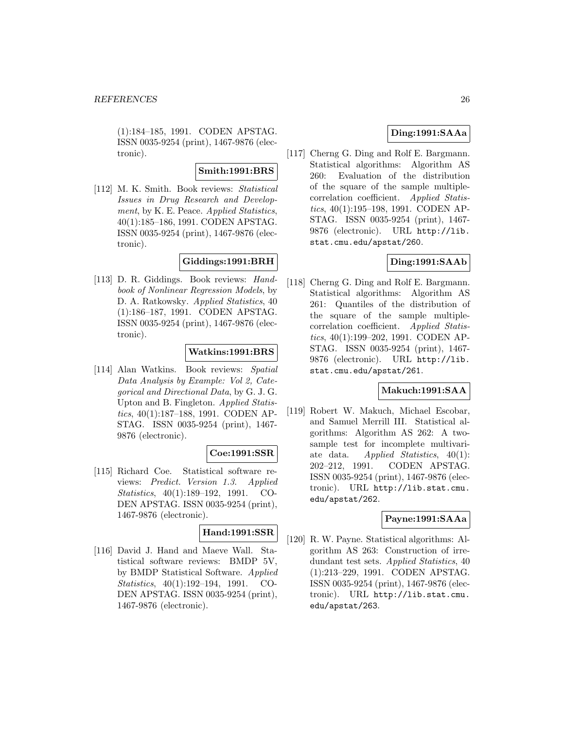(1):184–185, 1991. CODEN APSTAG. ISSN 0035-9254 (print), 1467-9876 (electronic).

**Smith:1991:BRS**

[112] M. K. Smith. Book reviews: *Statistical Issues in Drug Research and Development*, by K. E. Peace. *Applied Statistics*, 40(1):185–186, 1991. CODEN APSTAG. ISSN 0035-9254 (print), 1467-9876 (electronic).

**Giddings:1991:BRH**

[113] D. R. Giddings. Book reviews: *Handbook of Nonlinear Regression Models*, by D. A. Ratkowsky. *Applied Statistics*, 40 (1):186–187, 1991. CODEN APSTAG. ISSN 0035-9254 (print), 1467-9876 (electronic).

**Watkins:1991:BRS**

[114] Alan Watkins. Book reviews: *Spatial Data Analysis by Example: Vol 2, Categorical and Directional Data*, by G. J. G. Upton and B. Fingleton. *Applied Statistics*, 40(1):187–188, 1991. CODEN APSTAG. ISSN 0035-9254 (print), 1467-9876 (electronic).

**Coe:1991:SSR**

[115] Richard Coe. Statistical software reviews: *Predict. Version 1.3*. *Applied Statistics*, 40(1):189–192, 1991. CODEN APSTAG. ISSN 0035-9254 (print), 1467-9876 (electronic).

**Hand:1991:SSR**

[116] David J. Hand and Maeve Wall. Statistical software reviews: BMDP 5V, by BMDP Statistical Software. *Applied Statistics*, 40(1):192–194, 1991. CODEN APSTAG. ISSN 0035-9254 (print), 1467-9876 (electronic).

**Ding:1991:SAAa**

[117] Cherng G. Ding and Rolf E. Bargmann. Statistical algorithms: Algorithm AS 260: Evaluation of the distribution of the square of the sample multiple-correlation coefficient. *Applied Statistics*, 40(1):195–198, 1991. CODEN APSTAG. ISSN 0035-9254 (print), 1467-9876 (electronic). URL http://lib.stat.cmu.edu/apstat/260.

**Ding:1991:SAAb**

[118] Cherng G. Ding and Rolf E. Bargmann. Statistical algorithms: Algorithm AS 261: Quantiles of the distribution of the square of the sample multiple-correlation coefficient. *Applied Statistics*, 40(1):199–202, 1991. CODEN APSTAG. ISSN 0035-9254 (print), 1467-9876 (electronic). URL http://lib.stat.cmu.edu/apstat/261.

**Makuch:1991:SAA**

[119] Robert W. Makuch, Michael Escobar, and Samuel Merrill III. Statistical algorithms: Algorithm AS 262: A two-sample test for incomplete multivariate data. *Applied Statistics*, 40(1): 202–212, 1991. CODEN APSTAG. ISSN 0035-9254 (print), 1467-9876 (electronic). URL http://lib.stat.cmu.edu/apstat/262.

**Payne:1991:SAAa**

[120] R. W. Payne. Statistical algorithms: Algorithm AS 263: Construction of irredundant test sets. *Applied Statistics*, 40 (1):213–229, 1991. CODEN APSTAG. ISSN 0035-9254 (print), 1467-9876 (electronic). URL http://lib.stat.cmu.edu/apstat/263.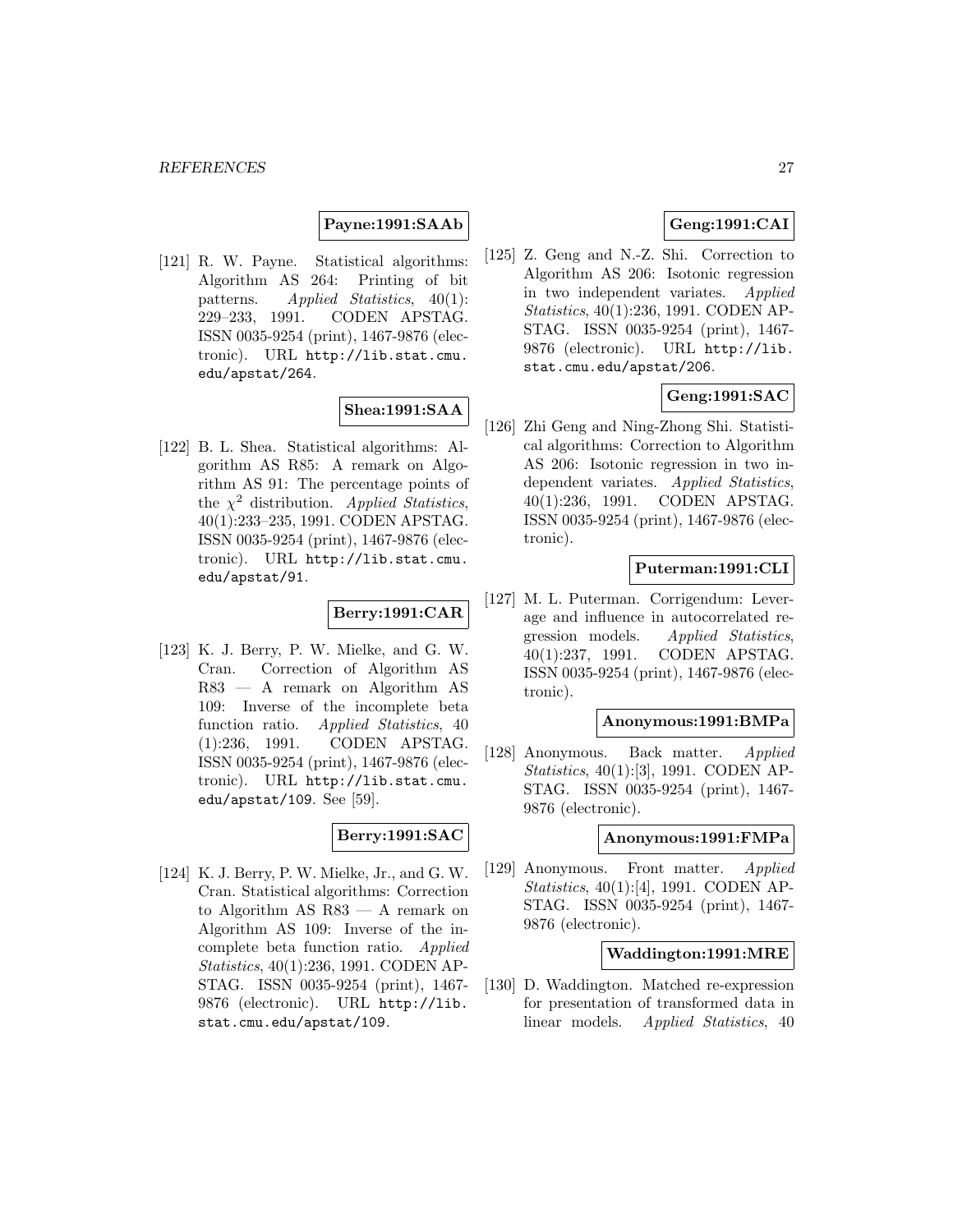**Payne:1991:SAAb**

[121] R. W. Payne. Statistical algorithms: Algorithm AS 264: Printing of bit patterns. *Applied Statistics*, 40(1): 229–233, 1991. CODEN APSTAG. ISSN 0035-9254 (print), 1467-9876 (electronic). URL http://lib.stat.cmu.edu/apstat/264.

**Shea:1991:SAA**

[122] B. L. Shea. Statistical algorithms: Algorithm AS R85: A remark on Algorithm AS 91: The percentage points of the $\chi^2$ distribution. *Applied Statistics*, 40(1):233–235, 1991. CODEN APSTAG. ISSN 0035-9254 (print), 1467-9876 (electronic). URL http://lib.stat.cmu.edu/apstat/91.

**Berry:1991:CAR**

[123] K. J. Berry, P. W. Mielke, and G. W. Cran. Correction of Algorithm AS R83 — A remark on Algorithm AS 109: Inverse of the incomplete beta function ratio. *Applied Statistics*, 40 (1):236, 1991. CODEN APSTAG. ISSN 0035-9254 (print), 1467-9876 (electronic). URL http://lib.stat.cmu.edu/apstat/109. See [59].

**Berry:1991:SAC**

[124] K. J. Berry, P. W. Mielke, Jr., and G. W. Cran. Statistical algorithms: Correction to Algorithm AS R83 — A remark on Algorithm AS 109: Inverse of the incomplete beta function ratio. *Applied Statistics*, 40(1):236, 1991. CODEN APSTAG. ISSN 0035-9254 (print), 1467-9876 (electronic). URL http://lib.stat.cmu.edu/apstat/109.

**Geng:1991:CAI**

[125] Z. Geng and N.-Z. Shi. Correction to Algorithm AS 206: Isotonic regression in two independent variates. *Applied Statistics*, 40(1):236, 1991. CODEN APSTAG. ISSN 0035-9254 (print), 1467-9876 (electronic). URL http://lib.stat.cmu.edu/apstat/206.

**Geng:1991:SAC**

[126] Zhi Geng and Ning-Zhong Shi. Statistical algorithms: Correction to Algorithm AS 206: Isotonic regression in two independent variates. *Applied Statistics*, 40(1):236, 1991. CODEN APSTAG. ISSN 0035-9254 (print), 1467-9876 (electronic).

**Puterman:1991:CLI**

[127] M. L. Puterman. Corrigendum: Leverage and influence in autocorrelated regression models. *Applied Statistics*, 40(1):237, 1991. CODEN APSTAG. ISSN 0035-9254 (print), 1467-9876 (electronic).

**Anonymous:1991:BMPa**

[128] Anonymous. Back matter. *Applied Statistics*, 40(1):[3], 1991. CODEN APSTAG. ISSN 0035-9254 (print), 1467-9876 (electronic).

**Anonymous:1991:FMPa**

[129] Anonymous. Front matter. *Applied Statistics*, 40(1):[4], 1991. CODEN APSTAG. ISSN 0035-9254 (print), 1467-9876 (electronic).

**Waddington:1991:MRE**

[130] D. Waddington. Matched re-expression for presentation of transformed data in linear models. *Applied Statistics*, 40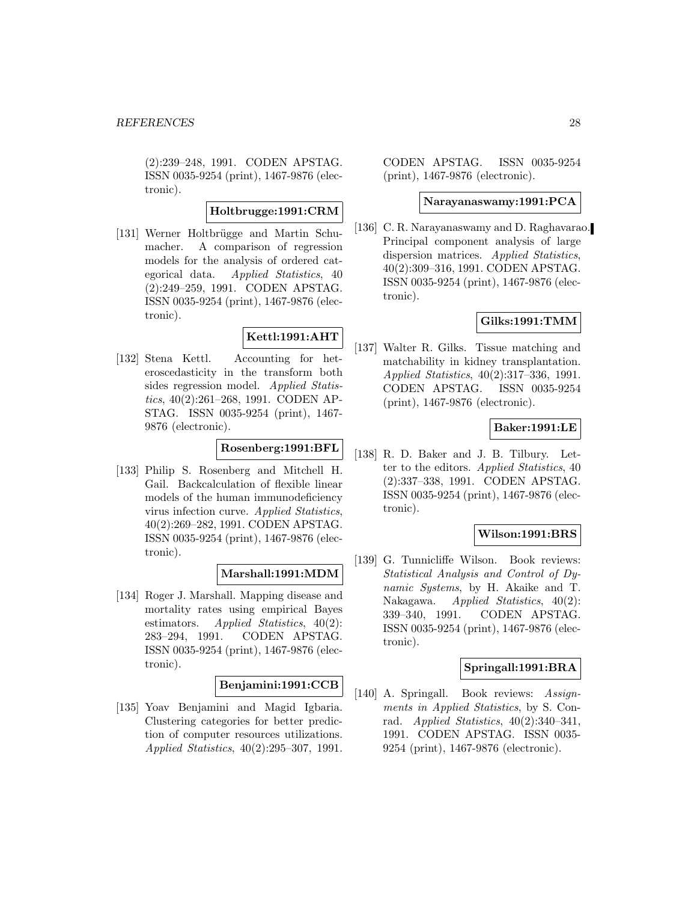(2):239–248, 1991. CODEN APSTAG. ISSN 0035-9254 (print), 1467-9876 (electronic).

**Holtbrugge:1991:CRM**

[131] Werner Holtbrügge and Martin Schumacher. A comparison of regression models for the analysis of ordered categorical data. *Applied Statistics*, 40 (2):249–259, 1991. CODEN APSTAG. ISSN 0035-9254 (print), 1467-9876 (electronic).

**Kettl:1991:AHT**

[132] Stena Kettl. Accounting for heteroscedasticity in the transform both sides regression model. *Applied Statistics*, 40(2):261–268, 1991. CODEN APSTAG. ISSN 0035-9254 (print), 1467-9876 (electronic).

**Rosenberg:1991:BFL**

[133] Philip S. Rosenberg and Mitchell H. Gail. Backcalculation of flexible linear models of the human immunodeficiency virus infection curve. *Applied Statistics*, 40(2):269–282, 1991. CODEN APSTAG. ISSN 0035-9254 (print), 1467-9876 (electronic).

**Marshall:1991:MDM**

[134] Roger J. Marshall. Mapping disease and mortality rates using empirical Bayes estimators. *Applied Statistics*, 40(2): 283–294, 1991. CODEN APSTAG. ISSN 0035-9254 (print), 1467-9876 (electronic).

**Benjamini:1991:CCB**

[135] Yoav Benjamini and Magid Igbaria. Clustering categories for better prediction of computer resources utilizations. *Applied Statistics*, 40(2):295–307, 1991. CODEN APSTAG. ISSN 0035-9254 (print), 1467-9876 (electronic).

**Narayanaswamy:1991:PCA**

[136] C. R. Narayanaswamy and D. Raghavarao. Principal component analysis of large dispersion matrices. *Applied Statistics*, 40(2):309–316, 1991. CODEN APSTAG. ISSN 0035-9254 (print), 1467-9876 (electronic).

**Gilks:1991:TMM**

[137] Walter R. Gilks. Tissue matching and matchability in kidney transplantation. *Applied Statistics*, 40(2):317–336, 1991. CODEN APSTAG. ISSN 0035-9254 (print), 1467-9876 (electronic).

**Baker:1991:LE**

[138] R. D. Baker and J. B. Tilbury. Letter to the editors. *Applied Statistics*, 40 (2):337–338, 1991. CODEN APSTAG. ISSN 0035-9254 (print), 1467-9876 (electronic).

**Wilson:1991:BRS**

[139] G. Tunnicliffe Wilson. Book reviews: *Statistical Analysis and Control of Dynamic Systems*, by H. Akaike and T. Nakagawa. *Applied Statistics*, 40(2): 339–340, 1991. CODEN APSTAG. ISSN 0035-9254 (print), 1467-9876 (electronic).

**Springall:1991:BRA**

[140] A. Springall. Book reviews: *Assignments in Applied Statistics*, by S. Conrad. *Applied Statistics*, 40(2):340–341, 1991. CODEN APSTAG. ISSN 0035-9254 (print), 1467-9876 (electronic).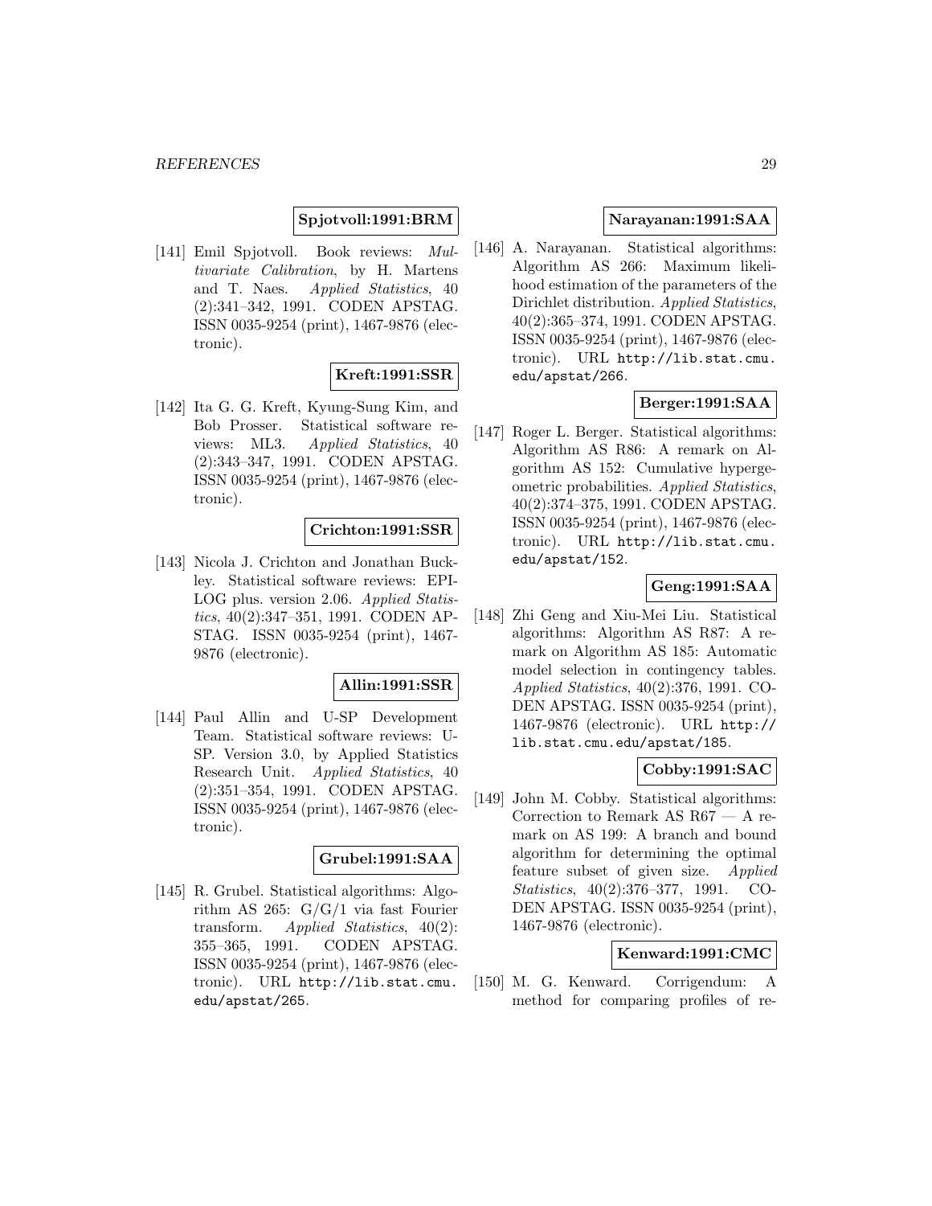**Spjotvoll:1991:BRM**

[141] Emil Spjotvoll. Book reviews: *Multivariate Calibration*, by H. Martens and T. Naes. *Applied Statistics*, 40 (2):341–342, 1991. CODEN APSTAG. ISSN 0035-9254 (print), 1467-9876 (electronic).

**Kreft:1991:SSR**

[142] Ita G. G. Kreft, Kyung-Sung Kim, and Bob Prosser. Statistical software reviews: ML3. *Applied Statistics*, 40 (2):343–347, 1991. CODEN APSTAG. ISSN 0035-9254 (print), 1467-9876 (electronic).

**Crichton:1991:SSR**

[143] Nicola J. Crichton and Jonathan Buckley. Statistical software reviews: EPI-LOG plus. version 2.06. *Applied Statistics*, 40(2):347–351, 1991. CODEN APSTAG. ISSN 0035-9254 (print), 1467-9876 (electronic).

**Allin:1991:SSR**

[144] Paul Allin and U-SP Development Team. Statistical software reviews: U-SP. Version 3.0, by Applied Statistics Research Unit. *Applied Statistics*, 40 (2):351–354, 1991. CODEN APSTAG. ISSN 0035-9254 (print), 1467-9876 (electronic).

**Grubel:1991:SAA**

[145] R. Grubel. Statistical algorithms: Algorithm AS 265: G/G/1 via fast Fourier transform. *Applied Statistics*, 40(2): 355–365, 1991. CODEN APSTAG. ISSN 0035-9254 (print), 1467-9876 (electronic). URL http://lib.stat.cmu.edu/apstat/265.

**Narayanan:1991:SAA**

[146] A. Narayanan. Statistical algorithms: Algorithm AS 266: Maximum likelihood estimation of the parameters of the Dirichlet distribution. *Applied Statistics*, 40(2):365–374, 1991. CODEN APSTAG. ISSN 0035-9254 (print), 1467-9876 (electronic). URL http://lib.stat.cmu.edu/apstat/266.

**Berger:1991:SAA**

[147] Roger L. Berger. Statistical algorithms: Algorithm AS R86: A remark on Algorithm AS 152: Cumulative hypergeometric probabilities. *Applied Statistics*, 40(2):374–375, 1991. CODEN APSTAG. ISSN 0035-9254 (print), 1467-9876 (electronic). URL http://lib.stat.cmu.edu/apstat/152.

**Geng:1991:SAA**

[148] Zhi Geng and Xiu-Mei Liu. Statistical algorithms: Algorithm AS R87: A remark on Algorithm AS 185: Automatic model selection in contingency tables. *Applied Statistics*, 40(2):376, 1991. CODEN APSTAG. ISSN 0035-9254 (print), 1467-9876 (electronic). URL http://lib.stat.cmu.edu/apstat/185.

**Cobby:1991:SAC**

[149] John M. Cobby. Statistical algorithms: Correction to Remark AS R67 — A remark on AS 199: A branch and bound algorithm for determining the optimal feature subset of given size. *Applied Statistics*, 40(2):376–377, 1991. CODEN APSTAG. ISSN 0035-9254 (print), 1467-9876 (electronic).

**Kenward:1991:CMC**

[150] M. G. Kenward. Corrigendum: A method for comparing profiles of re-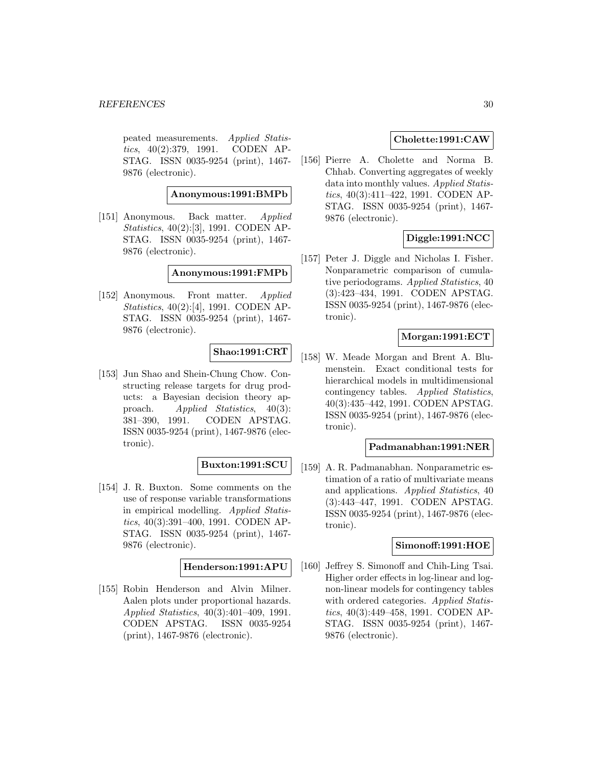peated measurements. *Applied Statistics*, 40(2):379, 1991. CODEN APSTAG. ISSN 0035-9254 (print), 1467-9876 (electronic).

**Anonymous:1991:BMPb**

[151] Anonymous. Back matter. *Applied Statistics*, 40(2):[3], 1991. CODEN APSTAG. ISSN 0035-9254 (print), 1467-9876 (electronic).

**Anonymous:1991:FMPb**

[152] Anonymous. Front matter. *Applied Statistics*, 40(2):[4], 1991. CODEN APSTAG. ISSN 0035-9254 (print), 1467-9876 (electronic).

**Shao:1991:CRT**

[153] Jun Shao and Shein-Chung Chow. Constructing release targets for drug products: a Bayesian decision theory approach. *Applied Statistics*, 40(3): 381–390, 1991. CODEN APSTAG. ISSN 0035-9254 (print), 1467-9876 (electronic).

**Buxton:1991:SCU**

[154] J. R. Buxton. Some comments on the use of response variable transformations in empirical modelling. *Applied Statistics*, 40(3):391–400, 1991. CODEN APSTAG. ISSN 0035-9254 (print), 1467-9876 (electronic).

**Henderson:1991:APU**

[155] Robin Henderson and Alvin Milner. Aalen plots under proportional hazards. *Applied Statistics*, 40(3):401–409, 1991. CODEN APSTAG. ISSN 0035-9254 (print), 1467-9876 (electronic).

**Cholette:1991:CAW**

[156] Pierre A. Cholette and Norma B. Chhab. Converting aggregates of weekly data into monthly values. *Applied Statistics*, 40(3):411–422, 1991. CODEN APSTAG. ISSN 0035-9254 (print), 1467-9876 (electronic).

**Diggle:1991:NCC**

[157] Peter J. Diggle and Nicholas I. Fisher. Nonparametric comparison of cumulative periodograms. *Applied Statistics*, 40 (3):423–434, 1991. CODEN APSTAG. ISSN 0035-9254 (print), 1467-9876 (electronic).

**Morgan:1991:ECT**

[158] W. Meade Morgan and Brent A. Blumenstein. Exact conditional tests for hierarchical models in multidimensional contingency tables. *Applied Statistics*, 40(3):435–442, 1991. CODEN APSTAG. ISSN 0035-9254 (print), 1467-9876 (electronic).

**Padmanabhan:1991:NER**

[159] A. R. Padmanabhan. Nonparametric estimation of a ratio of multivariate means and applications. *Applied Statistics*, 40 (3):443–447, 1991. CODEN APSTAG. ISSN 0035-9254 (print), 1467-9876 (electronic).

**Simonoff:1991:HOE**

[160] Jeffrey S. Simonoff and Chih-Ling Tsai. Higher order effects in log-linear and log-non-linear models for contingency tables with ordered categories. *Applied Statistics*, 40(3):449–458, 1991. CODEN APSTAG. ISSN 0035-9254 (print), 1467-9876 (electronic).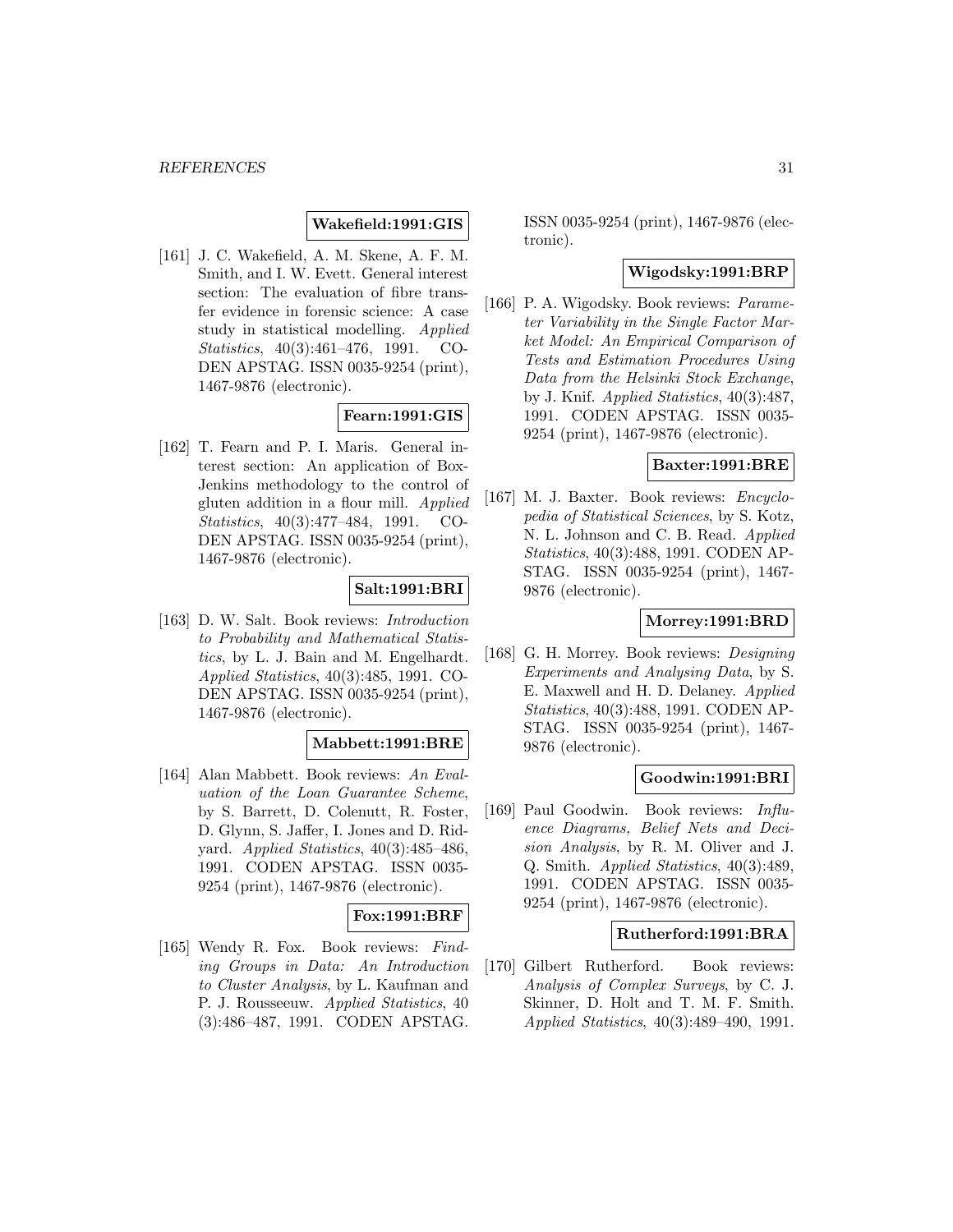**Wakefield:1991:GIS**

[161] J. C. Wakefield, A. M. Skene, A. F. M. Smith, and I. W. Evett. General interest section: The evaluation of fibre transfer evidence in forensic science: A case study in statistical modelling. *Applied Statistics*, 40(3):461–476, 1991. CODEN APSTAG. ISSN 0035-9254 (print), 1467-9876 (electronic).

**Fearn:1991:GIS**

[162] T. Fearn and P. I. Maris. General interest section: An application of Box-Jenkins methodology to the control of gluten addition in a flour mill. *Applied Statistics*, 40(3):477–484, 1991. CODEN APSTAG. ISSN 0035-9254 (print), 1467-9876 (electronic).

**Salt:1991:BRI**

[163] D. W. Salt. Book reviews: *Introduction to Probability and Mathematical Statistics*, by L. J. Bain and M. Engelhardt. *Applied Statistics*, 40(3):485, 1991. CODEN APSTAG. ISSN 0035-9254 (print), 1467-9876 (electronic).

**Mabbett:1991:BRE**

[164] Alan Mabbett. Book reviews: *An Evaluation of the Loan Guarantee Scheme*, by S. Barrett, D. Colenutt, R. Foster, D. Glynn, S. Jaffer, I. Jones and D. Ridyard. *Applied Statistics*, 40(3):485–486, 1991. CODEN APSTAG. ISSN 0035-9254 (print), 1467-9876 (electronic).

**Fox:1991:BRF**

[165] Wendy R. Fox. Book reviews: *Finding Groups in Data: An Introduction to Cluster Analysis*, by L. Kaufman and P. J. Rousseeuw. *Applied Statistics*, 40 (3):486–487, 1991. CODEN APSTAG. ISSN 0035-9254 (print), 1467-9876 (electronic).

**Wigodsky:1991:BRP**

[166] P. A. Wigodsky. Book reviews: *Parameter Variability in the Single Factor Market Model: An Empirical Comparison of Tests and Estimation Procedures Using Data from the Helsinki Stock Exchange*, by J. Knif. *Applied Statistics*, 40(3):487, 1991. CODEN APSTAG. ISSN 0035-9254 (print), 1467-9876 (electronic).

**Baxter:1991:BRE**

[167] M. J. Baxter. Book reviews: *Encyclopedia of Statistical Sciences*, by S. Kotz, N. L. Johnson and C. B. Read. *Applied Statistics*, 40(3):488, 1991. CODEN APSTAG. ISSN 0035-9254 (print), 1467-9876 (electronic).

**Morrey:1991:BRD**

[168] G. H. Morrey. Book reviews: *Designing Experiments and Analysing Data*, by S. E. Maxwell and H. D. Delaney. *Applied Statistics*, 40(3):488, 1991. CODEN APSTAG. ISSN 0035-9254 (print), 1467-9876 (electronic).

**Goodwin:1991:BRI**

[169] Paul Goodwin. Book reviews: *Influence Diagrams, Belief Nets and Decision Analysis*, by R. M. Oliver and J. Q. Smith. *Applied Statistics*, 40(3):489, 1991. CODEN APSTAG. ISSN 0035-9254 (print), 1467-9876 (electronic).

**Rutherford:1991:BRA**

[170] Gilbert Rutherford. Book reviews: *Analysis of Complex Surveys*, by C. J. Skinner, D. Holt and T. M. F. Smith. *Applied Statistics*, 40(3):489–490, 1991.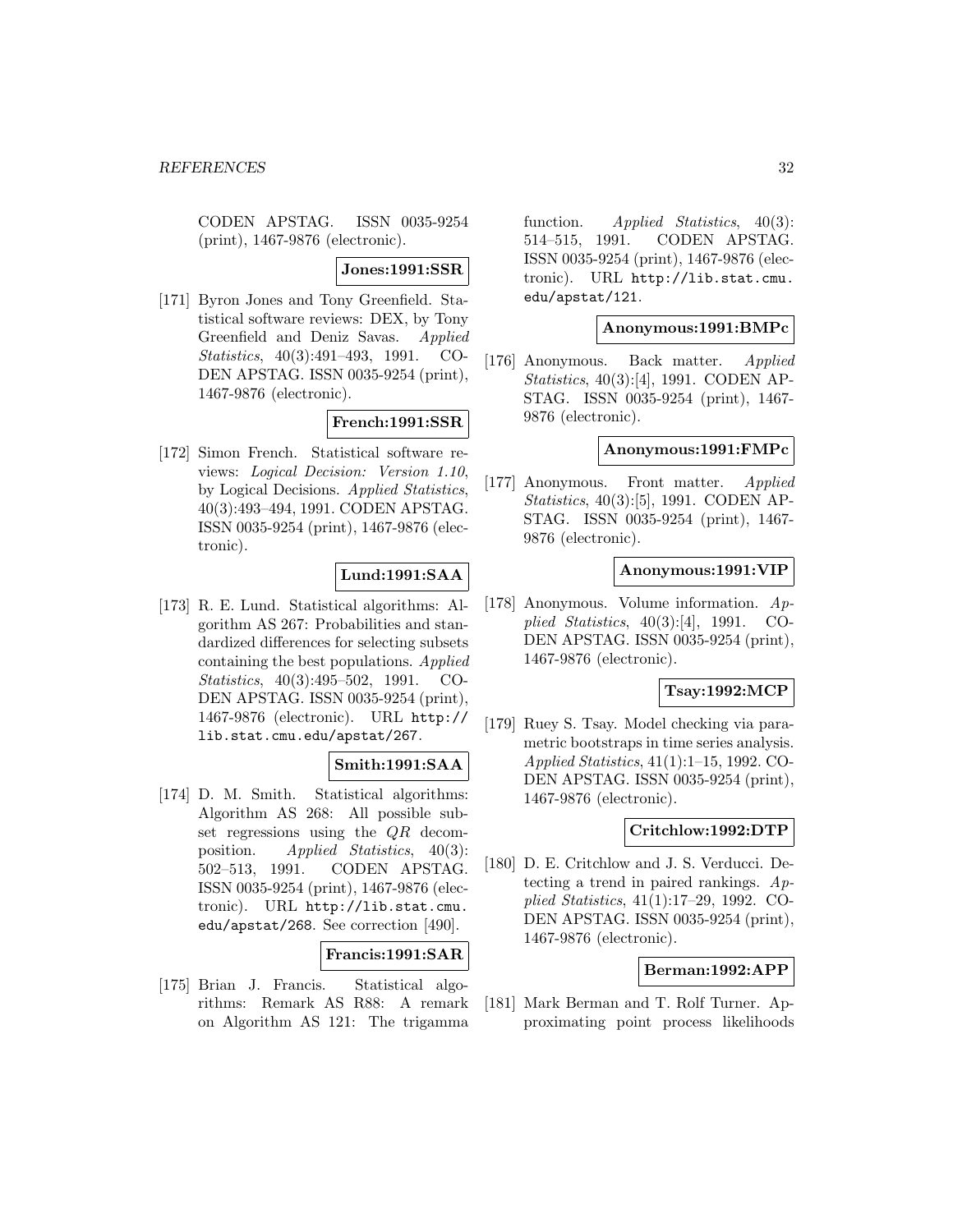CODEN APSTAG. ISSN 0035-9254 (print), 1467-9876 (electronic).

**Jones:1991:SSR**

[171] Byron Jones and Tony Greenfield. Statistical software reviews: DEX, by Tony Greenfield and Deniz Savas. *Applied Statistics*, 40(3):491–493, 1991. CODEN APSTAG. ISSN 0035-9254 (print), 1467-9876 (electronic).

**French:1991:SSR**

[172] Simon French. Statistical software reviews: *Logical Decision: Version 1.10*, by Logical Decisions. *Applied Statistics*, 40(3):493–494, 1991. CODEN APSTAG. ISSN 0035-9254 (print), 1467-9876 (electronic).

**Lund:1991:SAA**

[173] R. E. Lund. Statistical algorithms: Algorithm AS 267: Probabilities and standardized differences for selecting subsets containing the best populations. *Applied Statistics*, 40(3):495–502, 1991. CODEN APSTAG. ISSN 0035-9254 (print), 1467-9876 (electronic). URL http://lib.stat.cmu.edu/apstat/267.

**Smith:1991:SAA**

[174] D. M. Smith. Statistical algorithms: Algorithm AS 268: All possible subset regressions using the $QR$ decomposition. *Applied Statistics*, 40(3): 502–513, 1991. CODEN APSTAG. ISSN 0035-9254 (print), 1467-9876 (electronic). URL http://lib.stat.cmu.edu/apstat/268. See correction [490].

**Francis:1991:SAR**

[175] Brian J. Francis. Statistical algorithms: Remark AS R88: A remark on Algorithm AS 121: The trigamma function. *Applied Statistics*, 40(3): 514–515, 1991. CODEN APSTAG. ISSN 0035-9254 (print), 1467-9876 (electronic). URL http://lib.stat.cmu.edu/apstat/121.

**Anonymous:1991:BMPc**

[176] Anonymous. Back matter. *Applied Statistics*, 40(3):[4], 1991. CODEN APSTAG. ISSN 0035-9254 (print), 1467-9876 (electronic).

**Anonymous:1991:FMPc**

[177] Anonymous. Front matter. *Applied Statistics*, 40(3):[5], 1991. CODEN APSTAG. ISSN 0035-9254 (print), 1467-9876 (electronic).

**Anonymous:1991:VIP**

[178] Anonymous. Volume information. *Applied Statistics*, 40(3):[4], 1991. CODEN APSTAG. ISSN 0035-9254 (print), 1467-9876 (electronic).

**Tsay:1992:MCP**

[179] Ruey S. Tsay. Model checking via parametric bootstraps in time series analysis. *Applied Statistics*, 41(1):1–15, 1992. CODEN APSTAG. ISSN 0035-9254 (print), 1467-9876 (electronic).

**Critchlow:1992:DTP**

[180] D. E. Critchlow and J. S. Verducci. Detecting a trend in paired rankings. *Applied Statistics*, 41(1):17–29, 1992. CODEN APSTAG. ISSN 0035-9254 (print), 1467-9876 (electronic).

**Berman:1992:APP**

[181] Mark Berman and T. Rolf Turner. Approximating point process likelihoods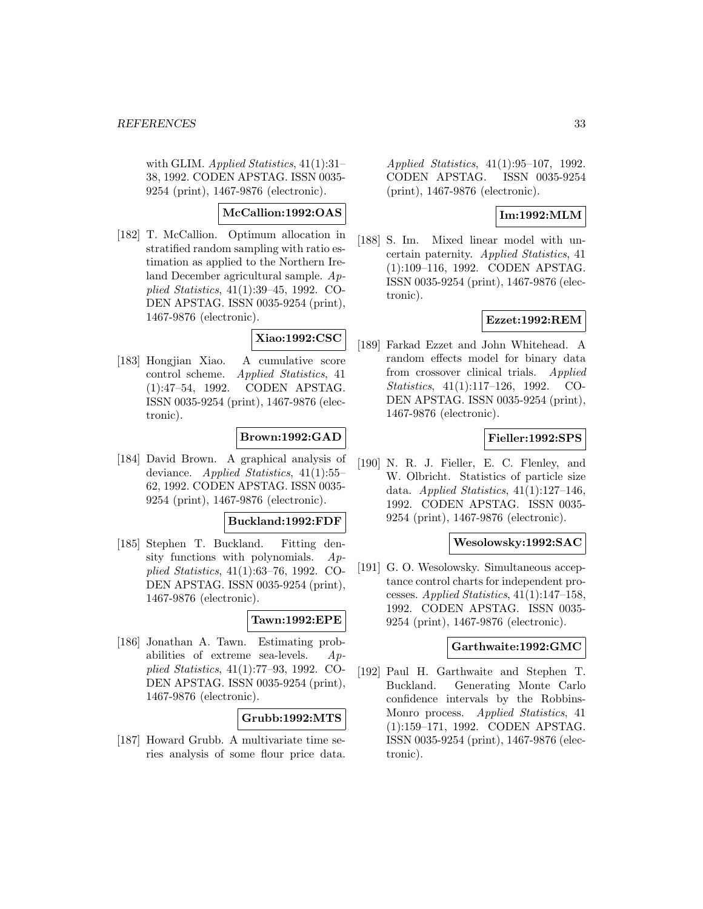with GLIM. *Applied Statistics*, 41(1):31–38, 1992. CODEN APSTAG. ISSN 0035-9254 (print), 1467-9876 (electronic).

**McCallion:1992:OAS**

[182] T. McCallion. Optimum allocation in stratified random sampling with ratio estimation as applied to the Northern Ireland December agricultural sample. *Applied Statistics*, 41(1):39–45, 1992. CODEN APSTAG. ISSN 0035-9254 (print), 1467-9876 (electronic).

**Xiao:1992:CSC**

[183] Hongjian Xiao. A cumulative score control scheme. *Applied Statistics*, 41 (1):47–54, 1992. CODEN APSTAG. ISSN 0035-9254 (print), 1467-9876 (electronic).

**Brown:1992:GAD**

[184] David Brown. A graphical analysis of deviance. *Applied Statistics*, 41(1):55–62, 1992. CODEN APSTAG. ISSN 0035-9254 (print), 1467-9876 (electronic).

**Buckland:1992:FDF**

[185] Stephen T. Buckland. Fitting density functions with polynomials. *Applied Statistics*, 41(1):63–76, 1992. CODEN APSTAG. ISSN 0035-9254 (print), 1467-9876 (electronic).

**Tawn:1992:EPE**

[186] Jonathan A. Tawn. Estimating probabilities of extreme sea-levels. *Applied Statistics*, 41(1):77–93, 1992. CODEN APSTAG. ISSN 0035-9254 (print), 1467-9876 (electronic).

**Grubb:1992:MTS**

[187] Howard Grubb. A multivariate time series analysis of some flour price data. *Applied Statistics*, 41(1):95–107, 1992. CODEN APSTAG. ISSN 0035-9254 (print), 1467-9876 (electronic).

**Im:1992:MLM**

[188] S. Im. Mixed linear model with uncertain paternity. *Applied Statistics*, 41 (1):109–116, 1992. CODEN APSTAG. ISSN 0035-9254 (print), 1467-9876 (electronic).

**Ezzet:1992:REM**

[189] Farkad Ezzet and John Whitehead. A random effects model for binary data from crossover clinical trials. *Applied Statistics*, 41(1):117–126, 1992. CODEN APSTAG. ISSN 0035-9254 (print), 1467-9876 (electronic).

**Fieller:1992:SPS**

[190] N. R. J. Fieller, E. C. Flenley, and W. Olbricht. Statistics of particle size data. *Applied Statistics*, 41(1):127–146, 1992. CODEN APSTAG. ISSN 0035-9254 (print), 1467-9876 (electronic).

**Wesolowsky:1992:SAC**

[191] G. O. Wesolowsky. Simultaneous acceptance control charts for independent processes. *Applied Statistics*, 41(1):147–158, 1992. CODEN APSTAG. ISSN 0035-9254 (print), 1467-9876 (electronic).

**Garthwaite:1992:GMC**

[192] Paul H. Garthwaite and Stephen T. Buckland. Generating Monte Carlo confidence intervals by the Robbins-Monro process. *Applied Statistics*, 41 (1):159–171, 1992. CODEN APSTAG. ISSN 0035-9254 (print), 1467-9876 (electronic).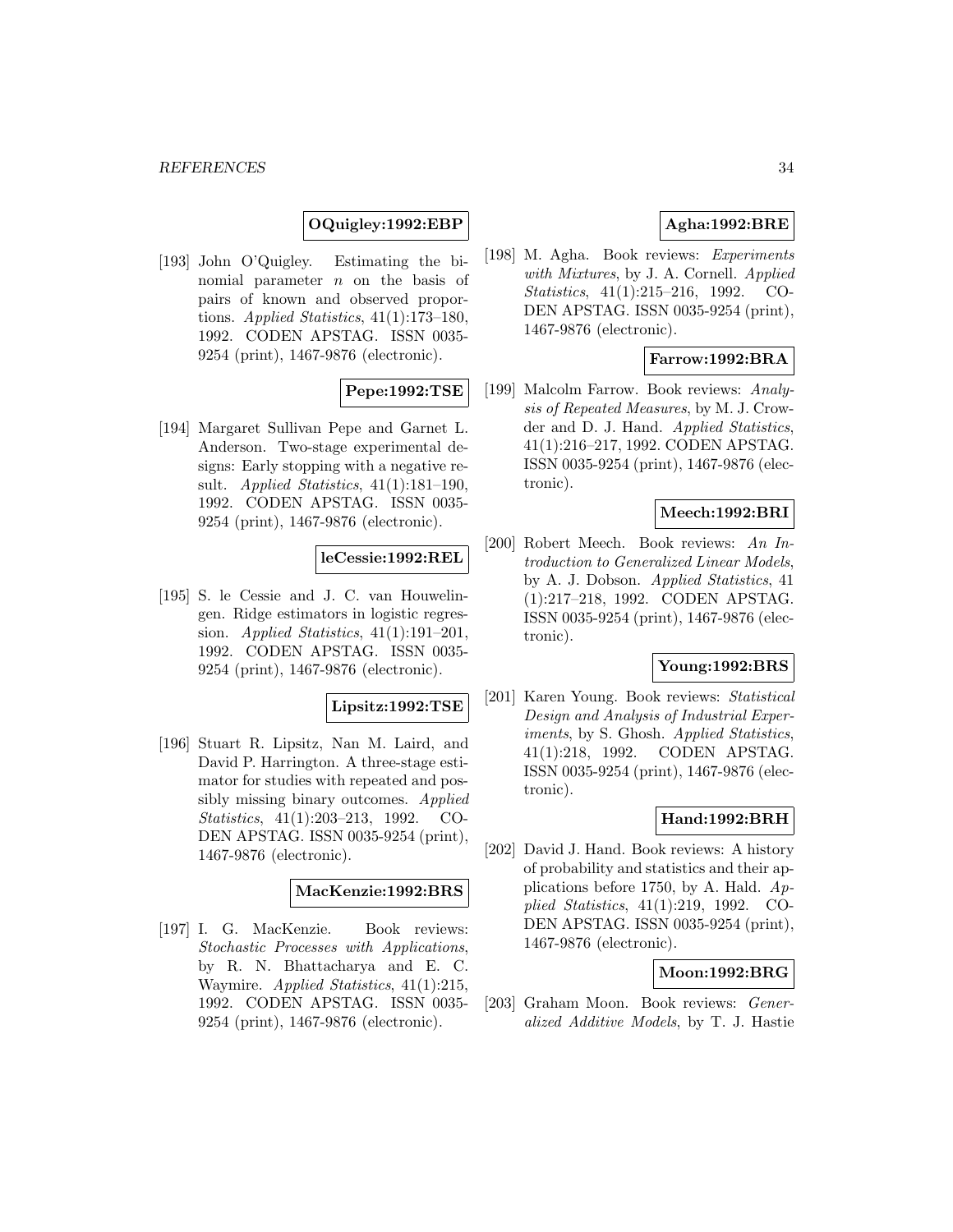**OQuigley:1992:EBP**

[193] John O'Quigley. Estimating the binomial parameter $n$ on the basis of pairs of known and observed proportions. *Applied Statistics*, 41(1):173–180, 1992. CODEN APSTAG. ISSN 0035-9254 (print), 1467-9876 (electronic).

**Pepe:1992:TSE**

[194] Margaret Sullivan Pepe and Garnet L. Anderson. Two-stage experimental designs: Early stopping with a negative result. *Applied Statistics*, 41(1):181–190, 1992. CODEN APSTAG. ISSN 0035-9254 (print), 1467-9876 (electronic).

**leCessie:1992:REL**

[195] S. le Cessie and J. C. van Houwelingen. Ridge estimators in logistic regression. *Applied Statistics*, 41(1):191–201, 1992. CODEN APSTAG. ISSN 0035-9254 (print), 1467-9876 (electronic).

**Lipsitz:1992:TSE**

[196] Stuart R. Lipsitz, Nan M. Laird, and David P. Harrington. A three-stage estimator for studies with repeated and possibly missing binary outcomes. *Applied Statistics*, 41(1):203–213, 1992. CODEN APSTAG. ISSN 0035-9254 (print), 1467-9876 (electronic).

**MacKenzie:1992:BRS**

[197] I. G. MacKenzie. Book reviews: *Stochastic Processes with Applications*, by R. N. Bhattacharya and E. C. Waymire. *Applied Statistics*, 41(1):215, 1992. CODEN APSTAG. ISSN 0035-9254 (print), 1467-9876 (electronic).

**Agha:1992:BRE**

[198] M. Agha. Book reviews: *Experiments with Mixtures*, by J. A. Cornell. *Applied Statistics*, 41(1):215–216, 1992. CODEN APSTAG. ISSN 0035-9254 (print), 1467-9876 (electronic).

**Farrow:1992:BRA**

[199] Malcolm Farrow. Book reviews: *Analysis of Repeated Measures*, by M. J. Crowder and D. J. Hand. *Applied Statistics*, 41(1):216–217, 1992. CODEN APSTAG. ISSN 0035-9254 (print), 1467-9876 (electronic).

**Meech:1992:BRI**

[200] Robert Meech. Book reviews: *An Introduction to Generalized Linear Models*, by A. J. Dobson. *Applied Statistics*, 41 (1):217–218, 1992. CODEN APSTAG. ISSN 0035-9254 (print), 1467-9876 (electronic).

**Young:1992:BRS**

[201] Karen Young. Book reviews: *Statistical Design and Analysis of Industrial Experiments*, by S. Ghosh. *Applied Statistics*, 41(1):218, 1992. CODEN APSTAG. ISSN 0035-9254 (print), 1467-9876 (electronic).

**Hand:1992:BRH**

[202] David J. Hand. Book reviews: A history of probability and statistics and their applications before 1750, by A. Hald. *Applied Statistics*, 41(1):219, 1992. CODEN APSTAG. ISSN 0035-9254 (print), 1467-9876 (electronic).

**Moon:1992:BRG**

[203] Graham Moon. Book reviews: *Generalized Additive Models*, by T. J. Hastie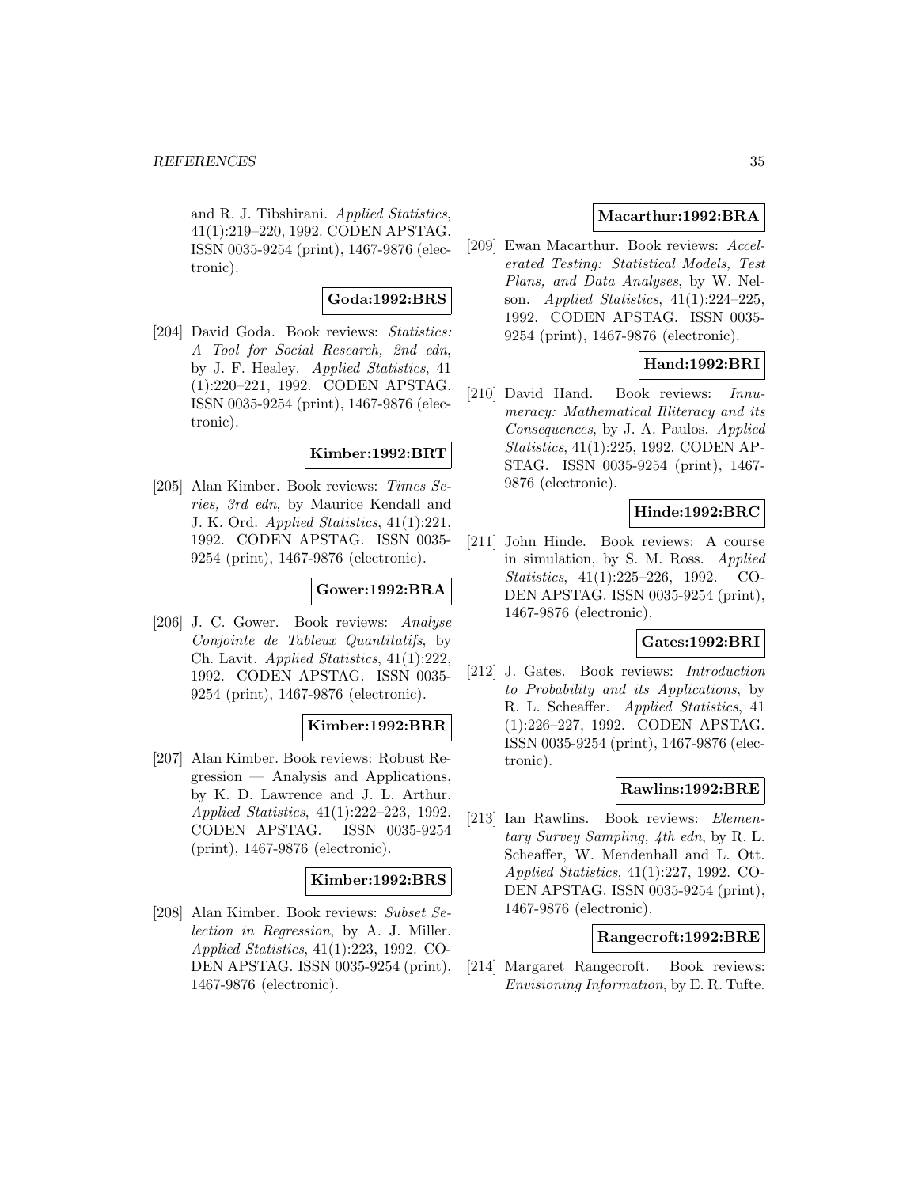and R. J. Tibshirani. *Applied Statistics*, 41(1):219–220, 1992. CODEN APSTAG. ISSN 0035-9254 (print), 1467-9876 (electronic).

**Goda:1992:BRS**

[204] David Goda. Book reviews: *Statistics: A Tool for Social Research, 2nd edn*, by J. F. Healey. *Applied Statistics*, 41 (1):220–221, 1992. CODEN APSTAG. ISSN 0035-9254 (print), 1467-9876 (electronic).

**Kimber:1992:BRT**

[205] Alan Kimber. Book reviews: *Times Series, 3rd edn*, by Maurice Kendall and J. K. Ord. *Applied Statistics*, 41(1):221, 1992. CODEN APSTAG. ISSN 0035-9254 (print), 1467-9876 (electronic).

**Gower:1992:BRA**

[206] J. C. Gower. Book reviews: *Analyse Conjointe de Tableux Quantitatifs*, by Ch. Lavit. *Applied Statistics*, 41(1):222, 1992. CODEN APSTAG. ISSN 0035-9254 (print), 1467-9876 (electronic).

**Kimber:1992:BRR**

[207] Alan Kimber. Book reviews: Robust Regression — Analysis and Applications, by K. D. Lawrence and J. L. Arthur. *Applied Statistics*, 41(1):222–223, 1992. CODEN APSTAG. ISSN 0035-9254 (print), 1467-9876 (electronic).

**Kimber:1992:BRS**

[208] Alan Kimber. Book reviews: *Subset Selection in Regression*, by A. J. Miller. *Applied Statistics*, 41(1):223, 1992. CODEN APSTAG. ISSN 0035-9254 (print), 1467-9876 (electronic).

**Macarthur:1992:BRA**

[209] Ewan Macarthur. Book reviews: *Accelerated Testing: Statistical Models, Test Plans, and Data Analyses*, by W. Nelson. *Applied Statistics*, 41(1):224–225, 1992. CODEN APSTAG. ISSN 0035-9254 (print), 1467-9876 (electronic).

**Hand:1992:BRI**

[210] David Hand. Book reviews: *Innumeracy: Mathematical Illiteracy and its Consequences*, by J. A. Paulos. *Applied Statistics*, 41(1):225, 1992. CODEN APSTAG. ISSN 0035-9254 (print), 1467-9876 (electronic).

**Hinde:1992:BRC**

[211] John Hinde. Book reviews: A course in simulation, by S. M. Ross. *Applied Statistics*, 41(1):225–226, 1992. CODEN APSTAG. ISSN 0035-9254 (print), 1467-9876 (electronic).

**Gates:1992:BRI**

[212] J. Gates. Book reviews: *Introduction to Probability and its Applications*, by R. L. Scheaffer. *Applied Statistics*, 41 (1):226–227, 1992. CODEN APSTAG. ISSN 0035-9254 (print), 1467-9876 (electronic).

**Rawlins:1992:BRE**

[213] Ian Rawlins. Book reviews: *Elementary Survey Sampling, 4th edn*, by R. L. Scheaffer, W. Mendenhall and L. Ott. *Applied Statistics*, 41(1):227, 1992. CODEN APSTAG. ISSN 0035-9254 (print), 1467-9876 (electronic).

**Rangecroft:1992:BRE**

[214] Margaret Rangecroft. Book reviews: *Envisioning Information*, by E. R. Tufte.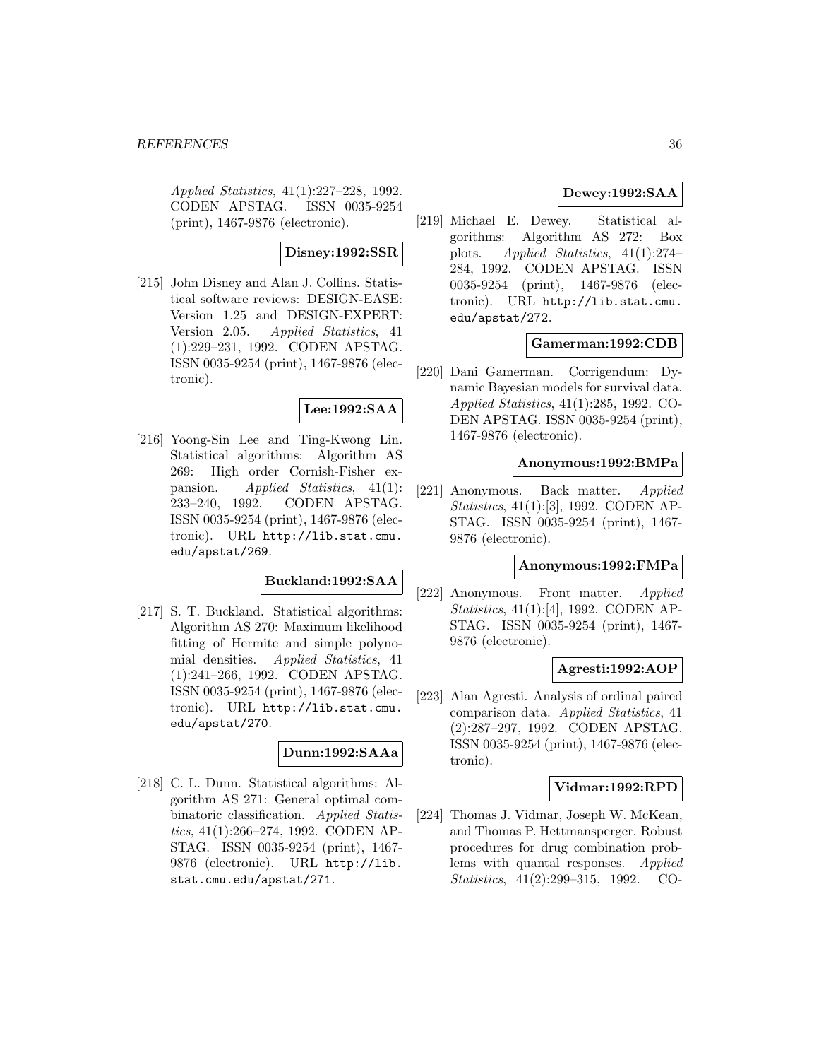*Applied Statistics*, 41(1):227–228, 1992. CODEN APSTAG. ISSN 0035-9254 (print), 1467-9876 (electronic).

**Disney:1992:SSR**

[215] John Disney and Alan J. Collins. Statistical software reviews: DESIGN-EASE: Version 1.25 and DESIGN-EXPERT: Version 2.05. *Applied Statistics*, 41 (1):229–231, 1992. CODEN APSTAG. ISSN 0035-9254 (print), 1467-9876 (electronic).

**Lee:1992:SAA**

[216] Yoong-Sin Lee and Ting-Kwong Lin. Statistical algorithms: Algorithm AS 269: High order Cornish-Fisher expansion. *Applied Statistics*, 41(1): 233–240, 1992. CODEN APSTAG. ISSN 0035-9254 (print), 1467-9876 (electronic). URL `http://lib.stat.cmu.edu/apstat/269`.

**Buckland:1992:SAA**

[217] S. T. Buckland. Statistical algorithms: Algorithm AS 270: Maximum likelihood fitting of Hermite and simple polynomial densities. *Applied Statistics*, 41 (1):241–266, 1992. CODEN APSTAG. ISSN 0035-9254 (print), 1467-9876 (electronic). URL `http://lib.stat.cmu.edu/apstat/270`.

**Dunn:1992:SAAa**

[218] C. L. Dunn. Statistical algorithms: Algorithm AS 271: General optimal combinatoric classification. *Applied Statistics*, 41(1):266–274, 1992. CODEN APSTAG. ISSN 0035-9254 (print), 1467-9876 (electronic). URL `http://lib.stat.cmu.edu/apstat/271`.

**Dewey:1992:SAA**

[219] Michael E. Dewey. Statistical algorithms: Algorithm AS 272: Box plots. *Applied Statistics*, 41(1):274–284, 1992. CODEN APSTAG. ISSN 0035-9254 (print), 1467-9876 (electronic). URL `http://lib.stat.cmu.edu/apstat/272`.

**Gamerman:1992:CDB**

[220] Dani Gamerman. Corrigendum: Dynamic Bayesian models for survival data. *Applied Statistics*, 41(1):285, 1992. CODEN APSTAG. ISSN 0035-9254 (print), 1467-9876 (electronic).

**Anonymous:1992:BMPa**

[221] Anonymous. Back matter. *Applied Statistics*, 41(1):[3], 1992. CODEN APSTAG. ISSN 0035-9254 (print), 1467-9876 (electronic).

**Anonymous:1992:FMPa**

[222] Anonymous. Front matter. *Applied Statistics*, 41(1):[4], 1992. CODEN APSTAG. ISSN 0035-9254 (print), 1467-9876 (electronic).

**Agresti:1992:AOP**

[223] Alan Agresti. Analysis of ordinal paired comparison data. *Applied Statistics*, 41 (2):287–297, 1992. CODEN APSTAG. ISSN 0035-9254 (print), 1467-9876 (electronic).

**Vidmar:1992:RPD**

[224] Thomas J. Vidmar, Joseph W. McKean, and Thomas P. Hettmansperger. Robust procedures for drug combination problems with quantal responses. *Applied Statistics*, 41(2):299–315, 1992. CO-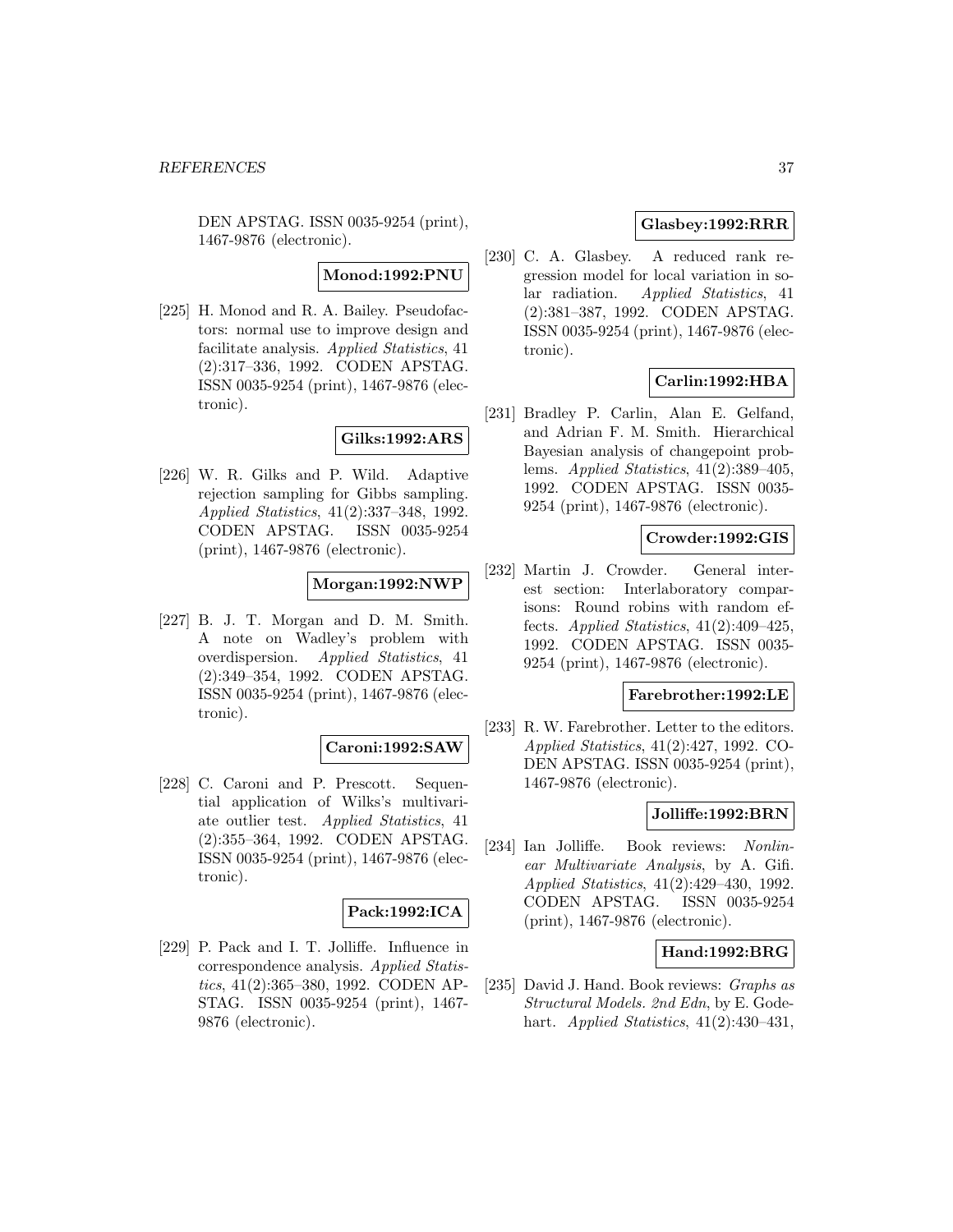DEN APSTAG. ISSN 0035-9254 (print), 1467-9876 (electronic).

**Monod:1992:PNU**

[225] H. Monod and R. A. Bailey. Pseudofactors: normal use to improve design and facilitate analysis. *Applied Statistics*, 41 (2):317–336, 1992. CODEN APSTAG. ISSN 0035-9254 (print), 1467-9876 (electronic).

**Gilks:1992:ARS**

[226] W. R. Gilks and P. Wild. Adaptive rejection sampling for Gibbs sampling. *Applied Statistics*, 41(2):337–348, 1992. CODEN APSTAG. ISSN 0035-9254 (print), 1467-9876 (electronic).

**Morgan:1992:NWP**

[227] B. J. T. Morgan and D. M. Smith. A note on Wadley's problem with overdispersion. *Applied Statistics*, 41 (2):349–354, 1992. CODEN APSTAG. ISSN 0035-9254 (print), 1467-9876 (electronic).

**Caroni:1992:SAW**

[228] C. Caroni and P. Prescott. Sequential application of Wilks's multivariate outlier test. *Applied Statistics*, 41 (2):355–364, 1992. CODEN APSTAG. ISSN 0035-9254 (print), 1467-9876 (electronic).

**Pack:1992:ICA**

[229] P. Pack and I. T. Jolliffe. Influence in correspondence analysis. *Applied Statistics*, 41(2):365–380, 1992. CODEN APSTAG. ISSN 0035-9254 (print), 1467-9876 (electronic).

**Glasbey:1992:RRR**

[230] C. A. Glasbey. A reduced rank regression model for local variation in solar radiation. *Applied Statistics*, 41 (2):381–387, 1992. CODEN APSTAG. ISSN 0035-9254 (print), 1467-9876 (electronic).

**Carlin:1992:HBA**

[231] Bradley P. Carlin, Alan E. Gelfand, and Adrian F. M. Smith. Hierarchical Bayesian analysis of changepoint problems. *Applied Statistics*, 41(2):389–405, 1992. CODEN APSTAG. ISSN 0035-9254 (print), 1467-9876 (electronic).

**Crowder:1992:GIS**

[232] Martin J. Crowder. General interest section: Interlaboratory comparisons: Round robins with random effects. *Applied Statistics*, 41(2):409–425, 1992. CODEN APSTAG. ISSN 0035-9254 (print), 1467-9876 (electronic).

**Farebrother:1992:LE**

[233] R. W. Farebrother. Letter to the editors. *Applied Statistics*, 41(2):427, 1992. CODEN APSTAG. ISSN 0035-9254 (print), 1467-9876 (electronic).

**Jolliffe:1992:BRN**

[234] Ian Jolliffe. Book reviews: *Nonlinear Multivariate Analysis*, by A. Gifi. *Applied Statistics*, 41(2):429–430, 1992. CODEN APSTAG. ISSN 0035-9254 (print), 1467-9876 (electronic).

**Hand:1992:BRG**

[235] David J. Hand. Book reviews: *Graphs as Structural Models. 2nd Edn*, by E. Godehart. *Applied Statistics*, 41(2):430–431,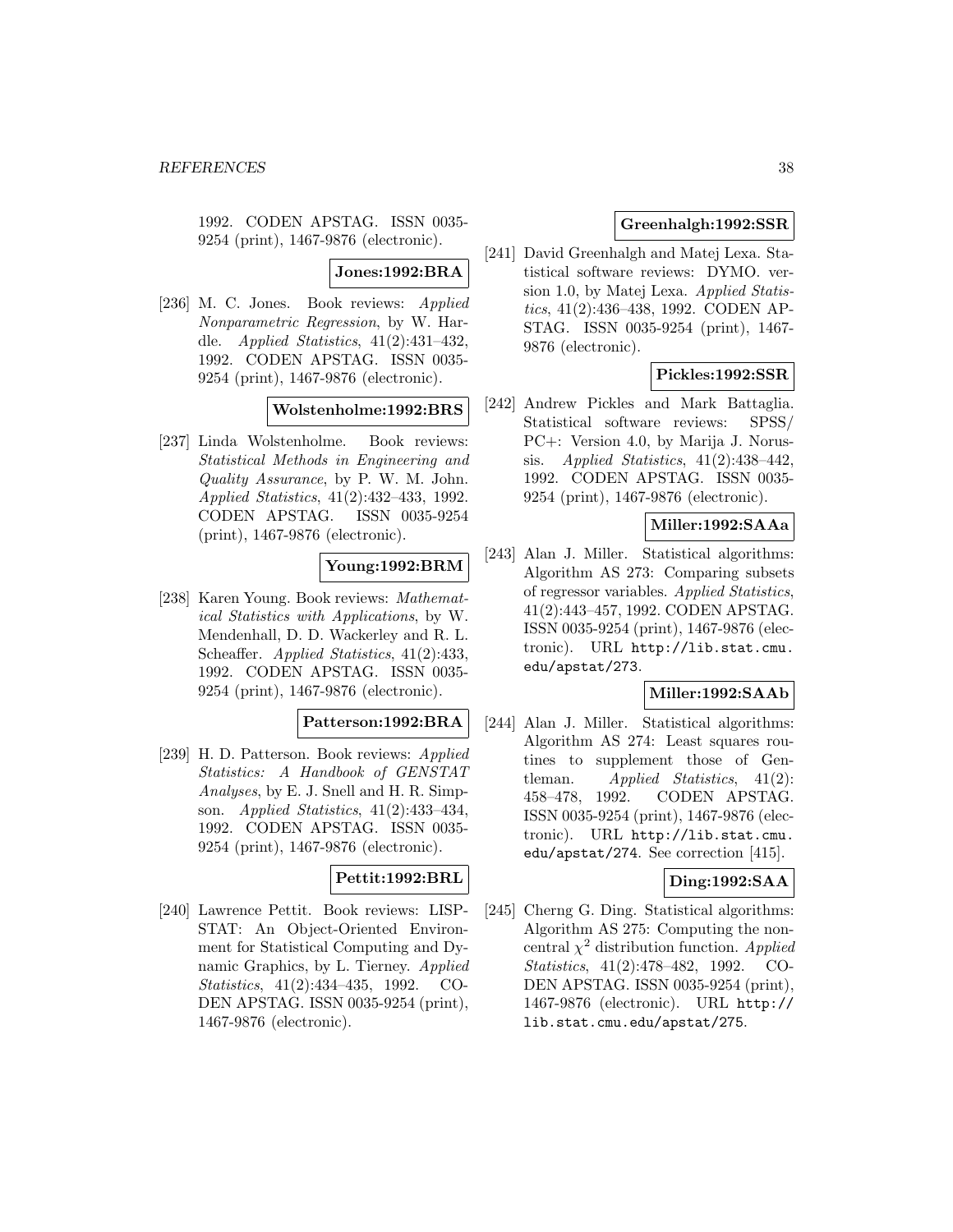1992. CODEN APSTAG. ISSN 0035-9254 (print), 1467-9876 (electronic).

**Jones:1992:BRA**

[236] M. C. Jones. Book reviews: *Applied Nonparametric Regression*, by W. Hardle. *Applied Statistics*, 41(2):431–432, 1992. CODEN APSTAG. ISSN 0035-9254 (print), 1467-9876 (electronic).

**Wolstenholme:1992:BRS**

[237] Linda Wolstenholme. Book reviews: *Statistical Methods in Engineering and Quality Assurance*, by P. W. M. John. *Applied Statistics*, 41(2):432–433, 1992. CODEN APSTAG. ISSN 0035-9254 (print), 1467-9876 (electronic).

**Young:1992:BRM**

[238] Karen Young. Book reviews: *Mathematical Statistics with Applications*, by W. Mendenhall, D. D. Wackerley and R. L. Scheaffer. *Applied Statistics*, 41(2):433, 1992. CODEN APSTAG. ISSN 0035-9254 (print), 1467-9876 (electronic).

**Patterson:1992:BRA**

[239] H. D. Patterson. Book reviews: *Applied Statistics: A Handbook of GENSTAT Analyses*, by E. J. Snell and H. R. Simpson. *Applied Statistics*, 41(2):433–434, 1992. CODEN APSTAG. ISSN 0035-9254 (print), 1467-9876 (electronic).

**Pettit:1992:BRL**

[240] Lawrence Pettit. Book reviews: LISP-STAT: An Object-Oriented Environment for Statistical Computing and Dynamic Graphics, by L. Tierney. *Applied Statistics*, 41(2):434–435, 1992. CODEN APSTAG. ISSN 0035-9254 (print), 1467-9876 (electronic).

**Greenhalgh:1992:SSR**

[241] David Greenhalgh and Matej Lexa. Statistical software reviews: DYMO. version 1.0, by Matej Lexa. *Applied Statistics*, 41(2):436–438, 1992. CODEN APSTAG. ISSN 0035-9254 (print), 1467-9876 (electronic).

**Pickles:1992:SSR**

[242] Andrew Pickles and Mark Battaglia. Statistical software reviews: SPSS/PC+: Version 4.0, by Marija J. Norussis. *Applied Statistics*, 41(2):438–442, 1992. CODEN APSTAG. ISSN 0035-9254 (print), 1467-9876 (electronic).

**Miller:1992:SAAa**

[243] Alan J. Miller. Statistical algorithms: Algorithm AS 273: Comparing subsets of regressor variables. *Applied Statistics*, 41(2):443–457, 1992. CODEN APSTAG. ISSN 0035-9254 (print), 1467-9876 (electronic). URL http://lib.stat.cmu.edu/apstat/273.

**Miller:1992:SAAb**

[244] Alan J. Miller. Statistical algorithms: Algorithm AS 274: Least squares routines to supplement those of Gentleman. *Applied Statistics*, 41(2):458–478, 1992. CODEN APSTAG. ISSN 0035-9254 (print), 1467-9876 (electronic). URL http://lib.stat.cmu.edu/apstat/274. See correction [415].

**Ding:1992:SAA**

[245] Cherng G. Ding. Statistical algorithms: Algorithm AS 275: Computing the noncentral $\chi^2$ distribution function. *Applied Statistics*, 41(2):478–482, 1992. CODEN APSTAG. ISSN 0035-9254 (print), 1467-9876 (electronic). URL http://lib.stat.cmu.edu/apstat/275.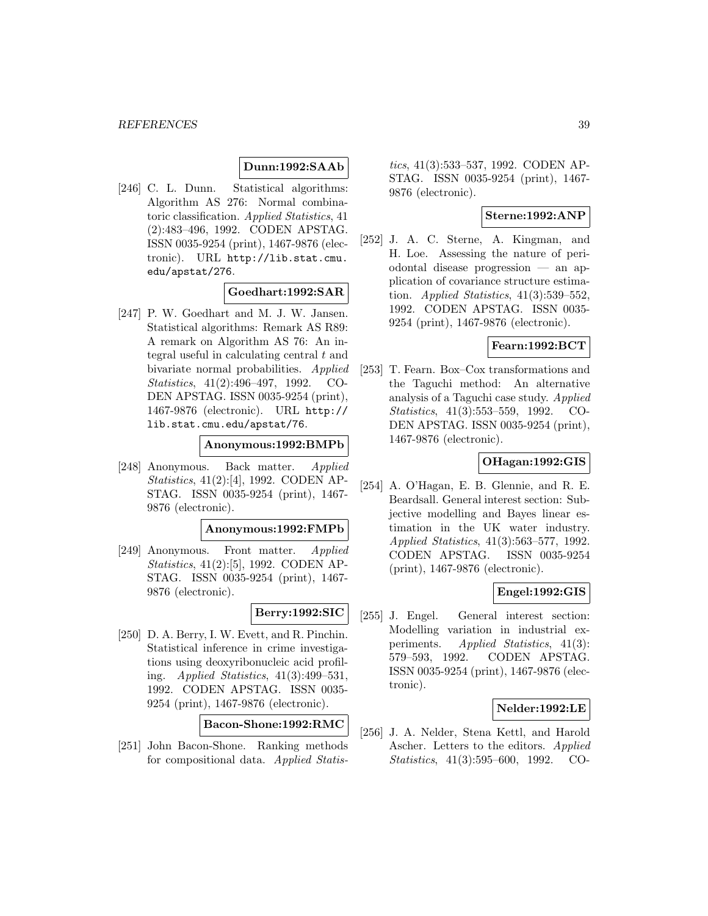**Dunn:1992:SAAb**

[246] C. L. Dunn. Statistical algorithms: Algorithm AS 276: Normal combinatoric classification. *Applied Statistics*, 41 (2):483–496, 1992. CODEN APSTAG. ISSN 0035-9254 (print), 1467-9876 (electronic). URL http://lib.stat.cmu.edu/apstat/276.

**Goedhart:1992:SAR**

[247] P. W. Goedhart and M. J. W. Jansen. Statistical algorithms: Remark AS R89: A remark on Algorithm AS 76: An integral useful in calculating central $t$ and bivariate normal probabilities. *Applied Statistics*, 41(2):496–497, 1992. CODEN APSTAG. ISSN 0035-9254 (print), 1467-9876 (electronic). URL http://lib.stat.cmu.edu/apstat/76.

**Anonymous:1992:BMPb**

[248] Anonymous. Back matter. *Applied Statistics*, 41(2):[4], 1992. CODEN APSTAG. ISSN 0035-9254 (print), 1467-9876 (electronic).

**Anonymous:1992:FMPb**

[249] Anonymous. Front matter. *Applied Statistics*, 41(2):[5], 1992. CODEN APSTAG. ISSN 0035-9254 (print), 1467-9876 (electronic).

**Berry:1992:SIC**

[250] D. A. Berry, I. W. Evett, and R. Pinchin. Statistical inference in crime investigations using deoxyribonucleic acid profiling. *Applied Statistics*, 41(3):499–531, 1992. CODEN APSTAG. ISSN 0035-9254 (print), 1467-9876 (electronic).

**Bacon-Shone:1992:RMC**

[251] John Bacon-Shone. Ranking methods for compositional data. *Applied Statistics*, 41(3):533–537, 1992. CODEN APSTAG. ISSN 0035-9254 (print), 1467-9876 (electronic).

**Sterne:1992:ANP**

[252] J. A. C. Sterne, A. Kingman, and H. Loe. Assessing the nature of periodontal disease progression — an application of covariance structure estimation. *Applied Statistics*, 41(3):539–552, 1992. CODEN APSTAG. ISSN 0035-9254 (print), 1467-9876 (electronic).

**Fearn:1992:BCT**

[253] T. Fearn. Box–Cox transformations and the Taguchi method: An alternative analysis of a Taguchi case study. *Applied Statistics*, 41(3):553–559, 1992. CODEN APSTAG. ISSN 0035-9254 (print), 1467-9876 (electronic).

**OHagan:1992:GIS**

[254] A. O'Hagan, E. B. Glennie, and R. E. Beardsall. General interest section: Subjective modelling and Bayes linear estimation in the UK water industry. *Applied Statistics*, 41(3):563–577, 1992. CODEN APSTAG. ISSN 0035-9254 (print), 1467-9876 (electronic).

**Engel:1992:GIS**

[255] J. Engel. General interest section: Modelling variation in industrial experiments. *Applied Statistics*, 41(3): 579–593, 1992. CODEN APSTAG. ISSN 0035-9254 (print), 1467-9876 (electronic).

**Nelder:1992:LE**

[256] J. A. Nelder, Stena Kettl, and Harold Ascher. Letters to the editors. *Applied Statistics*, 41(3):595–600, 1992. CO-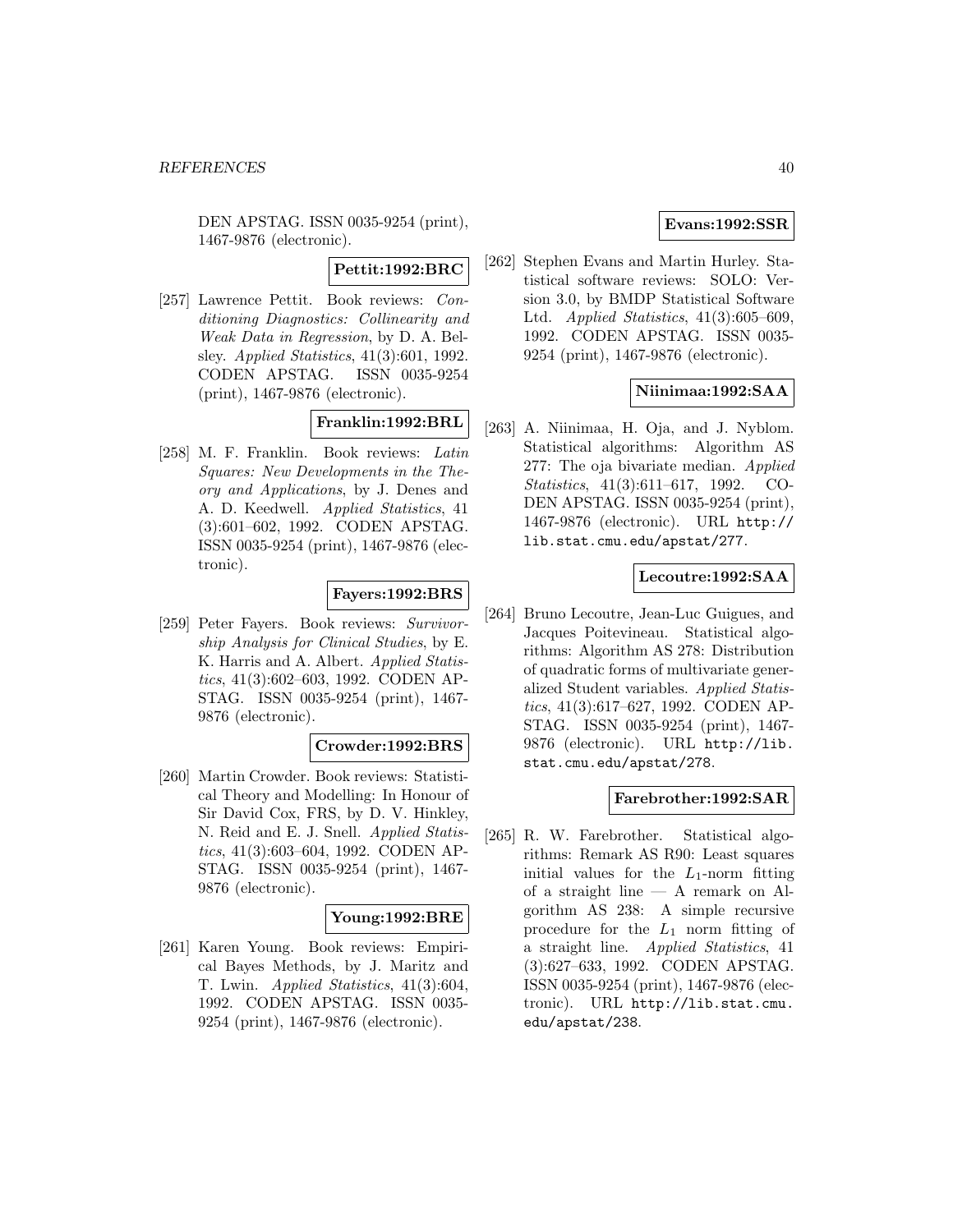DEN APSTAG. ISSN 0035-9254 (print), 1467-9876 (electronic).

**Pettit:1992:BRC**

[257] Lawrence Pettit. Book reviews: *Conditioning Diagnostics: Collinearity and Weak Data in Regression*, by D. A. Belsley. *Applied Statistics*, 41(3):601, 1992. CODEN APSTAG. ISSN 0035-9254 (print), 1467-9876 (electronic).

**Franklin:1992:BRL**

[258] M. F. Franklin. Book reviews: *Latin Squares: New Developments in the Theory and Applications*, by J. Denes and A. D. Keedwell. *Applied Statistics*, 41 (3):601–602, 1992. CODEN APSTAG. ISSN 0035-9254 (print), 1467-9876 (electronic).

**Fayers:1992:BRS**

[259] Peter Fayers. Book reviews: *Survivorship Analysis for Clinical Studies*, by E. K. Harris and A. Albert. *Applied Statistics*, 41(3):602–603, 1992. CODEN APSTAG. ISSN 0035-9254 (print), 1467-9876 (electronic).

**Crowder:1992:BRS**

[260] Martin Crowder. Book reviews: Statistical Theory and Modelling: In Honour of Sir David Cox, FRS, by D. V. Hinkley, N. Reid and E. J. Snell. *Applied Statistics*, 41(3):603–604, 1992. CODEN APSTAG. ISSN 0035-9254 (print), 1467-9876 (electronic).

**Young:1992:BRE**

[261] Karen Young. Book reviews: Empirical Bayes Methods, by J. Maritz and T. Lwin. *Applied Statistics*, 41(3):604, 1992. CODEN APSTAG. ISSN 0035-9254 (print), 1467-9876 (electronic).

**Evans:1992:SSR**

[262] Stephen Evans and Martin Hurley. Statistical software reviews: SOLO: Version 3.0, by BMDP Statistical Software Ltd. *Applied Statistics*, 41(3):605–609, 1992. CODEN APSTAG. ISSN 0035-9254 (print), 1467-9876 (electronic).

**Niinimaa:1992:SAA**

[263] A. Niinimaa, H. Oja, and J. Nyblom. Statistical algorithms: Algorithm AS 277: The oja bivariate median. *Applied Statistics*, 41(3):611–617, 1992. CODEN APSTAG. ISSN 0035-9254 (print), 1467-9876 (electronic). URL http://lib.stat.cmu.edu/apstat/277.

**Lecoutre:1992:SAA**

[264] Bruno Lecoutre, Jean-Luc Guigues, and Jacques Poitevineau. Statistical algorithms: Algorithm AS 278: Distribution of quadratic forms of multivariate generalized Student variables. *Applied Statistics*, 41(3):617–627, 1992. CODEN APSTAG. ISSN 0035-9254 (print), 1467-9876 (electronic). URL http://lib.stat.cmu.edu/apstat/278.

**Farebrother:1992:SAR**

[265] R. W. Farebrother. Statistical algorithms: Remark AS R90: Least squares initial values for the $L_1$-norm fitting of a straight line — A remark on Algorithm AS 238: A simple recursive procedure for the $L_1$ norm fitting of a straight line. *Applied Statistics*, 41 (3):627–633, 1992. CODEN APSTAG. ISSN 0035-9254 (print), 1467-9876 (electronic). URL http://lib.stat.cmu.edu/apstat/238.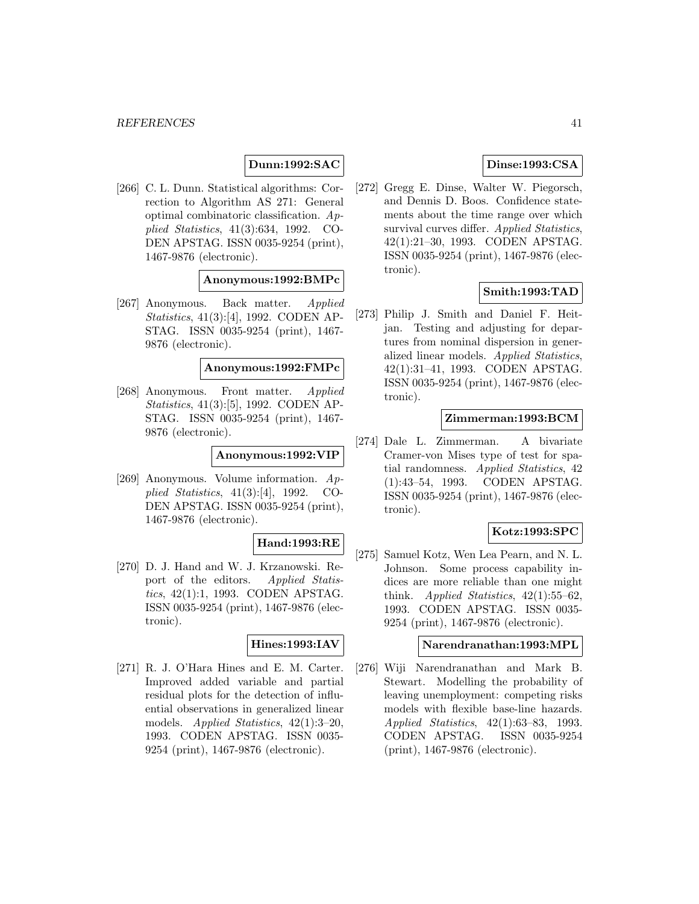**Dunn:1992:SAC**

[266] C. L. Dunn. Statistical algorithms: Correction to Algorithm AS 271: General optimal combinatoric classification. *Applied Statistics*, 41(3):634, 1992. CODEN APSTAG. ISSN 0035-9254 (print), 1467-9876 (electronic).

**Anonymous:1992:BMPc**

[267] Anonymous. Back matter. *Applied Statistics*, 41(3):[4], 1992. CODEN APSTAG. ISSN 0035-9254 (print), 1467-9876 (electronic).

**Anonymous:1992:FMPc**

[268] Anonymous. Front matter. *Applied Statistics*, 41(3):[5], 1992. CODEN APSTAG. ISSN 0035-9254 (print), 1467-9876 (electronic).

**Anonymous:1992:VIP**

[269] Anonymous. Volume information. *Applied Statistics*, 41(3):[4], 1992. CODEN APSTAG. ISSN 0035-9254 (print), 1467-9876 (electronic).

**Hand:1993:RE**

[270] D. J. Hand and W. J. Krzanowski. Report of the editors. *Applied Statistics*, 42(1):1, 1993. CODEN APSTAG. ISSN 0035-9254 (print), 1467-9876 (electronic).

**Hines:1993:IAV**

[271] R. J. O'Hara Hines and E. M. Carter. Improved added variable and partial residual plots for the detection of influential observations in generalized linear models. *Applied Statistics*, 42(1):3–20, 1993. CODEN APSTAG. ISSN 0035-9254 (print), 1467-9876 (electronic).

**Dinse:1993:CSA**

[272] Gregg E. Dinse, Walter W. Piegorsch, and Dennis D. Boos. Confidence statements about the time range over which survival curves differ. *Applied Statistics*, 42(1):21–30, 1993. CODEN APSTAG. ISSN 0035-9254 (print), 1467-9876 (electronic).

**Smith:1993:TAD**

[273] Philip J. Smith and Daniel F. Heitjan. Testing and adjusting for departures from nominal dispersion in generalized linear models. *Applied Statistics*, 42(1):31–41, 1993. CODEN APSTAG. ISSN 0035-9254 (print), 1467-9876 (electronic).

**Zimmerman:1993:BCM**

[274] Dale L. Zimmerman. A bivariate Cramer-von Mises type of test for spatial randomness. *Applied Statistics*, 42 (1):43–54, 1993. CODEN APSTAG. ISSN 0035-9254 (print), 1467-9876 (electronic).

**Kotz:1993:SPC**

[275] Samuel Kotz, Wen Lea Pearn, and N. L. Johnson. Some process capability indices are more reliable than one might think. *Applied Statistics*, 42(1):55–62, 1993. CODEN APSTAG. ISSN 0035-9254 (print), 1467-9876 (electronic).

**Narendranathan:1993:MPL**

[276] Wiji Narendranathan and Mark B. Stewart. Modelling the probability of leaving unemployment: competing risks models with flexible base-line hazards. *Applied Statistics*, 42(1):63–83, 1993. CODEN APSTAG. ISSN 0035-9254 (print), 1467-9876 (electronic).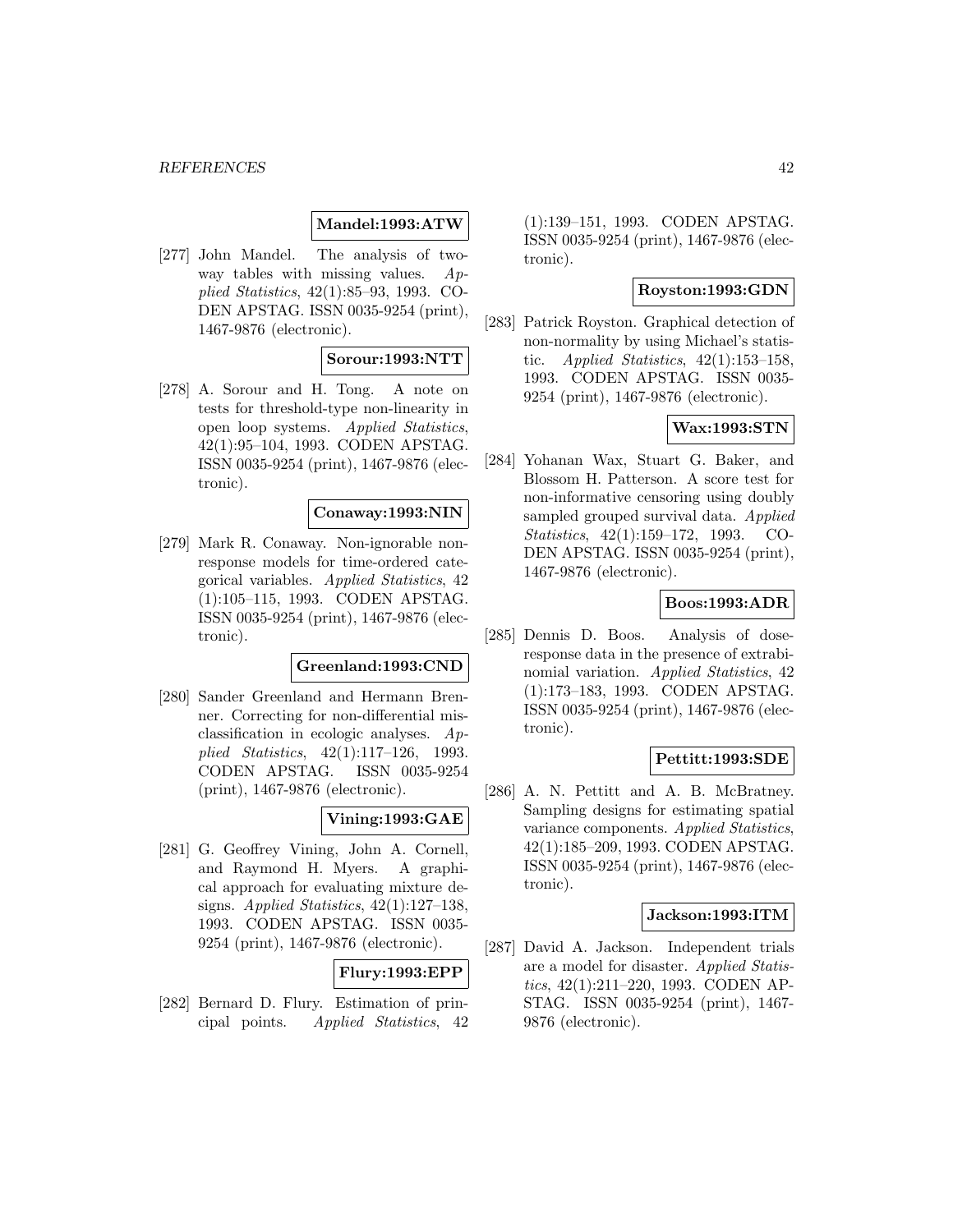**Mandel:1993:ATW**

[277] John Mandel. The analysis of two-way tables with missing values. *Applied Statistics*, 42(1):85–93, 1993. CODEN APSTAG. ISSN 0035-9254 (print), 1467-9876 (electronic).

**Sorour:1993:NTT**

[278] A. Sorour and H. Tong. A note on tests for threshold-type non-linearity in open loop systems. *Applied Statistics*, 42(1):95–104, 1993. CODEN APSTAG. ISSN 0035-9254 (print), 1467-9876 (electronic).

**Conaway:1993:NIN**

[279] Mark R. Conaway. Non-ignorable non-response models for time-ordered categorical variables. *Applied Statistics*, 42 (1):105–115, 1993. CODEN APSTAG. ISSN 0035-9254 (print), 1467-9876 (electronic).

**Greenland:1993:CND**

[280] Sander Greenland and Hermann Brenner. Correcting for non-differential misclassification in ecologic analyses. *Applied Statistics*, 42(1):117–126, 1993. CODEN APSTAG. ISSN 0035-9254 (print), 1467-9876 (electronic).

**Vining:1993:GAE**

[281] G. Geoffrey Vining, John A. Cornell, and Raymond H. Myers. A graphical approach for evaluating mixture designs. *Applied Statistics*, 42(1):127–138, 1993. CODEN APSTAG. ISSN 0035-9254 (print), 1467-9876 (electronic).

**Flury:1993:EPP**

[282] Bernard D. Flury. Estimation of principal points. *Applied Statistics*, 42 (1):139–151, 1993. CODEN APSTAG. ISSN 0035-9254 (print), 1467-9876 (electronic).

**Royston:1993:GDN**

[283] Patrick Royston. Graphical detection of non-normality by using Michael's statistic. *Applied Statistics*, 42(1):153–158, 1993. CODEN APSTAG. ISSN 0035-9254 (print), 1467-9876 (electronic).

**Wax:1993:STN**

[284] Yohanan Wax, Stuart G. Baker, and Blossom H. Patterson. A score test for non-informative censoring using doubly sampled grouped survival data. *Applied Statistics*, 42(1):159–172, 1993. CODEN APSTAG. ISSN 0035-9254 (print), 1467-9876 (electronic).

**Boos:1993:ADR**

[285] Dennis D. Boos. Analysis of dose-response data in the presence of extrabinomial variation. *Applied Statistics*, 42 (1):173–183, 1993. CODEN APSTAG. ISSN 0035-9254 (print), 1467-9876 (electronic).

**Pettitt:1993:SDE**

[286] A. N. Pettitt and A. B. McBratney. Sampling designs for estimating spatial variance components. *Applied Statistics*, 42(1):185–209, 1993. CODEN APSTAG. ISSN 0035-9254 (print), 1467-9876 (electronic).

**Jackson:1993:ITM**

[287] David A. Jackson. Independent trials are a model for disaster. *Applied Statistics*, 42(1):211–220, 1993. CODEN APSTAG. ISSN 0035-9254 (print), 1467-9876 (electronic).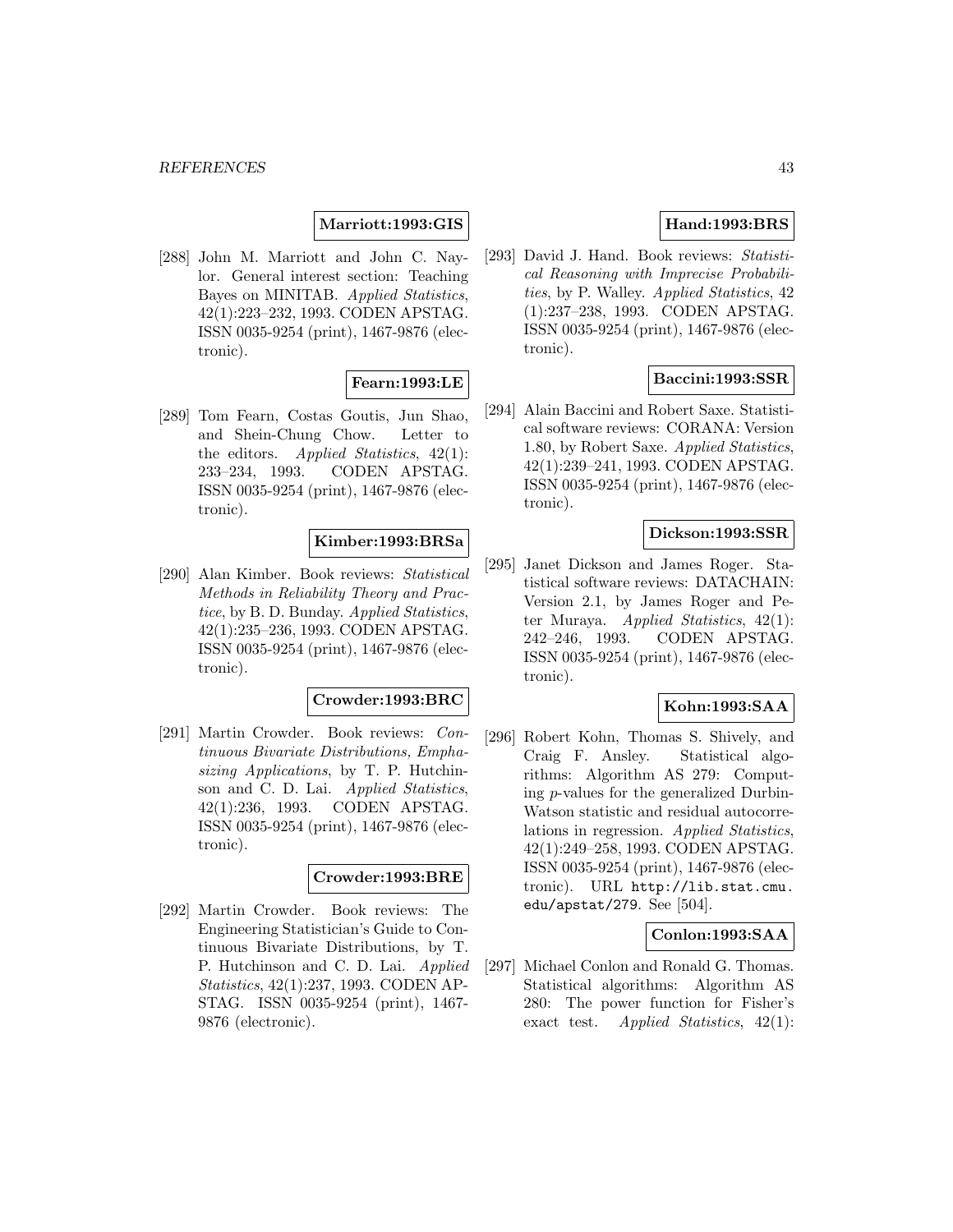**Marriott:1993:GIS**

[288] John M. Marriott and John C. Naylor. General interest section: Teaching Bayes on MINITAB. *Applied Statistics*, 42(1):223–232, 1993. CODEN APSTAG. ISSN 0035-9254 (print), 1467-9876 (electronic).

**Fearn:1993:LE**

[289] Tom Fearn, Costas Goutis, Jun Shao, and Shein-Chung Chow. Letter to the editors. *Applied Statistics*, 42(1): 233–234, 1993. CODEN APSTAG. ISSN 0035-9254 (print), 1467-9876 (electronic).

**Kimber:1993:BRSa**

[290] Alan Kimber. Book reviews: *Statistical Methods in Reliability Theory and Practice*, by B. D. Bunday. *Applied Statistics*, 42(1):235–236, 1993. CODEN APSTAG. ISSN 0035-9254 (print), 1467-9876 (electronic).

**Crowder:1993:BRC**

[291] Martin Crowder. Book reviews: *Continuous Bivariate Distributions, Emphasizing Applications*, by T. P. Hutchinson and C. D. Lai. *Applied Statistics*, 42(1):236, 1993. CODEN APSTAG. ISSN 0035-9254 (print), 1467-9876 (electronic).

**Crowder:1993:BRE**

[292] Martin Crowder. Book reviews: The Engineering Statistician's Guide to Continuous Bivariate Distributions, by T. P. Hutchinson and C. D. Lai. *Applied Statistics*, 42(1):237, 1993. CODEN APSTAG. ISSN 0035-9254 (print), 1467-9876 (electronic).

**Hand:1993:BRS**

[293] David J. Hand. Book reviews: *Statistical Reasoning with Imprecise Probabilities*, by P. Walley. *Applied Statistics*, 42 (1):237–238, 1993. CODEN APSTAG. ISSN 0035-9254 (print), 1467-9876 (electronic).

**Baccini:1993:SSR**

[294] Alain Baccini and Robert Saxe. Statistical software reviews: CORANA: Version 1.80, by Robert Saxe. *Applied Statistics*, 42(1):239–241, 1993. CODEN APSTAG. ISSN 0035-9254 (print), 1467-9876 (electronic).

**Dickson:1993:SSR**

[295] Janet Dickson and James Roger. Statistical software reviews: DATACHAIN: Version 2.1, by James Roger and Peter Muraya. *Applied Statistics*, 42(1): 242–246, 1993. CODEN APSTAG. ISSN 0035-9254 (print), 1467-9876 (electronic).

**Kohn:1993:SAA**

[296] Robert Kohn, Thomas S. Shively, and Craig F. Ansley. Statistical algorithms: Algorithm AS 279: Computing $p$-values for the generalized Durbin-Watson statistic and residual autocorrelations in regression. *Applied Statistics*, 42(1):249–258, 1993. CODEN APSTAG. ISSN 0035-9254 (print), 1467-9876 (electronic). URL `http://lib.stat.cmu.edu/apstat/279`. See [504].

**Conlon:1993:SAA**

[297] Michael Conlon and Ronald G. Thomas. Statistical algorithms: Algorithm AS 280: The power function for Fisher's exact test. *Applied Statistics*, 42(1):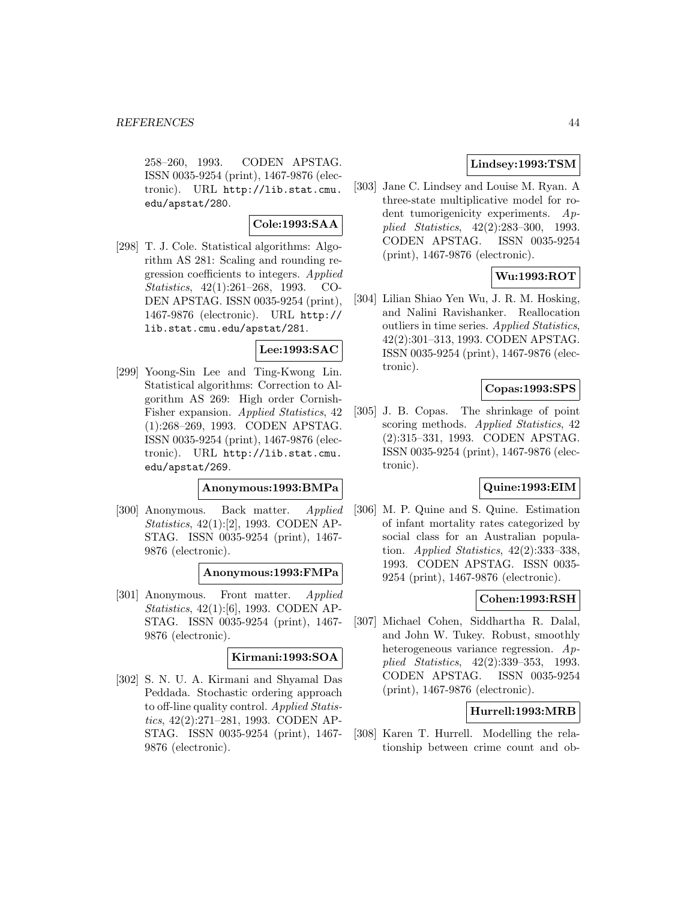258–260, 1993. CODEN APSTAG. ISSN 0035-9254 (print), 1467-9876 (electronic). URL http://lib.stat.cmu.edu/apstat/280.

**Cole:1993:SAA**

[298] T. J. Cole. Statistical algorithms: Algorithm AS 281: Scaling and rounding regression coefficients to integers. *Applied Statistics*, 42(1):261–268, 1993. CODEN APSTAG. ISSN 0035-9254 (print), 1467-9876 (electronic). URL http://lib.stat.cmu.edu/apstat/281.

**Lee:1993:SAC**

[299] Yoong-Sin Lee and Ting-Kwong Lin. Statistical algorithms: Correction to Algorithm AS 269: High order Cornish-Fisher expansion. *Applied Statistics*, 42(1):268–269, 1993. CODEN APSTAG. ISSN 0035-9254 (print), 1467-9876 (electronic). URL http://lib.stat.cmu.edu/apstat/269.

**Anonymous:1993:BMPa**

[300] Anonymous. Back matter. *Applied Statistics*, 42(1):[2], 1993. CODEN APSTAG. ISSN 0035-9254 (print), 1467-9876 (electronic).

**Anonymous:1993:FMPa**

[301] Anonymous. Front matter. *Applied Statistics*, 42(1):[6], 1993. CODEN APSTAG. ISSN 0035-9254 (print), 1467-9876 (electronic).

**Kirmani:1993:SOA**

[302] S. N. U. A. Kirmani and Shyamal Das Peddada. Stochastic ordering approach to off-line quality control. *Applied Statistics*, 42(2):271–281, 1993. CODEN APSTAG. ISSN 0035-9254 (print), 1467-9876 (electronic).

**Lindsey:1993:TSM**

[303] Jane C. Lindsey and Louise M. Ryan. A three-state multiplicative model for rodent tumorigenicity experiments. *Applied Statistics*, 42(2):283–300, 1993. CODEN APSTAG. ISSN 0035-9254 (print), 1467-9876 (electronic).

**Wu:1993:ROT**

[304] Lilian Shiao Yen Wu, J. R. M. Hosking, and Nalini Ravishanker. Reallocation outliers in time series. *Applied Statistics*, 42(2):301–313, 1993. CODEN APSTAG. ISSN 0035-9254 (print), 1467-9876 (electronic).

**Copas:1993:SPS**

[305] J. B. Copas. The shrinkage of point scoring methods. *Applied Statistics*, 42(2):315–331, 1993. CODEN APSTAG. ISSN 0035-9254 (print), 1467-9876 (electronic).

**Quine:1993:EIM**

[306] M. P. Quine and S. Quine. Estimation of infant mortality rates categorized by social class for an Australian population. *Applied Statistics*, 42(2):333–338, 1993. CODEN APSTAG. ISSN 0035-9254 (print), 1467-9876 (electronic).

**Cohen:1993:RSH**

[307] Michael Cohen, Siddhartha R. Dalal, and John W. Tukey. Robust, smoothly heterogeneous variance regression. *Applied Statistics*, 42(2):339–353, 1993. CODEN APSTAG. ISSN 0035-9254 (print), 1467-9876 (electronic).

**Hurrell:1993:MRB**

[308] Karen T. Hurrell. Modelling the relationship between crime count and ob-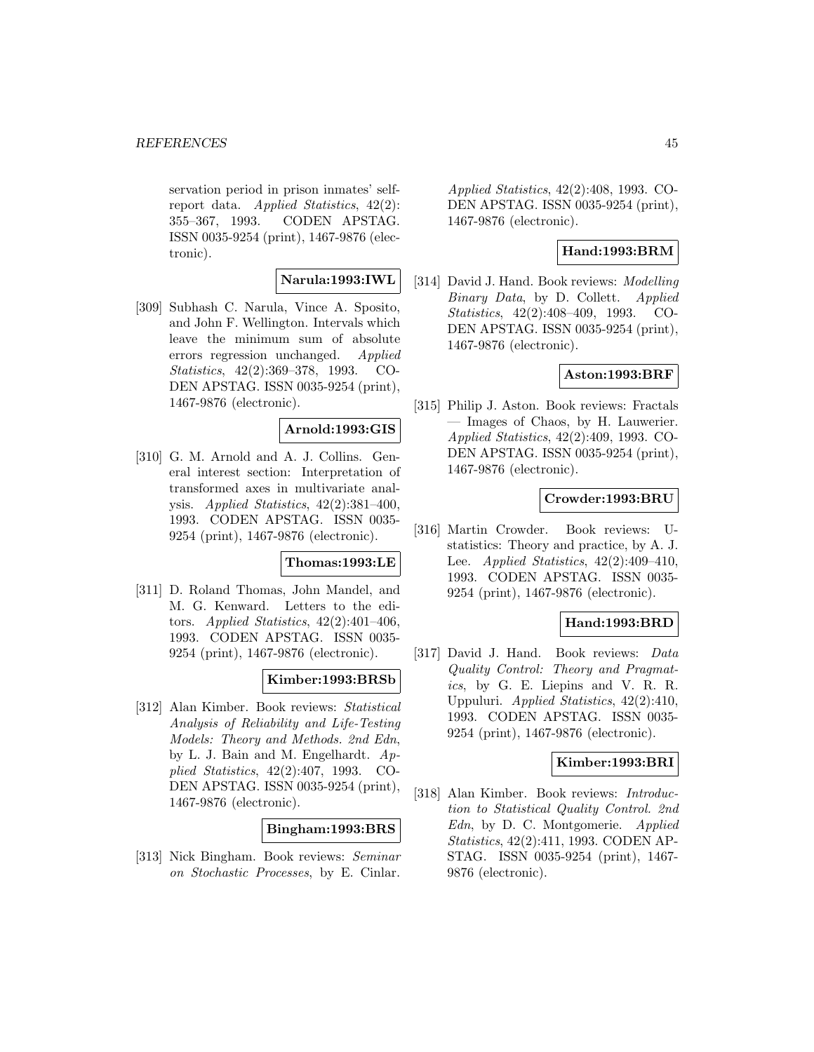servation period in prison inmates' self-report data. *Applied Statistics*, 42(2): 355–367, 1993. CODEN APSTAG. ISSN 0035-9254 (print), 1467-9876 (electronic).

**Narula:1993:IWL**

[309] Subhash C. Narula, Vince A. Sposito, and John F. Wellington. Intervals which leave the minimum sum of absolute errors regression unchanged. *Applied Statistics*, 42(2):369–378, 1993. CODEN APSTAG. ISSN 0035-9254 (print), 1467-9876 (electronic).

**Arnold:1993:GIS**

[310] G. M. Arnold and A. J. Collins. General interest section: Interpretation of transformed axes in multivariate analysis. *Applied Statistics*, 42(2):381–400, 1993. CODEN APSTAG. ISSN 0035-9254 (print), 1467-9876 (electronic).

**Thomas:1993:LE**

[311] D. Roland Thomas, John Mandel, and M. G. Kenward. Letters to the editors. *Applied Statistics*, 42(2):401–406, 1993. CODEN APSTAG. ISSN 0035-9254 (print), 1467-9876 (electronic).

**Kimber:1993:BRSb**

[312] Alan Kimber. Book reviews: *Statistical Analysis of Reliability and Life-Testing Models: Theory and Methods. 2nd Edn*, by L. J. Bain and M. Engelhardt. *Applied Statistics*, 42(2):407, 1993. CODEN APSTAG. ISSN 0035-9254 (print), 1467-9876 (electronic).

**Bingham:1993:BRS**

[313] Nick Bingham. Book reviews: *Seminar on Stochastic Processes*, by E. Cinlar. *Applied Statistics*, 42(2):408, 1993. CODEN APSTAG. ISSN 0035-9254 (print), 1467-9876 (electronic).

**Hand:1993:BRM**

[314] David J. Hand. Book reviews: *Modelling Binary Data*, by D. Collett. *Applied Statistics*, 42(2):408–409, 1993. CODEN APSTAG. ISSN 0035-9254 (print), 1467-9876 (electronic).

**Aston:1993:BRF**

[315] Philip J. Aston. Book reviews: Fractals — Images of Chaos, by H. Lauwerier. *Applied Statistics*, 42(2):409, 1993. CODEN APSTAG. ISSN 0035-9254 (print), 1467-9876 (electronic).

**Crowder:1993:BRU**

[316] Martin Crowder. Book reviews: U-statistics: Theory and practice, by A. J. Lee. *Applied Statistics*, 42(2):409–410, 1993. CODEN APSTAG. ISSN 0035-9254 (print), 1467-9876 (electronic).

**Hand:1993:BRD**

[317] David J. Hand. Book reviews: *Data Quality Control: Theory and Pragmatics*, by G. E. Liepins and V. R. R. Uppuluri. *Applied Statistics*, 42(2):410, 1993. CODEN APSTAG. ISSN 0035-9254 (print), 1467-9876 (electronic).

**Kimber:1993:BRI**

[318] Alan Kimber. Book reviews: *Introduction to Statistical Quality Control. 2nd Edn*, by D. C. Montgomerie. *Applied Statistics*, 42(2):411, 1993. CODEN APSTAG. ISSN 0035-9254 (print), 1467-9876 (electronic).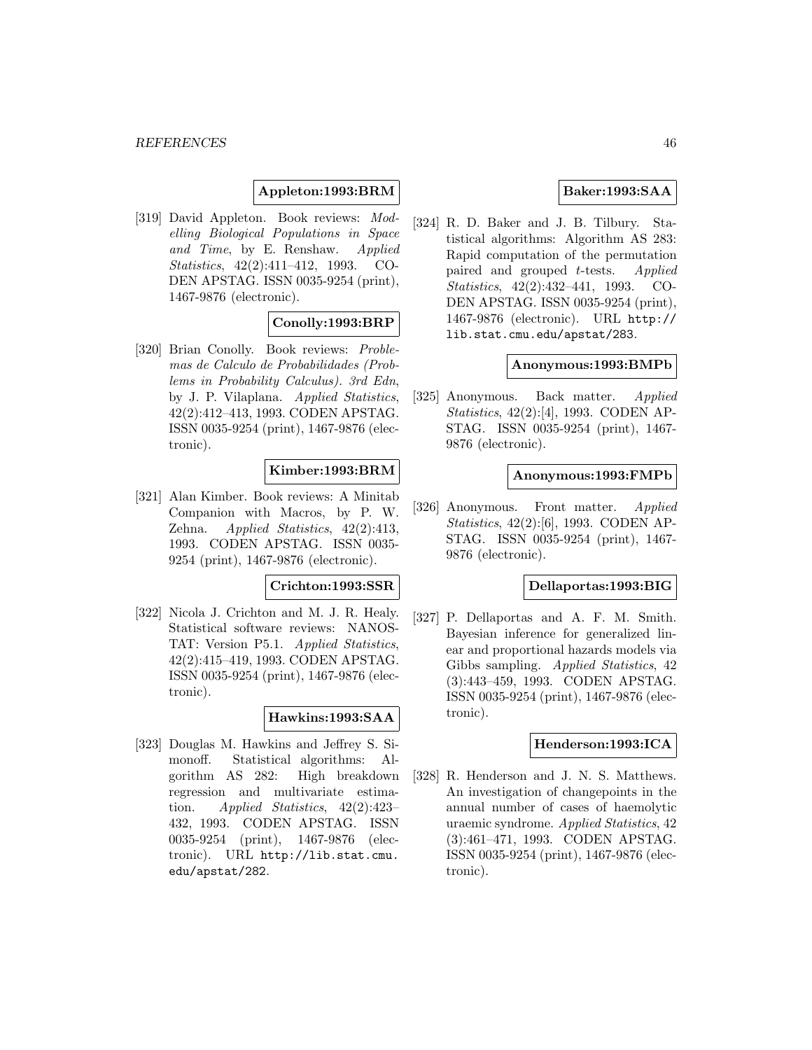**Appleton:1993:BRM**

[319] David Appleton. Book reviews: *Modelling Biological Populations in Space and Time*, by E. Renshaw. *Applied Statistics*, 42(2):411–412, 1993. CODEN APSTAG. ISSN 0035-9254 (print), 1467-9876 (electronic).

**Conolly:1993:BRP**

[320] Brian Conolly. Book reviews: *Problemas de Calculo de Probabilidades (Problems in Probability Calculus). 3rd Edn*, by J. P. Vilaplana. *Applied Statistics*, 42(2):412–413, 1993. CODEN APSTAG. ISSN 0035-9254 (print), 1467-9876 (electronic).

**Kimber:1993:BRM**

[321] Alan Kimber. Book reviews: A Minitab Companion with Macros, by P. W. Zehna. *Applied Statistics*, 42(2):413, 1993. CODEN APSTAG. ISSN 0035-9254 (print), 1467-9876 (electronic).

**Crichton:1993:SSR**

[322] Nicola J. Crichton and M. J. R. Healy. Statistical software reviews: NANOSTAT: Version P5.1. *Applied Statistics*, 42(2):415–419, 1993. CODEN APSTAG. ISSN 0035-9254 (print), 1467-9876 (electronic).

**Hawkins:1993:SAA**

[323] Douglas M. Hawkins and Jeffrey S. Simonoff. Statistical algorithms: Algorithm AS 282: High breakdown regression and multivariate estimation. *Applied Statistics*, 42(2):423–432, 1993. CODEN APSTAG. ISSN 0035-9254 (print), 1467-9876 (electronic). URL http://lib.stat.cmu.edu/apstat/282.

**Baker:1993:SAA**

[324] R. D. Baker and J. B. Tilbury. Statistical algorithms: Algorithm AS 283: Rapid computation of the permutation paired and grouped *t*-tests. *Applied Statistics*, 42(2):432–441, 1993. CODEN APSTAG. ISSN 0035-9254 (print), 1467-9876 (electronic). URL http://lib.stat.cmu.edu/apstat/283.

**Anonymous:1993:BMPb**

[325] Anonymous. Back matter. *Applied Statistics*, 42(2):[4], 1993. CODEN APSTAG. ISSN 0035-9254 (print), 1467-9876 (electronic).

**Anonymous:1993:FMPb**

[326] Anonymous. Front matter. *Applied Statistics*, 42(2):[6], 1993. CODEN APSTAG. ISSN 0035-9254 (print), 1467-9876 (electronic).

**Dellaportas:1993:BIG**

[327] P. Dellaportas and A. F. M. Smith. Bayesian inference for generalized linear and proportional hazards models via Gibbs sampling. *Applied Statistics*, 42 (3):443–459, 1993. CODEN APSTAG. ISSN 0035-9254 (print), 1467-9876 (electronic).

**Henderson:1993:ICA**

[328] R. Henderson and J. N. S. Matthews. An investigation of changepoints in the annual number of cases of haemolytic uraemic syndrome. *Applied Statistics*, 42 (3):461–471, 1993. CODEN APSTAG. ISSN 0035-9254 (print), 1467-9876 (electronic).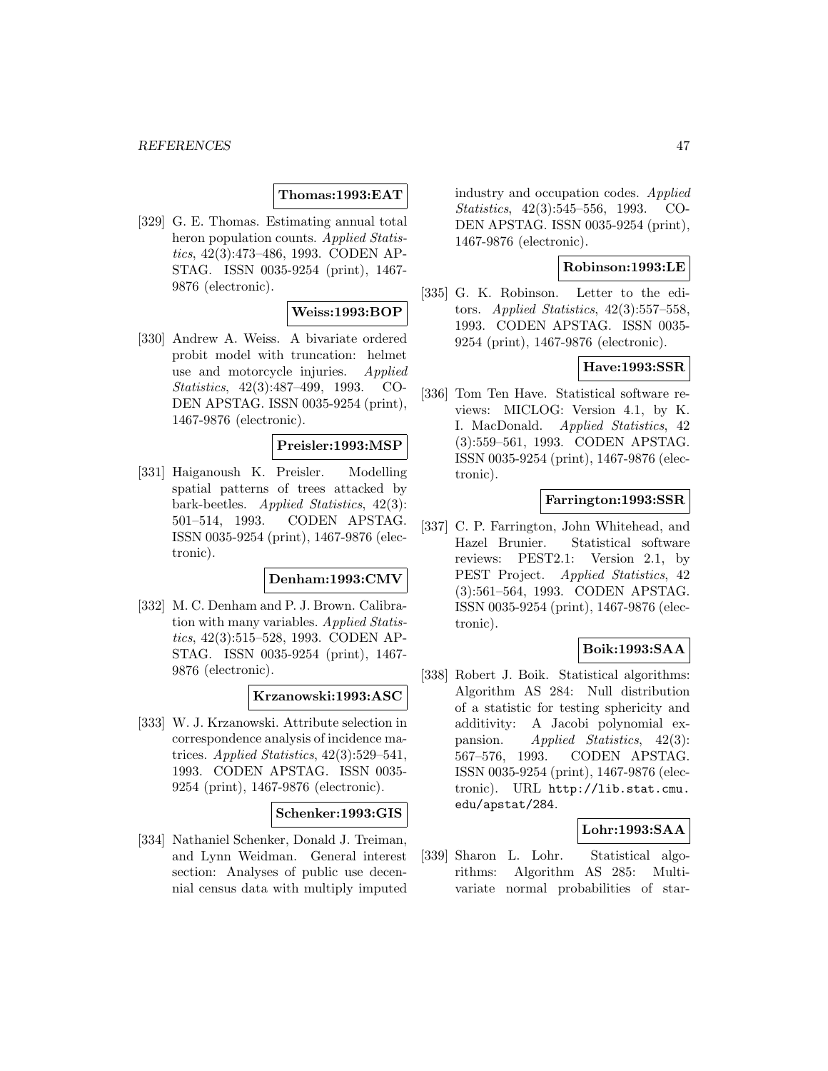**Thomas:1993:EAT**

[329] G. E. Thomas. Estimating annual total heron population counts. *Applied Statistics*, 42(3):473–486, 1993. CODEN APSTAG. ISSN 0035-9254 (print), 1467-9876 (electronic).

**Weiss:1993:BOP**

[330] Andrew A. Weiss. A bivariate ordered probit model with truncation: helmet use and motorcycle injuries. *Applied Statistics*, 42(3):487–499, 1993. CODEN APSTAG. ISSN 0035-9254 (print), 1467-9876 (electronic).

**Preisler:1993:MSP**

[331] Haiganoush K. Preisler. Modelling spatial patterns of trees attacked by bark-beetles. *Applied Statistics*, 42(3): 501–514, 1993. CODEN APSTAG. ISSN 0035-9254 (print), 1467-9876 (electronic).

**Denham:1993:CMV**

[332] M. C. Denham and P. J. Brown. Calibration with many variables. *Applied Statistics*, 42(3):515–528, 1993. CODEN APSTAG. ISSN 0035-9254 (print), 1467-9876 (electronic).

**Krzanowski:1993:ASC**

[333] W. J. Krzanowski. Attribute selection in correspondence analysis of incidence matrices. *Applied Statistics*, 42(3):529–541, 1993. CODEN APSTAG. ISSN 0035-9254 (print), 1467-9876 (electronic).

**Schenker:1993:GIS**

[334] Nathaniel Schenker, Donald J. Treiman, and Lynn Weidman. General interest section: Analyses of public use decennial census data with multiply imputed industry and occupation codes. *Applied Statistics*, 42(3):545–556, 1993. CODEN APSTAG. ISSN 0035-9254 (print), 1467-9876 (electronic).

**Robinson:1993:LE**

[335] G. K. Robinson. Letter to the editors. *Applied Statistics*, 42(3):557–558, 1993. CODEN APSTAG. ISSN 0035-9254 (print), 1467-9876 (electronic).

**Have:1993:SSR**

[336] Tom Ten Have. Statistical software reviews: MICLOG: Version 4.1, by K. I. MacDonald. *Applied Statistics*, 42 (3):559–561, 1993. CODEN APSTAG. ISSN 0035-9254 (print), 1467-9876 (electronic).

**Farrington:1993:SSR**

[337] C. P. Farrington, John Whitehead, and Hazel Brunier. Statistical software reviews: PEST2.1: Version 2.1, by PEST Project. *Applied Statistics*, 42 (3):561–564, 1993. CODEN APSTAG. ISSN 0035-9254 (print), 1467-9876 (electronic).

**Boik:1993:SAA**

[338] Robert J. Boik. Statistical algorithms: Algorithm AS 284: Null distribution of a statistic for testing sphericity and additivity: A Jacobi polynomial expansion. *Applied Statistics*, 42(3): 567–576, 1993. CODEN APSTAG. ISSN 0035-9254 (print), 1467-9876 (electronic). URL http://lib.stat.cmu.edu/apstat/284.

**Lohr:1993:SAA**

[339] Sharon L. Lohr. Statistical algorithms: Algorithm AS 285: Multivariate normal probabilities of star-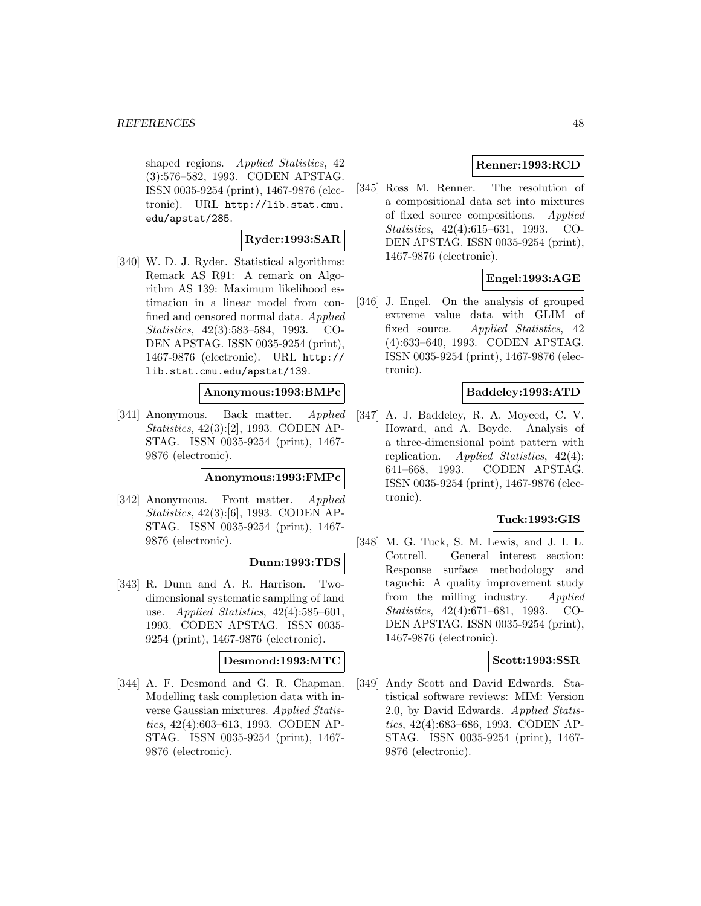shaped regions. *Applied Statistics*, 42 (3):576–582, 1993. CODEN APSTAG. ISSN 0035-9254 (print), 1467-9876 (electronic). URL http://lib.stat.cmu.edu/apstat/285.

**Ryder:1993:SAR**

[340] W. D. J. Ryder. Statistical algorithms: Remark AS R91: A remark on Algorithm AS 139: Maximum likelihood estimation in a linear model from confined and censored normal data. *Applied Statistics*, 42(3):583–584, 1993. CODEN APSTAG. ISSN 0035-9254 (print), 1467-9876 (electronic). URL http://lib.stat.cmu.edu/apstat/139.

**Anonymous:1993:BMPc**

[341] Anonymous. Back matter. *Applied Statistics*, 42(3):[2], 1993. CODEN APSTAG. ISSN 0035-9254 (print), 1467-9876 (electronic).

**Anonymous:1993:FMPc**

[342] Anonymous. Front matter. *Applied Statistics*, 42(3):[6], 1993. CODEN APSTAG. ISSN 0035-9254 (print), 1467-9876 (electronic).

**Dunn:1993:TDS**

[343] R. Dunn and A. R. Harrison. Two-dimensional systematic sampling of land use. *Applied Statistics*, 42(4):585–601, 1993. CODEN APSTAG. ISSN 0035-9254 (print), 1467-9876 (electronic).

**Desmond:1993:MTC**

[344] A. F. Desmond and G. R. Chapman. Modelling task completion data with inverse Gaussian mixtures. *Applied Statistics*, 42(4):603–613, 1993. CODEN APSTAG. ISSN 0035-9254 (print), 1467-9876 (electronic).

**Renner:1993:RCD**

[345] Ross M. Renner. The resolution of a compositional data set into mixtures of fixed source compositions. *Applied Statistics*, 42(4):615–631, 1993. CODEN APSTAG. ISSN 0035-9254 (print), 1467-9876 (electronic).

**Engel:1993:AGE**

[346] J. Engel. On the analysis of grouped extreme value data with GLIM of fixed source. *Applied Statistics*, 42 (4):633–640, 1993. CODEN APSTAG. ISSN 0035-9254 (print), 1467-9876 (electronic).

**Baddeley:1993:ATD**

[347] A. J. Baddeley, R. A. Moyeed, C. V. Howard, and A. Boyde. Analysis of a three-dimensional point pattern with replication. *Applied Statistics*, 42(4): 641–668, 1993. CODEN APSTAG. ISSN 0035-9254 (print), 1467-9876 (electronic).

**Tuck:1993:GIS**

[348] M. G. Tuck, S. M. Lewis, and J. I. L. Cottrell. General interest section: Response surface methodology and taguchi: A quality improvement study from the milling industry. *Applied Statistics*, 42(4):671–681, 1993. CODEN APSTAG. ISSN 0035-9254 (print), 1467-9876 (electronic).

**Scott:1993:SSR**

[349] Andy Scott and David Edwards. Statistical software reviews: MIM: Version 2.0, by David Edwards. *Applied Statistics*, 42(4):683–686, 1993. CODEN APSTAG. ISSN 0035-9254 (print), 1467-9876 (electronic).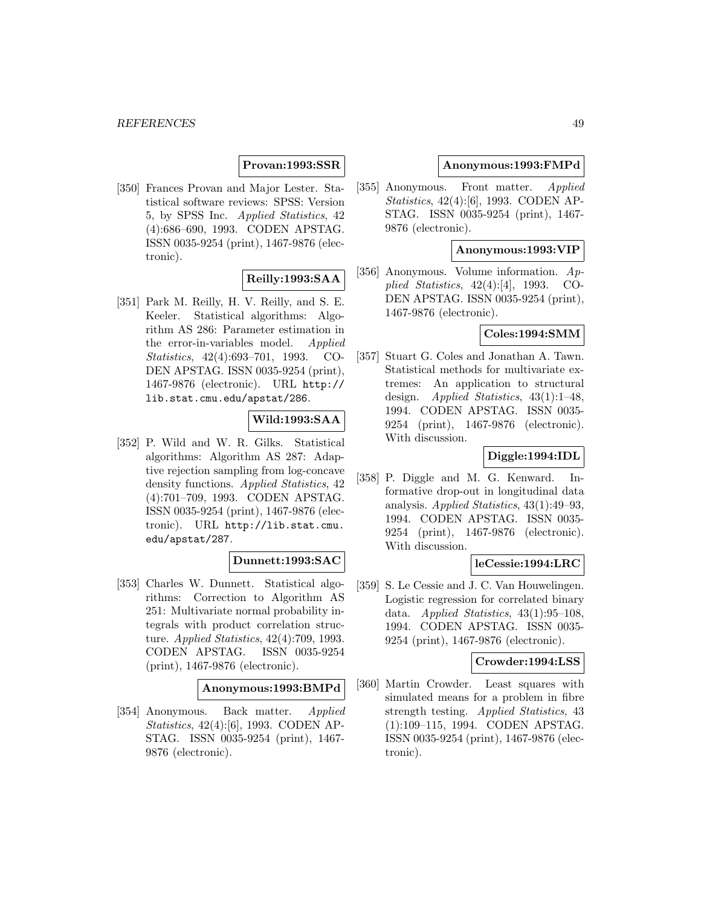**Provan:1993:SSR**

[350] Frances Provan and Major Lester. Statistical software reviews: SPSS: Version 5, by SPSS Inc. *Applied Statistics*, 42 (4):686–690, 1993. CODEN APSTAG. ISSN 0035-9254 (print), 1467-9876 (electronic).

**Reilly:1993:SAA**

[351] Park M. Reilly, H. V. Reilly, and S. E. Keeler. Statistical algorithms: Algorithm AS 286: Parameter estimation in the error-in-variables model. *Applied Statistics*, 42(4):693–701, 1993. CODEN APSTAG. ISSN 0035-9254 (print), 1467-9876 (electronic). URL http://lib.stat.cmu.edu/apstat/286.

**Wild:1993:SAA**

[352] P. Wild and W. R. Gilks. Statistical algorithms: Algorithm AS 287: Adaptive rejection sampling from log-concave density functions. *Applied Statistics*, 42 (4):701–709, 1993. CODEN APSTAG. ISSN 0035-9254 (print), 1467-9876 (electronic). URL http://lib.stat.cmu.edu/apstat/287.

**Dunnett:1993:SAC**

[353] Charles W. Dunnett. Statistical algorithms: Correction to Algorithm AS 251: Multivariate normal probability integrals with product correlation structure. *Applied Statistics*, 42(4):709, 1993. CODEN APSTAG. ISSN 0035-9254 (print), 1467-9876 (electronic).

**Anonymous:1993:BMPd**

[354] Anonymous. Back matter. *Applied Statistics*, 42(4):[6], 1993. CODEN APSTAG. ISSN 0035-9254 (print), 1467-9876 (electronic).

**Anonymous:1993:FMPd**

[355] Anonymous. Front matter. *Applied Statistics*, 42(4):[6], 1993. CODEN APSTAG. ISSN 0035-9254 (print), 1467-9876 (electronic).

**Anonymous:1993:VIP**

[356] Anonymous. Volume information. *Applied Statistics*, 42(4):[4], 1993. CODEN APSTAG. ISSN 0035-9254 (print), 1467-9876 (electronic).

**Coles:1994:SMM**

[357] Stuart G. Coles and Jonathan A. Tawn. Statistical methods for multivariate extremes: An application to structural design. *Applied Statistics*, 43(1):1–48, 1994. CODEN APSTAG. ISSN 0035-9254 (print), 1467-9876 (electronic). With discussion.

**Diggle:1994:IDL**

[358] P. Diggle and M. G. Kenward. Informative drop-out in longitudinal data analysis. *Applied Statistics*, 43(1):49–93, 1994. CODEN APSTAG. ISSN 0035-9254 (print), 1467-9876 (electronic). With discussion.

**leCessie:1994:LRC**

[359] S. Le Cessie and J. C. Van Houwelingen. Logistic regression for correlated binary data. *Applied Statistics*, 43(1):95–108, 1994. CODEN APSTAG. ISSN 0035-9254 (print), 1467-9876 (electronic).

**Crowder:1994:LSS**

[360] Martin Crowder. Least squares with simulated means for a problem in fibre strength testing. *Applied Statistics*, 43 (1):109–115, 1994. CODEN APSTAG. ISSN 0035-9254 (print), 1467-9876 (electronic).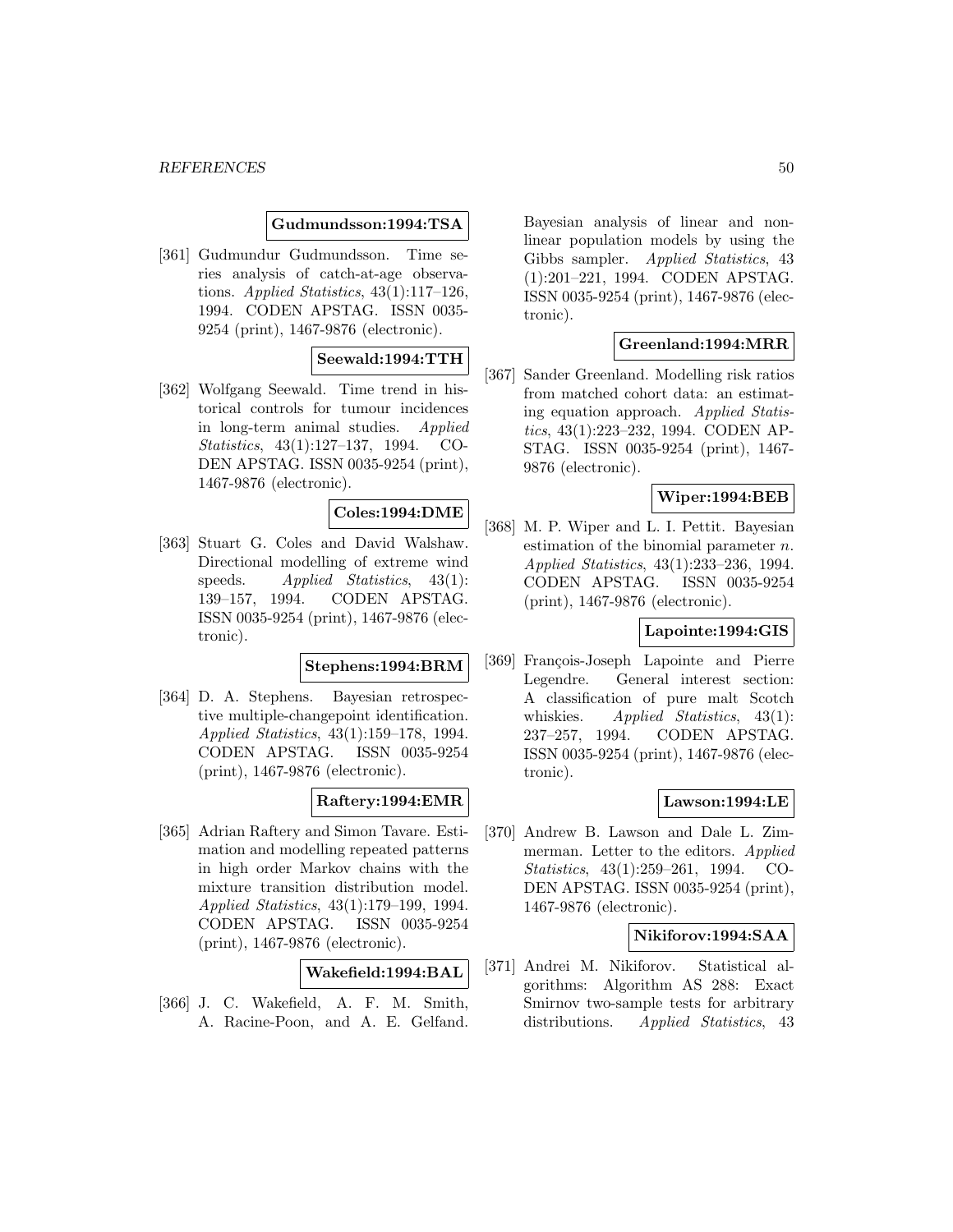**Gudmundsson:1994:TSA**

[361] Gudmundur Gudmundsson. Time series analysis of catch-at-age observations. *Applied Statistics*, 43(1):117–126, 1994. CODEN APSTAG. ISSN 0035-9254 (print), 1467-9876 (electronic).

**Seewald:1994:TTH**

[362] Wolfgang Seewald. Time trend in historical controls for tumour incidences in long-term animal studies. *Applied Statistics*, 43(1):127–137, 1994. CODEN APSTAG. ISSN 0035-9254 (print), 1467-9876 (electronic).

**Coles:1994:DME**

[363] Stuart G. Coles and David Walshaw. Directional modelling of extreme wind speeds. *Applied Statistics*, 43(1): 139–157, 1994. CODEN APSTAG. ISSN 0035-9254 (print), 1467-9876 (electronic).

**Stephens:1994:BRM**

[364] D. A. Stephens. Bayesian retrospective multiple-changepoint identification. *Applied Statistics*, 43(1):159–178, 1994. CODEN APSTAG. ISSN 0035-9254 (print), 1467-9876 (electronic).

**Raftery:1994:EMR**

[365] Adrian Raftery and Simon Tavare. Estimation and modelling repeated patterns in high order Markov chains with the mixture transition distribution model. *Applied Statistics*, 43(1):179–199, 1994. CODEN APSTAG. ISSN 0035-9254 (print), 1467-9876 (electronic).

**Wakefield:1994:BAL**

[366] J. C. Wakefield, A. F. M. Smith, A. Racine-Poon, and A. E. Gelfand. Bayesian analysis of linear and nonlinear population models by using the Gibbs sampler. *Applied Statistics*, 43 (1):201–221, 1994. CODEN APSTAG. ISSN 0035-9254 (print), 1467-9876 (electronic).

**Greenland:1994:MRR**

[367] Sander Greenland. Modelling risk ratios from matched cohort data: an estimating equation approach. *Applied Statistics*, 43(1):223–232, 1994. CODEN APSTAG. ISSN 0035-9254 (print), 1467-9876 (electronic).

**Wiper:1994:BEB**

[368] M. P. Wiper and L. I. Pettit. Bayesian estimation of the binomial parameter $n$. *Applied Statistics*, 43(1):233–236, 1994. CODEN APSTAG. ISSN 0035-9254 (print), 1467-9876 (electronic).

**Lapointe:1994:GIS**

[369] François-Joseph Lapointe and Pierre Legendre. General interest section: A classification of pure malt Scotch whiskies. *Applied Statistics*, 43(1): 237–257, 1994. CODEN APSTAG. ISSN 0035-9254 (print), 1467-9876 (electronic).

**Lawson:1994:LE**

[370] Andrew B. Lawson and Dale L. Zimmerman. Letter to the editors. *Applied Statistics*, 43(1):259–261, 1994. CODEN APSTAG. ISSN 0035-9254 (print), 1467-9876 (electronic).

**Nikiforov:1994:SAA**

[371] Andrei M. Nikiforov. Statistical algorithms: Algorithm AS 288: Exact Smirnov two-sample tests for arbitrary distributions. *Applied Statistics*, 43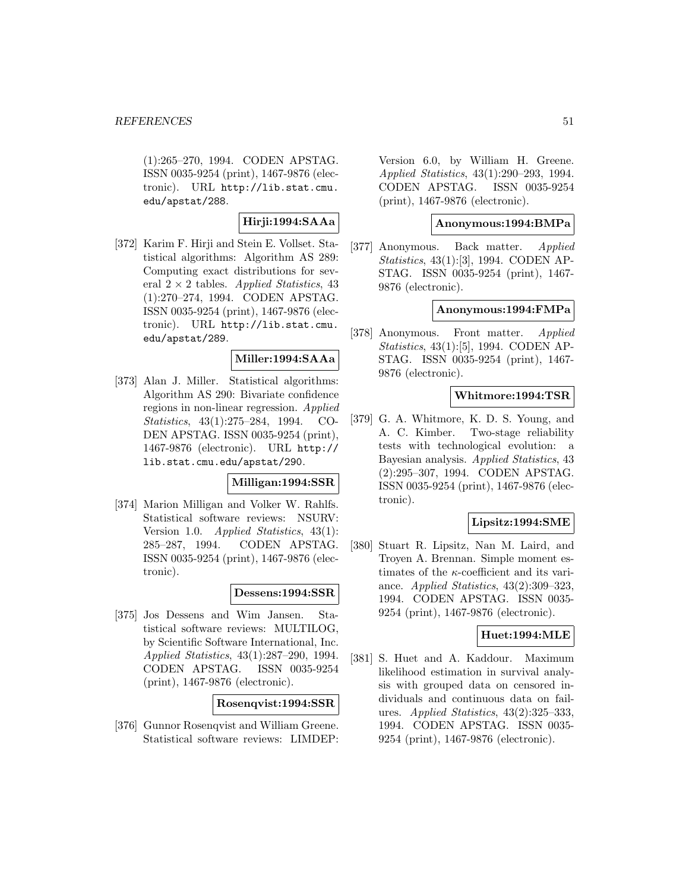(1):265–270, 1994. CODEN APSTAG. ISSN 0035-9254 (print), 1467-9876 (electronic). URL http://lib.stat.cmu.edu/apstat/288.

**Hirji:1994:SAAa**

[372] Karim F. Hirji and Stein E. Vollset. Statistical algorithms: Algorithm AS 289: Computing exact distributions for several $2 \times 2$ tables. *Applied Statistics*, 43 (1):270–274, 1994. CODEN APSTAG. ISSN 0035-9254 (print), 1467-9876 (electronic). URL http://lib.stat.cmu.edu/apstat/289.

**Miller:1994:SAAa**

[373] Alan J. Miller. Statistical algorithms: Algorithm AS 290: Bivariate confidence regions in non-linear regression. *Applied Statistics*, 43(1):275–284, 1994. CODEN APSTAG. ISSN 0035-9254 (print), 1467-9876 (electronic). URL http://lib.stat.cmu.edu/apstat/290.

**Milligan:1994:SSR**

[374] Marion Milligan and Volker W. Rahlfs. Statistical software reviews: NSURV: Version 1.0. *Applied Statistics*, 43(1): 285–287, 1994. CODEN APSTAG. ISSN 0035-9254 (print), 1467-9876 (electronic).

**Dessens:1994:SSR**

[375] Jos Dessens and Wim Jansen. Statistical software reviews: MULTILOG, by Scientific Software International, Inc. *Applied Statistics*, 43(1):287–290, 1994. CODEN APSTAG. ISSN 0035-9254 (print), 1467-9876 (electronic).

**Rosenqvist:1994:SSR**

[376] Gunnor Rosenqvist and William Greene. Statistical software reviews: LIMDEP: Version 6.0, by William H. Greene. *Applied Statistics*, 43(1):290–293, 1994. CODEN APSTAG. ISSN 0035-9254 (print), 1467-9876 (electronic).

**Anonymous:1994:BMPa**

[377] Anonymous. Back matter. *Applied Statistics*, 43(1):[3], 1994. CODEN APSTAG. ISSN 0035-9254 (print), 1467-9876 (electronic).

**Anonymous:1994:FMPa**

[378] Anonymous. Front matter. *Applied Statistics*, 43(1):[5], 1994. CODEN APSTAG. ISSN 0035-9254 (print), 1467-9876 (electronic).

**Whitmore:1994:TSR**

[379] G. A. Whitmore, K. D. S. Young, and A. C. Kimber. Two-stage reliability tests with technological evolution: a Bayesian analysis. *Applied Statistics*, 43 (2):295–307, 1994. CODEN APSTAG. ISSN 0035-9254 (print), 1467-9876 (electronic).

**Lipsitz:1994:SME**

[380] Stuart R. Lipsitz, Nan M. Laird, and Troyen A. Brennan. Simple moment estimates of the $\kappa$-coefficient and its variance. *Applied Statistics*, 43(2):309–323, 1994. CODEN APSTAG. ISSN 0035-9254 (print), 1467-9876 (electronic).

**Huet:1994:MLE**

[381] S. Huet and A. Kaddour. Maximum likelihood estimation in survival analysis with grouped data on censored individuals and continuous data on failures. *Applied Statistics*, 43(2):325–333, 1994. CODEN APSTAG. ISSN 0035-9254 (print), 1467-9876 (electronic).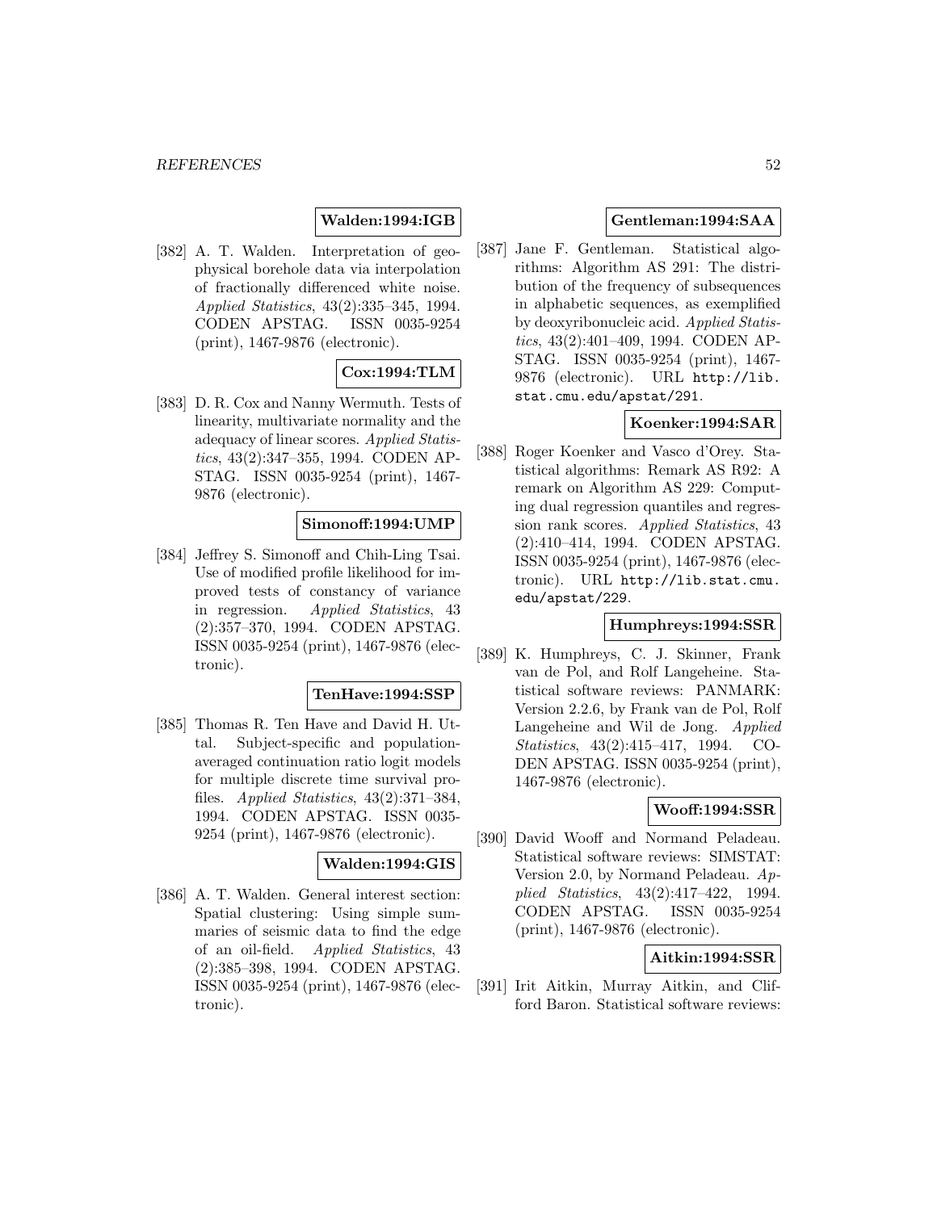**Walden:1994:IGB**

[382] A. T. Walden. Interpretation of geophysical borehole data via interpolation of fractionally differenced white noise. *Applied Statistics*, 43(2):335–345, 1994. CODEN APSTAG. ISSN 0035-9254 (print), 1467-9876 (electronic).

**Cox:1994:TLM**

[383] D. R. Cox and Nanny Wermuth. Tests of linearity, multivariate normality and the adequacy of linear scores. *Applied Statistics*, 43(2):347–355, 1994. CODEN APSTAG. ISSN 0035-9254 (print), 1467-9876 (electronic).

**Simonoff:1994:UMP**

[384] Jeffrey S. Simonoff and Chih-Ling Tsai. Use of modified profile likelihood for improved tests of constancy of variance in regression. *Applied Statistics*, 43 (2):357–370, 1994. CODEN APSTAG. ISSN 0035-9254 (print), 1467-9876 (electronic).

**TenHave:1994:SSP**

[385] Thomas R. Ten Have and David H. Uttal. Subject-specific and population-averaged continuation ratio logit models for multiple discrete time survival profiles. *Applied Statistics*, 43(2):371–384, 1994. CODEN APSTAG. ISSN 0035-9254 (print), 1467-9876 (electronic).

**Walden:1994:GIS**

[386] A. T. Walden. General interest section: Spatial clustering: Using simple summaries of seismic data to find the edge of an oil-field. *Applied Statistics*, 43 (2):385–398, 1994. CODEN APSTAG. ISSN 0035-9254 (print), 1467-9876 (electronic).

**Gentleman:1994:SAA**

[387] Jane F. Gentleman. Statistical algorithms: Algorithm AS 291: The distribution of the frequency of subsequences in alphabetic sequences, as exemplified by deoxyribonucleic acid. *Applied Statistics*, 43(2):401–409, 1994. CODEN APSTAG. ISSN 0035-9254 (print), 1467-9876 (electronic). URL http://lib.stat.cmu.edu/apstat/291.

**Koenker:1994:SAR**

[388] Roger Koenker and Vasco d'Orey. Statistical algorithms: Remark AS R92: A remark on Algorithm AS 229: Computing dual regression quantiles and regression rank scores. *Applied Statistics*, 43 (2):410–414, 1994. CODEN APSTAG. ISSN 0035-9254 (print), 1467-9876 (electronic). URL http://lib.stat.cmu.edu/apstat/229.

**Humphreys:1994:SSR**

[389] K. Humphreys, C. J. Skinner, Frank van de Pol, and Rolf Langeheine. Statistical software reviews: PANMARK: Version 2.2.6, by Frank van de Pol, Rolf Langeheine and Wil de Jong. *Applied Statistics*, 43(2):415–417, 1994. CODEN APSTAG. ISSN 0035-9254 (print), 1467-9876 (electronic).

**Wooff:1994:SSR**

[390] David Wooff and Normand Peladeau. Statistical software reviews: SIMSTAT: Version 2.0, by Normand Peladeau. *Applied Statistics*, 43(2):417–422, 1994. CODEN APSTAG. ISSN 0035-9254 (print), 1467-9876 (electronic).

**Aitkin:1994:SSR**

[391] Irit Aitkin, Murray Aitkin, and Clifford Baron. Statistical software reviews: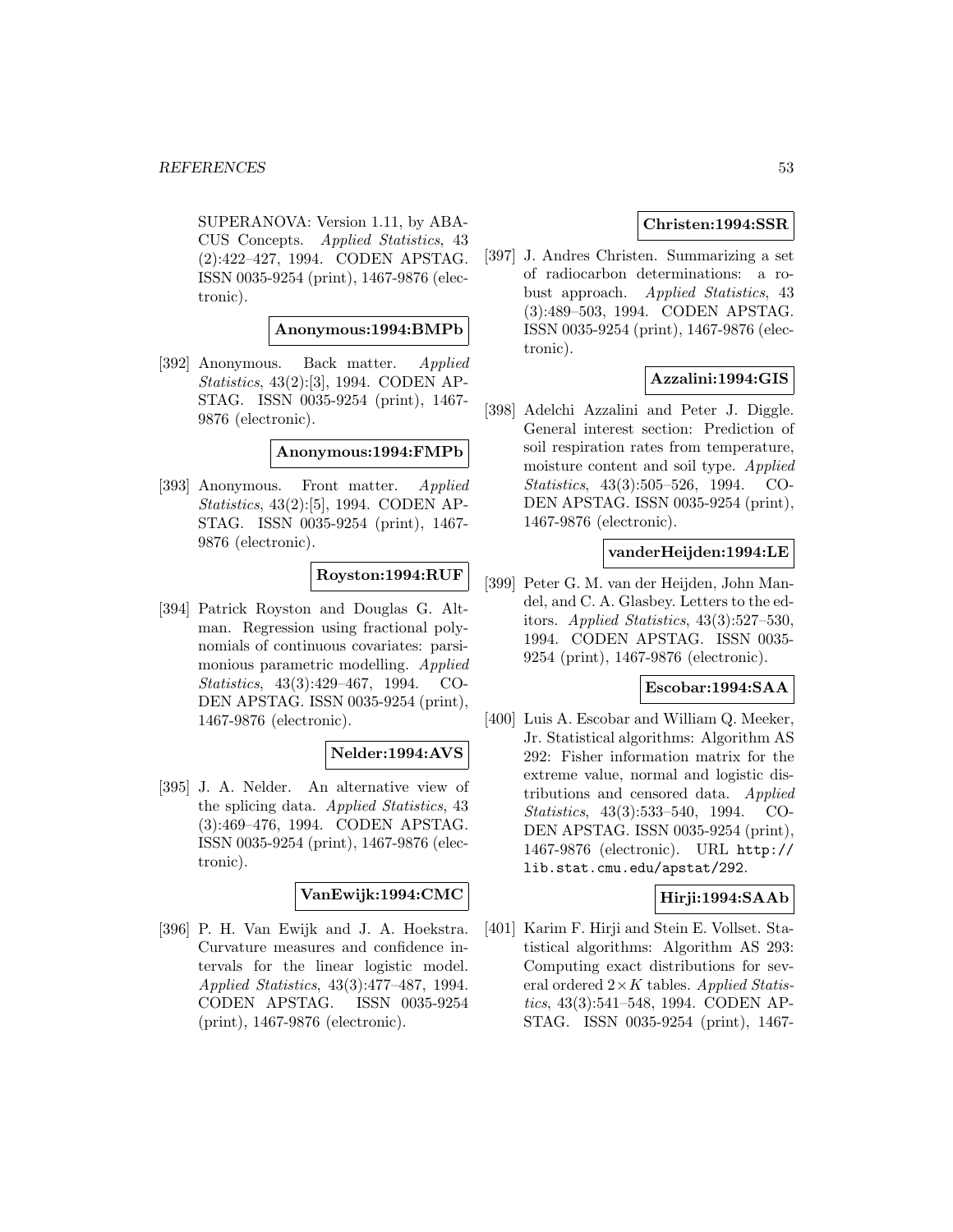SUPERANOVA: Version 1.11, by ABACUS Concepts. *Applied Statistics*, 43 (2):422–427, 1994. CODEN APSTAG. ISSN 0035-9254 (print), 1467-9876 (electronic).

**Anonymous:1994:BMPb**

[392] Anonymous. Back matter. *Applied Statistics*, 43(2):[3], 1994. CODEN APSTAG. ISSN 0035-9254 (print), 1467-9876 (electronic).

**Anonymous:1994:FMPb**

[393] Anonymous. Front matter. *Applied Statistics*, 43(2):[5], 1994. CODEN APSTAG. ISSN 0035-9254 (print), 1467-9876 (electronic).

**Royston:1994:RUF**

[394] Patrick Royston and Douglas G. Altman. Regression using fractional polynomials of continuous covariates: parsimonious parametric modelling. *Applied Statistics*, 43(3):429–467, 1994. CODEN APSTAG. ISSN 0035-9254 (print), 1467-9876 (electronic).

**Nelder:1994:AVS**

[395] J. A. Nelder. An alternative view of the splicing data. *Applied Statistics*, 43 (3):469–476, 1994. CODEN APSTAG. ISSN 0035-9254 (print), 1467-9876 (electronic).

**VanEwijk:1994:CMC**

[396] P. H. Van Ewijk and J. A. Hoekstra. Curvature measures and confidence intervals for the linear logistic model. *Applied Statistics*, 43(3):477–487, 1994. CODEN APSTAG. ISSN 0035-9254 (print), 1467-9876 (electronic).

**Christen:1994:SSR**

[397] J. Andres Christen. Summarizing a set of radiocarbon determinations: a robust approach. *Applied Statistics*, 43 (3):489–503, 1994. CODEN APSTAG. ISSN 0035-9254 (print), 1467-9876 (electronic).

**Azzalini:1994:GIS**

[398] Adelchi Azzalini and Peter J. Diggle. General interest section: Prediction of soil respiration rates from temperature, moisture content and soil type. *Applied Statistics*, 43(3):505–526, 1994. CODEN APSTAG. ISSN 0035-9254 (print), 1467-9876 (electronic).

**vanderHeijden:1994:LE**

[399] Peter G. M. van der Heijden, John Mandel, and C. A. Glasbey. Letters to the editors. *Applied Statistics*, 43(3):527–530, 1994. CODEN APSTAG. ISSN 0035-9254 (print), 1467-9876 (electronic).

**Escobar:1994:SAA**

[400] Luis A. Escobar and William Q. Meeker, Jr. Statistical algorithms: Algorithm AS 292: Fisher information matrix for the extreme value, normal and logistic distributions and censored data. *Applied Statistics*, 43(3):533–540, 1994. CODEN APSTAG. ISSN 0035-9254 (print), 1467-9876 (electronic). URL http://lib.stat.cmu.edu/apstat/292.

**Hirji:1994:SAAb**

[401] Karim F. Hirji and Stein E. Vollset. Statistical algorithms: Algorithm AS 293: Computing exact distributions for several ordered $2 \times K$ tables. *Applied Statistics*, 43(3):541–548, 1994. CODEN APSTAG. ISSN 0035-9254 (print), 1467-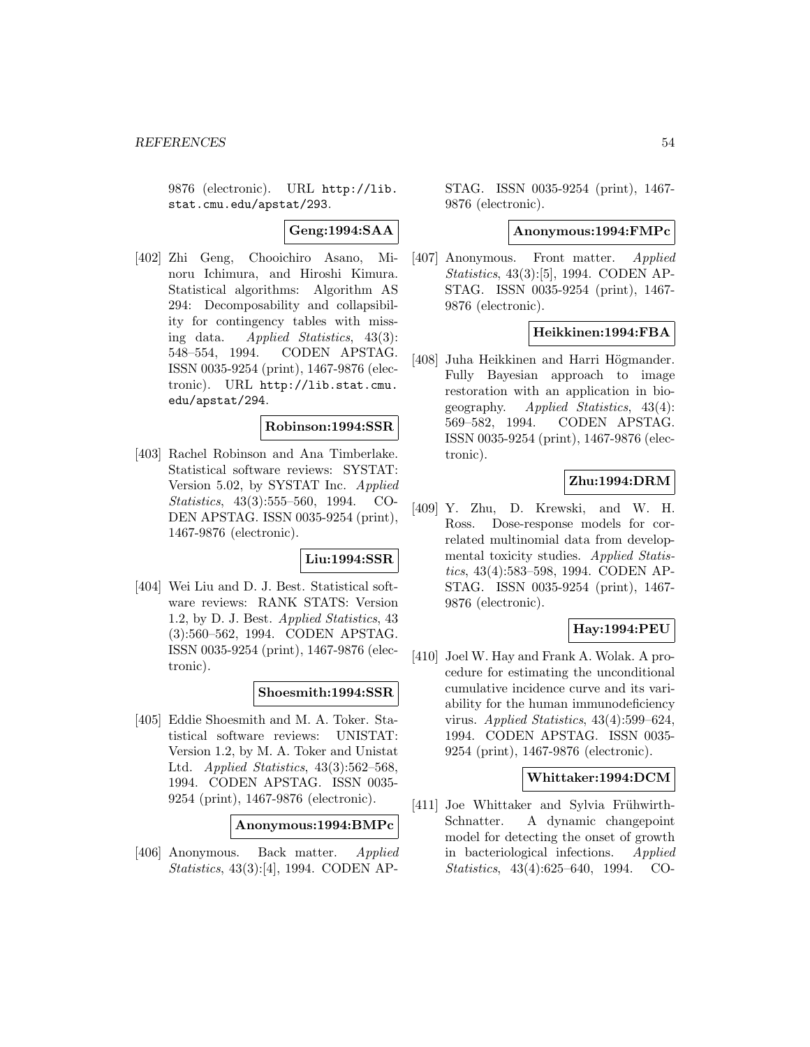9876 (electronic). URL http://lib.stat.cmu.edu/apstat/293.

**Geng:1994:SAA**

[402] Zhi Geng, Chooichiro Asano, Minoru Ichimura, and Hiroshi Kimura. Statistical algorithms: Algorithm AS 294: Decomposability and collapsibility for contingency tables with missing data. *Applied Statistics*, 43(3): 548–554, 1994. CODEN APSTAG. ISSN 0035-9254 (print), 1467-9876 (electronic). URL http://lib.stat.cmu.edu/apstat/294.

**Robinson:1994:SSR**

[403] Rachel Robinson and Ana Timberlake. Statistical software reviews: SYSTAT: Version 5.02, by SYSTAT Inc. *Applied Statistics*, 43(3):555–560, 1994. CODEN APSTAG. ISSN 0035-9254 (print), 1467-9876 (electronic).

**Liu:1994:SSR**

[404] Wei Liu and D. J. Best. Statistical software reviews: RANK STATS: Version 1.2, by D. J. Best. *Applied Statistics*, 43 (3):560–562, 1994. CODEN APSTAG. ISSN 0035-9254 (print), 1467-9876 (electronic).

**Shoesmith:1994:SSR**

[405] Eddie Shoesmith and M. A. Toker. Statistical software reviews: UNISTAT: Version 1.2, by M. A. Toker and Unistat Ltd. *Applied Statistics*, 43(3):562–568, 1994. CODEN APSTAG. ISSN 0035-9254 (print), 1467-9876 (electronic).

**Anonymous:1994:BMPc**

[406] Anonymous. Back matter. *Applied Statistics*, 43(3):[4], 1994. CODEN APSTAG. ISSN 0035-9254 (print), 1467-9876 (electronic).

**Anonymous:1994:FMPc**

[407] Anonymous. Front matter. *Applied Statistics*, 43(3):[5], 1994. CODEN APSTAG. ISSN 0035-9254 (print), 1467-9876 (electronic).

**Heikkinen:1994:FBA**

[408] Juha Heikkinen and Harri Högmander. Fully Bayesian approach to image restoration with an application in biogeography. *Applied Statistics*, 43(4): 569–582, 1994. CODEN APSTAG. ISSN 0035-9254 (print), 1467-9876 (electronic).

**Zhu:1994:DRM**

[409] Y. Zhu, D. Krewski, and W. H. Ross. Dose-response models for correlated multinomial data from developmental toxicity studies. *Applied Statistics*, 43(4):583–598, 1994. CODEN APSTAG. ISSN 0035-9254 (print), 1467-9876 (electronic).

**Hay:1994:PEU**

[410] Joel W. Hay and Frank A. Wolak. A procedure for estimating the unconditional cumulative incidence curve and its variability for the human immunodeficiency virus. *Applied Statistics*, 43(4):599–624, 1994. CODEN APSTAG. ISSN 0035-9254 (print), 1467-9876 (electronic).

**Whittaker:1994:DCM**

[411] Joe Whittaker and Sylvia Frühwirth-Schnatter. A dynamic changepoint model for detecting the onset of growth in bacteriological infections. *Applied Statistics*, 43(4):625–640, 1994. CO-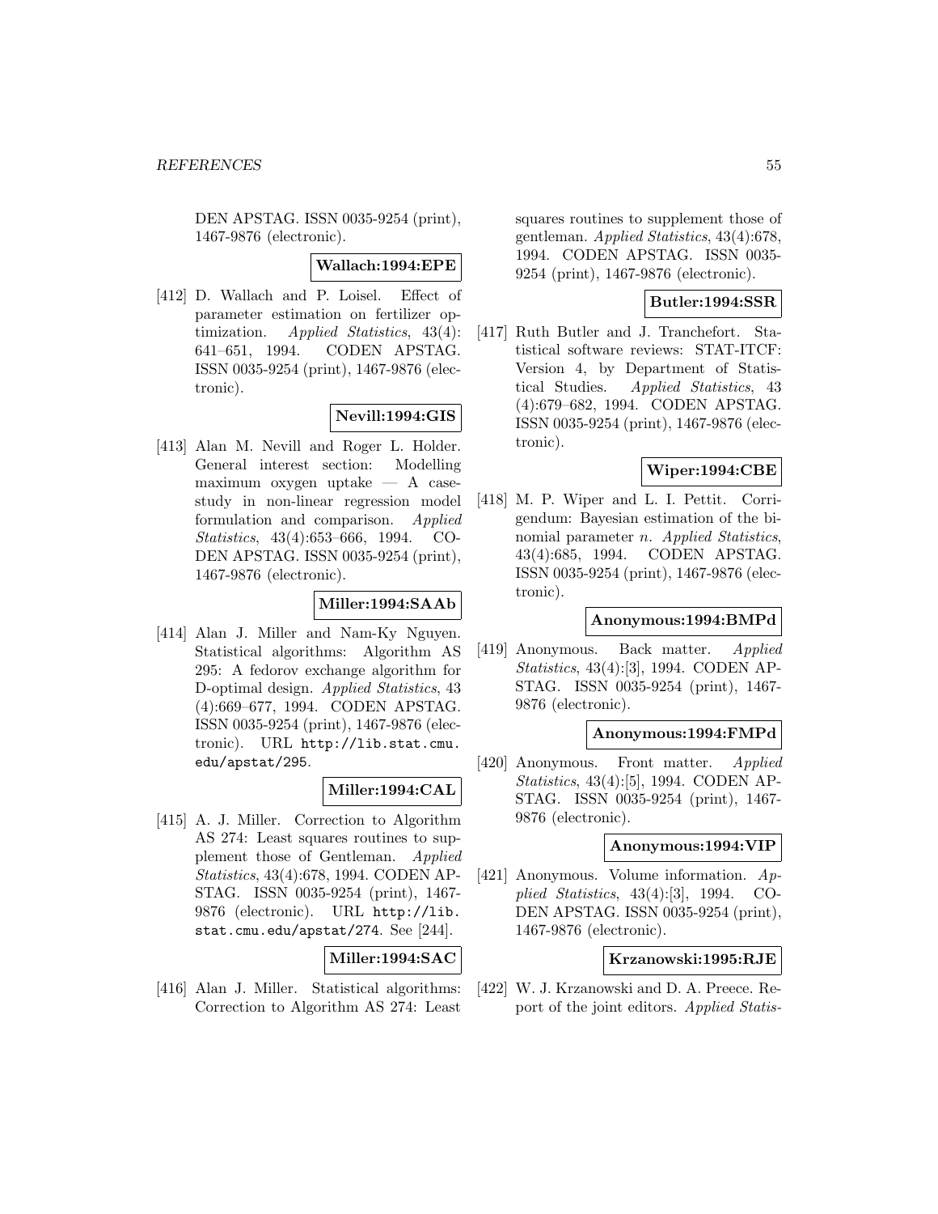DEN APSTAG. ISSN 0035-9254 (print), 1467-9876 (electronic).

**Wallach:1994:EPE**

[412] D. Wallach and P. Loisel. Effect of parameter estimation on fertilizer optimization. *Applied Statistics*, 43(4): 641–651, 1994. CODEN APSTAG. ISSN 0035-9254 (print), 1467-9876 (electronic).

**Nevill:1994:GIS**

[413] Alan M. Nevill and Roger L. Holder. General interest section: Modelling maximum oxygen uptake — A case-study in non-linear regression model formulation and comparison. *Applied Statistics*, 43(4):653–666, 1994. CODEN APSTAG. ISSN 0035-9254 (print), 1467-9876 (electronic).

**Miller:1994:SAAb**

[414] Alan J. Miller and Nam-Ky Nguyen. Statistical algorithms: Algorithm AS 295: A fedorov exchange algorithm for D-optimal design. *Applied Statistics*, 43 (4):669–677, 1994. CODEN APSTAG. ISSN 0035-9254 (print), 1467-9876 (electronic). URL http://lib.stat.cmu.edu/apstat/295.

**Miller:1994:CAL**

[415] A. J. Miller. Correction to Algorithm AS 274: Least squares routines to supplement those of Gentleman. *Applied Statistics*, 43(4):678, 1994. CODEN APSTAG. ISSN 0035-9254 (print), 1467-9876 (electronic). URL http://lib.stat.cmu.edu/apstat/274. See [244].

**Miller:1994:SAC**

[416] Alan J. Miller. Statistical algorithms: Correction to Algorithm AS 274: Least squares routines to supplement those of gentleman. *Applied Statistics*, 43(4):678, 1994. CODEN APSTAG. ISSN 0035-9254 (print), 1467-9876 (electronic).

**Butler:1994:SSR**

[417] Ruth Butler and J. Tranchefort. Statistical software reviews: STAT-ITCF: Version 4, by Department of Statistical Studies. *Applied Statistics*, 43 (4):679–682, 1994. CODEN APSTAG. ISSN 0035-9254 (print), 1467-9876 (electronic).

**Wiper:1994:CBE**

[418] M. P. Wiper and L. I. Pettit. Corrigendum: Bayesian estimation of the binomial parameter $n$. *Applied Statistics*, 43(4):685, 1994. CODEN APSTAG. ISSN 0035-9254 (print), 1467-9876 (electronic).

**Anonymous:1994:BMPd**

[419] Anonymous. Back matter. *Applied Statistics*, 43(4):[3], 1994. CODEN APSTAG. ISSN 0035-9254 (print), 1467-9876 (electronic).

**Anonymous:1994:FMPd**

[420] Anonymous. Front matter. *Applied Statistics*, 43(4):[5], 1994. CODEN APSTAG. ISSN 0035-9254 (print), 1467-9876 (electronic).

**Anonymous:1994:VIP**

[421] Anonymous. Volume information. *Applied Statistics*, 43(4):[3], 1994. CODEN APSTAG. ISSN 0035-9254 (print), 1467-9876 (electronic).

**Krzanowski:1995:RJE**

[422] W. J. Krzanowski and D. A. Preece. Report of the joint editors. *Applied Statis-*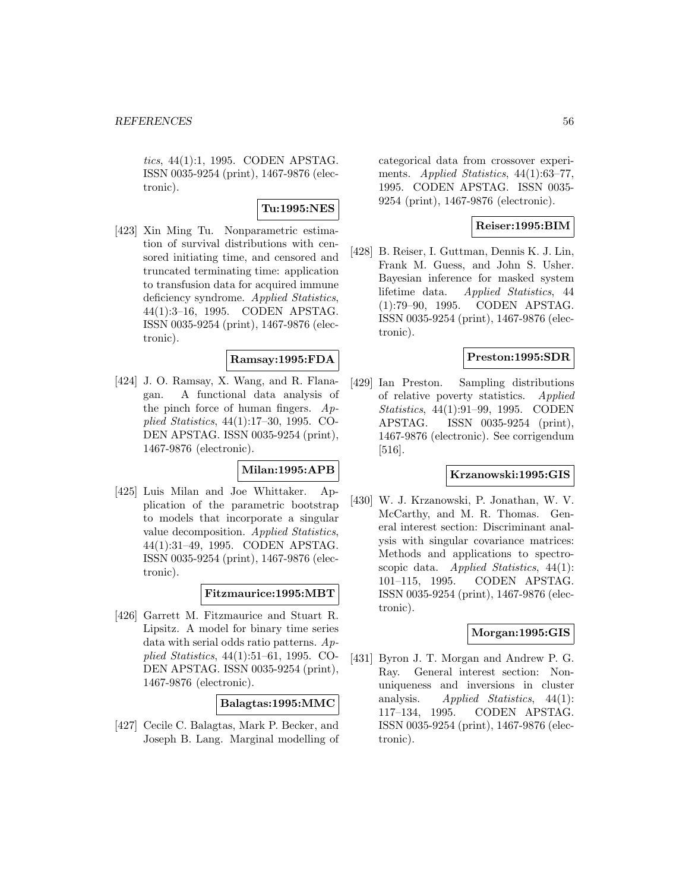*tics*, 44(1):1, 1995. CODEN APSTAG. ISSN 0035-9254 (print), 1467-9876 (electronic).

**Tu:1995:NES**

[423] Xin Ming Tu. Nonparametric estimation of survival distributions with censored initiating time, and censored and truncated terminating time: application to transfusion data for acquired immune deficiency syndrome. *Applied Statistics*, 44(1):3–16, 1995. CODEN APSTAG. ISSN 0035-9254 (print), 1467-9876 (electronic).

**Ramsay:1995:FDA**

[424] J. O. Ramsay, X. Wang, and R. Flanagan. A functional data analysis of the pinch force of human fingers. *Applied Statistics*, 44(1):17–30, 1995. CODEN APSTAG. ISSN 0035-9254 (print), 1467-9876 (electronic).

**Milan:1995:APB**

[425] Luis Milan and Joe Whittaker. Application of the parametric bootstrap to models that incorporate a singular value decomposition. *Applied Statistics*, 44(1):31–49, 1995. CODEN APSTAG. ISSN 0035-9254 (print), 1467-9876 (electronic).

**Fitzmaurice:1995:MBT**

[426] Garrett M. Fitzmaurice and Stuart R. Lipsitz. A model for binary time series data with serial odds ratio patterns. *Applied Statistics*, 44(1):51–61, 1995. CODEN APSTAG. ISSN 0035-9254 (print), 1467-9876 (electronic).

**Balagtas:1995:MMC**

[427] Cecile C. Balagtas, Mark P. Becker, and Joseph B. Lang. Marginal modelling of categorical data from crossover experiments. *Applied Statistics*, 44(1):63–77, 1995. CODEN APSTAG. ISSN 0035-9254 (print), 1467-9876 (electronic).

**Reiser:1995:BIM**

[428] B. Reiser, I. Guttman, Dennis K. J. Lin, Frank M. Guess, and John S. Usher. Bayesian inference for masked system lifetime data. *Applied Statistics*, 44 (1):79–90, 1995. CODEN APSTAG. ISSN 0035-9254 (print), 1467-9876 (electronic).

**Preston:1995:SDR**

[429] Ian Preston. Sampling distributions of relative poverty statistics. *Applied Statistics*, 44(1):91–99, 1995. CODEN APSTAG. ISSN 0035-9254 (print), 1467-9876 (electronic). See corrigendum [516].

**Krzanowski:1995:GIS**

[430] W. J. Krzanowski, P. Jonathan, W. V. McCarthy, and M. R. Thomas. General interest section: Discriminant analysis with singular covariance matrices: Methods and applications to spectroscopic data. *Applied Statistics*, 44(1): 101–115, 1995. CODEN APSTAG. ISSN 0035-9254 (print), 1467-9876 (electronic).

**Morgan:1995:GIS**

[431] Byron J. T. Morgan and Andrew P. G. Ray. General interest section: Nonuniqueness and inversions in cluster analysis. *Applied Statistics*, 44(1): 117–134, 1995. CODEN APSTAG. ISSN 0035-9254 (print), 1467-9876 (electronic).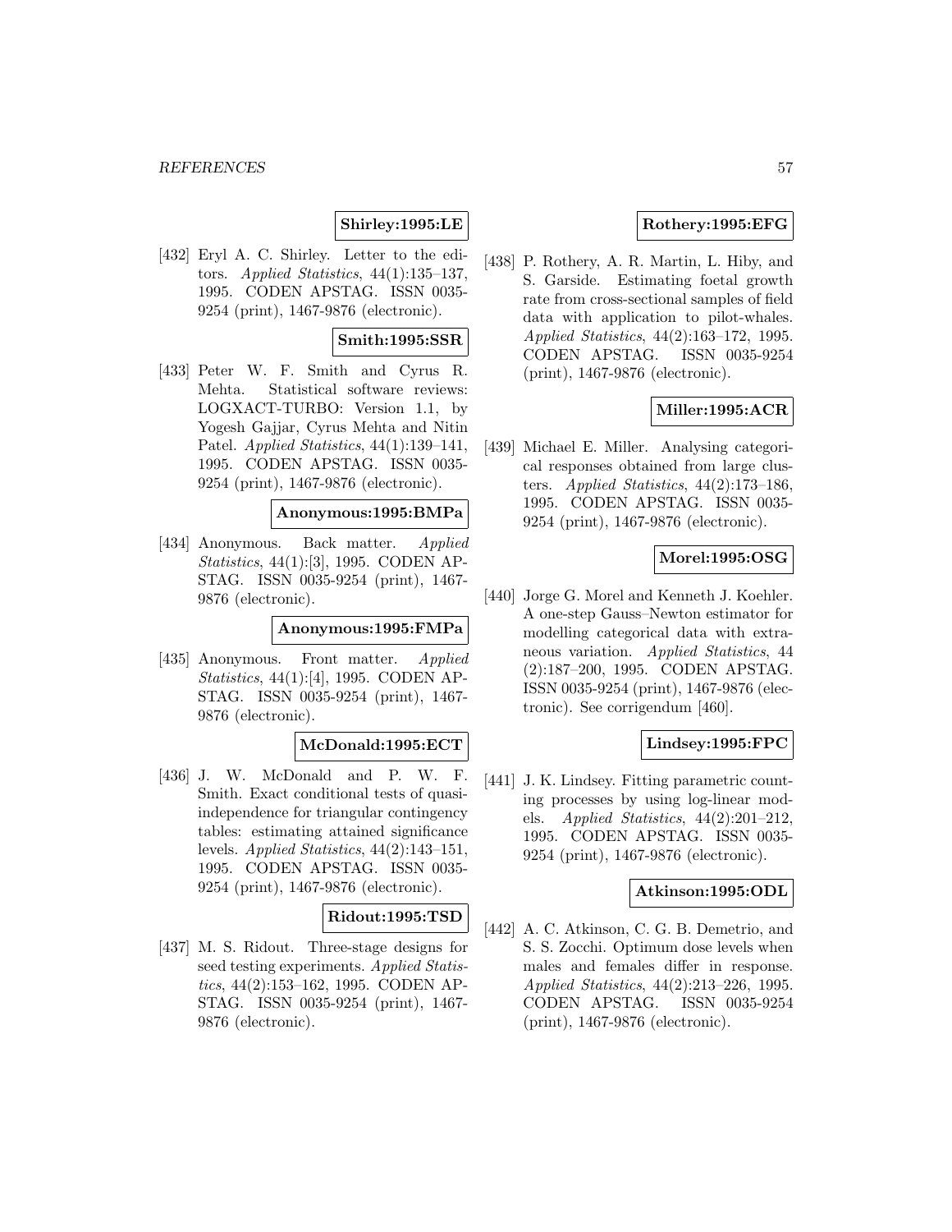**Shirley:1995:LE**

[432] Eryl A. C. Shirley. Letter to the editors. *Applied Statistics*, 44(1):135–137, 1995. CODEN APSTAG. ISSN 0035-9254 (print), 1467-9876 (electronic).

**Smith:1995:SSR**

[433] Peter W. F. Smith and Cyrus R. Mehta. Statistical software reviews: LOGXACT-TURBO: Version 1.1, by Yogesh Gajjar, Cyrus Mehta and Nitin Patel. *Applied Statistics*, 44(1):139–141, 1995. CODEN APSTAG. ISSN 0035-9254 (print), 1467-9876 (electronic).

**Anonymous:1995:BMPa**

[434] Anonymous. Back matter. *Applied Statistics*, 44(1):[3], 1995. CODEN APSTAG. ISSN 0035-9254 (print), 1467-9876 (electronic).

**Anonymous:1995:FMPa**

[435] Anonymous. Front matter. *Applied Statistics*, 44(1):[4], 1995. CODEN APSTAG. ISSN 0035-9254 (print), 1467-9876 (electronic).

**McDonald:1995:ECT**

[436] J. W. McDonald and P. W. F. Smith. Exact conditional tests of quasi-independence for triangular contingency tables: estimating attained significance levels. *Applied Statistics*, 44(2):143–151, 1995. CODEN APSTAG. ISSN 0035-9254 (print), 1467-9876 (electronic).

**Ridout:1995:TSD**

[437] M. S. Ridout. Three-stage designs for seed testing experiments. *Applied Statistics*, 44(2):153–162, 1995. CODEN APSTAG. ISSN 0035-9254 (print), 1467-9876 (electronic).

**Rothery:1995:EFG**

[438] P. Rothery, A. R. Martin, L. Hiby, and S. Garside. Estimating foetal growth rate from cross-sectional samples of field data with application to pilot-whales. *Applied Statistics*, 44(2):163–172, 1995. CODEN APSTAG. ISSN 0035-9254 (print), 1467-9876 (electronic).

**Miller:1995:ACR**

[439] Michael E. Miller. Analysing categorical responses obtained from large clusters. *Applied Statistics*, 44(2):173–186, 1995. CODEN APSTAG. ISSN 0035-9254 (print), 1467-9876 (electronic).

**Morel:1995:OSG**

[440] Jorge G. Morel and Kenneth J. Koehler. A one-step Gauss–Newton estimator for modelling categorical data with extraneous variation. *Applied Statistics*, 44 (2):187–200, 1995. CODEN APSTAG. ISSN 0035-9254 (print), 1467-9876 (electronic). See corrigendum [460].

**Lindsey:1995:FPC**

[441] J. K. Lindsey. Fitting parametric counting processes by using log-linear models. *Applied Statistics*, 44(2):201–212, 1995. CODEN APSTAG. ISSN 0035-9254 (print), 1467-9876 (electronic).

**Atkinson:1995:ODL**

[442] A. C. Atkinson, C. G. B. Demetrio, and S. S. Zocchi. Optimum dose levels when males and females differ in response. *Applied Statistics*, 44(2):213–226, 1995. CODEN APSTAG. ISSN 0035-9254 (print), 1467-9876 (electronic).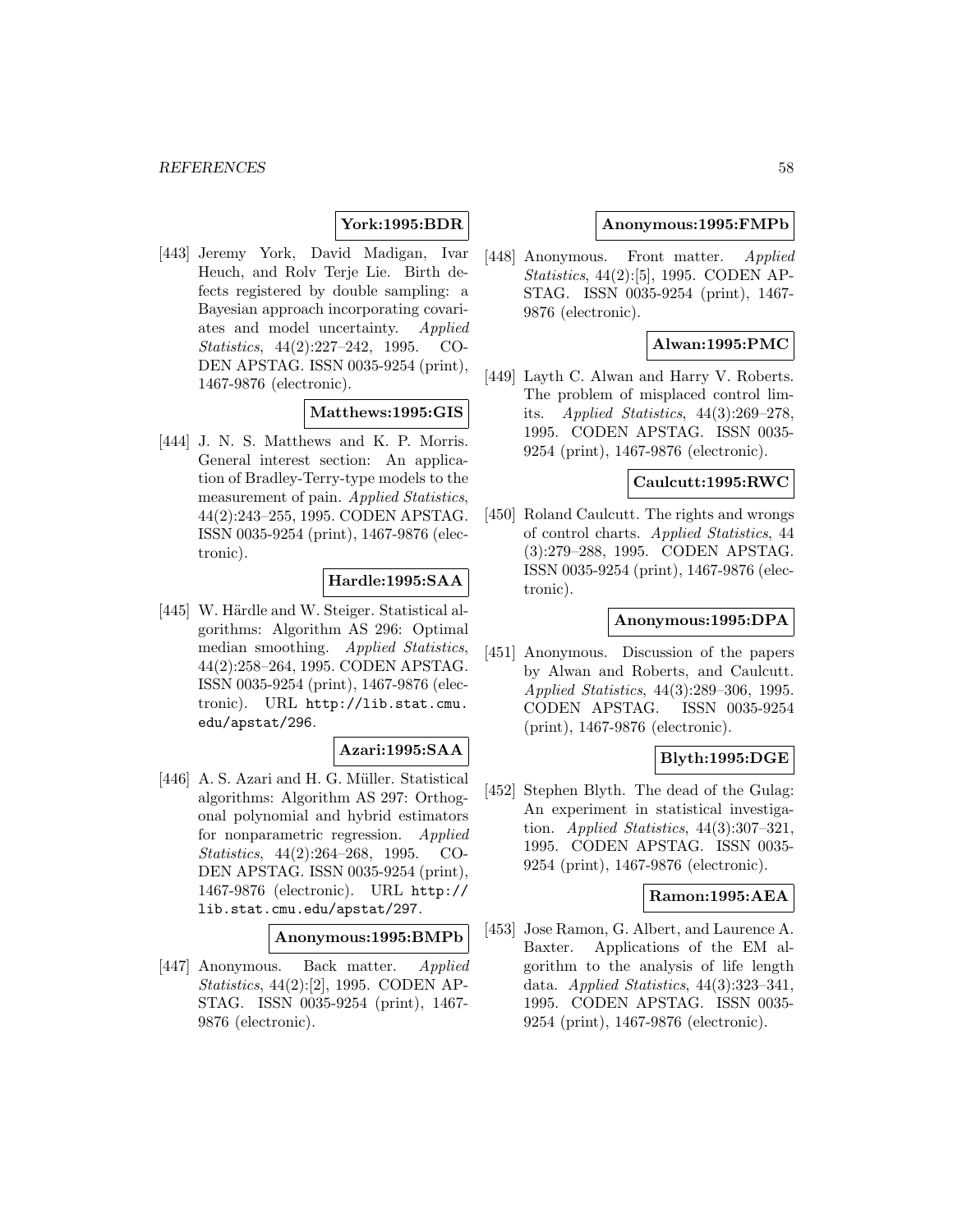**York:1995:BDR**

[443] Jeremy York, David Madigan, Ivar Heuch, and Rolv Terje Lie. Birth defects registered by double sampling: a Bayesian approach incorporating covariates and model uncertainty. *Applied Statistics*, 44(2):227–242, 1995. CODEN APSTAG. ISSN 0035-9254 (print), 1467-9876 (electronic).

**Matthews:1995:GIS**

[444] J. N. S. Matthews and K. P. Morris. General interest section: An application of Bradley-Terry-type models to the measurement of pain. *Applied Statistics*, 44(2):243–255, 1995. CODEN APSTAG. ISSN 0035-9254 (print), 1467-9876 (electronic).

**Hardle:1995:SAA**

[445] W. Härdle and W. Steiger. Statistical algorithms: Algorithm AS 296: Optimal median smoothing. *Applied Statistics*, 44(2):258–264, 1995. CODEN APSTAG. ISSN 0035-9254 (print), 1467-9876 (electronic). URL `http://lib.stat.cmu.edu/apstat/296`.

**Azari:1995:SAA**

[446] A. S. Azari and H. G. Müller. Statistical algorithms: Algorithm AS 297: Orthogonal polynomial and hybrid estimators for nonparametric regression. *Applied Statistics*, 44(2):264–268, 1995. CODEN APSTAG. ISSN 0035-9254 (print), 1467-9876 (electronic). URL `http://lib.stat.cmu.edu/apstat/297`.

**Anonymous:1995:BMPb**

[447] Anonymous. Back matter. *Applied Statistics*, 44(2):[2], 1995. CODEN APSTAG. ISSN 0035-9254 (print), 1467-9876 (electronic).

**Anonymous:1995:FMPb**

[448] Anonymous. Front matter. *Applied Statistics*, 44(2):[5], 1995. CODEN APSTAG. ISSN 0035-9254 (print), 1467-9876 (electronic).

**Alwan:1995:PMC**

[449] Layth C. Alwan and Harry V. Roberts. The problem of misplaced control limits. *Applied Statistics*, 44(3):269–278, 1995. CODEN APSTAG. ISSN 0035-9254 (print), 1467-9876 (electronic).

**Caulcutt:1995:RWC**

[450] Roland Caulcutt. The rights and wrongs of control charts. *Applied Statistics*, 44 (3):279–288, 1995. CODEN APSTAG. ISSN 0035-9254 (print), 1467-9876 (electronic).

**Anonymous:1995:DPA**

[451] Anonymous. Discussion of the papers by Alwan and Roberts, and Caulcutt. *Applied Statistics*, 44(3):289–306, 1995. CODEN APSTAG. ISSN 0035-9254 (print), 1467-9876 (electronic).

**Blyth:1995:DGE**

[452] Stephen Blyth. The dead of the Gulag: An experiment in statistical investigation. *Applied Statistics*, 44(3):307–321, 1995. CODEN APSTAG. ISSN 0035-9254 (print), 1467-9876 (electronic).

**Ramon:1995:AEA**

[453] Jose Ramon, G. Albert, and Laurence A. Baxter. Applications of the EM algorithm to the analysis of life length data. *Applied Statistics*, 44(3):323–341, 1995. CODEN APSTAG. ISSN 0035-9254 (print), 1467-9876 (electronic).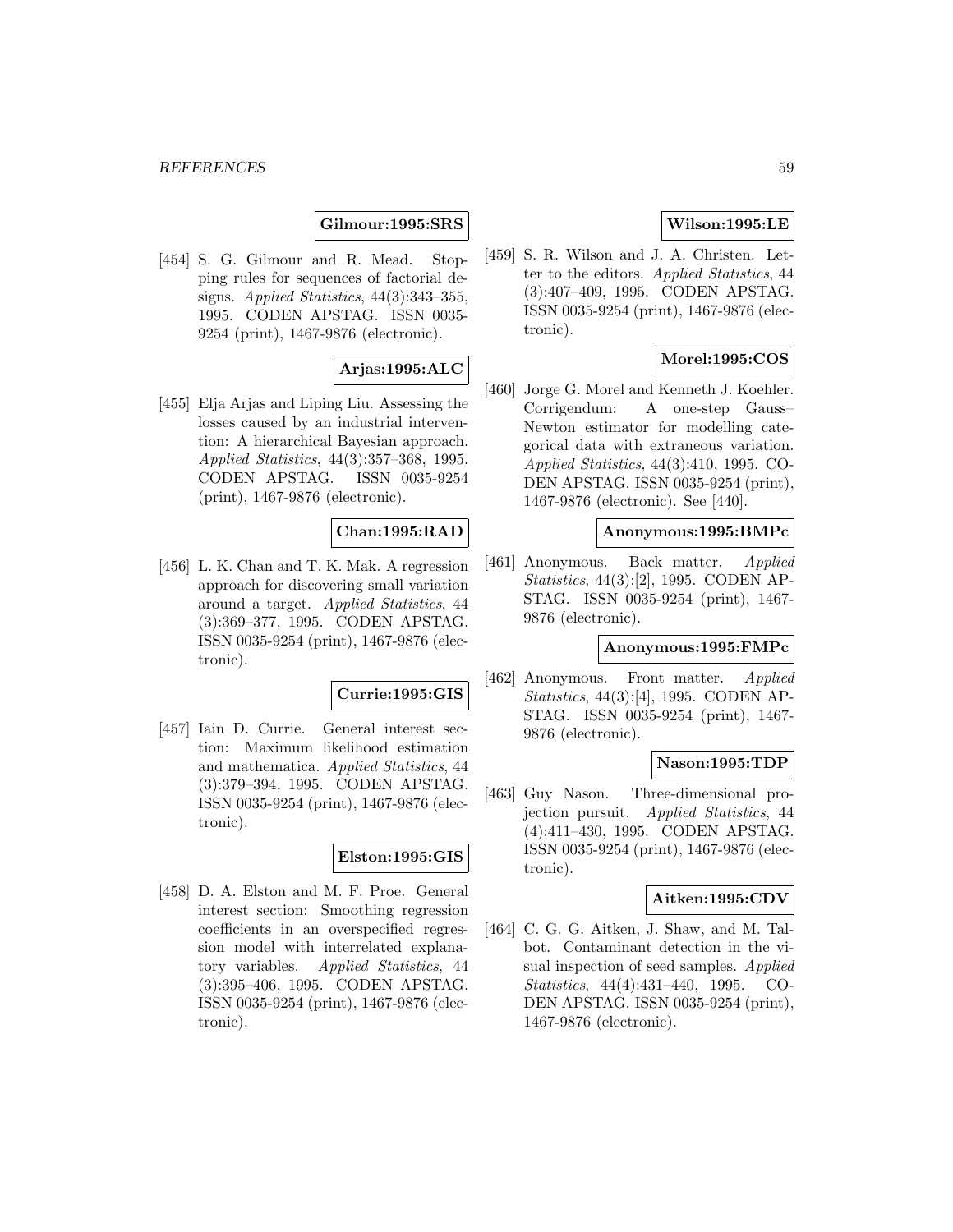**Gilmour:1995:SRS**

[454] S. G. Gilmour and R. Mead. Stopping rules for sequences of factorial designs. *Applied Statistics*, 44(3):343–355, 1995. CODEN APSTAG. ISSN 0035-9254 (print), 1467-9876 (electronic).

**Arjas:1995:ALC**

[455] Elja Arjas and Liping Liu. Assessing the losses caused by an industrial intervention: A hierarchical Bayesian approach. *Applied Statistics*, 44(3):357–368, 1995. CODEN APSTAG. ISSN 0035-9254 (print), 1467-9876 (electronic).

**Chan:1995:RAD**

[456] L. K. Chan and T. K. Mak. A regression approach for discovering small variation around a target. *Applied Statistics*, 44 (3):369–377, 1995. CODEN APSTAG. ISSN 0035-9254 (print), 1467-9876 (electronic).

**Currie:1995:GIS**

[457] Iain D. Currie. General interest section: Maximum likelihood estimation and mathematica. *Applied Statistics*, 44 (3):379–394, 1995. CODEN APSTAG. ISSN 0035-9254 (print), 1467-9876 (electronic).

**Elston:1995:GIS**

[458] D. A. Elston and M. F. Proe. General interest section: Smoothing regression coefficients in an overspecified regression model with interrelated explanatory variables. *Applied Statistics*, 44 (3):395–406, 1995. CODEN APSTAG. ISSN 0035-9254 (print), 1467-9876 (electronic).

**Wilson:1995:LE**

[459] S. R. Wilson and J. A. Christen. Letter to the editors. *Applied Statistics*, 44 (3):407–409, 1995. CODEN APSTAG. ISSN 0035-9254 (print), 1467-9876 (electronic).

**Morel:1995:COS**

[460] Jorge G. Morel and Kenneth J. Koehler. Corrigendum: A one-step Gauss–Newton estimator for modelling categorical data with extraneous variation. *Applied Statistics*, 44(3):410, 1995. CODEN APSTAG. ISSN 0035-9254 (print), 1467-9876 (electronic). See [440].

**Anonymous:1995:BMPc**

[461] Anonymous. Back matter. *Applied Statistics*, 44(3):[2], 1995. CODEN APSTAG. ISSN 0035-9254 (print), 1467-9876 (electronic).

**Anonymous:1995:FMPc**

[462] Anonymous. Front matter. *Applied Statistics*, 44(3):[4], 1995. CODEN APSTAG. ISSN 0035-9254 (print), 1467-9876 (electronic).

**Nason:1995:TDP**

[463] Guy Nason. Three-dimensional projection pursuit. *Applied Statistics*, 44 (4):411–430, 1995. CODEN APSTAG. ISSN 0035-9254 (print), 1467-9876 (electronic).

**Aitken:1995:CDV**

[464] C. G. G. Aitken, J. Shaw, and M. Talbot. Contaminant detection in the visual inspection of seed samples. *Applied Statistics*, 44(4):431–440, 1995. CODEN APSTAG. ISSN 0035-9254 (print), 1467-9876 (electronic).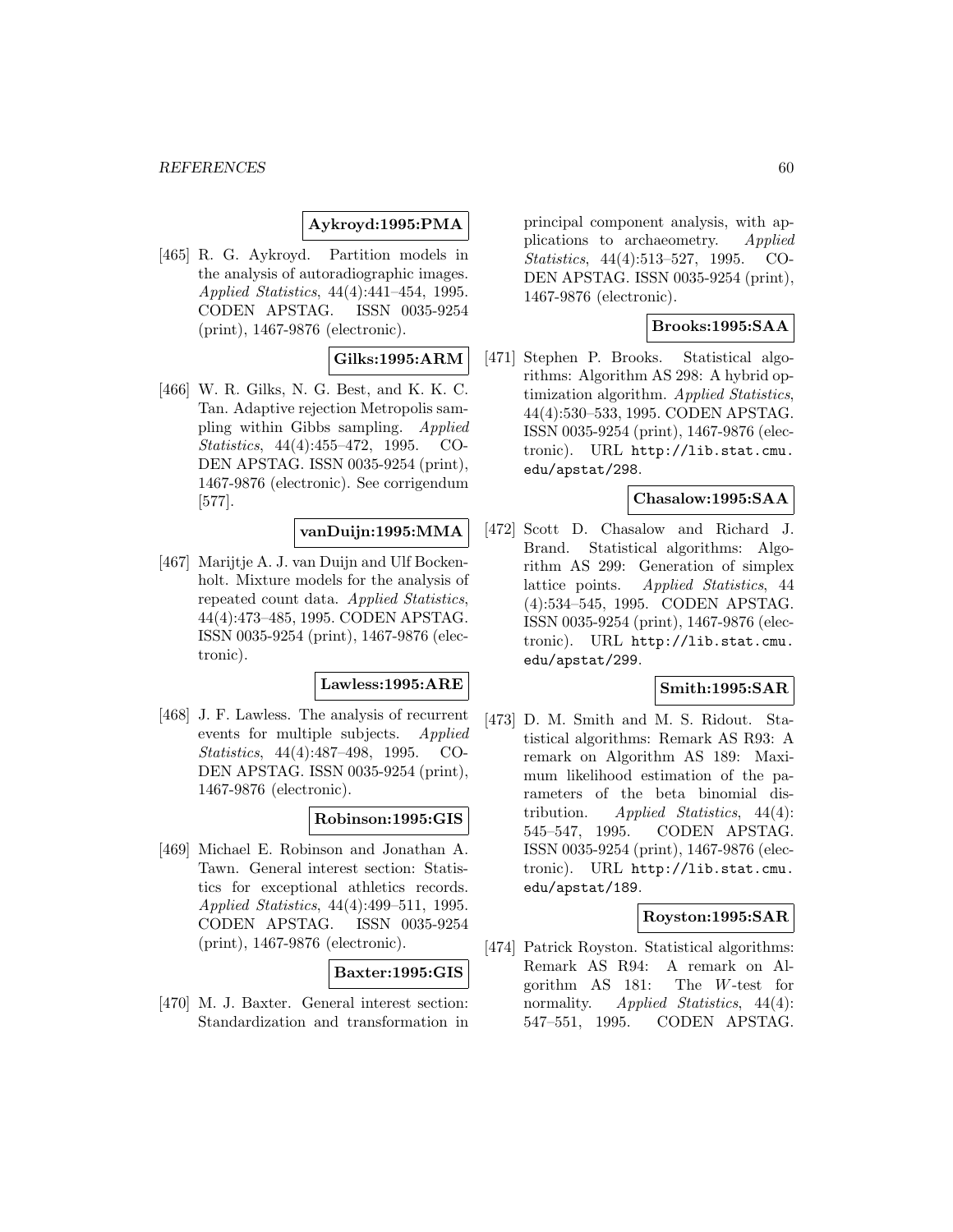**Aykroyd:1995:PMA**

[465] R. G. Aykroyd. Partition models in the analysis of autoradiographic images. *Applied Statistics*, 44(4):441–454, 1995. CODEN APSTAG. ISSN 0035-9254 (print), 1467-9876 (electronic).

**Gilks:1995:ARM**

[466] W. R. Gilks, N. G. Best, and K. K. C. Tan. Adaptive rejection Metropolis sampling within Gibbs sampling. *Applied Statistics*, 44(4):455–472, 1995. CODEN APSTAG. ISSN 0035-9254 (print), 1467-9876 (electronic). See corrigendum [577].

**vanDuijn:1995:MMA**

[467] Marijtje A. J. van Duijn and Ulf Bockenholt. Mixture models for the analysis of repeated count data. *Applied Statistics*, 44(4):473–485, 1995. CODEN APSTAG. ISSN 0035-9254 (print), 1467-9876 (electronic).

**Lawless:1995:ARE**

[468] J. F. Lawless. The analysis of recurrent events for multiple subjects. *Applied Statistics*, 44(4):487–498, 1995. CODEN APSTAG. ISSN 0035-9254 (print), 1467-9876 (electronic).

**Robinson:1995:GIS**

[469] Michael E. Robinson and Jonathan A. Tawn. General interest section: Statistics for exceptional athletics records. *Applied Statistics*, 44(4):499–511, 1995. CODEN APSTAG. ISSN 0035-9254 (print), 1467-9876 (electronic).

**Baxter:1995:GIS**

[470] M. J. Baxter. General interest section: Standardization and transformation in principal component analysis, with applications to archaeometry. *Applied Statistics*, 44(4):513–527, 1995. CODEN APSTAG. ISSN 0035-9254 (print), 1467-9876 (electronic).

**Brooks:1995:SAA**

[471] Stephen P. Brooks. Statistical algorithms: Algorithm AS 298: A hybrid optimization algorithm. *Applied Statistics*, 44(4):530–533, 1995. CODEN APSTAG. ISSN 0035-9254 (print), 1467-9876 (electronic). URL http://lib.stat.cmu.edu/apstat/298.

**Chasalow:1995:SAA**

[472] Scott D. Chasalow and Richard J. Brand. Statistical algorithms: Algorithm AS 299: Generation of simplex lattice points. *Applied Statistics*, 44 (4):534–545, 1995. CODEN APSTAG. ISSN 0035-9254 (print), 1467-9876 (electronic). URL http://lib.stat.cmu.edu/apstat/299.

**Smith:1995:SAR**

[473] D. M. Smith and M. S. Ridout. Statistical algorithms: Remark AS R93: A remark on Algorithm AS 189: Maximum likelihood estimation of the parameters of the beta binomial distribution. *Applied Statistics*, 44(4): 545–547, 1995. CODEN APSTAG. ISSN 0035-9254 (print), 1467-9876 (electronic). URL http://lib.stat.cmu.edu/apstat/189.

**Royston:1995:SAR**

[474] Patrick Royston. Statistical algorithms: Remark AS R94: A remark on Algorithm AS 181: The $W$-test for normality. *Applied Statistics*, 44(4): 547–551, 1995. CODEN APSTAG.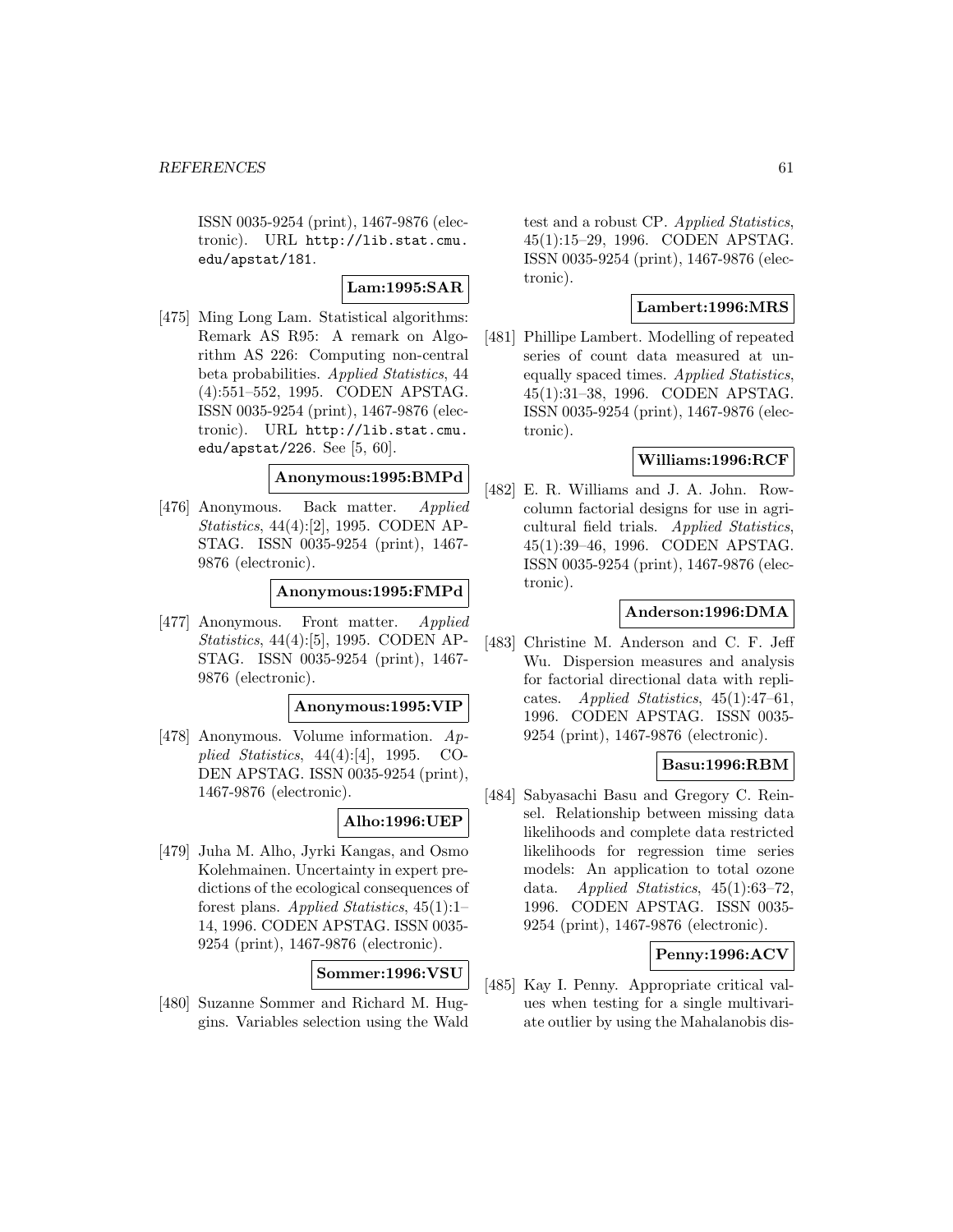ISSN 0035-9254 (print), 1467-9876 (electronic). URL http://lib.stat.cmu.edu/apstat/181.

**Lam:1995:SAR**

[475] Ming Long Lam. Statistical algorithms: Remark AS R95: A remark on Algorithm AS 226: Computing non-central beta probabilities. *Applied Statistics*, 44 (4):551–552, 1995. CODEN APSTAG. ISSN 0035-9254 (print), 1467-9876 (electronic). URL http://lib.stat.cmu.edu/apstat/226. See [5, 60].

**Anonymous:1995:BMPd**

[476] Anonymous. Back matter. *Applied Statistics*, 44(4):[2], 1995. CODEN APSTAG. ISSN 0035-9254 (print), 1467-9876 (electronic).

**Anonymous:1995:FMPd**

[477] Anonymous. Front matter. *Applied Statistics*, 44(4):[5], 1995. CODEN APSTAG. ISSN 0035-9254 (print), 1467-9876 (electronic).

**Anonymous:1995:VIP**

[478] Anonymous. Volume information. *Applied Statistics*, 44(4):[4], 1995. CODEN APSTAG. ISSN 0035-9254 (print), 1467-9876 (electronic).

**Alho:1996:UEP**

[479] Juha M. Alho, Jyrki Kangas, and Osmo Kolehmainen. Uncertainty in expert predictions of the ecological consequences of forest plans. *Applied Statistics*, 45(1):1–14, 1996. CODEN APSTAG. ISSN 0035-9254 (print), 1467-9876 (electronic).

**Sommer:1996:VSU**

[480] Suzanne Sommer and Richard M. Huggins. Variables selection using the Wald test and a robust CP. *Applied Statistics*, 45(1):15–29, 1996. CODEN APSTAG. ISSN 0035-9254 (print), 1467-9876 (electronic).

**Lambert:1996:MRS**

[481] Phillipe Lambert. Modelling of repeated series of count data measured at unequally spaced times. *Applied Statistics*, 45(1):31–38, 1996. CODEN APSTAG. ISSN 0035-9254 (print), 1467-9876 (electronic).

**Williams:1996:RCF**

[482] E. R. Williams and J. A. John. Row-column factorial designs for use in agricultural field trials. *Applied Statistics*, 45(1):39–46, 1996. CODEN APSTAG. ISSN 0035-9254 (print), 1467-9876 (electronic).

**Anderson:1996:DMA**

[483] Christine M. Anderson and C. F. Jeff Wu. Dispersion measures and analysis for factorial directional data with replicates. *Applied Statistics*, 45(1):47–61, 1996. CODEN APSTAG. ISSN 0035-9254 (print), 1467-9876 (electronic).

**Basu:1996:RBM**

[484] Sabyasachi Basu and Gregory C. Reinsel. Relationship between missing data likelihoods and complete data restricted likelihoods for regression time series models: An application to total ozone data. *Applied Statistics*, 45(1):63–72, 1996. CODEN APSTAG. ISSN 0035-9254 (print), 1467-9876 (electronic).

**Penny:1996:ACV**

[485] Kay I. Penny. Appropriate critical values when testing for a single multivariate outlier by using the Mahalanobis dis-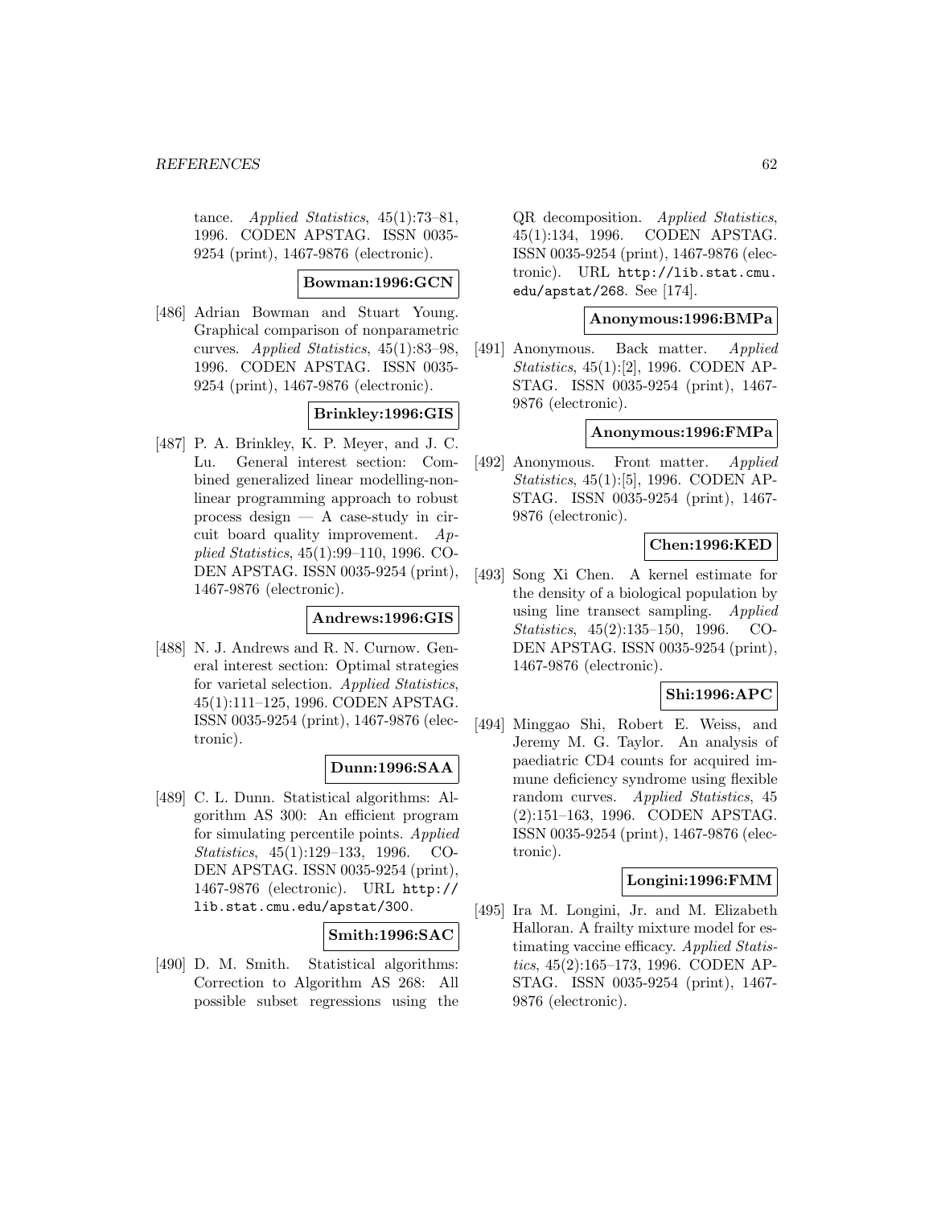tance. *Applied Statistics*, 45(1):73–81, 1996. CODEN APSTAG. ISSN 0035-9254 (print), 1467-9876 (electronic).

**Bowman:1996:GCN**

[486] Adrian Bowman and Stuart Young. Graphical comparison of nonparametric curves. *Applied Statistics*, 45(1):83–98, 1996. CODEN APSTAG. ISSN 0035-9254 (print), 1467-9876 (electronic).

**Brinkley:1996:GIS**

[487] P. A. Brinkley, K. P. Meyer, and J. C. Lu. General interest section: Combined generalized linear modelling-nonlinear programming approach to robust process design — A case-study in circuit board quality improvement. *Applied Statistics*, 45(1):99–110, 1996. CODEN APSTAG. ISSN 0035-9254 (print), 1467-9876 (electronic).

**Andrews:1996:GIS**

[488] N. J. Andrews and R. N. Curnow. General interest section: Optimal strategies for varietal selection. *Applied Statistics*, 45(1):111–125, 1996. CODEN APSTAG. ISSN 0035-9254 (print), 1467-9876 (electronic).

**Dunn:1996:SAA**

[489] C. L. Dunn. Statistical algorithms: Algorithm AS 300: An efficient program for simulating percentile points. *Applied Statistics*, 45(1):129–133, 1996. CODEN APSTAG. ISSN 0035-9254 (print), 1467-9876 (electronic). URL http://lib.stat.cmu.edu/apstat/300.

**Smith:1996:SAC**

[490] D. M. Smith. Statistical algorithms: Correction to Algorithm AS 268: All possible subset regressions using the QR decomposition. *Applied Statistics*, 45(1):134, 1996. CODEN APSTAG. ISSN 0035-9254 (print), 1467-9876 (electronic). URL http://lib.stat.cmu.edu/apstat/268. See [174].

**Anonymous:1996:BMPa**

[491] Anonymous. Back matter. *Applied Statistics*, 45(1):[2], 1996. CODEN APSTAG. ISSN 0035-9254 (print), 1467-9876 (electronic).

**Anonymous:1996:FMPa**

[492] Anonymous. Front matter. *Applied Statistics*, 45(1):[5], 1996. CODEN APSTAG. ISSN 0035-9254 (print), 1467-9876 (electronic).

**Chen:1996:KED**

[493] Song Xi Chen. A kernel estimate for the density of a biological population by using line transect sampling. *Applied Statistics*, 45(2):135–150, 1996. CODEN APSTAG. ISSN 0035-9254 (print), 1467-9876 (electronic).

**Shi:1996:APC**

[494] Minggao Shi, Robert E. Weiss, and Jeremy M. G. Taylor. An analysis of paediatric CD4 counts for acquired immune deficiency syndrome using flexible random curves. *Applied Statistics*, 45 (2):151–163, 1996. CODEN APSTAG. ISSN 0035-9254 (print), 1467-9876 (electronic).

**Longini:1996:FMM**

[495] Ira M. Longini, Jr. and M. Elizabeth Halloran. A frailty mixture model for estimating vaccine efficacy. *Applied Statistics*, 45(2):165–173, 1996. CODEN APSTAG. ISSN 0035-9254 (print), 1467-9876 (electronic).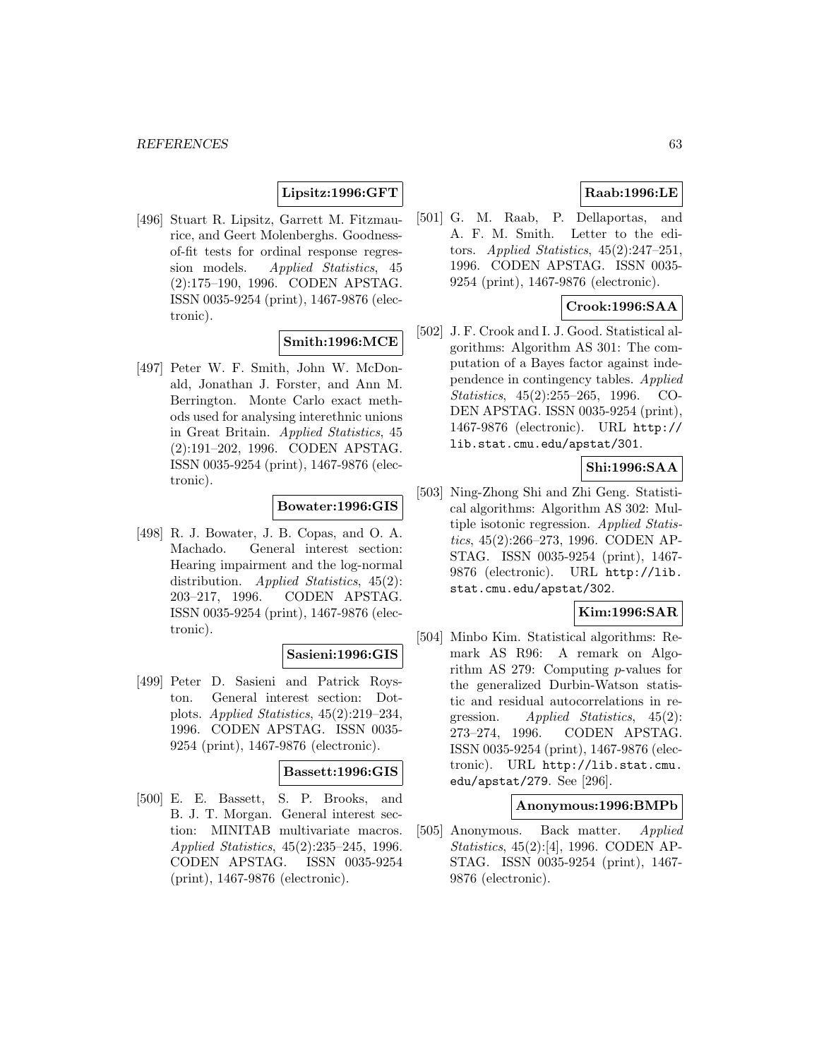**Lipsitz:1996:GFT**

[496] Stuart R. Lipsitz, Garrett M. Fitzmaurice, and Geert Molenberghs. Goodness-of-fit tests for ordinal response regression models. *Applied Statistics*, 45 (2):175–190, 1996. CODEN APSTAG. ISSN 0035-9254 (print), 1467-9876 (electronic).

**Smith:1996:MCE**

[497] Peter W. F. Smith, John W. McDonald, Jonathan J. Forster, and Ann M. Berrington. Monte Carlo exact methods used for analysing interethnic unions in Great Britain. *Applied Statistics*, 45 (2):191–202, 1996. CODEN APSTAG. ISSN 0035-9254 (print), 1467-9876 (electronic).

**Bowater:1996:GIS**

[498] R. J. Bowater, J. B. Copas, and O. A. Machado. General interest section: Hearing impairment and the log-normal distribution. *Applied Statistics*, 45(2): 203–217, 1996. CODEN APSTAG. ISSN 0035-9254 (print), 1467-9876 (electronic).

**Sasieni:1996:GIS**

[499] Peter D. Sasieni and Patrick Royston. General interest section: Dotplots. *Applied Statistics*, 45(2):219–234, 1996. CODEN APSTAG. ISSN 0035-9254 (print), 1467-9876 (electronic).

**Bassett:1996:GIS**

[500] E. E. Bassett, S. P. Brooks, and B. J. T. Morgan. General interest section: MINITAB multivariate macros. *Applied Statistics*, 45(2):235–245, 1996. CODEN APSTAG. ISSN 0035-9254 (print), 1467-9876 (electronic).

**Raab:1996:LE**

[501] G. M. Raab, P. Dellaportas, and A. F. M. Smith. Letter to the editors. *Applied Statistics*, 45(2):247–251, 1996. CODEN APSTAG. ISSN 0035-9254 (print), 1467-9876 (electronic).

**Crook:1996:SAA**

[502] J. F. Crook and I. J. Good. Statistical algorithms: Algorithm AS 301: The computation of a Bayes factor against independence in contingency tables. *Applied Statistics*, 45(2):255–265, 1996. CODEN APSTAG. ISSN 0035-9254 (print), 1467-9876 (electronic). URL http://lib.stat.cmu.edu/apstat/301.

**Shi:1996:SAA**

[503] Ning-Zhong Shi and Zhi Geng. Statistical algorithms: Algorithm AS 302: Multiple isotonic regression. *Applied Statistics*, 45(2):266–273, 1996. CODEN APSTAG. ISSN 0035-9254 (print), 1467-9876 (electronic). URL http://lib.stat.cmu.edu/apstat/302.

**Kim:1996:SAR**

[504] Minbo Kim. Statistical algorithms: Remark AS R96: A remark on Algorithm AS 279: Computing $p$-values for the generalized Durbin-Watson statistic and residual autocorrelations in regression. *Applied Statistics*, 45(2): 273–274, 1996. CODEN APSTAG. ISSN 0035-9254 (print), 1467-9876 (electronic). URL http://lib.stat.cmu.edu/apstat/279. See [296].

**Anonymous:1996:BMPb**

[505] Anonymous. Back matter. *Applied Statistics*, 45(2):[4], 1996. CODEN APSTAG. ISSN 0035-9254 (print), 1467-9876 (electronic).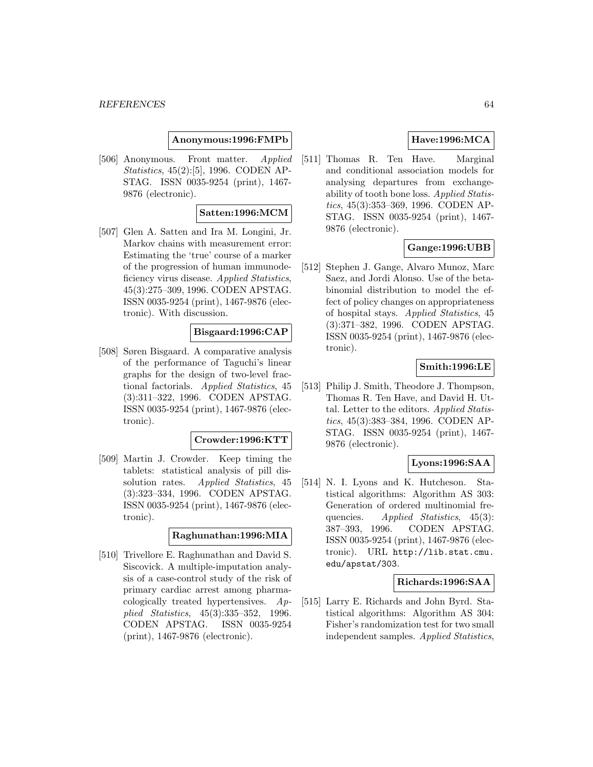**Anonymous:1996:FMPb**

[506] Anonymous. Front matter. *Applied Statistics*, 45(2):[5], 1996. CODEN APSTAG. ISSN 0035-9254 (print), 1467-9876 (electronic).

**Satten:1996:MCM**

[507] Glen A. Satten and Ira M. Longini, Jr. Markov chains with measurement error: Estimating the 'true' course of a marker of the progression of human immunodeficiency virus disease. *Applied Statistics*, 45(3):275–309, 1996. CODEN APSTAG. ISSN 0035-9254 (print), 1467-9876 (electronic). With discussion.

**Bisgaard:1996:CAP**

[508] Søren Bisgaard. A comparative analysis of the performance of Taguchi's linear graphs for the design of two-level fractional factorials. *Applied Statistics*, 45 (3):311–322, 1996. CODEN APSTAG. ISSN 0035-9254 (print), 1467-9876 (electronic).

**Crowder:1996:KTT**

[509] Martin J. Crowder. Keep timing the tablets: statistical analysis of pill dissolution rates. *Applied Statistics*, 45 (3):323–334, 1996. CODEN APSTAG. ISSN 0035-9254 (print), 1467-9876 (electronic).

**Raghunathan:1996:MIA**

[510] Trivellore E. Raghunathan and David S. Siscovick. A multiple-imputation analysis of a case-control study of the risk of primary cardiac arrest among pharmacologically treated hypertensives. *Applied Statistics*, 45(3):335–352, 1996. CODEN APSTAG. ISSN 0035-9254 (print), 1467-9876 (electronic).

**Have:1996:MCA**

[511] Thomas R. Ten Have. Marginal and conditional association models for analysing departures from exchangeability of tooth bone loss. *Applied Statistics*, 45(3):353–369, 1996. CODEN APSTAG. ISSN 0035-9254 (print), 1467-9876 (electronic).

**Gange:1996:UBB**

[512] Stephen J. Gange, Alvaro Munoz, Marc Saez, and Jordi Alonso. Use of the beta-binomial distribution to model the effect of policy changes on appropriateness of hospital stays. *Applied Statistics*, 45 (3):371–382, 1996. CODEN APSTAG. ISSN 0035-9254 (print), 1467-9876 (electronic).

**Smith:1996:LE**

[513] Philip J. Smith, Theodore J. Thompson, Thomas R. Ten Have, and David H. Uttal. Letter to the editors. *Applied Statistics*, 45(3):383–384, 1996. CODEN APSTAG. ISSN 0035-9254 (print), 1467-9876 (electronic).

**Lyons:1996:SAA**

[514] N. I. Lyons and K. Hutcheson. Statistical algorithms: Algorithm AS 303: Generation of ordered multinomial frequencies. *Applied Statistics*, 45(3): 387–393, 1996. CODEN APSTAG. ISSN 0035-9254 (print), 1467-9876 (electronic). URL http://lib.stat.cmu.edu/apstat/303.

**Richards:1996:SAA**

[515] Larry E. Richards and John Byrd. Statistical algorithms: Algorithm AS 304: Fisher's randomization test for two small independent samples. *Applied Statistics*,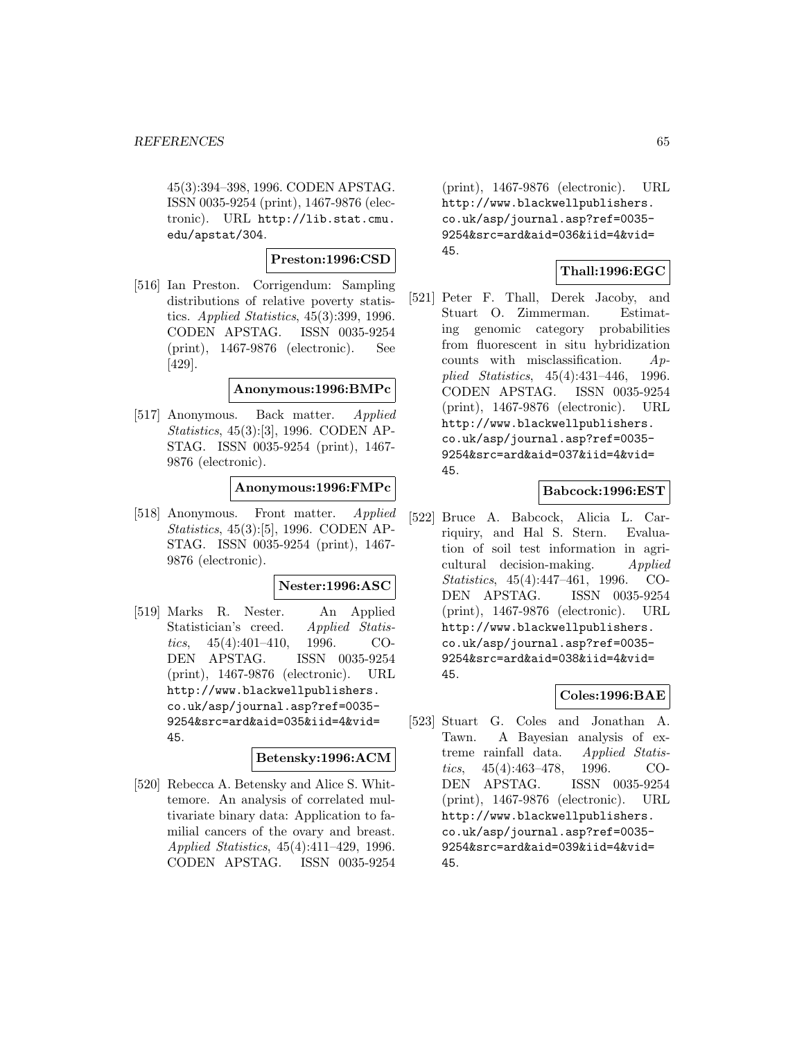45(3):394–398, 1996. CODEN APSTAG. ISSN 0035-9254 (print), 1467-9876 (electronic). URL http://lib.stat.cmu.edu/apstat/304.

**Preston:1996:CSD**

[516] Ian Preston. Corrigendum: Sampling distributions of relative poverty statistics. *Applied Statistics*, 45(3):399, 1996. CODEN APSTAG. ISSN 0035-9254 (print), 1467-9876 (electronic). See [429].

**Anonymous:1996:BMPc**

[517] Anonymous. Back matter. *Applied Statistics*, 45(3):[3], 1996. CODEN APSTAG. ISSN 0035-9254 (print), 1467-9876 (electronic).

**Anonymous:1996:FMPc**

[518] Anonymous. Front matter. *Applied Statistics*, 45(3):[5], 1996. CODEN APSTAG. ISSN 0035-9254 (print), 1467-9876 (electronic).

**Nester:1996:ASC**

[519] Marks R. Nester. An Applied Statistician's creed. *Applied Statistics*, 45(4):401–410, 1996. CODEN APSTAG. ISSN 0035-9254 (print), 1467-9876 (electronic). URL http://www.blackwellpublishers.co.uk/asp/journal.asp?ref=0035-9254&src=ard&aid=035&iid=4&vid=45.

**Betensky:1996:ACM**

[520] Rebecca A. Betensky and Alice S. Whittemore. An analysis of correlated multivariate binary data: Application to familial cancers of the ovary and breast. *Applied Statistics*, 45(4):411–429, 1996. CODEN APSTAG. ISSN 0035-9254 (print), 1467-9876 (electronic). URL http://www.blackwellpublishers.co.uk/asp/journal.asp?ref=0035-9254&src=ard&aid=036&iid=4&vid=45.

**Thall:1996:EGC**

[521] Peter F. Thall, Derek Jacoby, and Stuart O. Zimmerman. Estimating genomic category probabilities from fluorescent in situ hybridization counts with misclassification. *Applied Statistics*, 45(4):431–446, 1996. CODEN APSTAG. ISSN 0035-9254 (print), 1467-9876 (electronic). URL http://www.blackwellpublishers.co.uk/asp/journal.asp?ref=0035-9254&src=ard&aid=037&iid=4&vid=45.

**Babcock:1996:EST**

[522] Bruce A. Babcock, Alicia L. Carriquiry, and Hal S. Stern. Evaluation of soil test information in agricultural decision-making. *Applied Statistics*, 45(4):447–461, 1996. CODEN APSTAG. ISSN 0035-9254 (print), 1467-9876 (electronic). URL http://www.blackwellpublishers.co.uk/asp/journal.asp?ref=0035-9254&src=ard&aid=038&iid=4&vid=45.

**Coles:1996:BAE**

[523] Stuart G. Coles and Jonathan A. Tawn. A Bayesian analysis of extreme rainfall data. *Applied Statistics*, 45(4):463–478, 1996. CODEN APSTAG. ISSN 0035-9254 (print), 1467-9876 (electronic). URL http://www.blackwellpublishers.co.uk/asp/journal.asp?ref=0035-9254&src=ard&aid=039&iid=4&vid=45.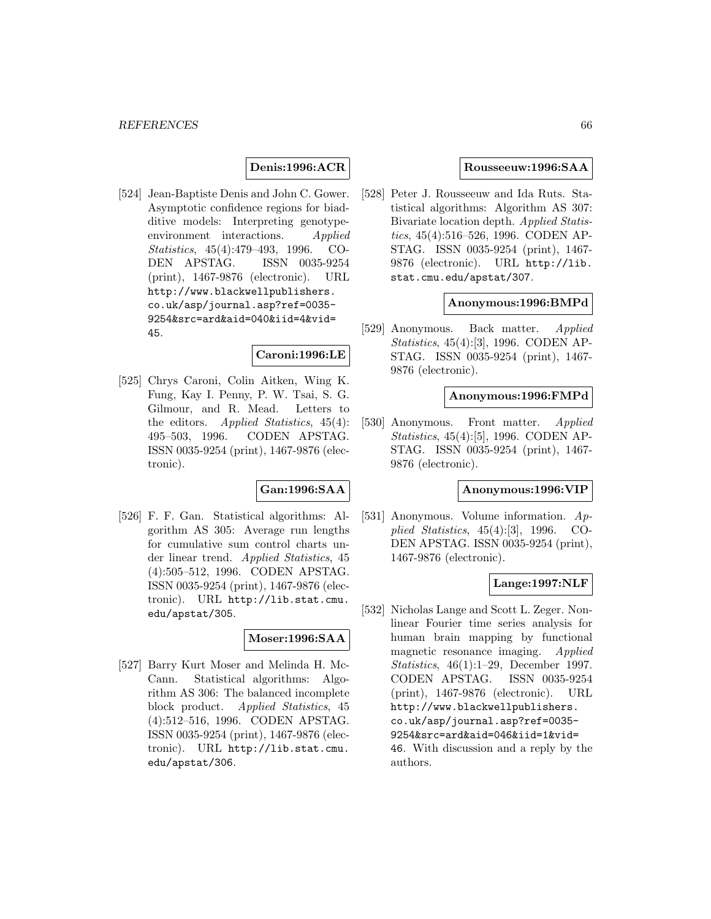**Denis:1996:ACR**

[524] Jean-Baptiste Denis and John C. Gower. Asymptotic confidence regions for biadditive models: Interpreting genotype-environment interactions. *Applied Statistics*, 45(4):479–493, 1996. CODEN APSTAG. ISSN 0035-9254 (print), 1467-9876 (electronic). URL http://www.blackwellpublishers.co.uk/asp/journal.asp?ref=0035-9254&src=ard&aid=040&iid=4&vid=45.

**Caroni:1996:LE**

[525] Chrys Caroni, Colin Aitken, Wing K. Fung, Kay I. Penny, P. W. Tsai, S. G. Gilmour, and R. Mead. Letters to the editors. *Applied Statistics*, 45(4): 495–503, 1996. CODEN APSTAG. ISSN 0035-9254 (print), 1467-9876 (electronic).

**Gan:1996:SAA**

[526] F. F. Gan. Statistical algorithms: Algorithm AS 305: Average run lengths for cumulative sum control charts under linear trend. *Applied Statistics*, 45 (4):505–512, 1996. CODEN APSTAG. ISSN 0035-9254 (print), 1467-9876 (electronic). URL http://lib.stat.cmu.edu/apstat/305.

**Moser:1996:SAA**

[527] Barry Kurt Moser and Melinda H. McCann. Statistical algorithms: Algorithm AS 306: The balanced incomplete block product. *Applied Statistics*, 45 (4):512–516, 1996. CODEN APSTAG. ISSN 0035-9254 (print), 1467-9876 (electronic). URL http://lib.stat.cmu.edu/apstat/306.

**Rousseeuw:1996:SAA**

[528] Peter J. Rousseeuw and Ida Ruts. Statistical algorithms: Algorithm AS 307: Bivariate location depth. *Applied Statistics*, 45(4):516–526, 1996. CODEN APSTAG. ISSN 0035-9254 (print), 1467-9876 (electronic). URL http://lib.stat.cmu.edu/apstat/307.

**Anonymous:1996:BMPd**

[529] Anonymous. Back matter. *Applied Statistics*, 45(4):[3], 1996. CODEN APSTAG. ISSN 0035-9254 (print), 1467-9876 (electronic).

**Anonymous:1996:FMPd**

[530] Anonymous. Front matter. *Applied Statistics*, 45(4):[5], 1996. CODEN APSTAG. ISSN 0035-9254 (print), 1467-9876 (electronic).

**Anonymous:1996:VIP**

[531] Anonymous. Volume information. *Applied Statistics*, 45(4):[3], 1996. CODEN APSTAG. ISSN 0035-9254 (print), 1467-9876 (electronic).

**Lange:1997:NLF**

[532] Nicholas Lange and Scott L. Zeger. Nonlinear Fourier time series analysis for human brain mapping by functional magnetic resonance imaging. *Applied Statistics*, 46(1):1–29, December 1997. CODEN APSTAG. ISSN 0035-9254 (print), 1467-9876 (electronic). URL http://www.blackwellpublishers.co.uk/asp/journal.asp?ref=0035-9254&src=ard&aid=046&iid=1&vid=46. With discussion and a reply by the authors.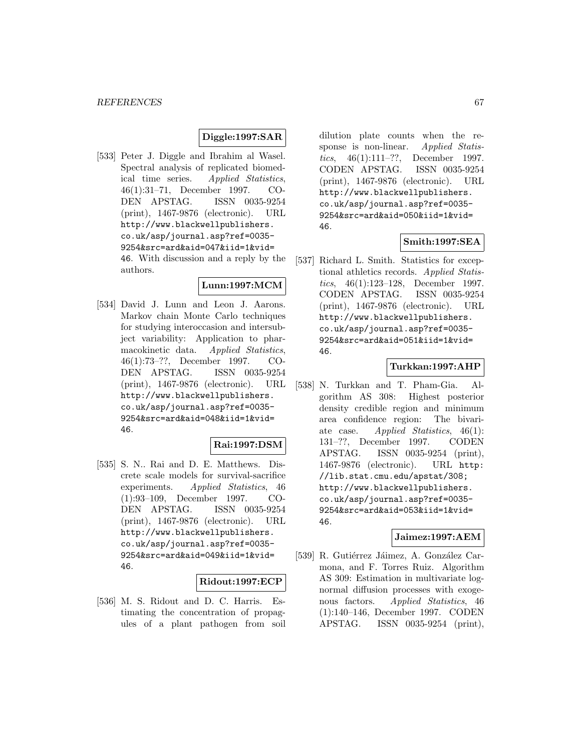**Diggle:1997:SAR**

[533] Peter J. Diggle and Ibrahim al Wasel. Spectral analysis of replicated biomedical time series. *Applied Statistics*, 46(1):31–71, December 1997. CODEN APSTAG. ISSN 0035-9254 (print), 1467-9876 (electronic). URL http://www.blackwellpublishers.co.uk/asp/journal.asp?ref=0035-9254&src=ard&aid=047&iid=1&vid=46. With discussion and a reply by the authors.

**Lunn:1997:MCM**

[534] David J. Lunn and Leon J. Aarons. Markov chain Monte Carlo techniques for studying interoccasion and intersubject variability: Application to pharmacokinetic data. *Applied Statistics*, 46(1):73–??, December 1997. CODEN APSTAG. ISSN 0035-9254 (print), 1467-9876 (electronic). URL http://www.blackwellpublishers.co.uk/asp/journal.asp?ref=0035-9254&src=ard&aid=048&iid=1&vid=46.

**Rai:1997:DSM**

[535] S. N.. Rai and D. E. Matthews. Discrete scale models for survival-sacrifice experiments. *Applied Statistics*, 46(1):93–109, December 1997. CODEN APSTAG. ISSN 0035-9254 (print), 1467-9876 (electronic). URL http://www.blackwellpublishers.co.uk/asp/journal.asp?ref=0035-9254&src=ard&aid=049&iid=1&vid=46.

**Ridout:1997:ECP**

[536] M. S. Ridout and D. C. Harris. Estimating the concentration of propagules of a plant pathogen from soil dilution plate counts when the response is non-linear. *Applied Statistics*, 46(1):111–??, December 1997. CODEN APSTAG. ISSN 0035-9254 (print), 1467-9876 (electronic). URL http://www.blackwellpublishers.co.uk/asp/journal.asp?ref=0035-9254&src=ard&aid=050&iid=1&vid=46.

**Smith:1997:SEA**

[537] Richard L. Smith. Statistics for exceptional athletics records. *Applied Statistics*, 46(1):123–128, December 1997. CODEN APSTAG. ISSN 0035-9254 (print), 1467-9876 (electronic). URL http://www.blackwellpublishers.co.uk/asp/journal.asp?ref=0035-9254&src=ard&aid=051&iid=1&vid=46.

**Turkkan:1997:AHP**

[538] N. Turkkan and T. Pham-Gia. Algorithm AS 308: Highest posterior density credible region and minimum area confidence region: The bivariate case. *Applied Statistics*, 46(1):131–??, December 1997. CODEN APSTAG. ISSN 0035-9254 (print), 1467-9876 (electronic). URL http://lib.stat.cmu.edu/apstat/308; http://www.blackwellpublishers.co.uk/asp/journal.asp?ref=0035-9254&src=ard&aid=053&iid=1&vid=46.

**Jaimez:1997:AEM**

[539] R. Gutiérrez Jáimez, A. González Carmona, and F. Torres Ruiz. Algorithm AS 309: Estimation in multivariate lognormal diffusion processes with exogenous factors. *Applied Statistics*, 46(1):140–146, December 1997. CODEN APSTAG. ISSN 0035-9254 (print),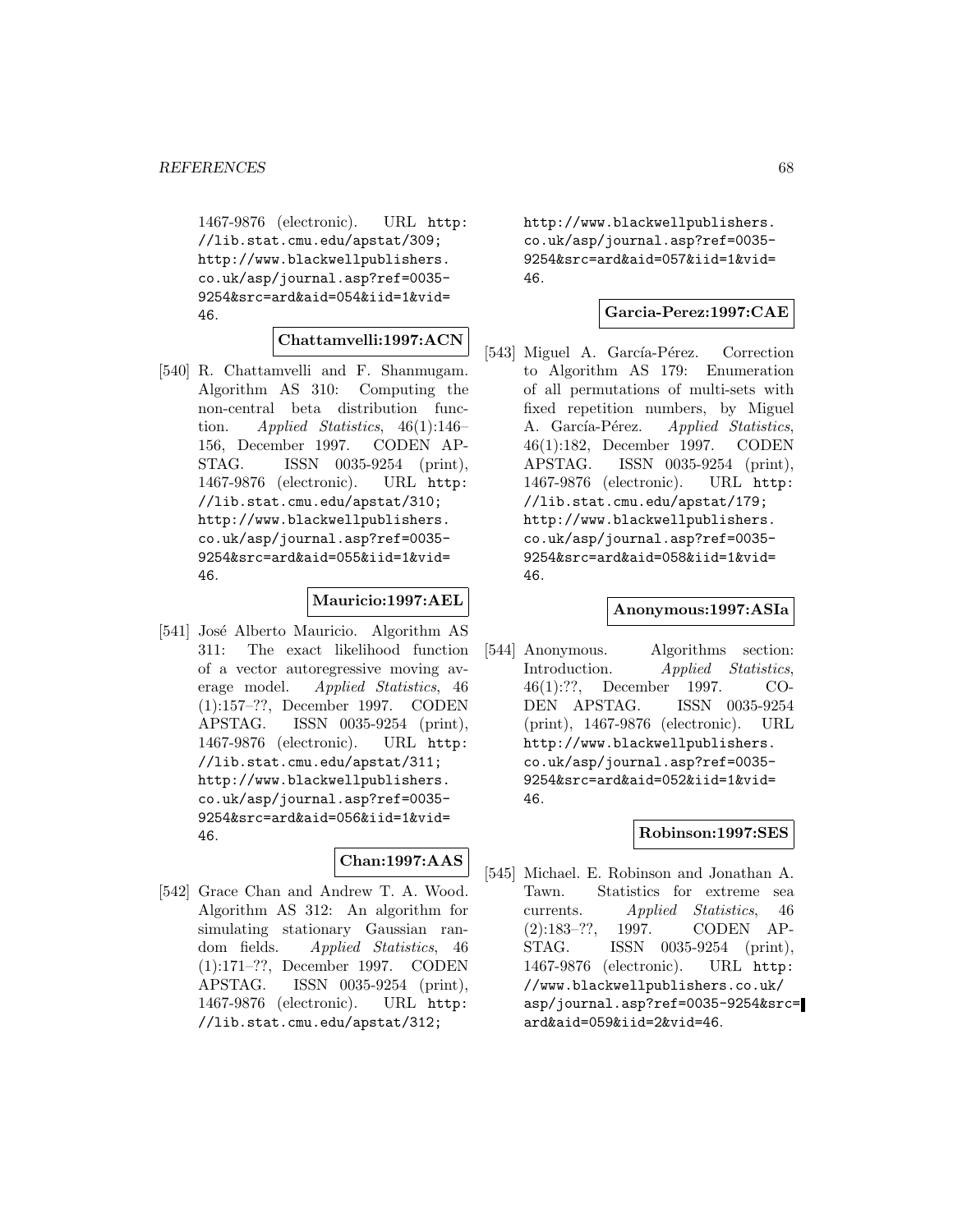1467-9876 (electronic). URL http://lib.stat.cmu.edu/apstat/309; http://www.blackwellpublishers.co.uk/asp/journal.asp?ref=0035-9254&src=ard&aid=054&iid=1&vid=46.

**Chattamvelli:1997:ACN**

[540] R. Chattamvelli and F. Shanmugam. Algorithm AS 310: Computing the non-central beta distribution function. *Applied Statistics*, 46(1):146–156, December 1997. CODEN APSTAG. ISSN 0035-9254 (print), 1467-9876 (electronic). URL http://lib.stat.cmu.edu/apstat/310; http://www.blackwellpublishers.co.uk/asp/journal.asp?ref=0035-9254&src=ard&aid=055&iid=1&vid=46.

**Mauricio:1997:AEL**

[541] José Alberto Mauricio. Algorithm AS 311: The exact likelihood function of a vector autoregressive moving average model. *Applied Statistics*, 46(1):157–??, December 1997. CODEN APSTAG. ISSN 0035-9254 (print), 1467-9876 (electronic). URL http://lib.stat.cmu.edu/apstat/311; http://www.blackwellpublishers.co.uk/asp/journal.asp?ref=0035-9254&src=ard&aid=056&iid=1&vid=46.

**Chan:1997:AAS**

[542] Grace Chan and Andrew T. A. Wood. Algorithm AS 312: An algorithm for simulating stationary Gaussian random fields. *Applied Statistics*, 46(1):171–??, December 1997. CODEN APSTAG. ISSN 0035-9254 (print), 1467-9876 (electronic). URL http://lib.stat.cmu.edu/apstat/312; http://www.blackwellpublishers.co.uk/asp/journal.asp?ref=0035-9254&src=ard&aid=057&iid=1&vid=46.

**Garcia-Perez:1997:CAE**

[543] Miguel A. García-Pérez. Correction to Algorithm AS 179: Enumeration of all permutations of multi-sets with fixed repetition numbers, by Miguel A. García-Pérez. *Applied Statistics*, 46(1):182, December 1997. CODEN APSTAG. ISSN 0035-9254 (print), 1467-9876 (electronic). URL http://lib.stat.cmu.edu/apstat/179; http://www.blackwellpublishers.co.uk/asp/journal.asp?ref=0035-9254&src=ard&aid=058&iid=1&vid=46.

**Anonymous:1997:ASIa**

[544] Anonymous. Algorithms section: Introduction. *Applied Statistics*, 46(1):??, December 1997. CODEN APSTAG. ISSN 0035-9254 (print), 1467-9876 (electronic). URL http://www.blackwellpublishers.co.uk/asp/journal.asp?ref=0035-9254&src=ard&aid=052&iid=1&vid=46.

**Robinson:1997:SES**

[545] Michael. E. Robinson and Jonathan A. Tawn. Statistics for extreme sea currents. *Applied Statistics*, 46(2):183–??, 1997. CODEN APSTAG. ISSN 0035-9254 (print), 1467-9876 (electronic). URL http://www.blackwellpublishers.co.uk/asp/journal.asp?ref=0035-9254&src=ard&aid=059&iid=2&vid=46.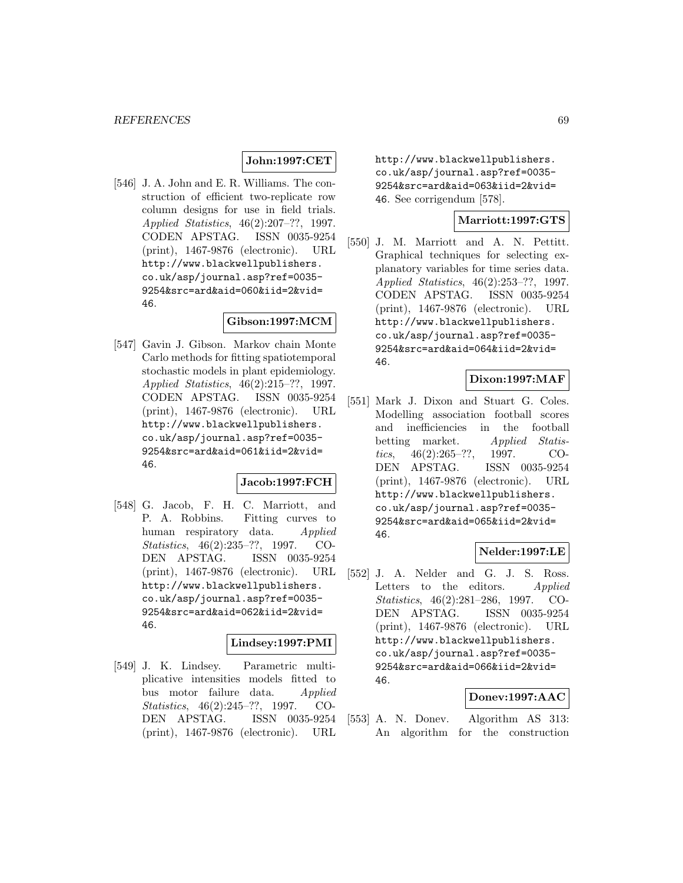**John:1997:CET**

[546] J. A. John and E. R. Williams. The construction of efficient two-replicate row column designs for use in field trials. *Applied Statistics*, 46(2):207–??, 1997. CODEN APSTAG. ISSN 0035-9254 (print), 1467-9876 (electronic). URL http://www.blackwellpublishers.co.uk/asp/journal.asp?ref=0035-9254&src=ard&aid=060&iid=2&vid=46.

**Gibson:1997:MCM**

[547] Gavin J. Gibson. Markov chain Monte Carlo methods for fitting spatiotemporal stochastic models in plant epidemiology. *Applied Statistics*, 46(2):215–??, 1997. CODEN APSTAG. ISSN 0035-9254 (print), 1467-9876 (electronic). URL http://www.blackwellpublishers.co.uk/asp/journal.asp?ref=0035-9254&src=ard&aid=061&iid=2&vid=46.

**Jacob:1997:FCH**

[548] G. Jacob, F. H. C. Marriott, and P. A. Robbins. Fitting curves to human respiratory data. *Applied Statistics*, 46(2):235–??, 1997. CODEN APSTAG. ISSN 0035-9254 (print), 1467-9876 (electronic). URL http://www.blackwellpublishers.co.uk/asp/journal.asp?ref=0035-9254&src=ard&aid=062&iid=2&vid=46.

**Lindsey:1997:PMI**

[549] J. K. Lindsey. Parametric multiplicative intensities models fitted to bus motor failure data. *Applied Statistics*, 46(2):245–??, 1997. CODEN APSTAG. ISSN 0035-9254 (print), 1467-9876 (electronic). URL http://www.blackwellpublishers.co.uk/asp/journal.asp?ref=0035-9254&src=ard&aid=063&iid=2&vid=46. See corrigendum [578].

**Marriott:1997:GTS**

[550] J. M. Marriott and A. N. Pettitt. Graphical techniques for selecting explanatory variables for time series data. *Applied Statistics*, 46(2):253–??, 1997. CODEN APSTAG. ISSN 0035-9254 (print), 1467-9876 (electronic). URL http://www.blackwellpublishers.co.uk/asp/journal.asp?ref=0035-9254&src=ard&aid=064&iid=2&vid=46.

**Dixon:1997:MAF**

[551] Mark J. Dixon and Stuart G. Coles. Modelling association football scores and inefficiencies in the football betting market. *Applied Statistics*, 46(2):265–??, 1997. CODEN APSTAG. ISSN 0035-9254 (print), 1467-9876 (electronic). URL http://www.blackwellpublishers.co.uk/asp/journal.asp?ref=0035-9254&src=ard&aid=065&iid=2&vid=46.

**Nelder:1997:LE**

[552] J. A. Nelder and G. J. S. Ross. Letters to the editors. *Applied Statistics*, 46(2):281–286, 1997. CODEN APSTAG. ISSN 0035-9254 (print), 1467-9876 (electronic). URL http://www.blackwellpublishers.co.uk/asp/journal.asp?ref=0035-9254&src=ard&aid=066&iid=2&vid=46.

**Donev:1997:AAC**

[553] A. N. Donev. Algorithm AS 313: An algorithm for the construction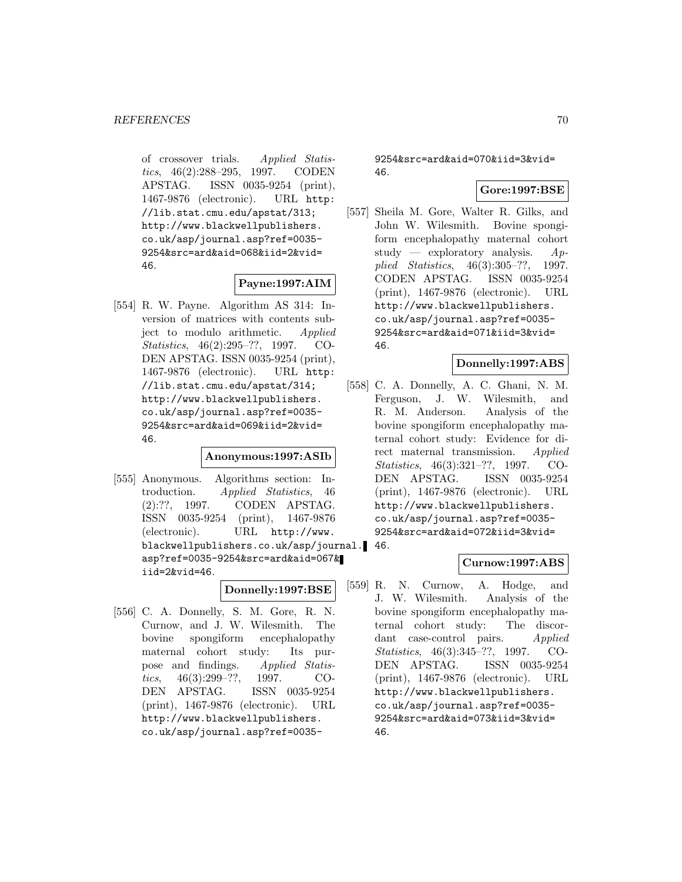of crossover trials. *Applied Statistics*, 46(2):288–295, 1997. CODEN APSTAG. ISSN 0035-9254 (print), 1467-9876 (electronic). URL http://lib.stat.cmu.edu/apstat/313; http://www.blackwellpublishers.co.uk/asp/journal.asp?ref=0035-9254&src=ard&aid=068&iid=2&vid=46.

**Payne:1997:AIM**

[554] R. W. Payne. Algorithm AS 314: Inversion of matrices with contents subject to modulo arithmetic. *Applied Statistics*, 46(2):295–??, 1997. CODEN APSTAG. ISSN 0035-9254 (print), 1467-9876 (electronic). URL http://lib.stat.cmu.edu/apstat/314; http://www.blackwellpublishers.co.uk/asp/journal.asp?ref=0035-9254&src=ard&aid=069&iid=2&vid=46.

**Anonymous:1997:ASIb**

[555] Anonymous. Algorithms section: Introduction. *Applied Statistics*, 46(2):??, 1997. CODEN APSTAG. ISSN 0035-9254 (print), 1467-9876 (electronic). URL http://www.blackwellpublishers.co.uk/asp/journal.asp?ref=0035-9254&src=ard&aid=067&iid=2&vid=46.

**Donnelly:1997:BSE**

[556] C. A. Donnelly, S. M. Gore, R. N. Curnow, and J. W. Wilesmith. The bovine spongiform encephalopathy maternal cohort study: Its purpose and findings. *Applied Statistics*, 46(3):299–??, 1997. CODEN APSTAG. ISSN 0035-9254 (print), 1467-9876 (electronic). URL http://www.blackwellpublishers.co.uk/asp/journal.asp?ref=0035-9254&src=ard&aid=070&iid=3&vid=46.

**Gore:1997:BSE**

[557] Sheila M. Gore, Walter R. Gilks, and John W. Wilesmith. Bovine spongiform encephalopathy maternal cohort study — exploratory analysis. *Applied Statistics*, 46(3):305–??, 1997. CODEN APSTAG. ISSN 0035-9254 (print), 1467-9876 (electronic). URL http://www.blackwellpublishers.co.uk/asp/journal.asp?ref=0035-9254&src=ard&aid=071&iid=3&vid=46.

**Donnelly:1997:ABS**

[558] C. A. Donnelly, A. C. Ghani, N. M. Ferguson, J. W. Wilesmith, and R. M. Anderson. Analysis of the bovine spongiform encephalopathy maternal cohort study: Evidence for direct maternal transmission. *Applied Statistics*, 46(3):321–??, 1997. CODEN APSTAG. ISSN 0035-9254 (print), 1467-9876 (electronic). URL http://www.blackwellpublishers.co.uk/asp/journal.asp?ref=0035-9254&src=ard&aid=072&iid=3&vid=46.

**Curnow:1997:ABS**

[559] R. N. Curnow, A. Hodge, and J. W. Wilesmith. Analysis of the bovine spongiform encephalopathy maternal cohort study: The discordant case-control pairs. *Applied Statistics*, 46(3):345–??, 1997. CODEN APSTAG. ISSN 0035-9254 (print), 1467-9876 (electronic). URL http://www.blackwellpublishers.co.uk/asp/journal.asp?ref=0035-9254&src=ard&aid=073&iid=3&vid=46.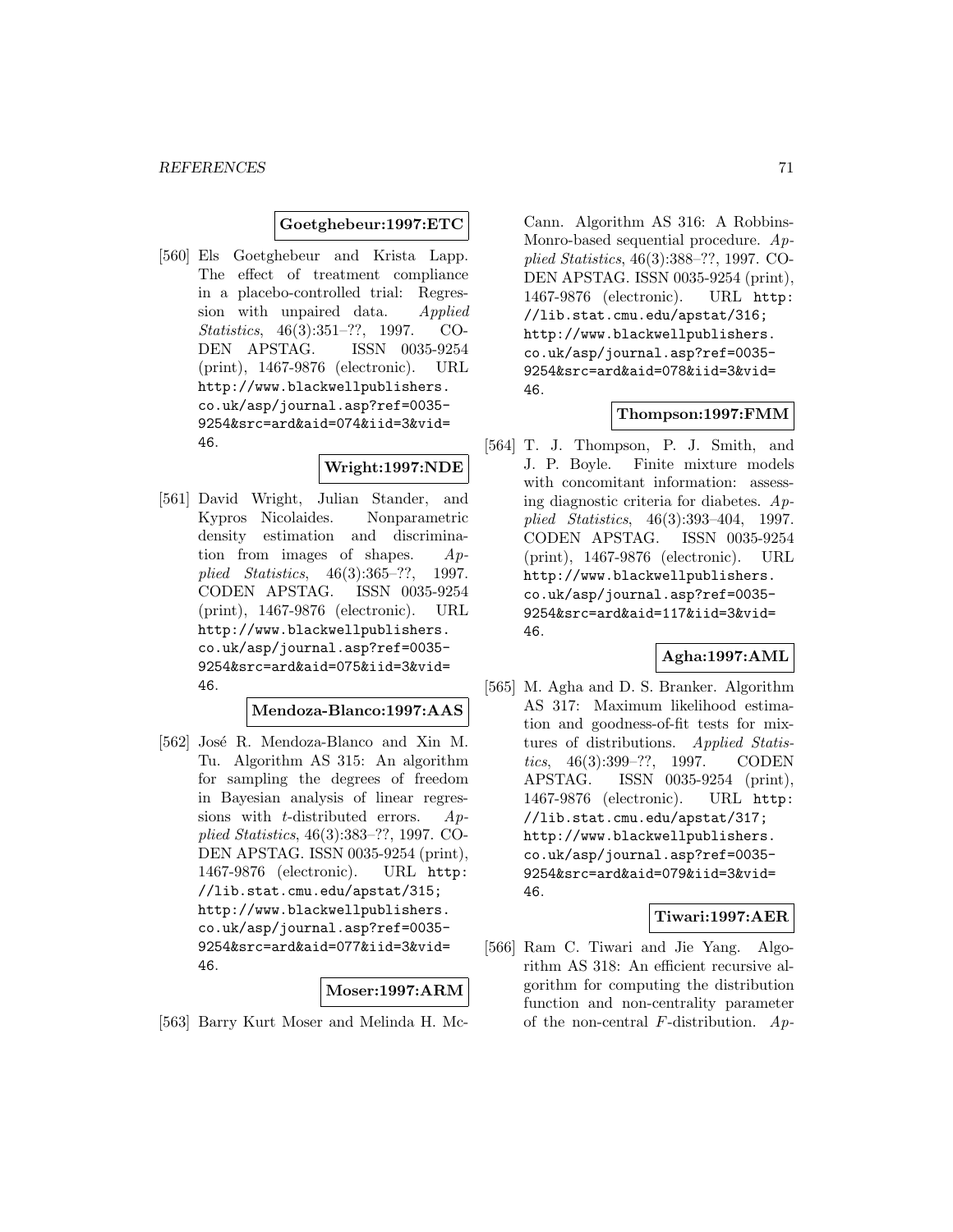**Goetghebeur:1997:ETC**

[560] Els Goetghebeur and Krista Lapp. The effect of treatment compliance in a placebo-controlled trial: Regression with unpaired data. *Applied Statistics*, 46(3):351–??, 1997. CODEN APSTAG. ISSN 0035-9254 (print), 1467-9876 (electronic). URL http://www.blackwellpublishers.co.uk/asp/journal.asp?ref=0035-9254&src=ard&aid=074&iid=3&vid=46.

**Wright:1997:NDE**

[561] David Wright, Julian Stander, and Kypros Nicolaides. Nonparametric density estimation and discrimination from images of shapes. *Applied Statistics*, 46(3):365–??, 1997. CODEN APSTAG. ISSN 0035-9254 (print), 1467-9876 (electronic). URL http://www.blackwellpublishers.co.uk/asp/journal.asp?ref=0035-9254&src=ard&aid=075&iid=3&vid=46.

**Mendoza-Blanco:1997:AAS**

[562] José R. Mendoza-Blanco and Xin M. Tu. Algorithm AS 315: An algorithm for sampling the degrees of freedom in Bayesian analysis of linear regressions with $t$-distributed errors. *Applied Statistics*, 46(3):383–??, 1997. CODEN APSTAG. ISSN 0035-9254 (print), 1467-9876 (electronic). URL http://lib.stat.cmu.edu/apstat/315; http://www.blackwellpublishers.co.uk/asp/journal.asp?ref=0035-9254&src=ard&aid=077&iid=3&vid=46.

**Moser:1997:ARM**

[563] Barry Kurt Moser and Melinda H. McCann. Algorithm AS 316: A Robbins-Monro-based sequential procedure. *Applied Statistics*, 46(3):388–??, 1997. CODEN APSTAG. ISSN 0035-9254 (print), 1467-9876 (electronic). URL http://lib.stat.cmu.edu/apstat/316; http://www.blackwellpublishers.co.uk/asp/journal.asp?ref=0035-9254&src=ard&aid=078&iid=3&vid=46.

**Thompson:1997:FMM**

[564] T. J. Thompson, P. J. Smith, and J. P. Boyle. Finite mixture models with concomitant information: assessing diagnostic criteria for diabetes. *Applied Statistics*, 46(3):393–404, 1997. CODEN APSTAG. ISSN 0035-9254 (print), 1467-9876 (electronic). URL http://www.blackwellpublishers.co.uk/asp/journal.asp?ref=0035-9254&src=ard&aid=117&iid=3&vid=46.

**Agha:1997:AML**

[565] M. Agha and D. S. Branker. Algorithm AS 317: Maximum likelihood estimation and goodness-of-fit tests for mixtures of distributions. *Applied Statistics*, 46(3):399–??, 1997. CODEN APSTAG. ISSN 0035-9254 (print), 1467-9876 (electronic). URL http://lib.stat.cmu.edu/apstat/317; http://www.blackwellpublishers.co.uk/asp/journal.asp?ref=0035-9254&src=ard&aid=079&iid=3&vid=46.

**Tiwari:1997:AER**

[566] Ram C. Tiwari and Jie Yang. Algorithm AS 318: An efficient recursive algorithm for computing the distribution function and non-centrality parameter of the non-central $F$-distribution. *Ap-*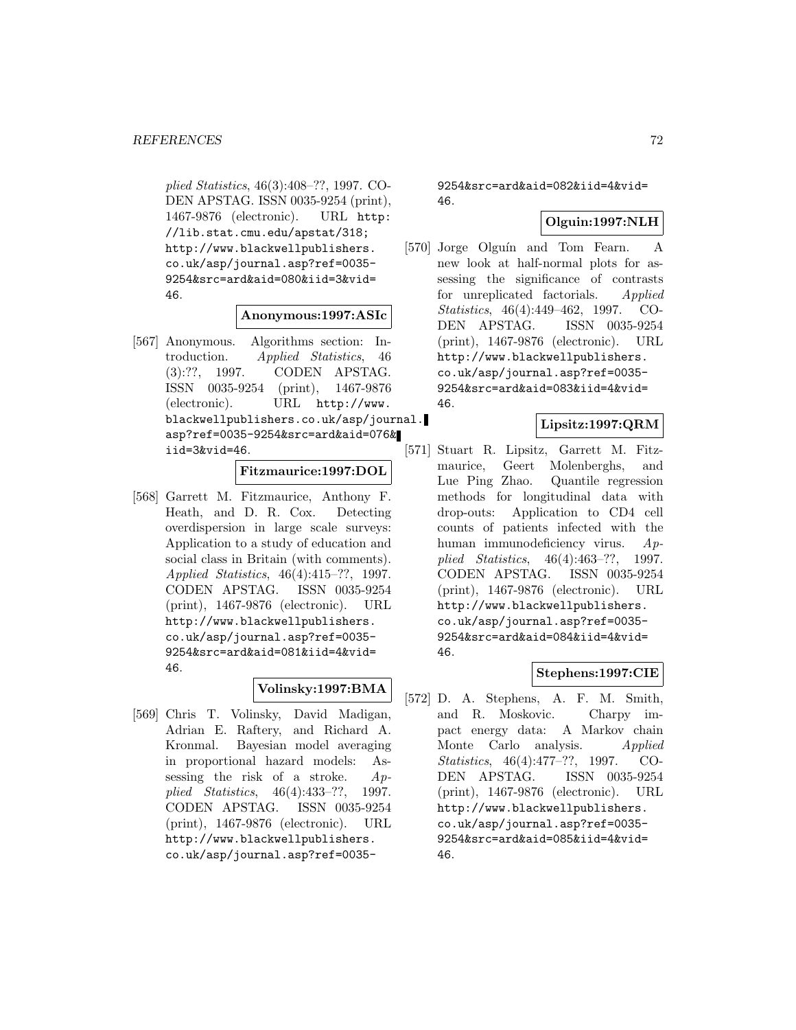plied Statistics*, 46(3):408–??, 1997. CODEN APSTAG. ISSN 0035-9254 (print), 1467-9876 (electronic). URL `http://lib.stat.cmu.edu/apstat/318; http://www.blackwellpublishers.co.uk/asp/journal.asp?ref=0035-9254&src=ard&aid=080&iid=3&vid=46`.

**Anonymous:1997:ASIc**

[567] Anonymous. Algorithms section: Introduction. *Applied Statistics*, 46 (3):??, 1997. CODEN APSTAG. ISSN 0035-9254 (print), 1467-9876 (electronic). URL `http://www.blackwellpublishers.co.uk/asp/journal.asp?ref=0035-9254&src=ard&aid=076&iid=3&vid=46`.

**Fitzmaurice:1997:DOL**

[568] Garrett M. Fitzmaurice, Anthony F. Heath, and D. R. Cox. Detecting overdispersion in large scale surveys: Application to a study of education and social class in Britain (with comments). *Applied Statistics*, 46(4):415–??, 1997. CODEN APSTAG. ISSN 0035-9254 (print), 1467-9876 (electronic). URL `http://www.blackwellpublishers.co.uk/asp/journal.asp?ref=0035-9254&src=ard&aid=081&iid=4&vid=46`.

**Volinsky:1997:BMA**

[569] Chris T. Volinsky, David Madigan, Adrian E. Raftery, and Richard A. Kronmal. Bayesian model averaging in proportional hazard models: Assessing the risk of a stroke. *Applied Statistics*, 46(4):433–??, 1997. CODEN APSTAG. ISSN 0035-9254 (print), 1467-9876 (electronic). URL `http://www.blackwellpublishers.co.uk/asp/journal.asp?ref=0035-9254&src=ard&aid=082&iid=4&vid=46`.

**Olguin:1997:NLH**

[570] Jorge Olguín and Tom Fearn. A new look at half-normal plots for assessing the significance of contrasts for unreplicated factorials. *Applied Statistics*, 46(4):449–462, 1997. CODEN APSTAG. ISSN 0035-9254 (print), 1467-9876 (electronic). URL `http://www.blackwellpublishers.co.uk/asp/journal.asp?ref=0035-9254&src=ard&aid=083&iid=4&vid=46`.

**Lipsitz:1997:QRM**

[571] Stuart R. Lipsitz, Garrett M. Fitzmaurice, Geert Molenberghs, and Lue Ping Zhao. Quantile regression methods for longitudinal data with drop-outs: Application to CD4 cell counts of patients infected with the human immunodeficiency virus. *Applied Statistics*, 46(4):463–??, 1997. CODEN APSTAG. ISSN 0035-9254 (print), 1467-9876 (electronic). URL `http://www.blackwellpublishers.co.uk/asp/journal.asp?ref=0035-9254&src=ard&aid=084&iid=4&vid=46`.

**Stephens:1997:CIE**

[572] D. A. Stephens, A. F. M. Smith, and R. Moskovic. Charpy impact energy data: A Markov chain Monte Carlo analysis. *Applied Statistics*, 46(4):477–??, 1997. CODEN APSTAG. ISSN 0035-9254 (print), 1467-9876 (electronic). URL `http://www.blackwellpublishers.co.uk/asp/journal.asp?ref=0035-9254&src=ard&aid=085&iid=4&vid=46`.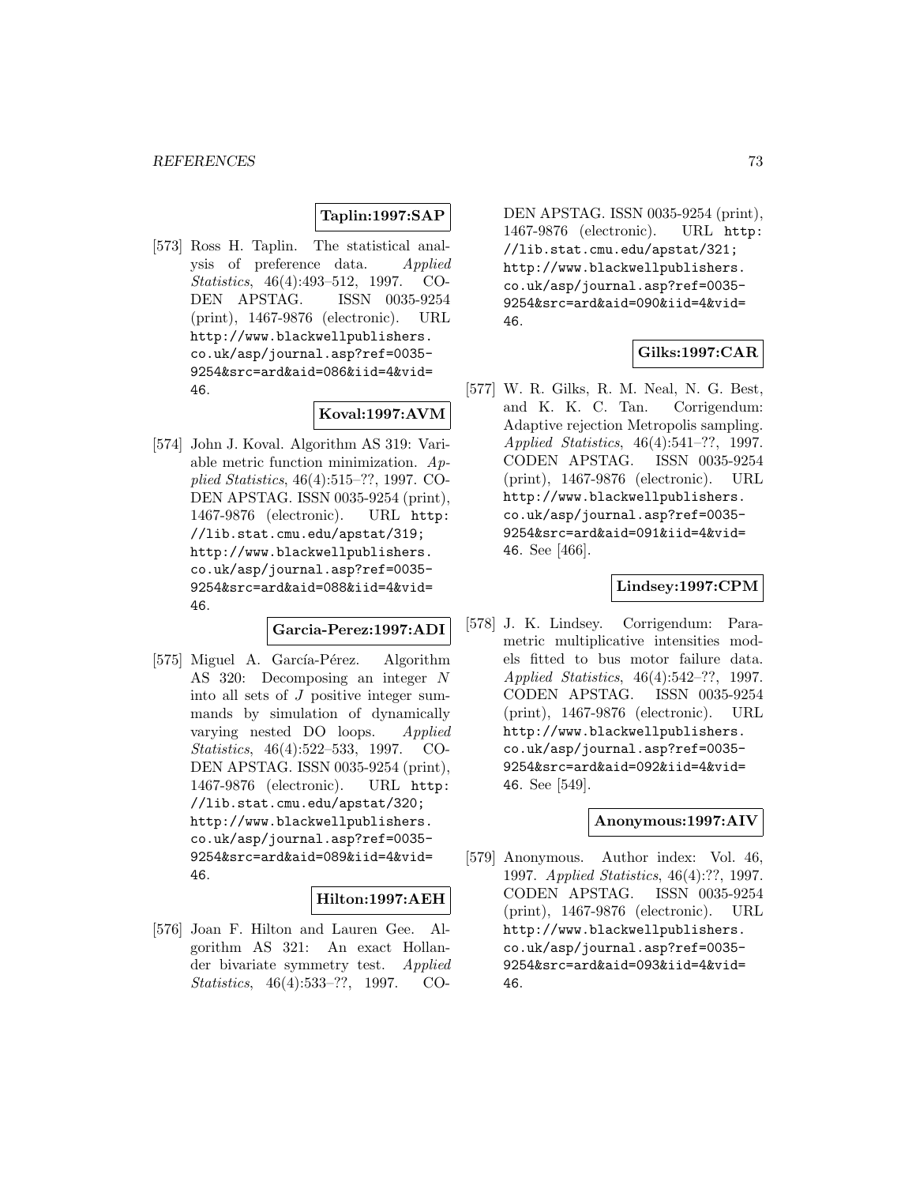**Taplin:1997:SAP**

[573] Ross H. Taplin. The statistical analysis of preference data. *Applied Statistics*, 46(4):493–512, 1997. CODEN APSTAG. ISSN 0035-9254 (print), 1467-9876 (electronic). URL http://www.blackwellpublishers.co.uk/asp/journal.asp?ref=0035-9254&src=ard&aid=086&iid=4&vid=46.

**Koval:1997:AVM**

[574] John J. Koval. Algorithm AS 319: Variable metric function minimization. *Applied Statistics*, 46(4):515–??, 1997. CODEN APSTAG. ISSN 0035-9254 (print), 1467-9876 (electronic). URL http://lib.stat.cmu.edu/apstat/319; http://www.blackwellpublishers.co.uk/asp/journal.asp?ref=0035-9254&src=ard&aid=088&iid=4&vid=46.

**Garcia-Perez:1997:ADI**

[575] Miguel A. García-Pérez. Algorithm AS 320: Decomposing an integer $N$ into all sets of $J$ positive integer summands by simulation of dynamically varying nested DO loops. *Applied Statistics*, 46(4):522–533, 1997. CODEN APSTAG. ISSN 0035-9254 (print), 1467-9876 (electronic). URL http://lib.stat.cmu.edu/apstat/320; http://www.blackwellpublishers.co.uk/asp/journal.asp?ref=0035-9254&src=ard&aid=089&iid=4&vid=46.

**Hilton:1997:AEH**

[576] Joan F. Hilton and Lauren Gee. Algorithm AS 321: An exact Hollander bivariate symmetry test. *Applied Statistics*, 46(4):533–??, 1997. CODEN APSTAG. ISSN 0035-9254 (print), 1467-9876 (electronic). URL http://lib.stat.cmu.edu/apstat/321; http://www.blackwellpublishers.co.uk/asp/journal.asp?ref=0035-9254&src=ard&aid=090&iid=4&vid=46.

**Gilks:1997:CAR**

[577] W. R. Gilks, R. M. Neal, N. G. Best, and K. K. C. Tan. Corrigendum: Adaptive rejection Metropolis sampling. *Applied Statistics*, 46(4):541–??, 1997. CODEN APSTAG. ISSN 0035-9254 (print), 1467-9876 (electronic). URL http://www.blackwellpublishers.co.uk/asp/journal.asp?ref=0035-9254&src=ard&aid=091&iid=4&vid=46. See [466].

**Lindsey:1997:CPM**

[578] J. K. Lindsey. Corrigendum: Parametric multiplicative intensities models fitted to bus motor failure data. *Applied Statistics*, 46(4):542–??, 1997. CODEN APSTAG. ISSN 0035-9254 (print), 1467-9876 (electronic). URL http://www.blackwellpublishers.co.uk/asp/journal.asp?ref=0035-9254&src=ard&aid=092&iid=4&vid=46. See [549].

**Anonymous:1997:AIV**

[579] Anonymous. Author index: Vol. 46, 1997. *Applied Statistics*, 46(4):??, 1997. CODEN APSTAG. ISSN 0035-9254 (print), 1467-9876 (electronic). URL http://www.blackwellpublishers.co.uk/asp/journal.asp?ref=0035-9254&src=ard&aid=093&iid=4&vid=46.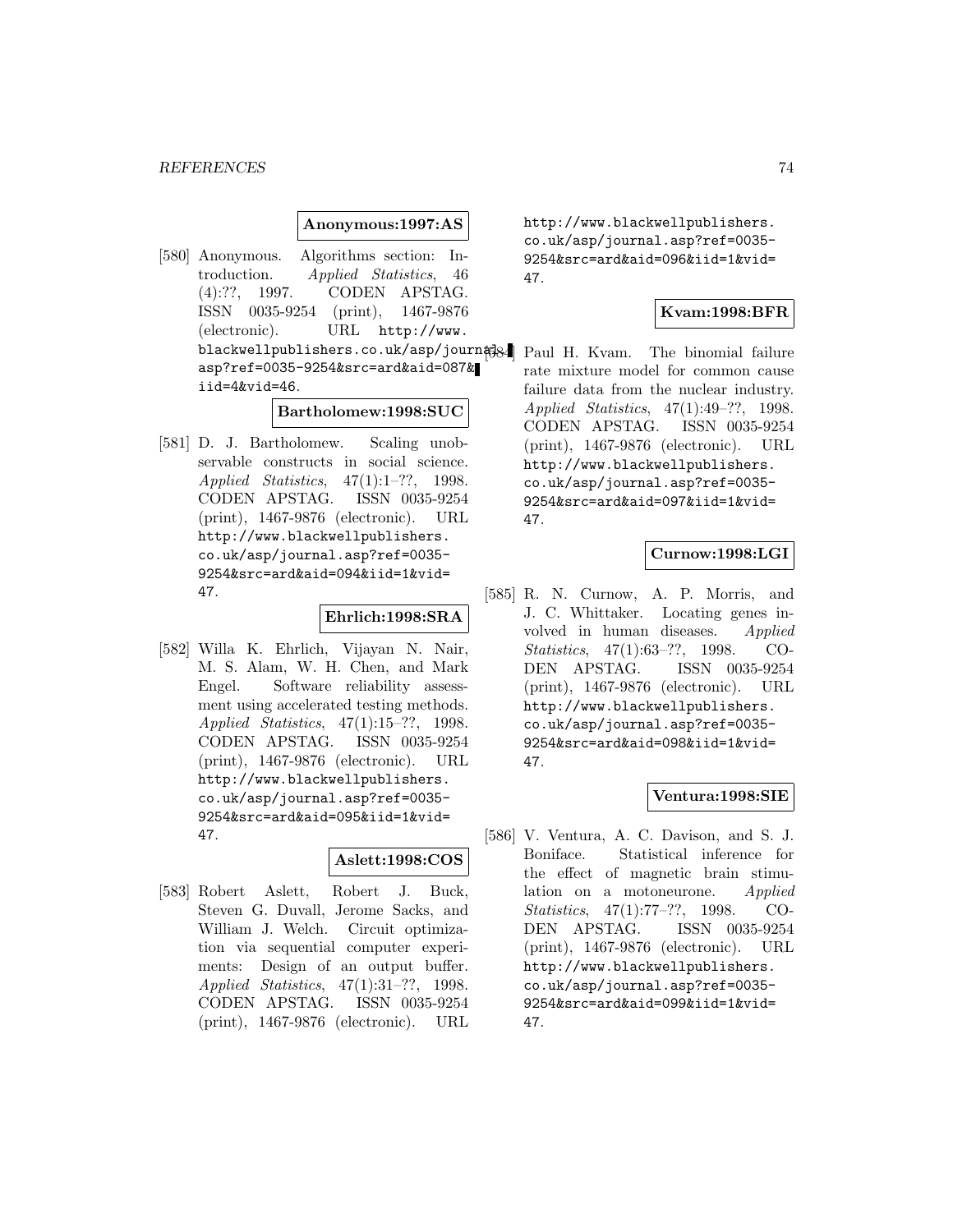**Anonymous:1997:AS**

[580] Anonymous. Algorithms section: Introduction. *Applied Statistics*, 46 (4):??, 1997. CODEN APSTAG. ISSN 0035-9254 (print), 1467-9876 (electronic). URL http://www.blackwellpublishers.co.uk/asp/journal.asp?ref=0035-9254&src=ard&aid=087&iid=4&vid=46.

**Bartholomew:1998:SUC**

[581] D. J. Bartholomew. Scaling unobservable constructs in social science. *Applied Statistics*, 47(1):1–??, 1998. CODEN APSTAG. ISSN 0035-9254 (print), 1467-9876 (electronic). URL http://www.blackwellpublishers.co.uk/asp/journal.asp?ref=0035-9254&src=ard&aid=094&iid=1&vid=47.

**Ehrlich:1998:SRA**

[582] Willa K. Ehrlich, Vijayan N. Nair, M. S. Alam, W. H. Chen, and Mark Engel. Software reliability assessment using accelerated testing methods. *Applied Statistics*, 47(1):15–??, 1998. CODEN APSTAG. ISSN 0035-9254 (print), 1467-9876 (electronic). URL http://www.blackwellpublishers.co.uk/asp/journal.asp?ref=0035-9254&src=ard&aid=095&iid=1&vid=47.

**Aslett:1998:COS**

[583] Robert Aslett, Robert J. Buck, Steven G. Duvall, Jerome Sacks, and William J. Welch. Circuit optimization via sequential computer experiments: Design of an output buffer. *Applied Statistics*, 47(1):31–??, 1998. CODEN APSTAG. ISSN 0035-9254 (print), 1467-9876 (electronic). URL http://www.blackwellpublishers.co.uk/asp/journal.asp?ref=0035-9254&src=ard&aid=096&iid=1&vid=47.

**Kvam:1998:BFR**

[584] Paul H. Kvam. The binomial failure rate mixture model for common cause failure data from the nuclear industry. *Applied Statistics*, 47(1):49–??, 1998. CODEN APSTAG. ISSN 0035-9254 (print), 1467-9876 (electronic). URL http://www.blackwellpublishers.co.uk/asp/journal.asp?ref=0035-9254&src=ard&aid=097&iid=1&vid=47.

**Curnow:1998:LGI**

[585] R. N. Curnow, A. P. Morris, and J. C. Whittaker. Locating genes involved in human diseases. *Applied Statistics*, 47(1):63–??, 1998. CODEN APSTAG. ISSN 0035-9254 (print), 1467-9876 (electronic). URL http://www.blackwellpublishers.co.uk/asp/journal.asp?ref=0035-9254&src=ard&aid=098&iid=1&vid=47.

**Ventura:1998:SIE**

[586] V. Ventura, A. C. Davison, and S. J. Boniface. Statistical inference for the effect of magnetic brain stimulation on a motoneurone. *Applied Statistics*, 47(1):77–??, 1998. CODEN APSTAG. ISSN 0035-9254 (print), 1467-9876 (electronic). URL http://www.blackwellpublishers.co.uk/asp/journal.asp?ref=0035-9254&src=ard&aid=099&iid=1&vid=47.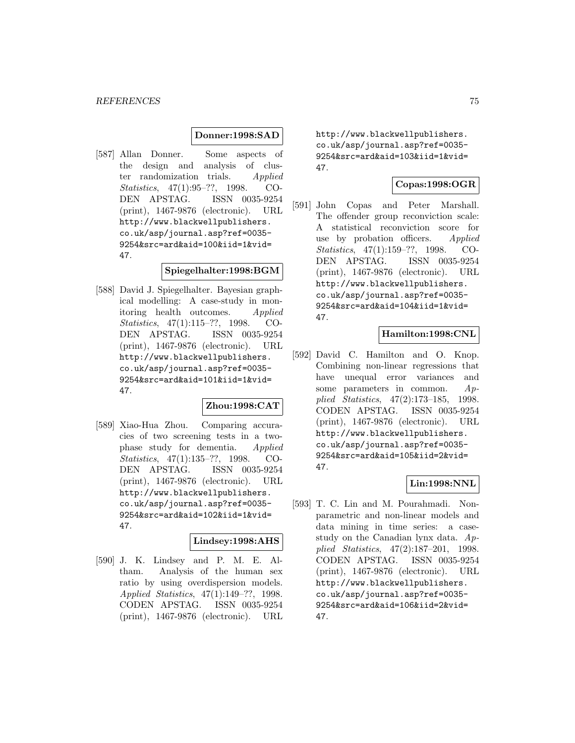**Donner:1998:SAD**

[587] Allan Donner. Some aspects of the design and analysis of cluster randomization trials. *Applied Statistics*, 47(1):95–??, 1998. CODEN APSTAG. ISSN 0035-9254 (print), 1467-9876 (electronic). URL http://www.blackwellpublishers.co.uk/asp/journal.asp?ref=0035-9254&src=ard&aid=100&iid=1&vid=47.

**Spiegelhalter:1998:BGM**

[588] David J. Spiegelhalter. Bayesian graphical modelling: A case-study in monitoring health outcomes. *Applied Statistics*, 47(1):115–??, 1998. CODEN APSTAG. ISSN 0035-9254 (print), 1467-9876 (electronic). URL http://www.blackwellpublishers.co.uk/asp/journal.asp?ref=0035-9254&src=ard&aid=101&iid=1&vid=47.

**Zhou:1998:CAT**

[589] Xiao-Hua Zhou. Comparing accuracies of two screening tests in a two-phase study for dementia. *Applied Statistics*, 47(1):135–??, 1998. CODEN APSTAG. ISSN 0035-9254 (print), 1467-9876 (electronic). URL http://www.blackwellpublishers.co.uk/asp/journal.asp?ref=0035-9254&src=ard&aid=102&iid=1&vid=47.

**Lindsey:1998:AHS**

[590] J. K. Lindsey and P. M. E. Altham. Analysis of the human sex ratio by using overdispersion models. *Applied Statistics*, 47(1):149–??, 1998. CODEN APSTAG. ISSN 0035-9254 (print), 1467-9876 (electronic). URL http://www.blackwellpublishers.co.uk/asp/journal.asp?ref=0035-9254&src=ard&aid=103&iid=1&vid=47.

**Copas:1998:OGR**

[591] John Copas and Peter Marshall. The offender group reconviction scale: A statistical reconviction score for use by probation officers. *Applied Statistics*, 47(1):159–??, 1998. CODEN APSTAG. ISSN 0035-9254 (print), 1467-9876 (electronic). URL http://www.blackwellpublishers.co.uk/asp/journal.asp?ref=0035-9254&src=ard&aid=104&iid=1&vid=47.

**Hamilton:1998:CNL**

[592] David C. Hamilton and O. Knop. Combining non-linear regressions that have unequal error variances and some parameters in common. *Applied Statistics*, 47(2):173–185, 1998. CODEN APSTAG. ISSN 0035-9254 (print), 1467-9876 (electronic). URL http://www.blackwellpublishers.co.uk/asp/journal.asp?ref=0035-9254&src=ard&aid=105&iid=2&vid=47.

**Lin:1998:NNL**

[593] T. C. Lin and M. Pourahmadi. Nonparametric and non-linear models and data mining in time series: a case-study on the Canadian lynx data. *Applied Statistics*, 47(2):187–201, 1998. CODEN APSTAG. ISSN 0035-9254 (print), 1467-9876 (electronic). URL http://www.blackwellpublishers.co.uk/asp/journal.asp?ref=0035-9254&src=ard&aid=106&iid=2&vid=47.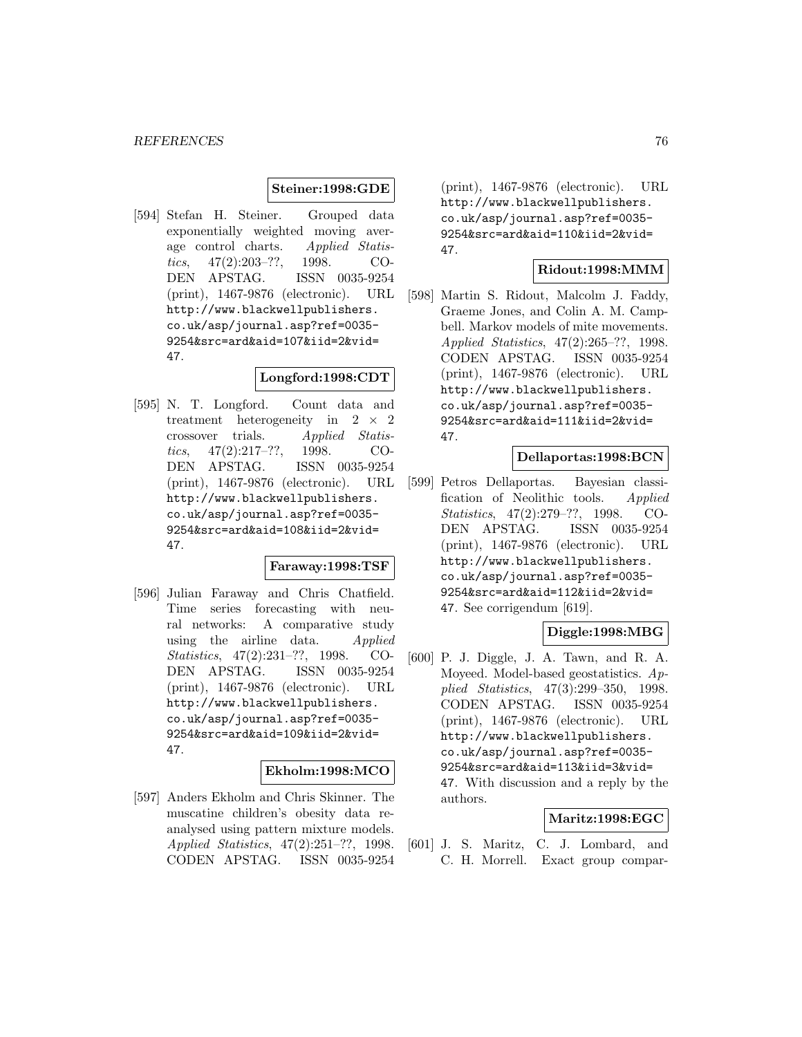**Steiner:1998:GDE**

[594] Stefan H. Steiner. Grouped data exponentially weighted moving average control charts. *Applied Statistics*, 47(2):203–??, 1998. CODEN APSTAG. ISSN 0035-9254 (print), 1467-9876 (electronic). URL http://www.blackwellpublishers.co.uk/asp/journal.asp?ref=0035-9254&src=ard&aid=107&iid=2&vid=47.

**Longford:1998:CDT**

[595] N. T. Longford. Count data and treatment heterogeneity in $2 \times 2$ crossover trials. *Applied Statistics*, 47(2):217–??, 1998. CODEN APSTAG. ISSN 0035-9254 (print), 1467-9876 (electronic). URL http://www.blackwellpublishers.co.uk/asp/journal.asp?ref=0035-9254&src=ard&aid=108&iid=2&vid=47.

**Faraway:1998:TSF**

[596] Julian Faraway and Chris Chatfield. Time series forecasting with neural networks: A comparative study using the airline data. *Applied Statistics*, 47(2):231–??, 1998. CODEN APSTAG. ISSN 0035-9254 (print), 1467-9876 (electronic). URL http://www.blackwellpublishers.co.uk/asp/journal.asp?ref=0035-9254&src=ard&aid=109&iid=2&vid=47.

**Ekholm:1998:MCO**

[597] Anders Ekholm and Chris Skinner. The muscatine children's obesity data reanalysed using pattern mixture models. *Applied Statistics*, 47(2):251–??, 1998. CODEN APSTAG. ISSN 0035-9254 (print), 1467-9876 (electronic). URL http://www.blackwellpublishers.co.uk/asp/journal.asp?ref=0035-9254&src=ard&aid=110&iid=2&vid=47.

**Ridout:1998:MMM**

[598] Martin S. Ridout, Malcolm J. Faddy, Graeme Jones, and Colin A. M. Campbell. Markov models of mite movements. *Applied Statistics*, 47(2):265–??, 1998. CODEN APSTAG. ISSN 0035-9254 (print), 1467-9876 (electronic). URL http://www.blackwellpublishers.co.uk/asp/journal.asp?ref=0035-9254&src=ard&aid=111&iid=2&vid=47.

**Dellaportas:1998:BCN**

[599] Petros Dellaportas. Bayesian classification of Neolithic tools. *Applied Statistics*, 47(2):279–??, 1998. CODEN APSTAG. ISSN 0035-9254 (print), 1467-9876 (electronic). URL http://www.blackwellpublishers.co.uk/asp/journal.asp?ref=0035-9254&src=ard&aid=112&iid=2&vid=47. See corrigendum [619].

**Diggle:1998:MBG**

[600] P. J. Diggle, J. A. Tawn, and R. A. Moyeed. Model-based geostatistics. *Applied Statistics*, 47(3):299–350, 1998. CODEN APSTAG. ISSN 0035-9254 (print), 1467-9876 (electronic). URL http://www.blackwellpublishers.co.uk/asp/journal.asp?ref=0035-9254&src=ard&aid=113&iid=3&vid=47. With discussion and a reply by the authors.

**Maritz:1998:EGC**

[601] J. S. Maritz, C. J. Lombard, and C. H. Morrell. Exact group compar-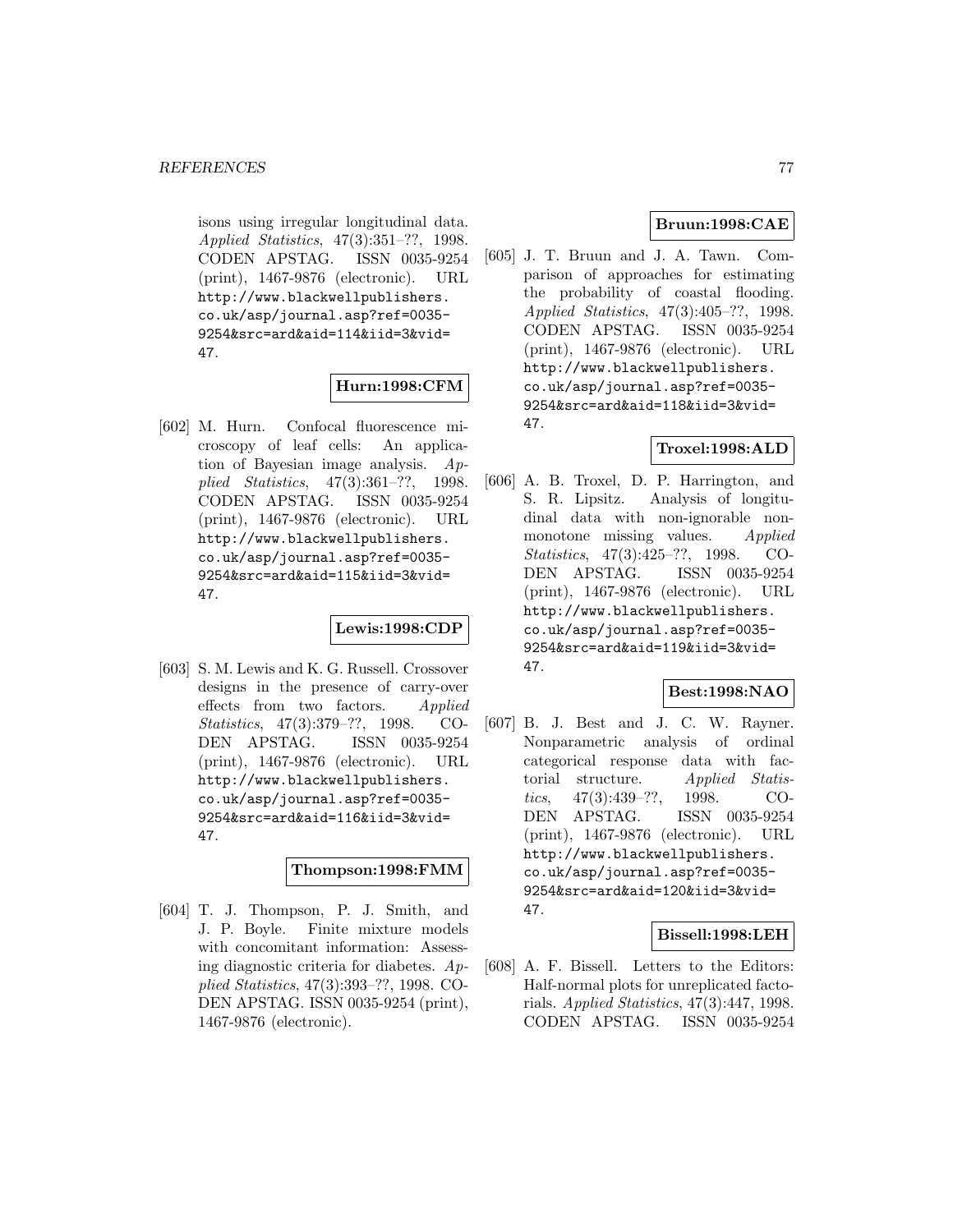isons using irregular longitudinal data. *Applied Statistics*, 47(3):351–??, 1998. CODEN APSTAG. ISSN 0035-9254 (print), 1467-9876 (electronic). URL http://www.blackwellpublishers.co.uk/asp/journal.asp?ref=0035-9254&src=ard&aid=114&iid=3&vid=47.

**Hurn:1998:CFM**

[602] M. Hurn. Confocal fluorescence microscopy of leaf cells: An application of Bayesian image analysis. *Applied Statistics*, 47(3):361–??, 1998. CODEN APSTAG. ISSN 0035-9254 (print), 1467-9876 (electronic). URL http://www.blackwellpublishers.co.uk/asp/journal.asp?ref=0035-9254&src=ard&aid=115&iid=3&vid=47.

**Lewis:1998:CDP**

[603] S. M. Lewis and K. G. Russell. Crossover designs in the presence of carry-over effects from two factors. *Applied Statistics*, 47(3):379–??, 1998. CODEN APSTAG. ISSN 0035-9254 (print), 1467-9876 (electronic). URL http://www.blackwellpublishers.co.uk/asp/journal.asp?ref=0035-9254&src=ard&aid=116&iid=3&vid=47.

**Thompson:1998:FMM**

[604] T. J. Thompson, P. J. Smith, and J. P. Boyle. Finite mixture models with concomitant information: Assessing diagnostic criteria for diabetes. *Applied Statistics*, 47(3):393–??, 1998. CODEN APSTAG. ISSN 0035-9254 (print), 1467-9876 (electronic).

**Bruun:1998:CAE**

[605] J. T. Bruun and J. A. Tawn. Comparison of approaches for estimating the probability of coastal flooding. *Applied Statistics*, 47(3):405–??, 1998. CODEN APSTAG. ISSN 0035-9254 (print), 1467-9876 (electronic). URL http://www.blackwellpublishers.co.uk/asp/journal.asp?ref=0035-9254&src=ard&aid=118&iid=3&vid=47.

**Troxel:1998:ALD**

[606] A. B. Troxel, D. P. Harrington, and S. R. Lipsitz. Analysis of longitudinal data with non-ignorable non-monotone missing values. *Applied Statistics*, 47(3):425–??, 1998. CODEN APSTAG. ISSN 0035-9254 (print), 1467-9876 (electronic). URL http://www.blackwellpublishers.co.uk/asp/journal.asp?ref=0035-9254&src=ard&aid=119&iid=3&vid=47.

**Best:1998:NAO**

[607] B. J. Best and J. C. W. Rayner. Nonparametric analysis of ordinal categorical response data with factorial structure. *Applied Statistics*, 47(3):439–??, 1998. CODEN APSTAG. ISSN 0035-9254 (print), 1467-9876 (electronic). URL http://www.blackwellpublishers.co.uk/asp/journal.asp?ref=0035-9254&src=ard&aid=120&iid=3&vid=47.

**Bissell:1998:LEH**

[608] A. F. Bissell. Letters to the Editors: Half-normal plots for unreplicated factorials. *Applied Statistics*, 47(3):447, 1998. CODEN APSTAG. ISSN 0035-9254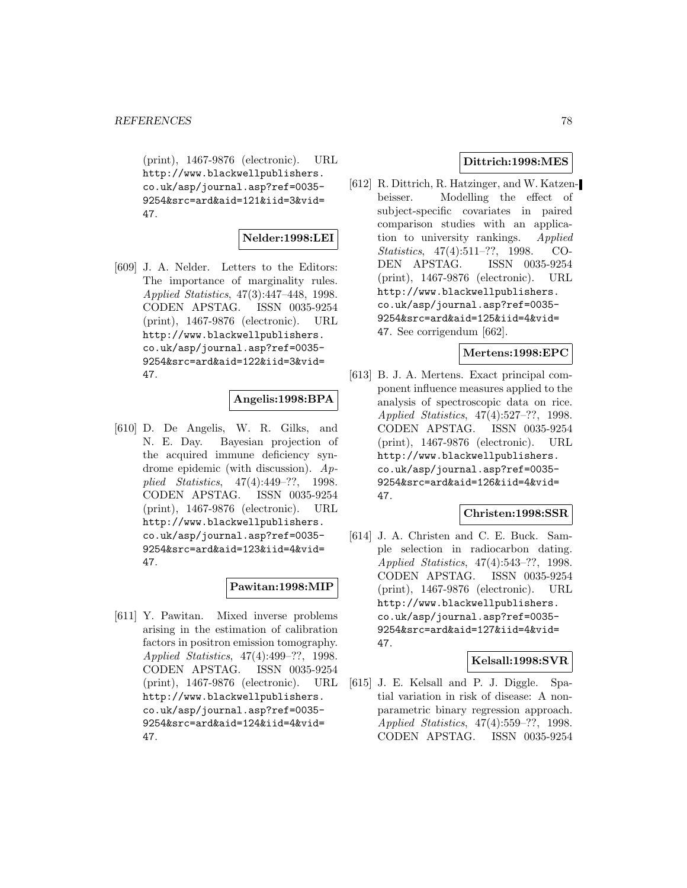(print), 1467-9876 (electronic). URL http://www.blackwellpublishers.co.uk/asp/journal.asp?ref=0035-9254&src=ard&aid=121&iid=3&vid=47.

**Nelder:1998:LEI**

[609] J. A. Nelder. Letters to the Editors: The importance of marginality rules. *Applied Statistics*, 47(3):447–448, 1998. CODEN APSTAG. ISSN 0035-9254 (print), 1467-9876 (electronic). URL http://www.blackwellpublishers.co.uk/asp/journal.asp?ref=0035-9254&src=ard&aid=122&iid=3&vid=47.

**Angelis:1998:BPA**

[610] D. De Angelis, W. R. Gilks, and N. E. Day. Bayesian projection of the acquired immune deficiency syndrome epidemic (with discussion). *Applied Statistics*, 47(4):449–??, 1998. CODEN APSTAG. ISSN 0035-9254 (print), 1467-9876 (electronic). URL http://www.blackwellpublishers.co.uk/asp/journal.asp?ref=0035-9254&src=ard&aid=123&iid=4&vid=47.

**Pawitan:1998:MIP**

[611] Y. Pawitan. Mixed inverse problems arising in the estimation of calibration factors in positron emission tomography. *Applied Statistics*, 47(4):499–??, 1998. CODEN APSTAG. ISSN 0035-9254 (print), 1467-9876 (electronic). URL http://www.blackwellpublishers.co.uk/asp/journal.asp?ref=0035-9254&src=ard&aid=124&iid=4&vid=47.

**Dittrich:1998:MES**

[612] R. Dittrich, R. Hatzinger, and W. Katzenbeisser. Modelling the effect of subject-specific covariates in paired comparison studies with an application to university rankings. *Applied Statistics*, 47(4):511–??, 1998. CODEN APSTAG. ISSN 0035-9254 (print), 1467-9876 (electronic). URL http://www.blackwellpublishers.co.uk/asp/journal.asp?ref=0035-9254&src=ard&aid=125&iid=4&vid=47. See corrigendum [662].

**Mertens:1998:EPC**

[613] B. J. A. Mertens. Exact principal component influence measures applied to the analysis of spectroscopic data on rice. *Applied Statistics*, 47(4):527–??, 1998. CODEN APSTAG. ISSN 0035-9254 (print), 1467-9876 (electronic). URL http://www.blackwellpublishers.co.uk/asp/journal.asp?ref=0035-9254&src=ard&aid=126&iid=4&vid=47.

**Christen:1998:SSR**

[614] J. A. Christen and C. E. Buck. Sample selection in radiocarbon dating. *Applied Statistics*, 47(4):543–??, 1998. CODEN APSTAG. ISSN 0035-9254 (print), 1467-9876 (electronic). URL http://www.blackwellpublishers.co.uk/asp/journal.asp?ref=0035-9254&src=ard&aid=127&iid=4&vid=47.

**Kelsall:1998:SVR**

[615] J. E. Kelsall and P. J. Diggle. Spatial variation in risk of disease: A nonparametric binary regression approach. *Applied Statistics*, 47(4):559–??, 1998. CODEN APSTAG. ISSN 0035-9254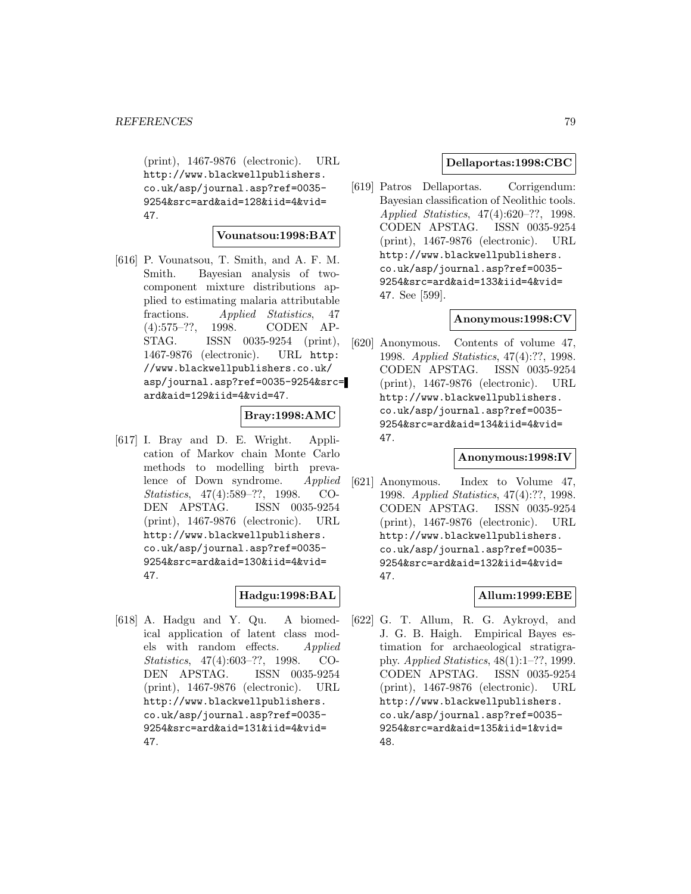(print), 1467-9876 (electronic). URL http://www.blackwellpublishers.co.uk/asp/journal.asp?ref=0035-9254&src=ard&aid=128&iid=4&vid=47.

**Vounatsou:1998:BAT**

[616] P. Vounatsou, T. Smith, and A. F. M. Smith. Bayesian analysis of two-component mixture distributions applied to estimating malaria attributable fractions. *Applied Statistics*, 47(4):575–??, 1998. CODEN APSTAG. ISSN 0035-9254 (print), 1467-9876 (electronic). URL http://www.blackwellpublishers.co.uk/asp/journal.asp?ref=0035-9254&src=ard&aid=129&iid=4&vid=47.

**Bray:1998:AMC**

[617] I. Bray and D. E. Wright. Application of Markov chain Monte Carlo methods to modelling birth prevalence of Down syndrome. *Applied Statistics*, 47(4):589–??, 1998. CODEN APSTAG. ISSN 0035-9254 (print), 1467-9876 (electronic). URL http://www.blackwellpublishers.co.uk/asp/journal.asp?ref=0035-9254&src=ard&aid=130&iid=4&vid=47.

**Hadgu:1998:BAL**

[618] A. Hadgu and Y. Qu. A biomedical application of latent class models with random effects. *Applied Statistics*, 47(4):603–??, 1998. CODEN APSTAG. ISSN 0035-9254 (print), 1467-9876 (electronic). URL http://www.blackwellpublishers.co.uk/asp/journal.asp?ref=0035-9254&src=ard&aid=131&iid=4&vid=47.

**Dellaportas:1998:CBC**

[619] Patros Dellaportas. Corrigendum: Bayesian classification of Neolithic tools. *Applied Statistics*, 47(4):620–??, 1998. CODEN APSTAG. ISSN 0035-9254 (print), 1467-9876 (electronic). URL http://www.blackwellpublishers.co.uk/asp/journal.asp?ref=0035-9254&src=ard&aid=133&iid=4&vid=47. See [599].

**Anonymous:1998:CV**

[620] Anonymous. Contents of volume 47, 1998. *Applied Statistics*, 47(4):??, 1998. CODEN APSTAG. ISSN 0035-9254 (print), 1467-9876 (electronic). URL http://www.blackwellpublishers.co.uk/asp/journal.asp?ref=0035-9254&src=ard&aid=134&iid=4&vid=47.

**Anonymous:1998:IV**

[621] Anonymous. Index to Volume 47, 1998. *Applied Statistics*, 47(4):??, 1998. CODEN APSTAG. ISSN 0035-9254 (print), 1467-9876 (electronic). URL http://www.blackwellpublishers.co.uk/asp/journal.asp?ref=0035-9254&src=ard&aid=132&iid=4&vid=47.

**Allum:1999:EBE**

[622] G. T. Allum, R. G. Aykroyd, and J. G. B. Haigh. Empirical Bayes estimation for archaeological stratigraphy. *Applied Statistics*, 48(1):1–??, 1999. CODEN APSTAG. ISSN 0035-9254 (print), 1467-9876 (electronic). URL http://www.blackwellpublishers.co.uk/asp/journal.asp?ref=0035-9254&src=ard&aid=135&iid=1&vid=48.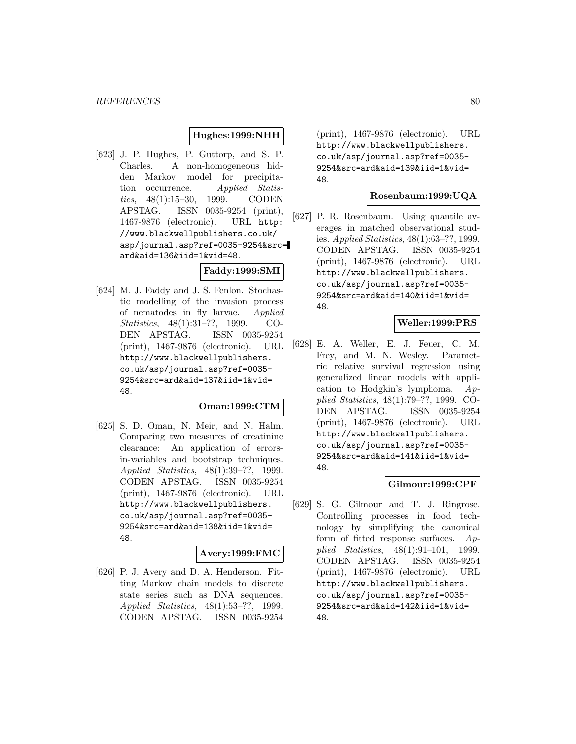**Hughes:1999:NHH**

[623] J. P. Hughes, P. Guttorp, and S. P. Charles. A non-homogeneous hidden Markov model for precipitation occurrence. *Applied Statistics*, 48(1):15–30, 1999. CODEN APSTAG. ISSN 0035-9254 (print), 1467-9876 (electronic). URL http://www.blackwellpublishers.co.uk/asp/journal.asp?ref=0035-9254&src=ard&aid=136&iid=1&vid=48.

**Faddy:1999:SMI**

[624] M. J. Faddy and J. S. Fenlon. Stochastic modelling of the invasion process of nematodes in fly larvae. *Applied Statistics*, 48(1):31–??, 1999. CODEN APSTAG. ISSN 0035-9254 (print), 1467-9876 (electronic). URL http://www.blackwellpublishers.co.uk/asp/journal.asp?ref=0035-9254&src=ard&aid=137&iid=1&vid=48.

**Oman:1999:CTM**

[625] S. D. Oman, N. Meir, and N. Halm. Comparing two measures of creatinine clearance: An application of errors-in-variables and bootstrap techniques. *Applied Statistics*, 48(1):39–??, 1999. CODEN APSTAG. ISSN 0035-9254 (print), 1467-9876 (electronic). URL http://www.blackwellpublishers.co.uk/asp/journal.asp?ref=0035-9254&src=ard&aid=138&iid=1&vid=48.

**Avery:1999:FMC**

[626] P. J. Avery and D. A. Henderson. Fitting Markov chain models to discrete state series such as DNA sequences. *Applied Statistics*, 48(1):53–??, 1999. CODEN APSTAG. ISSN 0035-9254 (print), 1467-9876 (electronic). URL http://www.blackwellpublishers.co.uk/asp/journal.asp?ref=0035-9254&src=ard&aid=139&iid=1&vid=48.

**Rosenbaum:1999:UQA**

[627] P. R. Rosenbaum. Using quantile averages in matched observational studies. *Applied Statistics*, 48(1):63–??, 1999. CODEN APSTAG. ISSN 0035-9254 (print), 1467-9876 (electronic). URL http://www.blackwellpublishers.co.uk/asp/journal.asp?ref=0035-9254&src=ard&aid=140&iid=1&vid=48.

**Weller:1999:PRS**

[628] E. A. Weller, E. J. Feuer, C. M. Frey, and M. N. Wesley. Parametric relative survival regression using generalized linear models with application to Hodgkin's lymphoma. *Applied Statistics*, 48(1):79–??, 1999. CODEN APSTAG. ISSN 0035-9254 (print), 1467-9876 (electronic). URL http://www.blackwellpublishers.co.uk/asp/journal.asp?ref=0035-9254&src=ard&aid=141&iid=1&vid=48.

**Gilmour:1999:CPF**

[629] S. G. Gilmour and T. J. Ringrose. Controlling processes in food technology by simplifying the canonical form of fitted response surfaces. *Applied Statistics*, 48(1):91–101, 1999. CODEN APSTAG. ISSN 0035-9254 (print), 1467-9876 (electronic). URL http://www.blackwellpublishers.co.uk/asp/journal.asp?ref=0035-9254&src=ard&aid=142&iid=1&vid=48.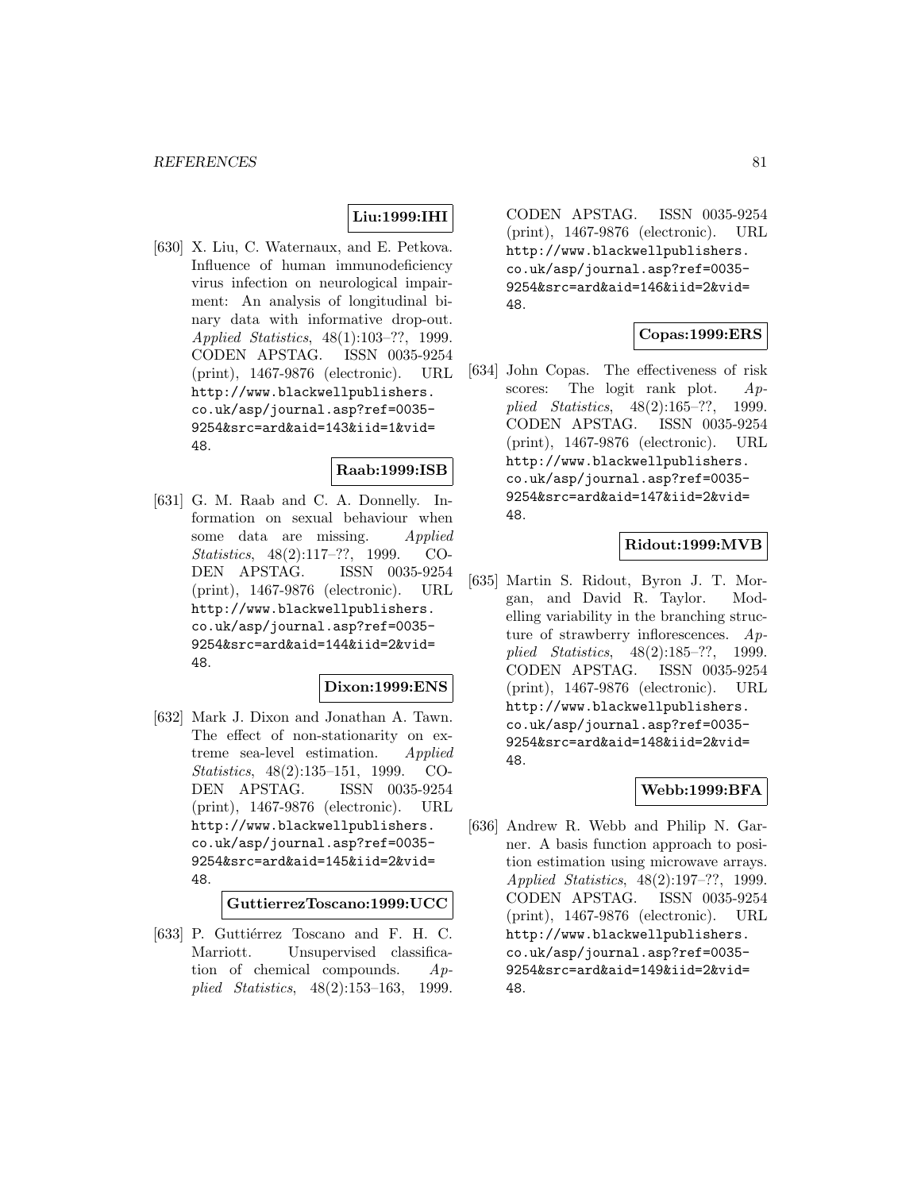**Liu:1999:IHI**

[630] X. Liu, C. Waternaux, and E. Petkova. Influence of human immunodeficiency virus infection on neurological impairment: An analysis of longitudinal binary data with informative drop-out. *Applied Statistics*, 48(1):103–??, 1999. CODEN APSTAG. ISSN 0035-9254 (print), 1467-9876 (electronic). URL http://www.blackwellpublishers.co.uk/asp/journal.asp?ref=0035-9254&src=ard&aid=143&iid=1&vid=48.

**Raab:1999:ISB**

[631] G. M. Raab and C. A. Donnelly. Information on sexual behaviour when some data are missing. *Applied Statistics*, 48(2):117–??, 1999. CODEN APSTAG. ISSN 0035-9254 (print), 1467-9876 (electronic). URL http://www.blackwellpublishers.co.uk/asp/journal.asp?ref=0035-9254&src=ard&aid=144&iid=2&vid=48.

**Dixon:1999:ENS**

[632] Mark J. Dixon and Jonathan A. Tawn. The effect of non-stationarity on extreme sea-level estimation. *Applied Statistics*, 48(2):135–151, 1999. CODEN APSTAG. ISSN 0035-9254 (print), 1467-9876 (electronic). URL http://www.blackwellpublishers.co.uk/asp/journal.asp?ref=0035-9254&src=ard&aid=145&iid=2&vid=48.

**GuttierrezToscano:1999:UCC**

[633] P. Guttiérrez Toscano and F. H. C. Marriott. Unsupervised classification of chemical compounds. *Applied Statistics*, 48(2):153–163, 1999. CODEN APSTAG. ISSN 0035-9254 (print), 1467-9876 (electronic). URL http://www.blackwellpublishers.co.uk/asp/journal.asp?ref=0035-9254&src=ard&aid=146&iid=2&vid=48.

**Copas:1999:ERS**

[634] John Copas. The effectiveness of risk scores: The logit rank plot. *Applied Statistics*, 48(2):165–??, 1999. CODEN APSTAG. ISSN 0035-9254 (print), 1467-9876 (electronic). URL http://www.blackwellpublishers.co.uk/asp/journal.asp?ref=0035-9254&src=ard&aid=147&iid=2&vid=48.

**Ridout:1999:MVB**

[635] Martin S. Ridout, Byron J. T. Morgan, and David R. Taylor. Modelling variability in the branching structure of strawberry inflorescences. *Applied Statistics*, 48(2):185–??, 1999. CODEN APSTAG. ISSN 0035-9254 (print), 1467-9876 (electronic). URL http://www.blackwellpublishers.co.uk/asp/journal.asp?ref=0035-9254&src=ard&aid=148&iid=2&vid=48.

**Webb:1999:BFA**

[636] Andrew R. Webb and Philip N. Garner. A basis function approach to position estimation using microwave arrays. *Applied Statistics*, 48(2):197–??, 1999. CODEN APSTAG. ISSN 0035-9254 (print), 1467-9876 (electronic). URL http://www.blackwellpublishers.co.uk/asp/journal.asp?ref=0035-9254&src=ard&aid=149&iid=2&vid=48.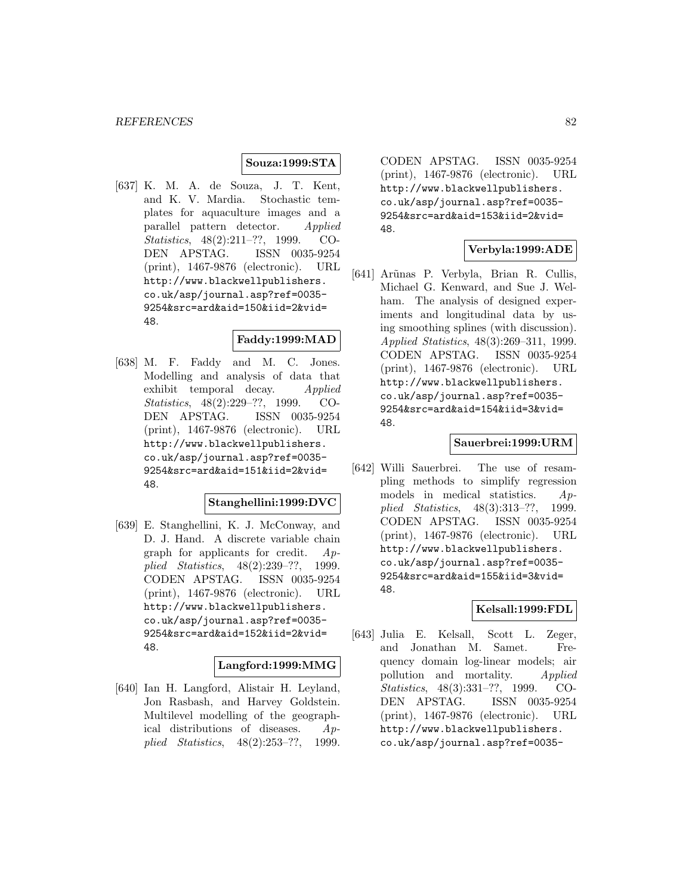**Souza:1999:STA**

[637] K. M. A. de Souza, J. T. Kent, and K. V. Mardia. Stochastic templates for aquaculture images and a parallel pattern detector. *Applied Statistics*, 48(2):211–??, 1999. CODEN APSTAG. ISSN 0035-9254 (print), 1467-9876 (electronic). URL http://www.blackwellpublishers.co.uk/asp/journal.asp?ref=0035-9254&src=ard&aid=150&iid=2&vid=48.

**Faddy:1999:MAD**

[638] M. F. Faddy and M. C. Jones. Modelling and analysis of data that exhibit temporal decay. *Applied Statistics*, 48(2):229–??, 1999. CODEN APSTAG. ISSN 0035-9254 (print), 1467-9876 (electronic). URL http://www.blackwellpublishers.co.uk/asp/journal.asp?ref=0035-9254&src=ard&aid=151&iid=2&vid=48.

**Stanghellini:1999:DVC**

[639] E. Stanghellini, K. J. McConway, and D. J. Hand. A discrete variable chain graph for applicants for credit. *Applied Statistics*, 48(2):239–??, 1999. CODEN APSTAG. ISSN 0035-9254 (print), 1467-9876 (electronic). URL http://www.blackwellpublishers.co.uk/asp/journal.asp?ref=0035-9254&src=ard&aid=152&iid=2&vid=48.

**Langford:1999:MMG**

[640] Ian H. Langford, Alistair H. Leyland, Jon Rasbash, and Harvey Goldstein. Multilevel modelling of the geographical distributions of diseases. *Applied Statistics*, 48(2):253–??, 1999. CODEN APSTAG. ISSN 0035-9254 (print), 1467-9876 (electronic). URL http://www.blackwellpublishers.co.uk/asp/journal.asp?ref=0035-9254&src=ard&aid=153&iid=2&vid=48.

**Verbyla:1999:ADE**

[641] Arūnas P. Verbyla, Brian R. Cullis, Michael G. Kenward, and Sue J. Welham. The analysis of designed experiments and longitudinal data by using smoothing splines (with discussion). *Applied Statistics*, 48(3):269–311, 1999. CODEN APSTAG. ISSN 0035-9254 (print), 1467-9876 (electronic). URL http://www.blackwellpublishers.co.uk/asp/journal.asp?ref=0035-9254&src=ard&aid=154&iid=3&vid=48.

**Sauerbrei:1999:URM**

[642] Willi Sauerbrei. The use of resampling methods to simplify regression models in medical statistics. *Applied Statistics*, 48(3):313–??, 1999. CODEN APSTAG. ISSN 0035-9254 (print), 1467-9876 (electronic). URL http://www.blackwellpublishers.co.uk/asp/journal.asp?ref=0035-9254&src=ard&aid=155&iid=3&vid=48.

**Kelsall:1999:FDL**

[643] Julia E. Kelsall, Scott L. Zeger, and Jonathan M. Samet. Frequency domain log-linear models; air pollution and mortality. *Applied Statistics*, 48(3):331–??, 1999. CODEN APSTAG. ISSN 0035-9254 (print), 1467-9876 (electronic). URL http://www.blackwellpublishers.co.uk/asp/journal.asp?ref=0035-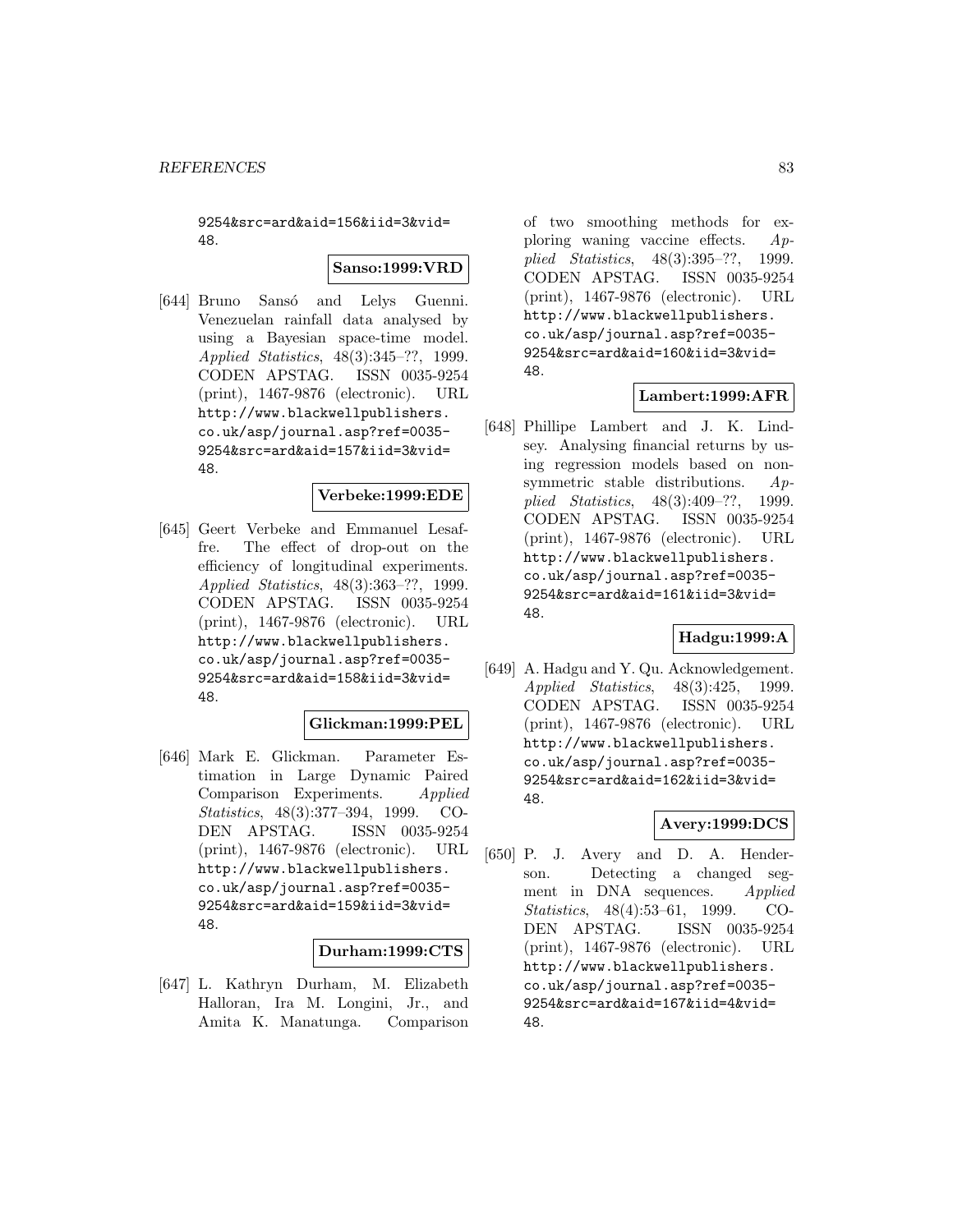9254&src=ard&aid=156&iid=3&vid=48.

**Sanso:1999:VRD**

[644] Bruno Sansó and Lelys Guenni. Venezuelan rainfall data analysed by using a Bayesian space-time model. *Applied Statistics*, 48(3):345–??, 1999. CODEN APSTAG. ISSN 0035-9254 (print), 1467-9876 (electronic). URL http://www.blackwellpublishers.co.uk/asp/journal.asp?ref=0035-9254&src=ard&aid=157&iid=3&vid=48.

**Verbeke:1999:EDE**

[645] Geert Verbeke and Emmanuel Lesaffre. The effect of drop-out on the efficiency of longitudinal experiments. *Applied Statistics*, 48(3):363–??, 1999. CODEN APSTAG. ISSN 0035-9254 (print), 1467-9876 (electronic). URL http://www.blackwellpublishers.co.uk/asp/journal.asp?ref=0035-9254&src=ard&aid=158&iid=3&vid=48.

**Glickman:1999:PEL**

[646] Mark E. Glickman. Parameter Estimation in Large Dynamic Paired Comparison Experiments. *Applied Statistics*, 48(3):377–394, 1999. CODEN APSTAG. ISSN 0035-9254 (print), 1467-9876 (electronic). URL http://www.blackwellpublishers.co.uk/asp/journal.asp?ref=0035-9254&src=ard&aid=159&iid=3&vid=48.

**Durham:1999:CTS**

[647] L. Kathryn Durham, M. Elizabeth Halloran, Ira M. Longini, Jr., and Amita K. Manatunga. Comparison of two smoothing methods for exploring waning vaccine effects. *Applied Statistics*, 48(3):395–??, 1999. CODEN APSTAG. ISSN 0035-9254 (print), 1467-9876 (electronic). URL http://www.blackwellpublishers.co.uk/asp/journal.asp?ref=0035-9254&src=ard&aid=160&iid=3&vid=48.

**Lambert:1999:AFR**

[648] Phillipe Lambert and J. K. Lindsey. Analysing financial returns by using regression models based on nonsymmetric stable distributions. *Applied Statistics*, 48(3):409–??, 1999. CODEN APSTAG. ISSN 0035-9254 (print), 1467-9876 (electronic). URL http://www.blackwellpublishers.co.uk/asp/journal.asp?ref=0035-9254&src=ard&aid=161&iid=3&vid=48.

**Hadgu:1999:A**

[649] A. Hadgu and Y. Qu. Acknowledgement. *Applied Statistics*, 48(3):425, 1999. CODEN APSTAG. ISSN 0035-9254 (print), 1467-9876 (electronic). URL http://www.blackwellpublishers.co.uk/asp/journal.asp?ref=0035-9254&src=ard&aid=162&iid=3&vid=48.

**Avery:1999:DCS**

[650] P. J. Avery and D. A. Henderson. Detecting a changed segment in DNA sequences. *Applied Statistics*, 48(4):53–61, 1999. CODEN APSTAG. ISSN 0035-9254 (print), 1467-9876 (electronic). URL http://www.blackwellpublishers.co.uk/asp/journal.asp?ref=0035-9254&src=ard&aid=167&iid=4&vid=48.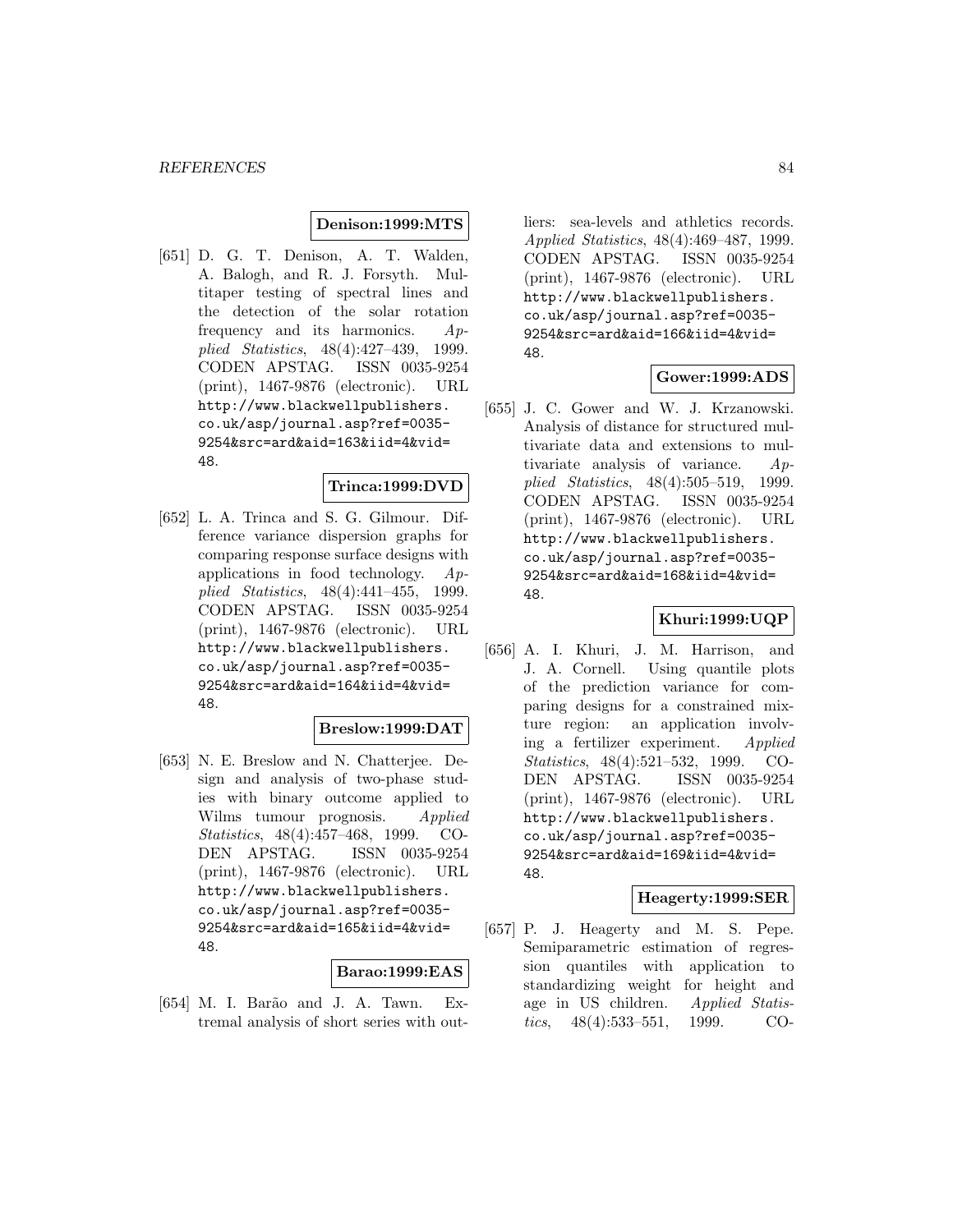**Denison:1999:MTS**

[651] D. G. T. Denison, A. T. Walden, A. Balogh, and R. J. Forsyth. Multitaper testing of spectral lines and the detection of the solar rotation frequency and its harmonics. *Applied Statistics*, 48(4):427–439, 1999. CODEN APSTAG. ISSN 0035-9254 (print), 1467-9876 (electronic). URL http://www.blackwellpublishers.co.uk/asp/journal.asp?ref=0035-9254&src=ard&aid=163&iid=4&vid=48.

**Trinca:1999:DVD**

[652] L. A. Trinca and S. G. Gilmour. Difference variance dispersion graphs for comparing response surface designs with applications in food technology. *Applied Statistics*, 48(4):441–455, 1999. CODEN APSTAG. ISSN 0035-9254 (print), 1467-9876 (electronic). URL http://www.blackwellpublishers.co.uk/asp/journal.asp?ref=0035-9254&src=ard&aid=164&iid=4&vid=48.

**Breslow:1999:DAT**

[653] N. E. Breslow and N. Chatterjee. Design and analysis of two-phase studies with binary outcome applied to Wilms tumour prognosis. *Applied Statistics*, 48(4):457–468, 1999. CODEN APSTAG. ISSN 0035-9254 (print), 1467-9876 (electronic). URL http://www.blackwellpublishers.co.uk/asp/journal.asp?ref=0035-9254&src=ard&aid=165&iid=4&vid=48.

**Barao:1999:EAS**

[654] M. I. Barão and J. A. Tawn. Extremal analysis of short series with outliers: sea-levels and athletics records. *Applied Statistics*, 48(4):469–487, 1999. CODEN APSTAG. ISSN 0035-9254 (print), 1467-9876 (electronic). URL http://www.blackwellpublishers.co.uk/asp/journal.asp?ref=0035-9254&src=ard&aid=166&iid=4&vid=48.

**Gower:1999:ADS**

[655] J. C. Gower and W. J. Krzanowski. Analysis of distance for structured multivariate data and extensions to multivariate analysis of variance. *Applied Statistics*, 48(4):505–519, 1999. CODEN APSTAG. ISSN 0035-9254 (print), 1467-9876 (electronic). URL http://www.blackwellpublishers.co.uk/asp/journal.asp?ref=0035-9254&src=ard&aid=168&iid=4&vid=48.

**Khuri:1999:UQP**

[656] A. I. Khuri, J. M. Harrison, and J. A. Cornell. Using quantile plots of the prediction variance for comparing designs for a constrained mixture region: an application involving a fertilizer experiment. *Applied Statistics*, 48(4):521–532, 1999. CODEN APSTAG. ISSN 0035-9254 (print), 1467-9876 (electronic). URL http://www.blackwellpublishers.co.uk/asp/journal.asp?ref=0035-9254&src=ard&aid=169&iid=4&vid=48.

**Heagerty:1999:SER**

[657] P. J. Heagerty and M. S. Pepe. Semiparametric estimation of regression quantiles with application to standardizing weight for height and age in US children. *Applied Statistics*, 48(4):533–551, 1999. CO-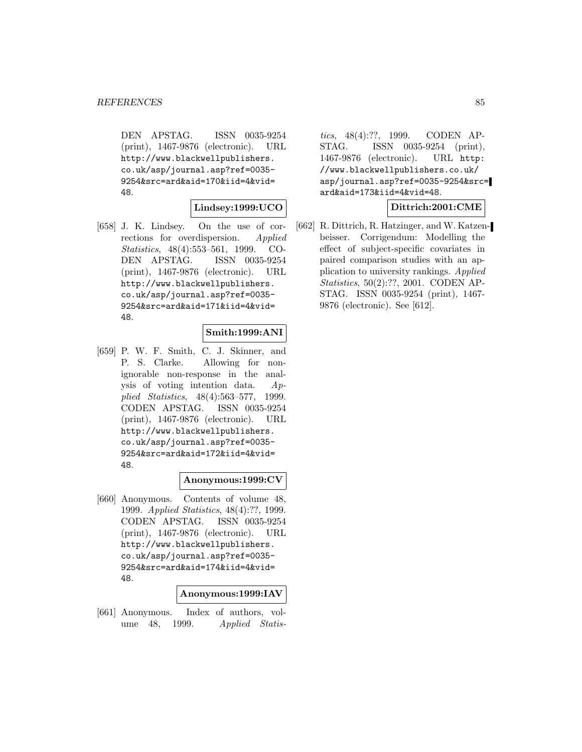DEN APSTAG. ISSN 0035-9254 (print), 1467-9876 (electronic). URL http://www.blackwellpublishers.co.uk/asp/journal.asp?ref=0035-9254&src=ard&aid=170&iid=4&vid=48.

**Lindsey:1999:UCO**

[658] J. K. Lindsey. On the use of corrections for overdispersion. *Applied Statistics*, 48(4):553–561, 1999. CODEN APSTAG. ISSN 0035-9254 (print), 1467-9876 (electronic). URL http://www.blackwellpublishers.co.uk/asp/journal.asp?ref=0035-9254&src=ard&aid=171&iid=4&vid=48.

**Smith:1999:ANI**

[659] P. W. F. Smith, C. J. Skinner, and P. S. Clarke. Allowing for non-ignorable non-response in the analysis of voting intention data. *Applied Statistics*, 48(4):563–577, 1999. CODEN APSTAG. ISSN 0035-9254 (print), 1467-9876 (electronic). URL http://www.blackwellpublishers.co.uk/asp/journal.asp?ref=0035-9254&src=ard&aid=172&iid=4&vid=48.

**Anonymous:1999:CV**

[660] Anonymous. Contents of volume 48, 1999. *Applied Statistics*, 48(4):??, 1999. CODEN APSTAG. ISSN 0035-9254 (print), 1467-9876 (electronic). URL http://www.blackwellpublishers.co.uk/asp/journal.asp?ref=0035-9254&src=ard&aid=174&iid=4&vid=48.

**Anonymous:1999:IAV**

[661] Anonymous. Index of authors, volume 48, 1999. *Applied Statistics*, 48(4):??, 1999. CODEN APSTAG. ISSN 0035-9254 (print), 1467-9876 (electronic). URL http://www.blackwellpublishers.co.uk/asp/journal.asp?ref=0035-9254&src=ard&aid=173&iid=4&vid=48.

**Dittrich:2001:CME**

[662] R. Dittrich, R. Hatzinger, and W. Katzenbeisser. Corrigendum: Modelling the effect of subject-specific covariates in paired comparison studies with an application to university rankings. *Applied Statistics*, 50(2):??, 2001. CODEN APSTAG. ISSN 0035-9254 (print), 1467-9876 (electronic). See [612].